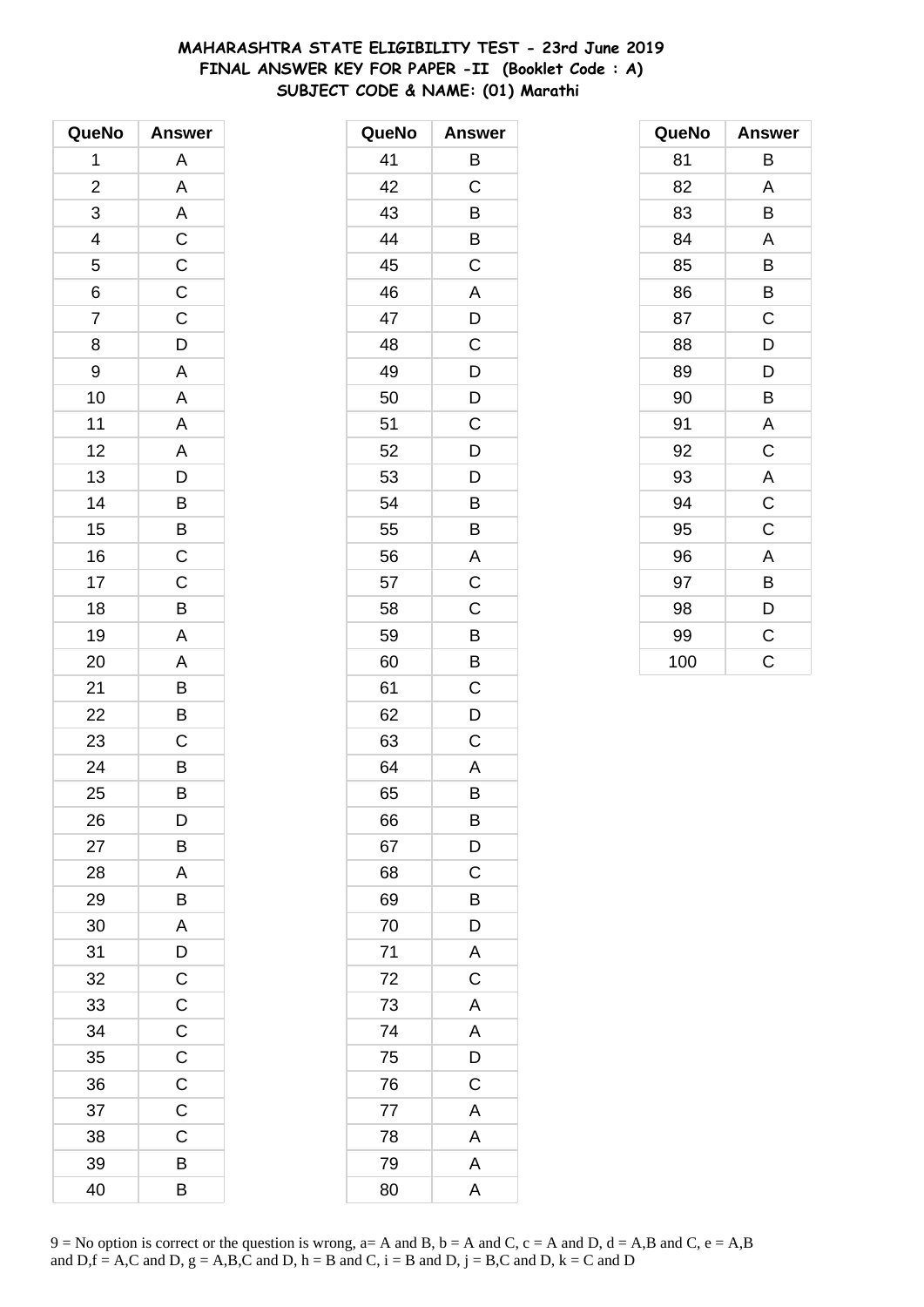# MAHARASHTRA STATE ELIGIBILITY TEST - 23rd June 2019
## FINAL ANSWER KEY FOR PAPER -II (Booklet Code : A)
## SUBJECT CODE & NAME: (01) Marathi

| QueNo | Answer |
|---|---|
| 1 | A |
| 2 | A |
| 3 | A |
| 4 | C |
| 5 | C |
| 6 | C |
| 7 | C |
| 8 | D |
| 9 | A |
| 10 | A |
| 11 | A |
| 12 | A |
| 13 | D |
| 14 | B |
| 15 | B |
| 16 | C |
| 17 | C |
| 18 | B |
| 19 | A |
| 20 | A |
| 21 | B |
| 22 | B |
| 23 | C |
| 24 | B |
| 25 | B |
| 26 | D |
| 27 | B |
| 28 | A |
| 29 | B |
| 30 | A |
| 31 | D |
| 32 | C |
| 33 | C |
| 34 | C |
| 35 | C |
| 36 | C |
| 37 | C |
| 38 | C |
| 39 | B |
| 40 | B |
| 41 | B |
| 42 | C |
| 43 | B |
| 44 | B |
| 45 | C |
| 46 | A |
| 47 | D |
| 48 | C |
| 49 | D |
| 50 | D |
| 51 | C |
| 52 | D |
| 53 | D |
| 54 | B |
| 55 | B |
| 56 | A |
| 57 | C |
| 58 | C |
| 59 | B |
| 60 | B |
| 61 | C |
| 62 | D |
| 63 | C |
| 64 | A |
| 65 | B |
| 66 | B |
| 67 | D |
| 68 | C |
| 69 | B |
| 70 | D |
| 71 | A |
| 72 | C |
| 73 | A |
| 74 | A |
| 75 | D |
| 76 | C |
| 77 | A |
| 78 | A |
| 79 | A |
| 80 | A |
| 81 | B |
| 82 | A |
| 83 | B |
| 84 | A |
| 85 | B |
| 86 | B |
| 87 | C |
| 88 | D |
| 89 | D |
| 90 | B |
| 91 | A |
| 92 | C |
| 93 | A |
| 94 | C |
| 95 | C |
| 96 | A |
| 97 | B |
| 98 | D |
| 99 | C |
| 100 | C |

9 = No option is correct or the question is wrong, a= A and B, b = A and C, c = A and D, d = A,B and C, e = A,B and D,f = A,C and D, g = A,B,C and D, h = B and C, i = B and D, j = B,C and D, k = C and D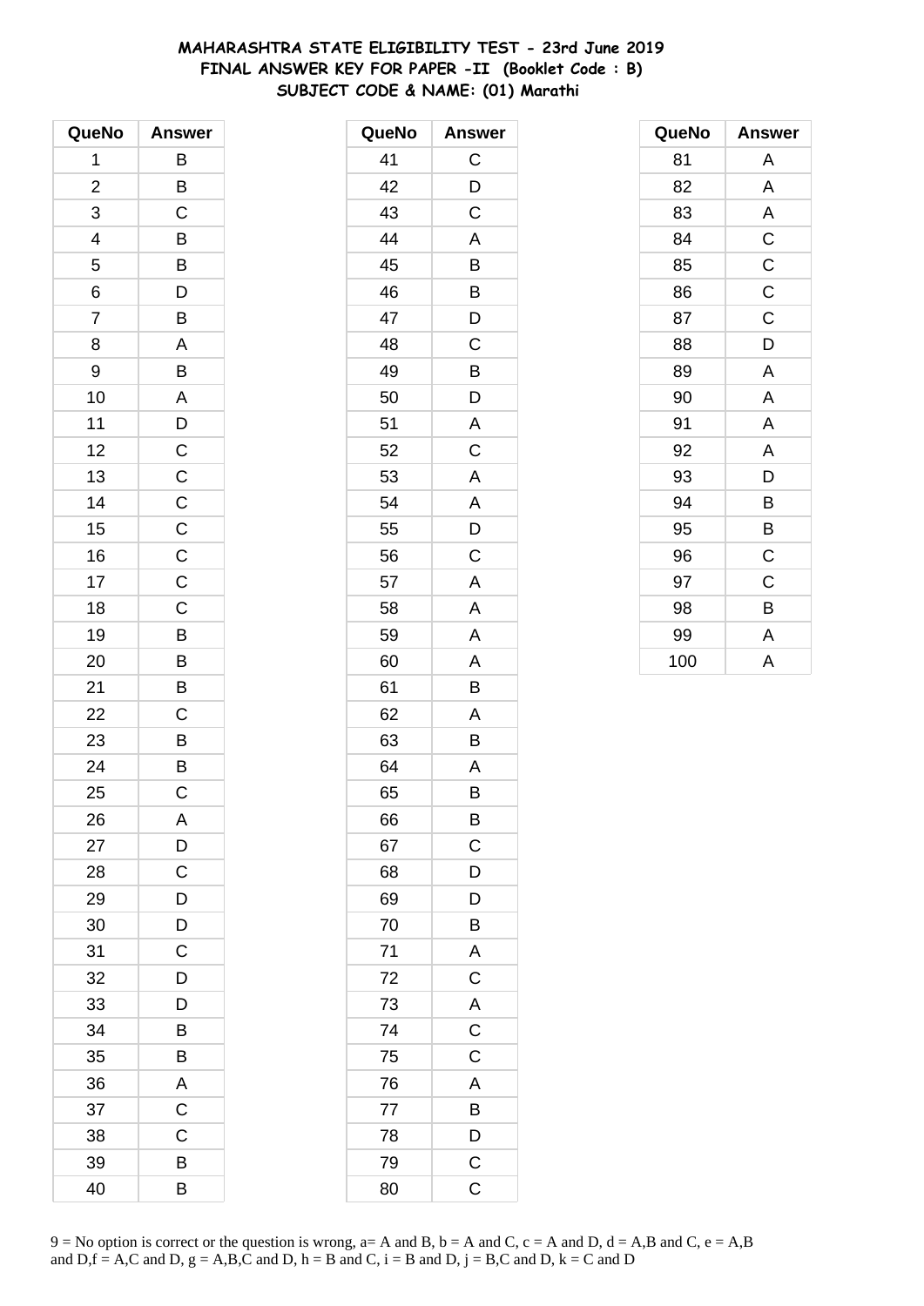**MAHARASHTRA STATE ELIGIBILITY TEST - 23rd June 2019**
**FINAL ANSWER KEY FOR PAPER -II (Booklet Code : B)**
**SUBJECT CODE & NAME: (01) Marathi**

| QueNo | Answer |
|---|---|
| 1 | B |
| 2 | B |
| 3 | C |
| 4 | B |
| 5 | B |
| 6 | D |
| 7 | B |
| 8 | A |
| 9 | B |
| 10 | A |
| 11 | D |
| 12 | C |
| 13 | C |
| 14 | C |
| 15 | C |
| 16 | C |
| 17 | C |
| 18 | C |
| 19 | B |
| 20 | B |
| 21 | B |
| 22 | C |
| 23 | B |
| 24 | B |
| 25 | C |
| 26 | A |
| 27 | D |
| 28 | C |
| 29 | D |
| 30 | D |
| 31 | C |
| 32 | D |
| 33 | D |
| 34 | B |
| 35 | B |
| 36 | A |
| 37 | C |
| 38 | C |
| 39 | B |
| 40 | B |

| QueNo | Answer |
|---|---|
| 41 | C |
| 42 | D |
| 43 | C |
| 44 | A |
| 45 | B |
| 46 | B |
| 47 | D |
| 48 | C |
| 49 | B |
| 50 | D |
| 51 | A |
| 52 | C |
| 53 | A |
| 54 | A |
| 55 | D |
| 56 | C |
| 57 | A |
| 58 | A |
| 59 | A |
| 60 | A |
| 61 | B |
| 62 | A |
| 63 | B |
| 64 | A |
| 65 | B |
| 66 | B |
| 67 | C |
| 68 | D |
| 69 | D |
| 70 | B |
| 71 | A |
| 72 | C |
| 73 | A |
| 74 | C |
| 75 | C |
| 76 | A |
| 77 | B |
| 78 | D |
| 79 | C |
| 80 | C |

| QueNo | Answer |
|---|---|
| 81 | A |
| 82 | A |
| 83 | A |
| 84 | C |
| 85 | C |
| 86 | C |
| 87 | C |
| 88 | D |
| 89 | A |
| 90 | A |
| 91 | A |
| 92 | A |
| 93 | D |
| 94 | B |
| 95 | B |
| 96 | C |
| 97 | C |
| 98 | B |
| 99 | A |
| 100 | A |

9 = No option is correct or the question is wrong, a= A and B, b = A and C, c = A and D, d = A,B and C, e = A,B and D,f = A,C and D, g = A,B,C and D, h = B and C, i = B and D, j = B,C and D, k = C and D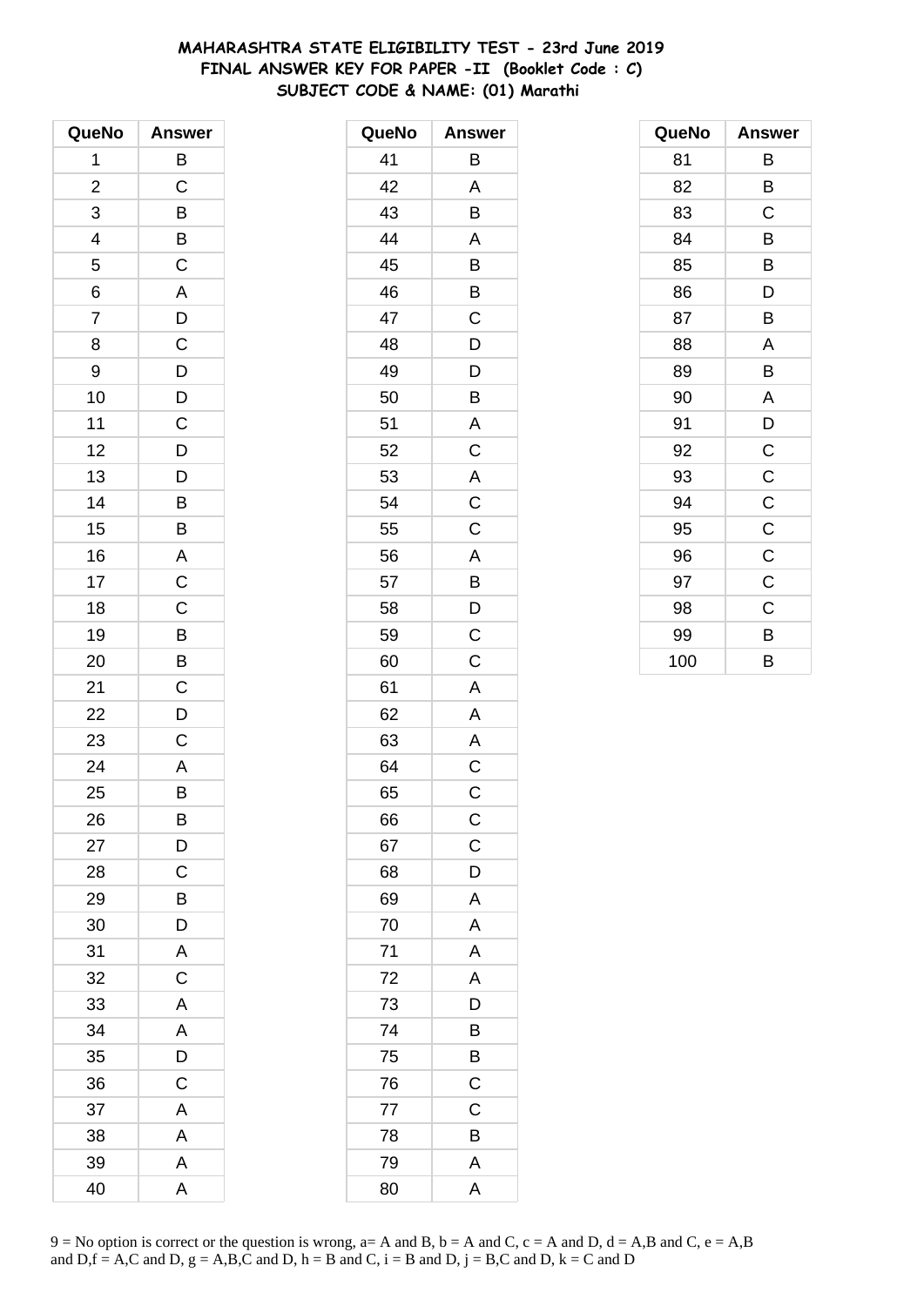**MAHARASHTRA STATE ELIGIBILITY TEST - 23rd June 2019**
**FINAL ANSWER KEY FOR PAPER -II (Booklet Code : C)**
**SUBJECT CODE & NAME: (01) Marathi**

| QueNo | Answer |
|---|---|
| 1 | B |
| 2 | C |
| 3 | B |
| 4 | B |
| 5 | C |
| 6 | A |
| 7 | D |
| 8 | C |
| 9 | D |
| 10 | D |
| 11 | C |
| 12 | D |
| 13 | D |
| 14 | B |
| 15 | B |
| 16 | A |
| 17 | C |
| 18 | C |
| 19 | B |
| 20 | B |
| 21 | C |
| 22 | D |
| 23 | C |
| 24 | A |
| 25 | B |
| 26 | B |
| 27 | D |
| 28 | C |
| 29 | B |
| 30 | D |
| 31 | A |
| 32 | C |
| 33 | A |
| 34 | A |
| 35 | D |
| 36 | C |
| 37 | A |
| 38 | A |
| 39 | A |
| 40 | A |

| QueNo | Answer |
|---|---|
| 41 | B |
| 42 | A |
| 43 | B |
| 44 | A |
| 45 | B |
| 46 | B |
| 47 | C |
| 48 | D |
| 49 | D |
| 50 | B |
| 51 | A |
| 52 | C |
| 53 | A |
| 54 | C |
| 55 | C |
| 56 | A |
| 57 | B |
| 58 | D |
| 59 | C |
| 60 | C |
| 61 | A |
| 62 | A |
| 63 | A |
| 64 | C |
| 65 | C |
| 66 | C |
| 67 | C |
| 68 | D |
| 69 | A |
| 70 | A |
| 71 | A |
| 72 | A |
| 73 | D |
| 74 | B |
| 75 | B |
| 76 | C |
| 77 | C |
| 78 | B |
| 79 | A |
| 80 | A |

| QueNo | Answer |
|---|---|
| 81 | B |
| 82 | B |
| 83 | C |
| 84 | B |
| 85 | B |
| 86 | D |
| 87 | B |
| 88 | A |
| 89 | B |
| 90 | A |
| 91 | D |
| 92 | C |
| 93 | C |
| 94 | C |
| 95 | C |
| 96 | C |
| 97 | C |
| 98 | C |
| 99 | B |
| 100 | B |

9 = No option is correct or the question is wrong, a= A and B, b = A and C, c = A and D, d = A,B and C, e = A,B and D,f = A,C and D, g = A,B,C and D, h = B and C, i = B and D, j = B,C and D, k = C and D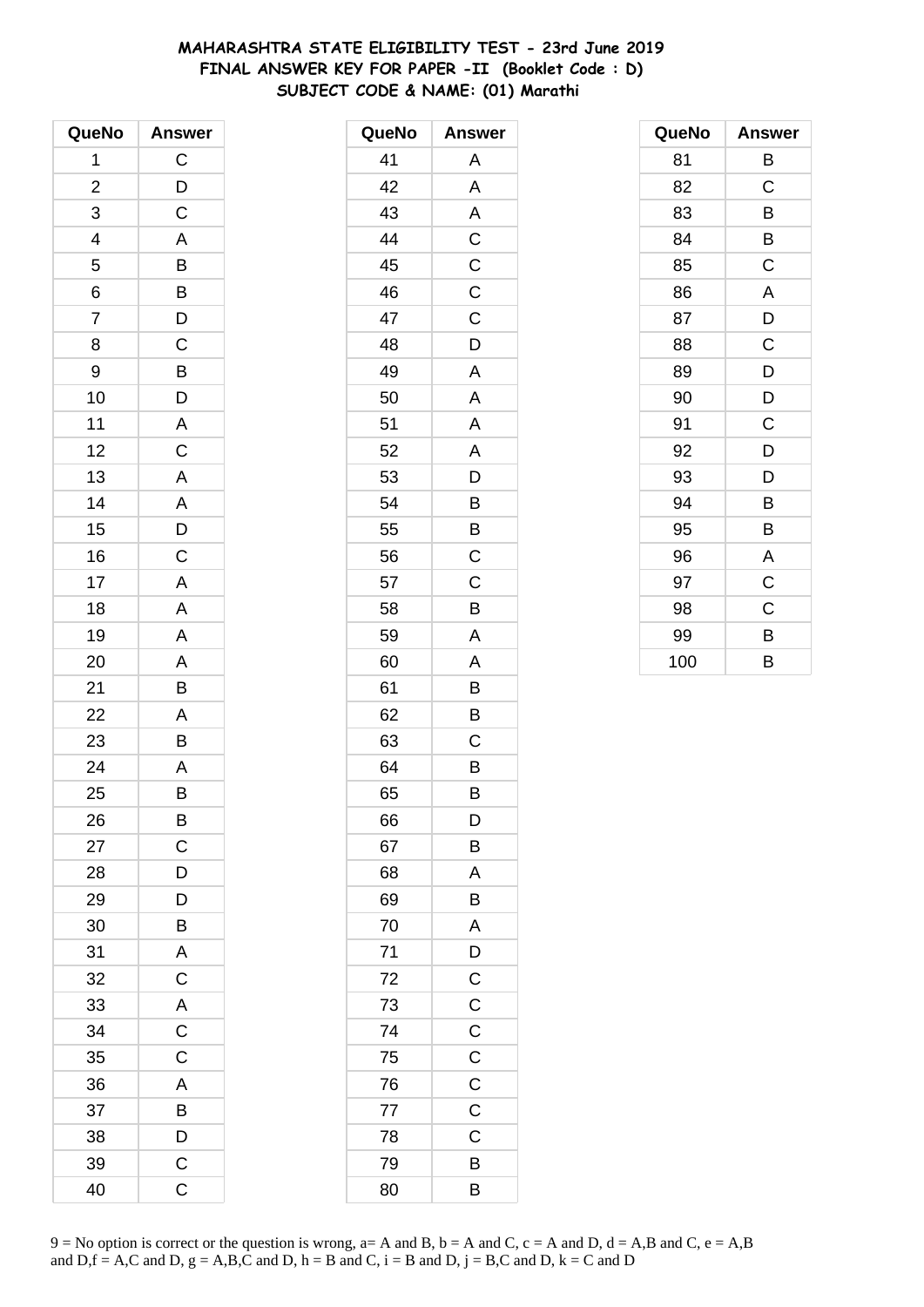# MAHARASHTRA STATE ELIGIBILITY TEST - 23rd June 2019
## FINAL ANSWER KEY FOR PAPER -II (Booklet Code : D)
## SUBJECT CODE & NAME: (01) Marathi

| QueNo | Answer |
|---|---|
| 1 | C |
| 2 | D |
| 3 | C |
| 4 | A |
| 5 | B |
| 6 | B |
| 7 | D |
| 8 | C |
| 9 | B |
| 10 | D |
| 11 | A |
| 12 | C |
| 13 | A |
| 14 | A |
| 15 | D |
| 16 | C |
| 17 | A |
| 18 | A |
| 19 | A |
| 20 | A |
| 21 | B |
| 22 | A |
| 23 | B |
| 24 | A |
| 25 | B |
| 26 | B |
| 27 | C |
| 28 | D |
| 29 | D |
| 30 | B |
| 31 | A |
| 32 | C |
| 33 | A |
| 34 | C |
| 35 | C |
| 36 | A |
| 37 | B |
| 38 | D |
| 39 | C |
| 40 | C |

| QueNo | Answer |
|---|---|
| 41 | A |
| 42 | A |
| 43 | A |
| 44 | C |
| 45 | C |
| 46 | C |
| 47 | C |
| 48 | D |
| 49 | A |
| 50 | A |
| 51 | A |
| 52 | A |
| 53 | D |
| 54 | B |
| 55 | B |
| 56 | C |
| 57 | C |
| 58 | B |
| 59 | A |
| 60 | A |
| 61 | B |
| 62 | B |
| 63 | C |
| 64 | B |
| 65 | B |
| 66 | D |
| 67 | B |
| 68 | A |
| 69 | B |
| 70 | A |
| 71 | D |
| 72 | C |
| 73 | C |
| 74 | C |
| 75 | C |
| 76 | C |
| 77 | C |
| 78 | C |
| 79 | B |
| 80 | B |

| QueNo | Answer |
|---|---|
| 81 | B |
| 82 | C |
| 83 | B |
| 84 | B |
| 85 | C |
| 86 | A |
| 87 | D |
| 88 | C |
| 89 | D |
| 90 | D |
| 91 | C |
| 92 | D |
| 93 | D |
| 94 | B |
| 95 | B |
| 96 | A |
| 97 | C |
| 98 | C |
| 99 | B |
| 100 | B |

9 = No option is correct or the question is wrong, a= A and B, b = A and C, c = A and D, d = A,B and C, e = A,B and D,f = A,C and D, g = A,B,C and D, h = B and C, i = B and D, j = B,C and D, k = C and D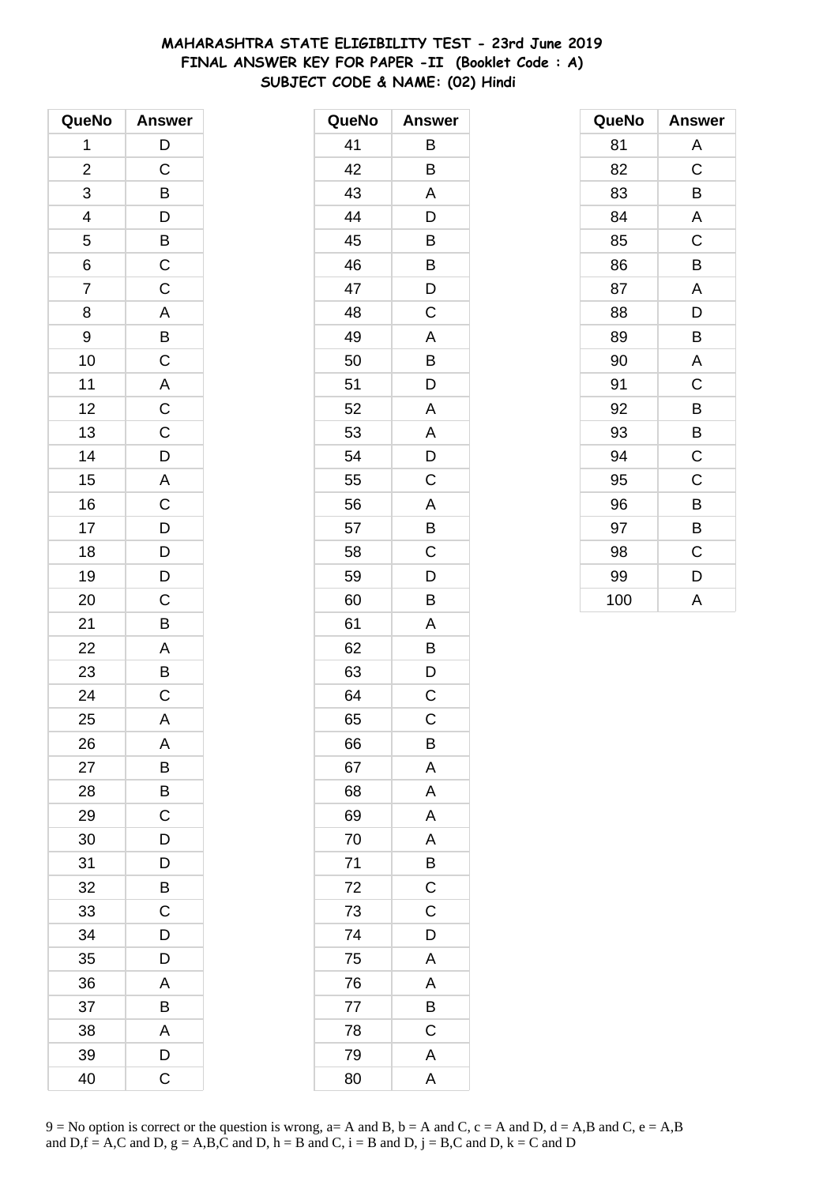# MAHARASHTRA STATE ELIGIBILITY TEST - 23rd June 2019
## FINAL ANSWER KEY FOR PAPER -II (Booklet Code : A)
### SUBJECT CODE & NAME: (02) Hindi

| QueNo | Answer |
|---|---|
| 1 | D |
| 2 | C |
| 3 | B |
| 4 | D |
| 5 | B |
| 6 | C |
| 7 | C |
| 8 | A |
| 9 | B |
| 10 | C |
| 11 | A |
| 12 | C |
| 13 | C |
| 14 | D |
| 15 | A |
| 16 | C |
| 17 | D |
| 18 | D |
| 19 | D |
| 20 | C |
| 21 | B |
| 22 | A |
| 23 | B |
| 24 | C |
| 25 | A |
| 26 | A |
| 27 | B |
| 28 | B |
| 29 | C |
| 30 | D |
| 31 | D |
| 32 | B |
| 33 | C |
| 34 | D |
| 35 | D |
| 36 | A |
| 37 | B |
| 38 | A |
| 39 | D |
| 40 | C |

| QueNo | Answer |
|---|---|
| 41 | B |
| 42 | B |
| 43 | A |
| 44 | D |
| 45 | B |
| 46 | B |
| 47 | D |
| 48 | C |
| 49 | A |
| 50 | B |
| 51 | D |
| 52 | A |
| 53 | A |
| 54 | D |
| 55 | C |
| 56 | A |
| 57 | B |
| 58 | C |
| 59 | D |
| 60 | B |
| 61 | A |
| 62 | B |
| 63 | D |
| 64 | C |
| 65 | C |
| 66 | B |
| 67 | A |
| 68 | A |
| 69 | A |
| 70 | A |
| 71 | B |
| 72 | C |
| 73 | C |
| 74 | D |
| 75 | A |
| 76 | A |
| 77 | B |
| 78 | C |
| 79 | A |
| 80 | A |

| QueNo | Answer |
|---|---|
| 81 | A |
| 82 | C |
| 83 | B |
| 84 | A |
| 85 | C |
| 86 | B |
| 87 | A |
| 88 | D |
| 89 | B |
| 90 | A |
| 91 | C |
| 92 | B |
| 93 | B |
| 94 | C |
| 95 | C |
| 96 | B |
| 97 | B |
| 98 | C |
| 99 | D |
| 100 | A |

9 = No option is correct or the question is wrong, a= A and B, b = A and C, c = A and D, d = A,B and C, e = A,B and D,f = A,C and D, g = A,B,C and D, h = B and C, i = B and D, j = B,C and D, k = C and D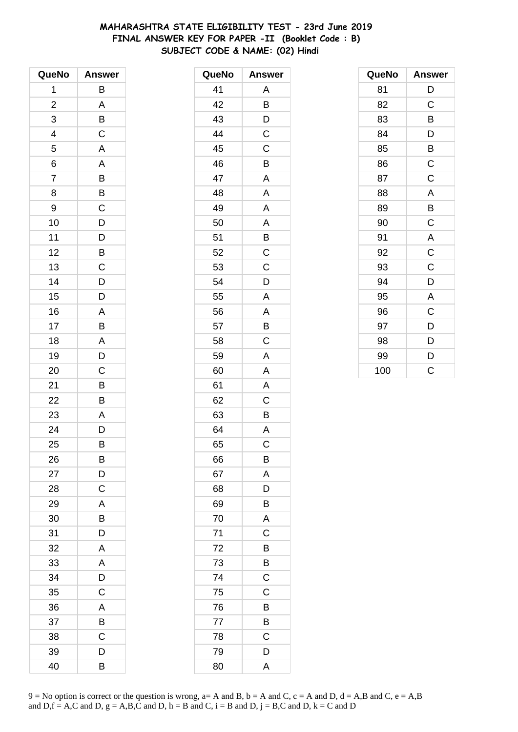# MAHARASHTRA STATE ELIGIBILITY TEST - 23rd June 2019
## FINAL ANSWER KEY FOR PAPER -II (Booklet Code : B)
## SUBJECT CODE & NAME: (02) Hindi

| QueNo | Answer |
|---|---|
| 1 | B |
| 2 | A |
| 3 | B |
| 4 | C |
| 5 | A |
| 6 | A |
| 7 | B |
| 8 | B |
| 9 | C |
| 10 | D |
| 11 | D |
| 12 | B |
| 13 | C |
| 14 | D |
| 15 | D |
| 16 | A |
| 17 | B |
| 18 | A |
| 19 | D |
| 20 | C |
| 21 | B |
| 22 | B |
| 23 | A |
| 24 | D |
| 25 | B |
| 26 | B |
| 27 | D |
| 28 | C |
| 29 | A |
| 30 | B |
| 31 | D |
| 32 | A |
| 33 | A |
| 34 | D |
| 35 | C |
| 36 | A |
| 37 | B |
| 38 | C |
| 39 | D |
| 40 | B |
| 41 | A |
| 42 | B |
| 43 | D |
| 44 | C |
| 45 | C |
| 46 | B |
| 47 | A |
| 48 | A |
| 49 | A |
| 50 | A |
| 51 | B |
| 52 | C |
| 53 | C |
| 54 | D |
| 55 | A |
| 56 | A |
| 57 | B |
| 58 | C |
| 59 | A |
| 60 | A |
| 61 | A |
| 62 | C |
| 63 | B |
| 64 | A |
| 65 | C |
| 66 | B |
| 67 | A |
| 68 | D |
| 69 | B |
| 70 | A |
| 71 | C |
| 72 | B |
| 73 | B |
| 74 | C |
| 75 | C |
| 76 | B |
| 77 | B |
| 78 | C |
| 79 | D |
| 80 | A |
| 81 | D |
| 82 | C |
| 83 | B |
| 84 | D |
| 85 | B |
| 86 | C |
| 87 | C |
| 88 | A |
| 89 | B |
| 90 | C |
| 91 | A |
| 92 | C |
| 93 | C |
| 94 | D |
| 95 | A |
| 96 | C |
| 97 | D |
| 98 | D |
| 99 | D |
| 100 | C |

9 = No option is correct or the question is wrong, a= A and B, b = A and C, c = A and D, d = A,B and C, e = A,B and D,f = A,C and D, g = A,B,C and D, h = B and C, i = B and D, j = B,C and D, k = C and D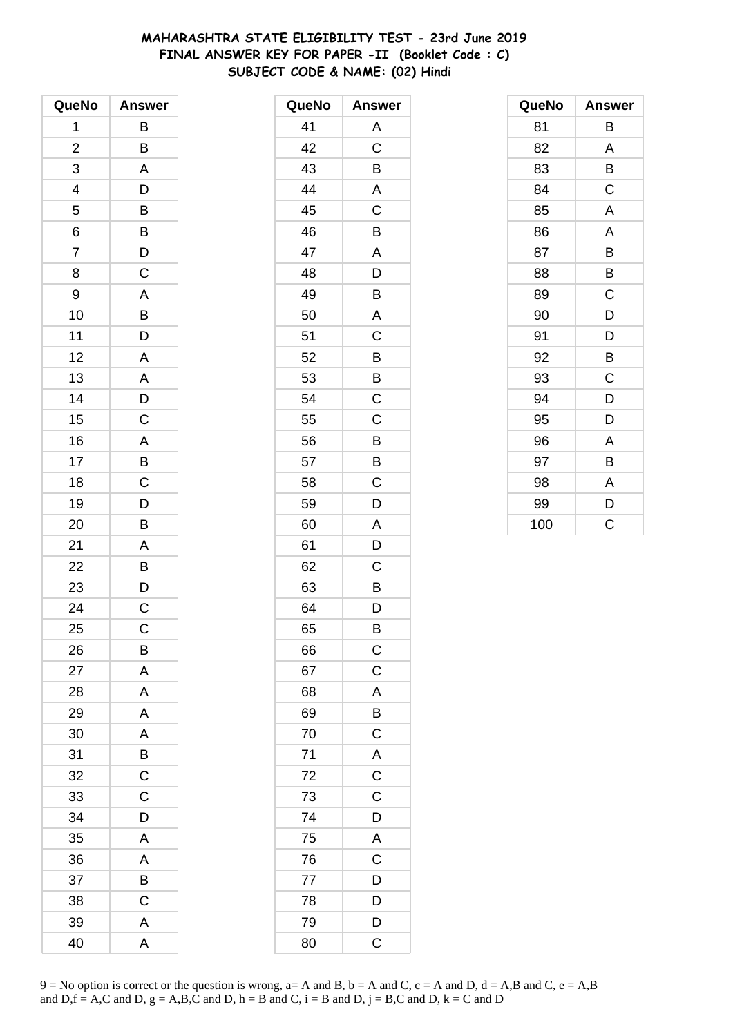# MAHARASHTRA STATE ELIGIBILITY TEST - 23rd June 2019
## FINAL ANSWER KEY FOR PAPER -II (Booklet Code : C)
## SUBJECT CODE & NAME: (02) Hindi

| QueNo | Answer |
|---|---|
| 1 | B |
| 2 | B |
| 3 | A |
| 4 | D |
| 5 | B |
| 6 | B |
| 7 | D |
| 8 | C |
| 9 | A |
| 10 | B |
| 11 | D |
| 12 | A |
| 13 | A |
| 14 | D |
| 15 | C |
| 16 | A |
| 17 | B |
| 18 | C |
| 19 | D |
| 20 | B |
| 21 | A |
| 22 | B |
| 23 | D |
| 24 | C |
| 25 | C |
| 26 | B |
| 27 | A |
| 28 | A |
| 29 | A |
| 30 | A |
| 31 | B |
| 32 | C |
| 33 | C |
| 34 | D |
| 35 | A |
| 36 | A |
| 37 | B |
| 38 | C |
| 39 | A |
| 40 | A |

| QueNo | Answer |
|---|---|
| 41 | A |
| 42 | C |
| 43 | B |
| 44 | A |
| 45 | C |
| 46 | B |
| 47 | A |
| 48 | D |
| 49 | B |
| 50 | A |
| 51 | C |
| 52 | B |
| 53 | B |
| 54 | C |
| 55 | C |
| 56 | B |
| 57 | B |
| 58 | C |
| 59 | D |
| 60 | A |
| 61 | D |
| 62 | C |
| 63 | B |
| 64 | D |
| 65 | B |
| 66 | C |
| 67 | C |
| 68 | A |
| 69 | B |
| 70 | C |
| 71 | A |
| 72 | C |
| 73 | C |
| 74 | D |
| 75 | A |
| 76 | C |
| 77 | D |
| 78 | D |
| 79 | D |
| 80 | C |

| QueNo | Answer |
|---|---|
| 81 | B |
| 82 | A |
| 83 | B |
| 84 | C |
| 85 | A |
| 86 | A |
| 87 | B |
| 88 | B |
| 89 | C |
| 90 | D |
| 91 | D |
| 92 | B |
| 93 | C |
| 94 | D |
| 95 | D |
| 96 | A |
| 97 | B |
| 98 | A |
| 99 | D |
| 100 | C |

9 = No option is correct or the question is wrong, a= A and B, b = A and C, c = A and D, d = A,B and C, e = A,B and D,f = A,C and D, g = A,B,C and D, h = B and C, i = B and D, j = B,C and D, k = C and D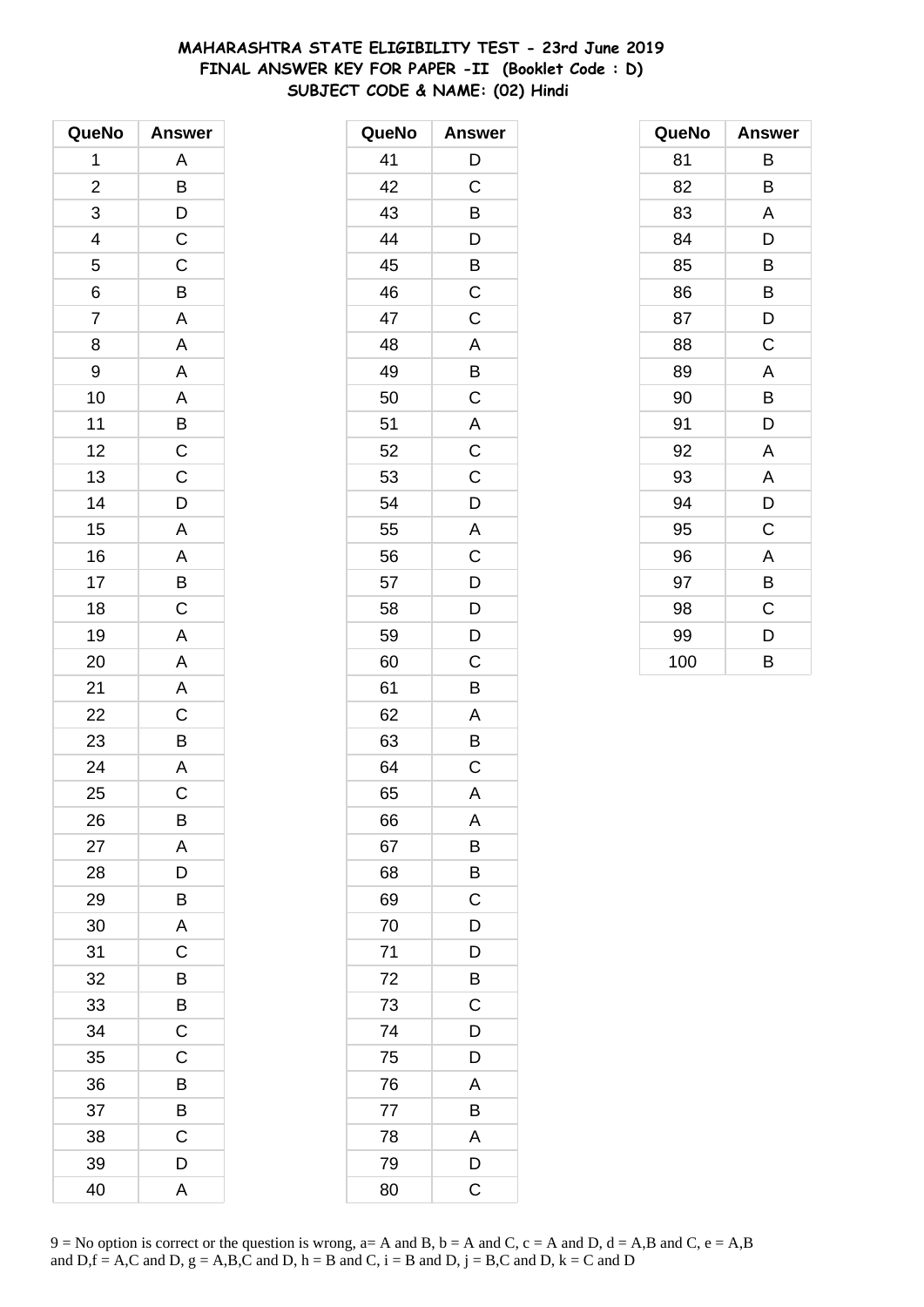# MAHARASHTRA STATE ELIGIBILITY TEST - 23rd June 2019
## FINAL ANSWER KEY FOR PAPER -II (Booklet Code : D)
## SUBJECT CODE & NAME: (02) Hindi

| QueNo | Answer |
|---|---|
| 1 | A |
| 2 | B |
| 3 | D |
| 4 | C |
| 5 | C |
| 6 | B |
| 7 | A |
| 8 | A |
| 9 | A |
| 10 | A |
| 11 | B |
| 12 | C |
| 13 | C |
| 14 | D |
| 15 | A |
| 16 | A |
| 17 | B |
| 18 | C |
| 19 | A |
| 20 | A |
| 21 | A |
| 22 | C |
| 23 | B |
| 24 | A |
| 25 | C |
| 26 | B |
| 27 | A |
| 28 | D |
| 29 | B |
| 30 | A |
| 31 | C |
| 32 | B |
| 33 | B |
| 34 | C |
| 35 | C |
| 36 | B |
| 37 | B |
| 38 | C |
| 39 | D |
| 40 | A |

| QueNo | Answer |
|---|---|
| 41 | D |
| 42 | C |
| 43 | B |
| 44 | D |
| 45 | B |
| 46 | C |
| 47 | C |
| 48 | A |
| 49 | B |
| 50 | C |
| 51 | A |
| 52 | C |
| 53 | C |
| 54 | D |
| 55 | A |
| 56 | C |
| 57 | D |
| 58 | D |
| 59 | D |
| 60 | C |
| 61 | B |
| 62 | A |
| 63 | B |
| 64 | C |
| 65 | A |
| 66 | A |
| 67 | B |
| 68 | B |
| 69 | C |
| 70 | D |
| 71 | D |
| 72 | B |
| 73 | C |
| 74 | D |
| 75 | D |
| 76 | A |
| 77 | B |
| 78 | A |
| 79 | D |
| 80 | C |

| QueNo | Answer |
|---|---|
| 81 | B |
| 82 | B |
| 83 | A |
| 84 | D |
| 85 | B |
| 86 | B |
| 87 | D |
| 88 | C |
| 89 | A |
| 90 | B |
| 91 | D |
| 92 | A |
| 93 | A |
| 94 | D |
| 95 | C |
| 96 | A |
| 97 | B |
| 98 | C |
| 99 | D |
| 100 | B |

9 = No option is correct or the question is wrong, a= A and B, b = A and C, c = A and D, d = A,B and C, e = A,B and D,f = A,C and D, g = A,B,C and D, h = B and C, i = B and D, j = B,C and D, k = C and D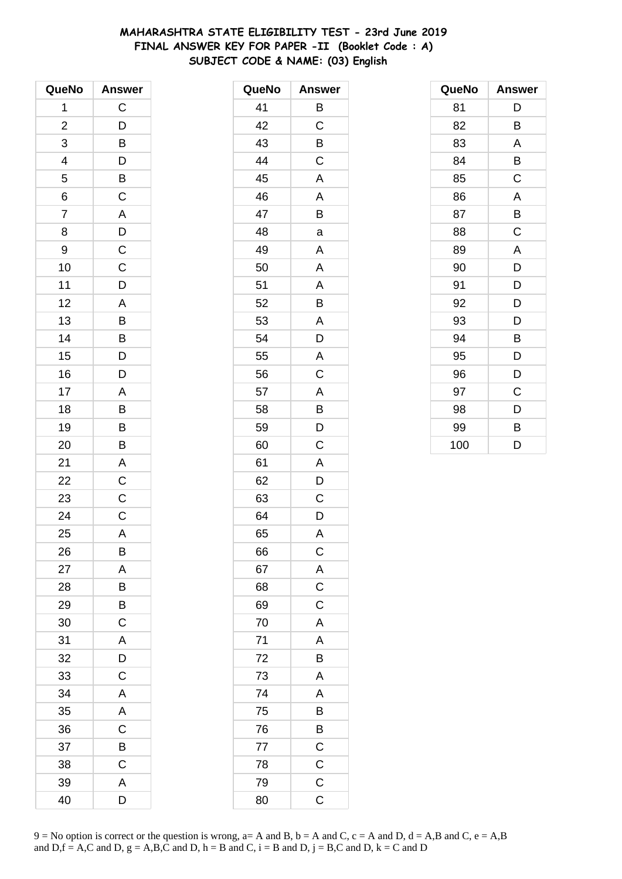# MAHARASHTRA STATE ELIGIBILITY TEST - 23rd June 2019
## FINAL ANSWER KEY FOR PAPER -II (Booklet Code : A)
## SUBJECT CODE & NAME: (03) English

| QueNo | Answer |
|---|---|
| 1 | C |
| 2 | D |
| 3 | B |
| 4 | D |
| 5 | B |
| 6 | C |
| 7 | A |
| 8 | D |
| 9 | C |
| 10 | C |
| 11 | D |
| 12 | A |
| 13 | B |
| 14 | B |
| 15 | D |
| 16 | D |
| 17 | A |
| 18 | B |
| 19 | B |
| 20 | B |
| 21 | A |
| 22 | C |
| 23 | C |
| 24 | C |
| 25 | A |
| 26 | B |
| 27 | A |
| 28 | B |
| 29 | B |
| 30 | C |
| 31 | A |
| 32 | D |
| 33 | C |
| 34 | A |
| 35 | A |
| 36 | C |
| 37 | B |
| 38 | C |
| 39 | A |
| 40 | D |
| 41 | B |
| 42 | C |
| 43 | B |
| 44 | C |
| 45 | A |
| 46 | A |
| 47 | B |
| 48 | a |
| 49 | A |
| 50 | A |
| 51 | A |
| 52 | B |
| 53 | A |
| 54 | D |
| 55 | A |
| 56 | C |
| 57 | A |
| 58 | B |
| 59 | D |
| 60 | C |
| 61 | A |
| 62 | D |
| 63 | C |
| 64 | D |
| 65 | A |
| 66 | C |
| 67 | A |
| 68 | C |
| 69 | C |
| 70 | A |
| 71 | A |
| 72 | B |
| 73 | A |
| 74 | A |
| 75 | B |
| 76 | B |
| 77 | C |
| 78 | C |
| 79 | C |
| 80 | C |
| 81 | D |
| 82 | B |
| 83 | A |
| 84 | B |
| 85 | C |
| 86 | A |
| 87 | B |
| 88 | C |
| 89 | A |
| 90 | D |
| 91 | D |
| 92 | D |
| 93 | D |
| 94 | B |
| 95 | D |
| 96 | D |
| 97 | C |
| 98 | D |
| 99 | B |
| 100 | D |

9 = No option is correct or the question is wrong, a= A and B, b = A and C, c = A and D, d = A,B and C, e = A,B and D,f = A,C and D, g = A,B,C and D, h = B and C, i = B and D, j = B,C and D, k = C and D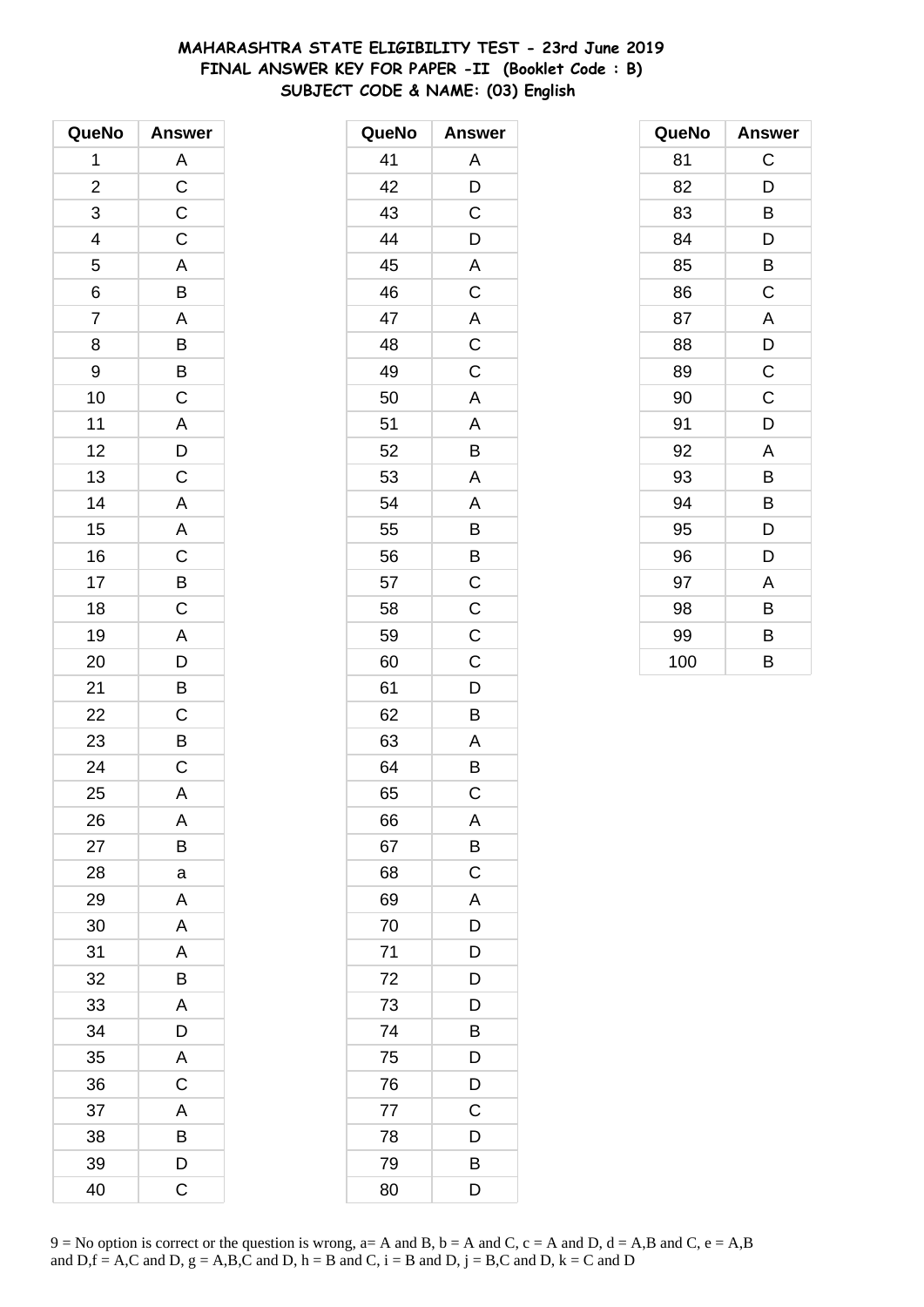# MAHARASHTRA STATE ELIGIBILITY TEST - 23rd June 2019
## FINAL ANSWER KEY FOR PAPER -II (Booklet Code : B)
### SUBJECT CODE & NAME: (03) English

| QueNo | Answer |
|---|---|
| 1 | A |
| 2 | C |
| 3 | C |
| 4 | C |
| 5 | A |
| 6 | B |
| 7 | A |
| 8 | B |
| 9 | B |
| 10 | C |
| 11 | A |
| 12 | D |
| 13 | C |
| 14 | A |
| 15 | A |
| 16 | C |
| 17 | B |
| 18 | C |
| 19 | A |
| 20 | D |
| 21 | B |
| 22 | C |
| 23 | B |
| 24 | C |
| 25 | A |
| 26 | A |
| 27 | B |
| 28 | a |
| 29 | A |
| 30 | A |
| 31 | A |
| 32 | B |
| 33 | A |
| 34 | D |
| 35 | A |
| 36 | C |
| 37 | A |
| 38 | B |
| 39 | D |
| 40 | C |

| QueNo | Answer |
|---|---|
| 41 | A |
| 42 | D |
| 43 | C |
| 44 | D |
| 45 | A |
| 46 | C |
| 47 | A |
| 48 | C |
| 49 | C |
| 50 | A |
| 51 | A |
| 52 | B |
| 53 | A |
| 54 | A |
| 55 | B |
| 56 | B |
| 57 | C |
| 58 | C |
| 59 | C |
| 60 | C |
| 61 | D |
| 62 | B |
| 63 | A |
| 64 | B |
| 65 | C |
| 66 | A |
| 67 | B |
| 68 | C |
| 69 | A |
| 70 | D |
| 71 | D |
| 72 | D |
| 73 | D |
| 74 | B |
| 75 | D |
| 76 | D |
| 77 | C |
| 78 | D |
| 79 | B |
| 80 | D |

| QueNo | Answer |
|---|---|
| 81 | C |
| 82 | D |
| 83 | B |
| 84 | D |
| 85 | B |
| 86 | C |
| 87 | A |
| 88 | D |
| 89 | C |
| 90 | C |
| 91 | D |
| 92 | A |
| 93 | B |
| 94 | B |
| 95 | D |
| 96 | D |
| 97 | A |
| 98 | B |
| 99 | B |
| 100 | B |

9 = No option is correct or the question is wrong, a= A and B, b = A and C, c = A and D, d = A,B and C, e = A,B and D,f = A,C and D, g = A,B,C and D, h = B and C, i = B and D, j = B,C and D, k = C and D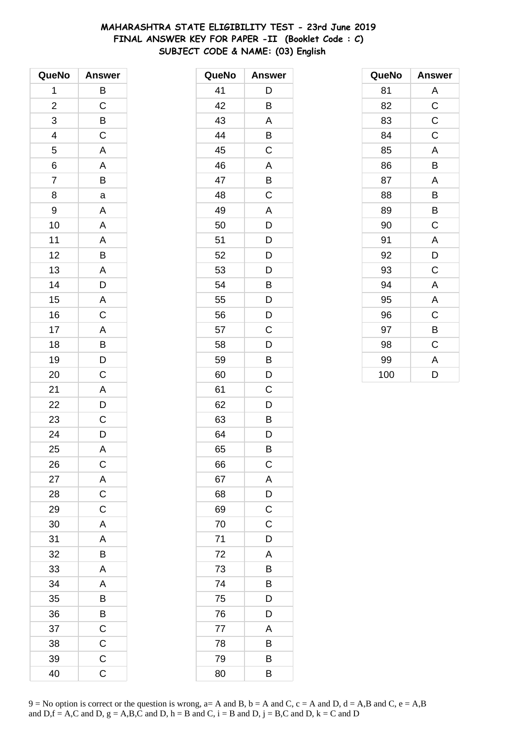# MAHARASHTRA STATE ELIGIBILITY TEST - 23rd June 2019
## FINAL ANSWER KEY FOR PAPER -II (Booklet Code : C)
## SUBJECT CODE & NAME: (03) English

| QueNo | Answer |
|---|---|
| 1 | B |
| 2 | C |
| 3 | B |
| 4 | C |
| 5 | A |
| 6 | A |
| 7 | B |
| 8 | a |
| 9 | A |
| 10 | A |
| 11 | A |
| 12 | B |
| 13 | A |
| 14 | D |
| 15 | A |
| 16 | C |
| 17 | A |
| 18 | B |
| 19 | D |
| 20 | C |
| 21 | A |
| 22 | D |
| 23 | C |
| 24 | D |
| 25 | A |
| 26 | C |
| 27 | A |
| 28 | C |
| 29 | C |
| 30 | A |
| 31 | A |
| 32 | B |
| 33 | A |
| 34 | A |
| 35 | B |
| 36 | B |
| 37 | C |
| 38 | C |
| 39 | C |
| 40 | C |

| QueNo | Answer |
|---|---|
| 41 | D |
| 42 | B |
| 43 | A |
| 44 | B |
| 45 | C |
| 46 | A |
| 47 | B |
| 48 | C |
| 49 | A |
| 50 | D |
| 51 | D |
| 52 | D |
| 53 | D |
| 54 | B |
| 55 | D |
| 56 | D |
| 57 | C |
| 58 | D |
| 59 | B |
| 60 | D |
| 61 | C |
| 62 | D |
| 63 | B |
| 64 | D |
| 65 | B |
| 66 | C |
| 67 | A |
| 68 | D |
| 69 | C |
| 70 | C |
| 71 | D |
| 72 | A |
| 73 | B |
| 74 | B |
| 75 | D |
| 76 | D |
| 77 | A |
| 78 | B |
| 79 | B |
| 80 | B |

| QueNo | Answer |
|---|---|
| 81 | A |
| 82 | C |
| 83 | C |
| 84 | C |
| 85 | A |
| 86 | B |
| 87 | A |
| 88 | B |
| 89 | B |
| 90 | C |
| 91 | A |
| 92 | D |
| 93 | C |
| 94 | A |
| 95 | A |
| 96 | C |
| 97 | B |
| 98 | C |
| 99 | A |
| 100 | D |

9 = No option is correct or the question is wrong, a= A and B, b = A and C, c = A and D, d = A,B and C, e = A,B and D,f = A,C and D, g = A,B,C and D, h = B and C, i = B and D, j = B,C and D, k = C and D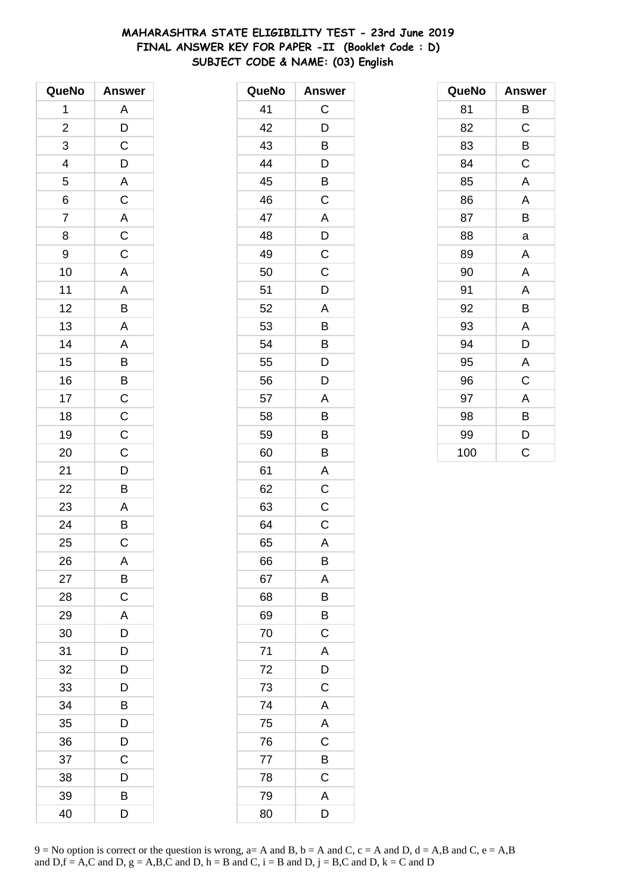# MAHARASHTRA STATE ELIGIBILITY TEST - 23rd June 2019
## FINAL ANSWER KEY FOR PAPER -II (Booklet Code : D)
## SUBJECT CODE & NAME: (03) English

| QueNo | Answer |
|---|---|
| 1 | A |
| 2 | D |
| 3 | C |
| 4 | D |
| 5 | A |
| 6 | C |
| 7 | A |
| 8 | C |
| 9 | C |
| 10 | A |
| 11 | A |
| 12 | B |
| 13 | A |
| 14 | A |
| 15 | B |
| 16 | B |
| 17 | C |
| 18 | C |
| 19 | C |
| 20 | C |
| 21 | D |
| 22 | B |
| 23 | A |
| 24 | B |
| 25 | C |
| 26 | A |
| 27 | B |
| 28 | C |
| 29 | A |
| 30 | D |
| 31 | D |
| 32 | D |
| 33 | D |
| 34 | B |
| 35 | D |
| 36 | D |
| 37 | C |
| 38 | D |
| 39 | B |
| 40 | D |

| QueNo | Answer |
|---|---|
| 41 | C |
| 42 | D |
| 43 | B |
| 44 | D |
| 45 | B |
| 46 | C |
| 47 | A |
| 48 | D |
| 49 | C |
| 50 | C |
| 51 | D |
| 52 | A |
| 53 | B |
| 54 | B |
| 55 | D |
| 56 | D |
| 57 | A |
| 58 | B |
| 59 | B |
| 60 | B |
| 61 | A |
| 62 | C |
| 63 | C |
| 64 | C |
| 65 | A |
| 66 | B |
| 67 | A |
| 68 | B |
| 69 | B |
| 70 | C |
| 71 | A |
| 72 | D |
| 73 | C |
| 74 | A |
| 75 | A |
| 76 | C |
| 77 | B |
| 78 | C |
| 79 | A |
| 80 | D |

| QueNo | Answer |
|---|---|
| 81 | B |
| 82 | C |
| 83 | B |
| 84 | C |
| 85 | A |
| 86 | A |
| 87 | B |
| 88 | a |
| 89 | A |
| 90 | A |
| 91 | A |
| 92 | B |
| 93 | A |
| 94 | D |
| 95 | A |
| 96 | C |
| 97 | A |
| 98 | B |
| 99 | D |
| 100 | C |

9 = No option is correct or the question is wrong, a= A and B, b = A and C, c = A and D, d = A,B and C, e = A,B and D,f = A,C and D, g = A,B,C and D, h = B and C, i = B and D, j = B,C and D, k = C and D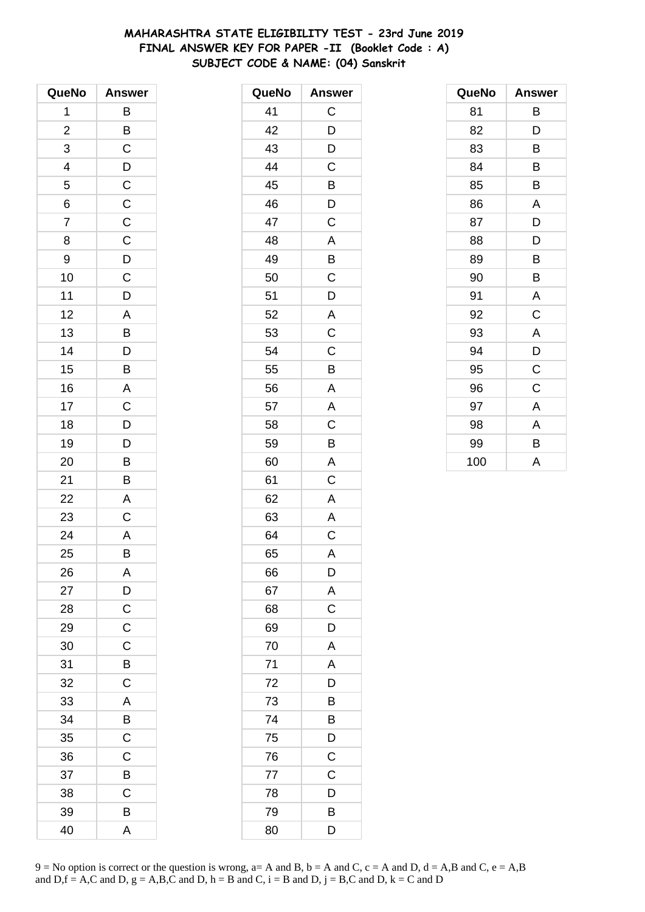**MAHARASHTRA STATE ELIGIBILITY TEST - 23rd June 2019**
**FINAL ANSWER KEY FOR PAPER -II (Booklet Code : A)**
**SUBJECT CODE & NAME: (04) Sanskrit**

| QueNo | Answer |
|---|---|
| 1 | B |
| 2 | B |
| 3 | C |
| 4 | D |
| 5 | C |
| 6 | C |
| 7 | C |
| 8 | C |
| 9 | D |
| 10 | C |
| 11 | D |
| 12 | A |
| 13 | B |
| 14 | D |
| 15 | B |
| 16 | A |
| 17 | C |
| 18 | D |
| 19 | D |
| 20 | B |
| 21 | B |
| 22 | A |
| 23 | C |
| 24 | A |
| 25 | B |
| 26 | A |
| 27 | D |
| 28 | C |
| 29 | C |
| 30 | C |
| 31 | B |
| 32 | C |
| 33 | A |
| 34 | B |
| 35 | C |
| 36 | C |
| 37 | B |
| 38 | C |
| 39 | B |
| 40 | A |
| 41 | C |
| 42 | D |
| 43 | D |
| 44 | C |
| 45 | B |
| 46 | D |
| 47 | C |
| 48 | A |
| 49 | B |
| 50 | C |
| 51 | D |
| 52 | A |
| 53 | C |
| 54 | C |
| 55 | B |
| 56 | A |
| 57 | A |
| 58 | C |
| 59 | B |
| 60 | A |
| 61 | C |
| 62 | A |
| 63 | A |
| 64 | C |
| 65 | A |
| 66 | D |
| 67 | A |
| 68 | C |
| 69 | D |
| 70 | A |
| 71 | A |
| 72 | D |
| 73 | B |
| 74 | B |
| 75 | D |
| 76 | C |
| 77 | C |
| 78 | D |
| 79 | B |
| 80 | D |
| 81 | B |
| 82 | D |
| 83 | B |
| 84 | B |
| 85 | B |
| 86 | A |
| 87 | D |
| 88 | D |
| 89 | B |
| 90 | B |
| 91 | A |
| 92 | C |
| 93 | A |
| 94 | D |
| 95 | C |
| 96 | C |
| 97 | A |
| 98 | A |
| 99 | B |
| 100 | A |

9 = No option is correct or the question is wrong, a= A and B, b = A and C, c = A and D, d = A,B and C, e = A,B and D,f = A,C and D, g = A,B,C and D, h = B and C, i = B and D, j = B,C and D, k = C and D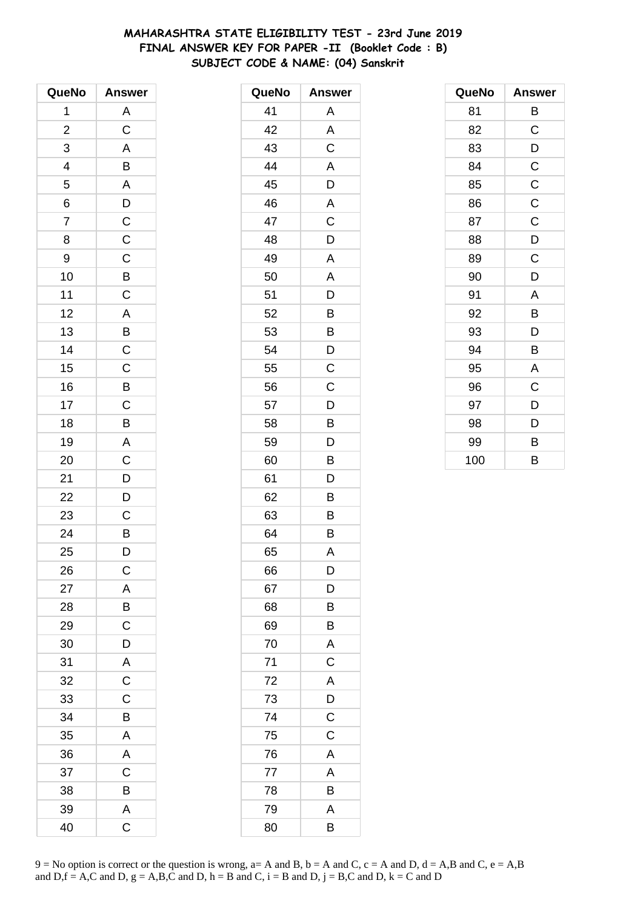# MAHARASHTRA STATE ELIGIBILITY TEST - 23rd June 2019
## FINAL ANSWER KEY FOR PAPER -II (Booklet Code : B)
### SUBJECT CODE & NAME: (04) Sanskrit

| QueNo | Answer |
|---|---|
| 1 | A |
| 2 | C |
| 3 | A |
| 4 | B |
| 5 | A |
| 6 | D |
| 7 | C |
| 8 | C |
| 9 | C |
| 10 | B |
| 11 | C |
| 12 | A |
| 13 | B |
| 14 | C |
| 15 | C |
| 16 | B |
| 17 | C |
| 18 | B |
| 19 | A |
| 20 | C |
| 21 | D |
| 22 | D |
| 23 | C |
| 24 | B |
| 25 | D |
| 26 | C |
| 27 | A |
| 28 | B |
| 29 | C |
| 30 | D |
| 31 | A |
| 32 | C |
| 33 | C |
| 34 | B |
| 35 | A |
| 36 | A |
| 37 | C |
| 38 | B |
| 39 | A |
| 40 | C |

| QueNo | Answer |
|---|---|
| 41 | A |
| 42 | A |
| 43 | C |
| 44 | A |
| 45 | D |
| 46 | A |
| 47 | C |
| 48 | D |
| 49 | A |
| 50 | A |
| 51 | D |
| 52 | B |
| 53 | B |
| 54 | D |
| 55 | C |
| 56 | C |
| 57 | D |
| 58 | B |
| 59 | D |
| 60 | B |
| 61 | D |
| 62 | B |
| 63 | B |
| 64 | B |
| 65 | A |
| 66 | D |
| 67 | D |
| 68 | B |
| 69 | B |
| 70 | A |
| 71 | C |
| 72 | A |
| 73 | D |
| 74 | C |
| 75 | C |
| 76 | A |
| 77 | A |
| 78 | B |
| 79 | A |
| 80 | B |

| QueNo | Answer |
|---|---|
| 81 | B |
| 82 | C |
| 83 | D |
| 84 | C |
| 85 | C |
| 86 | C |
| 87 | C |
| 88 | D |
| 89 | C |
| 90 | D |
| 91 | A |
| 92 | B |
| 93 | D |
| 94 | B |
| 95 | A |
| 96 | C |
| 97 | D |
| 98 | D |
| 99 | B |
| 100 | B |

9 = No option is correct or the question is wrong, a= A and B, b = A and C, c = A and D, d = A,B and C, e = A,B and D,f = A,C and D, g = A,B,C and D, h = B and C, i = B and D, j = B,C and D, k = C and D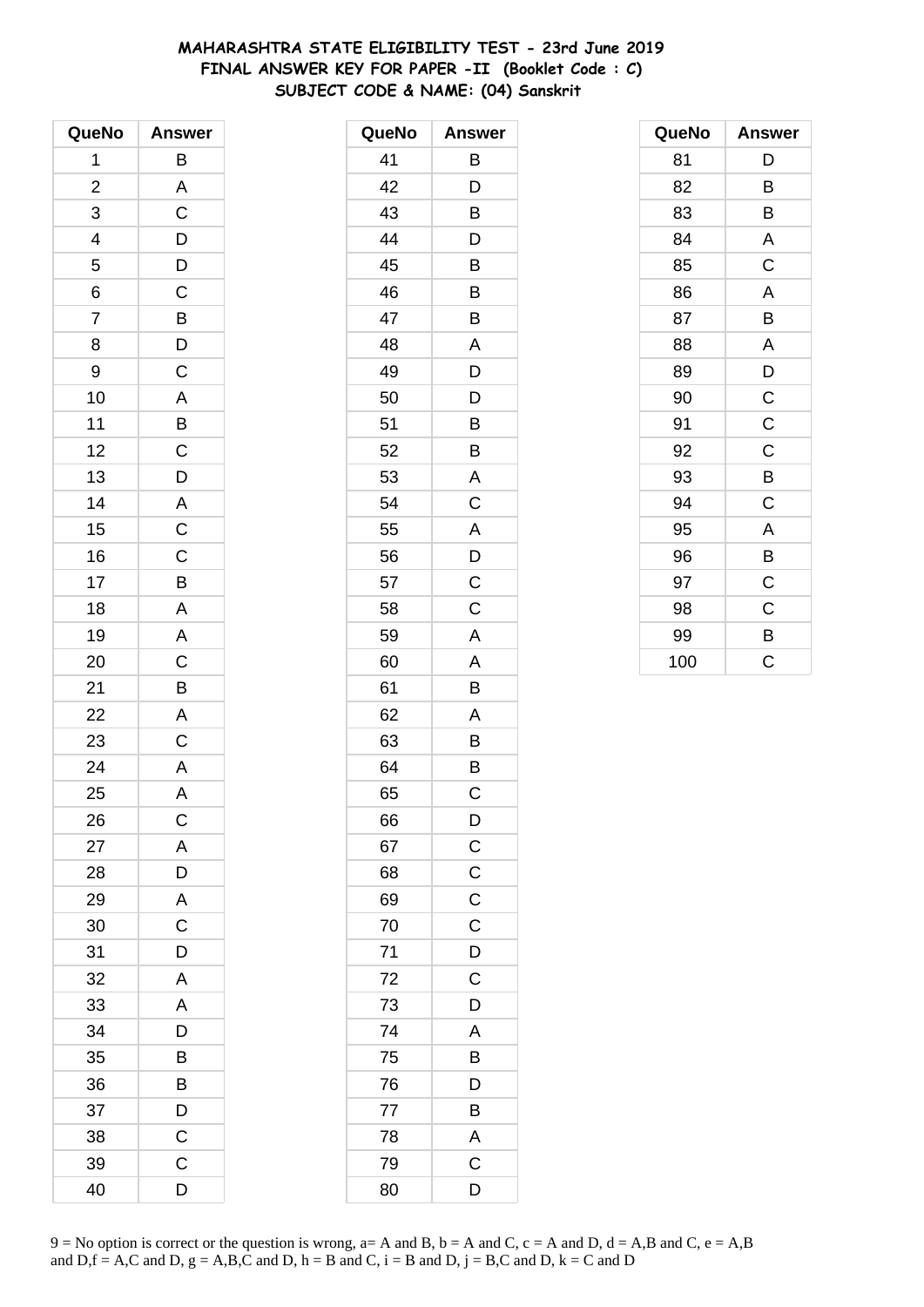# MAHARASHTRA STATE ELIGIBILITY TEST - 23rd June 2019
## FINAL ANSWER KEY FOR PAPER -II (Booklet Code : C)
### SUBJECT CODE & NAME: (04) Sanskrit

| QueNo | Answer |
|---|---|
| 1 | B |
| 2 | A |
| 3 | C |
| 4 | D |
| 5 | D |
| 6 | C |
| 7 | B |
| 8 | D |
| 9 | C |
| 10 | A |
| 11 | B |
| 12 | C |
| 13 | D |
| 14 | A |
| 15 | C |
| 16 | C |
| 17 | B |
| 18 | A |
| 19 | A |
| 20 | C |
| 21 | B |
| 22 | A |
| 23 | C |
| 24 | A |
| 25 | A |
| 26 | C |
| 27 | A |
| 28 | D |
| 29 | A |
| 30 | C |
| 31 | D |
| 32 | A |
| 33 | A |
| 34 | D |
| 35 | B |
| 36 | B |
| 37 | D |
| 38 | C |
| 39 | C |
| 40 | D |

| QueNo | Answer |
|---|---|
| 41 | B |
| 42 | D |
| 43 | B |
| 44 | D |
| 45 | B |
| 46 | B |
| 47 | B |
| 48 | A |
| 49 | D |
| 50 | D |
| 51 | B |
| 52 | B |
| 53 | A |
| 54 | C |
| 55 | A |
| 56 | D |
| 57 | C |
| 58 | C |
| 59 | A |
| 60 | A |
| 61 | B |
| 62 | A |
| 63 | B |
| 64 | B |
| 65 | C |
| 66 | D |
| 67 | C |
| 68 | C |
| 69 | C |
| 70 | C |
| 71 | D |
| 72 | C |
| 73 | D |
| 74 | A |
| 75 | B |
| 76 | D |
| 77 | B |
| 78 | A |
| 79 | C |
| 80 | D |

| QueNo | Answer |
|---|---|
| 81 | D |
| 82 | B |
| 83 | B |
| 84 | A |
| 85 | C |
| 86 | A |
| 87 | B |
| 88 | A |
| 89 | D |
| 90 | C |
| 91 | C |
| 92 | C |
| 93 | B |
| 94 | C |
| 95 | A |
| 96 | B |
| 97 | C |
| 98 | C |
| 99 | B |
| 100 | C |

9 = No option is correct or the question is wrong, a= A and B, b = A and C, c = A and D, d = A,B and C, e = A,B and D,f = A,C and D, g = A,B,C and D, h = B and C, i = B and D, j = B,C and D, k = C and D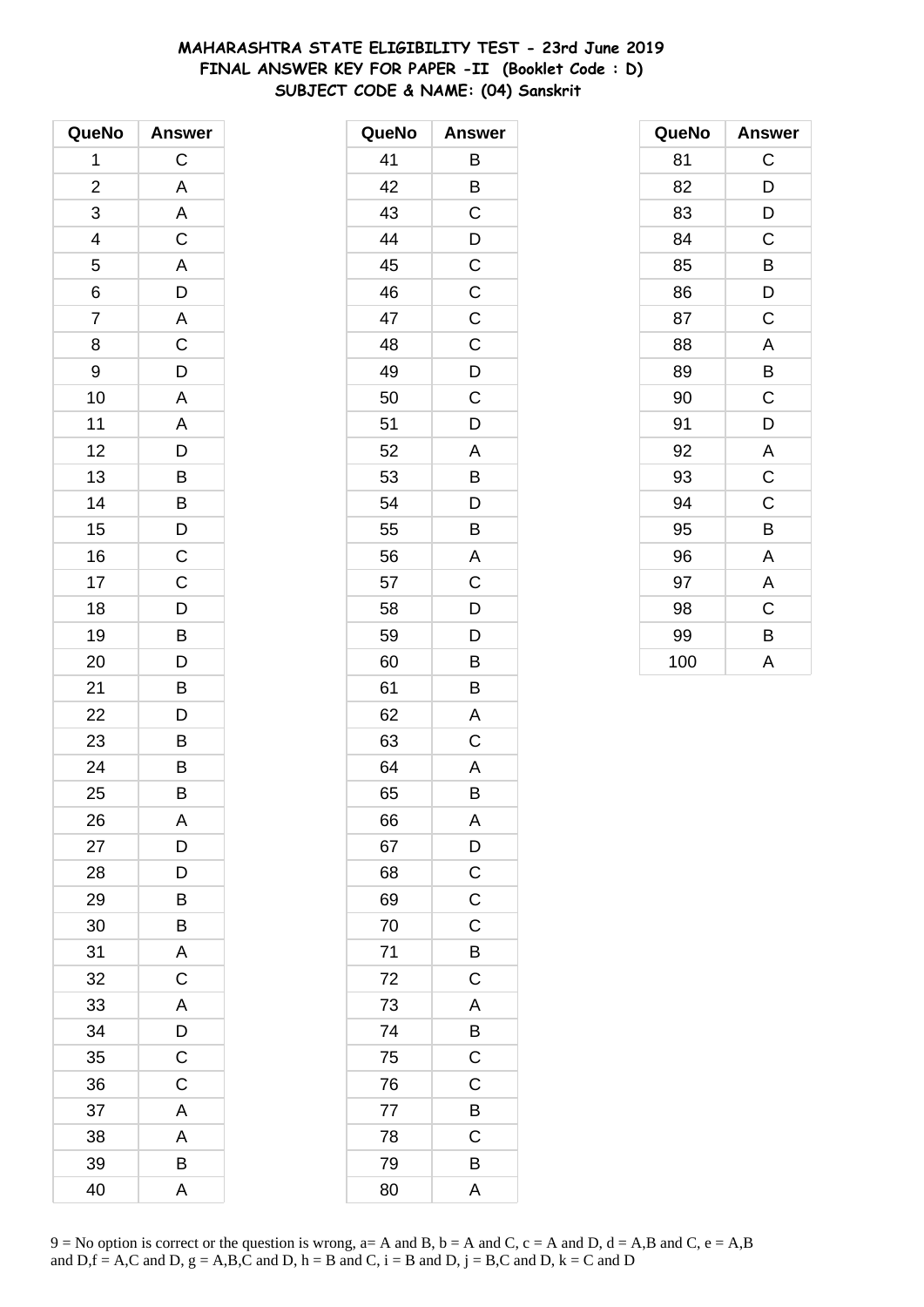# MAHARASHTRA STATE ELIGIBILITY TEST - 23rd June 2019
## FINAL ANSWER KEY FOR PAPER -II (Booklet Code : D)
### SUBJECT CODE & NAME: (04) Sanskrit

| QueNo | Answer |
|---|---|
| 1 | C |
| 2 | A |
| 3 | A |
| 4 | C |
| 5 | A |
| 6 | D |
| 7 | A |
| 8 | C |
| 9 | D |
| 10 | A |
| 11 | A |
| 12 | D |
| 13 | B |
| 14 | B |
| 15 | D |
| 16 | C |
| 17 | C |
| 18 | D |
| 19 | B |
| 20 | D |
| 21 | B |
| 22 | D |
| 23 | B |
| 24 | B |
| 25 | B |
| 26 | A |
| 27 | D |
| 28 | D |
| 29 | B |
| 30 | B |
| 31 | A |
| 32 | C |
| 33 | A |
| 34 | D |
| 35 | C |
| 36 | C |
| 37 | A |
| 38 | A |
| 39 | B |
| 40 | A |

| QueNo | Answer |
|---|---|
| 41 | B |
| 42 | B |
| 43 | C |
| 44 | D |
| 45 | C |
| 46 | C |
| 47 | C |
| 48 | C |
| 49 | D |
| 50 | C |
| 51 | D |
| 52 | A |
| 53 | B |
| 54 | D |
| 55 | B |
| 56 | A |
| 57 | C |
| 58 | D |
| 59 | D |
| 60 | B |
| 61 | B |
| 62 | A |
| 63 | C |
| 64 | A |
| 65 | B |
| 66 | A |
| 67 | D |
| 68 | C |
| 69 | C |
| 70 | C |
| 71 | B |
| 72 | C |
| 73 | A |
| 74 | B |
| 75 | C |
| 76 | C |
| 77 | B |
| 78 | C |
| 79 | B |
| 80 | A |

| QueNo | Answer |
|---|---|
| 81 | C |
| 82 | D |
| 83 | D |
| 84 | C |
| 85 | B |
| 86 | D |
| 87 | C |
| 88 | A |
| 89 | B |
| 90 | C |
| 91 | D |
| 92 | A |
| 93 | C |
| 94 | C |
| 95 | B |
| 96 | A |
| 97 | A |
| 98 | C |
| 99 | B |
| 100 | A |

9 = No option is correct or the question is wrong, a= A and B, b = A and C, c = A and D, d = A,B and C, e = A,B and D,f = A,C and D, g = A,B,C and D, h = B and C, i = B and D, j = B,C and D, k = C and D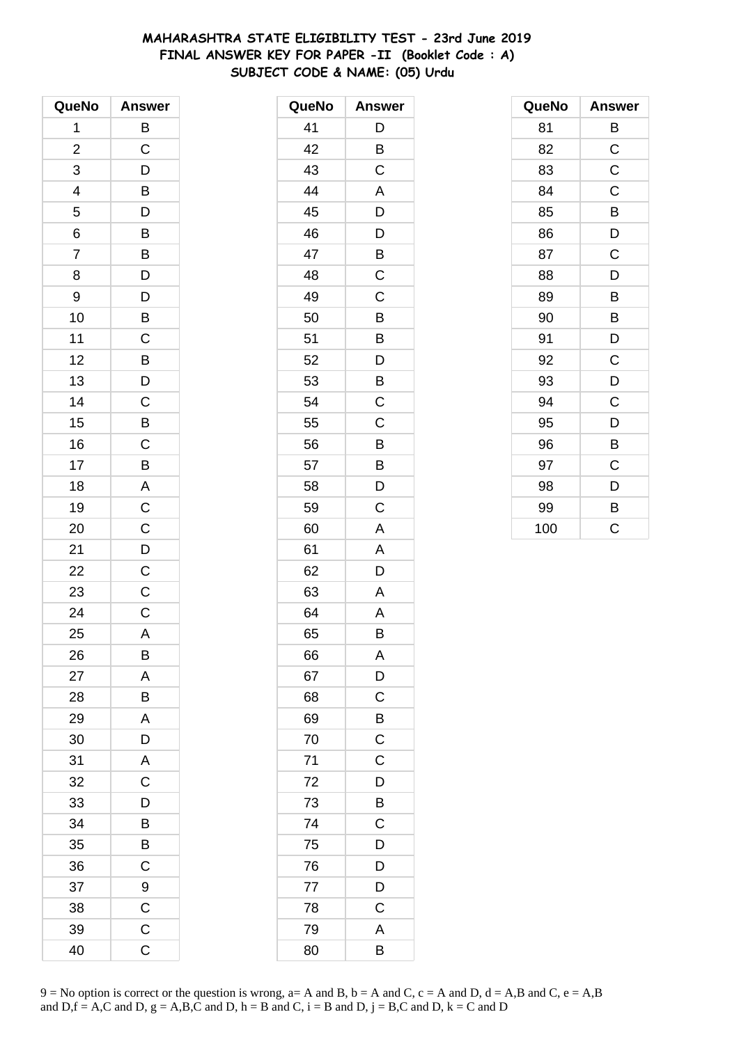# MAHARASHTRA STATE ELIGIBILITY TEST - 23rd June 2019
## FINAL ANSWER KEY FOR PAPER -II (Booklet Code : A)
## SUBJECT CODE & NAME: (05) Urdu

| QueNo | Answer | QueNo | Answer | QueNo | Answer |
|---|---|---|---|---|---|
| 1 | B | 41 | D | 81 | B |
| 2 | C | 42 | B | 82 | C |
| 3 | D | 43 | C | 83 | C |
| 4 | B | 44 | A | 84 | C |
| 5 | D | 45 | D | 85 | B |
| 6 | B | 46 | D | 86 | D |
| 7 | B | 47 | B | 87 | C |
| 8 | D | 48 | C | 88 | D |
| 9 | D | 49 | C | 89 | B |
| 10 | B | 50 | B | 90 | B |
| 11 | C | 51 | B | 91 | D |
| 12 | B | 52 | D | 92 | C |
| 13 | D | 53 | B | 93 | D |
| 14 | C | 54 | C | 94 | C |
| 15 | B | 55 | C | 95 | D |
| 16 | C | 56 | B | 96 | B |
| 17 | B | 57 | B | 97 | C |
| 18 | A | 58 | D | 98 | D |
| 19 | C | 59 | C | 99 | B |
| 20 | C | 60 | A | 100 | C |
| 21 | D | 61 | A | | |
| 22 | C | 62 | D | | |
| 23 | C | 63 | A | | |
| 24 | C | 64 | A | | |
| 25 | A | 65 | B | | |
| 26 | B | 66 | A | | |
| 27 | A | 67 | D | | |
| 28 | B | 68 | C | | |
| 29 | A | 69 | B | | |
| 30 | D | 70 | C | | |
| 31 | A | 71 | C | | |
| 32 | C | 72 | D | | |
| 33 | D | 73 | B | | |
| 34 | B | 74 | C | | |
| 35 | B | 75 | D | | |
| 36 | C | 76 | D | | |
| 37 | 9 | 77 | D | | |
| 38 | C | 78 | C | | |
| 39 | C | 79 | A | | |
| 40 | C | 80 | B | | |

9 = No option is correct or the question is wrong, a= A and B, b = A and C, c = A and D, d = A,B and C, e = A,B and D,f = A,C and D, g = A,B,C and D, h = B and C, i = B and D, j = B,C and D, k = C and D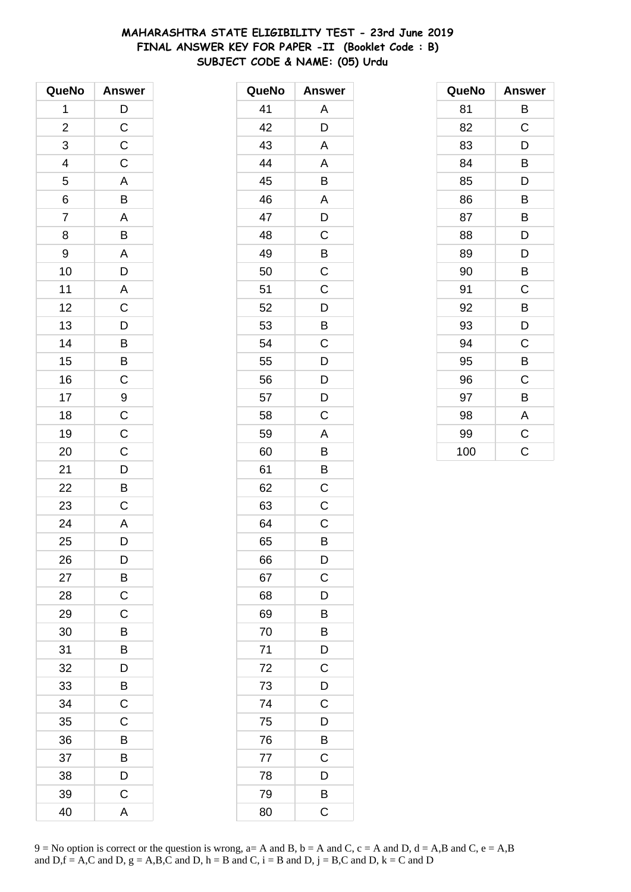# MAHARASHTRA STATE ELIGIBILITY TEST - 23rd June 2019
## FINAL ANSWER KEY FOR PAPER -II (Booklet Code : B)
### SUBJECT CODE & NAME: (05) Urdu

| QueNo | Answer |
|---|---|
| 1 | D |
| 2 | C |
| 3 | C |
| 4 | C |
| 5 | A |
| 6 | B |
| 7 | A |
| 8 | B |
| 9 | A |
| 10 | D |
| 11 | A |
| 12 | C |
| 13 | D |
| 14 | B |
| 15 | B |
| 16 | C |
| 17 | 9 |
| 18 | C |
| 19 | C |
| 20 | C |
| 21 | D |
| 22 | B |
| 23 | C |
| 24 | A |
| 25 | D |
| 26 | D |
| 27 | B |
| 28 | C |
| 29 | C |
| 30 | B |
| 31 | B |
| 32 | D |
| 33 | B |
| 34 | C |
| 35 | C |
| 36 | B |
| 37 | B |
| 38 | D |
| 39 | C |
| 40 | A |

| QueNo | Answer |
|---|---|
| 41 | A |
| 42 | D |
| 43 | A |
| 44 | A |
| 45 | B |
| 46 | A |
| 47 | D |
| 48 | C |
| 49 | B |
| 50 | C |
| 51 | C |
| 52 | D |
| 53 | B |
| 54 | C |
| 55 | D |
| 56 | D |
| 57 | D |
| 58 | C |
| 59 | A |
| 60 | B |
| 61 | B |
| 62 | C |
| 63 | C |
| 64 | C |
| 65 | B |
| 66 | D |
| 67 | C |
| 68 | D |
| 69 | B |
| 70 | B |
| 71 | D |
| 72 | C |
| 73 | D |
| 74 | C |
| 75 | D |
| 76 | B |
| 77 | C |
| 78 | D |
| 79 | B |
| 80 | C |

| QueNo | Answer |
|---|---|
| 81 | B |
| 82 | C |
| 83 | D |
| 84 | B |
| 85 | D |
| 86 | B |
| 87 | B |
| 88 | D |
| 89 | D |
| 90 | B |
| 91 | C |
| 92 | B |
| 93 | D |
| 94 | C |
| 95 | B |
| 96 | C |
| 97 | B |
| 98 | A |
| 99 | C |
| 100 | C |

9 = No option is correct or the question is wrong, a= A and B, b = A and C, c = A and D, d = A,B and C, e = A,B and D,f = A,C and D, g = A,B,C and D, h = B and C, i = B and D, j = B,C and D, k = C and D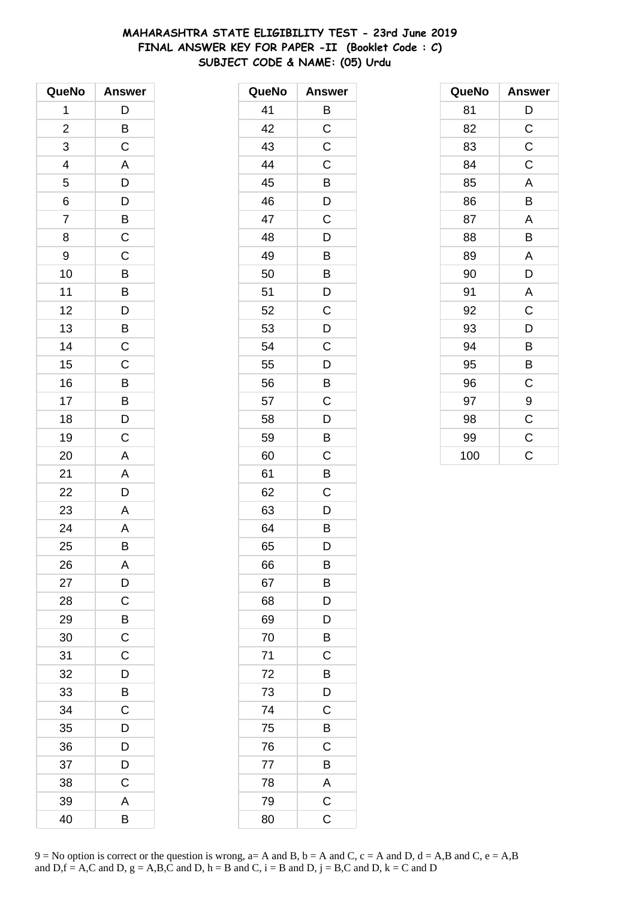# MAHARASHTRA STATE ELIGIBILITY TEST - 23rd June 2019
## FINAL ANSWER KEY FOR PAPER -II (Booklet Code : C)
### SUBJECT CODE & NAME: (05) Urdu

| QueNo | Answer |
|---|---|
| 1 | D |
| 2 | B |
| 3 | C |
| 4 | A |
| 5 | D |
| 6 | D |
| 7 | B |
| 8 | C |
| 9 | C |
| 10 | B |
| 11 | B |
| 12 | D |
| 13 | B |
| 14 | C |
| 15 | C |
| 16 | B |
| 17 | B |
| 18 | D |
| 19 | C |
| 20 | A |
| 21 | A |
| 22 | D |
| 23 | A |
| 24 | A |
| 25 | B |
| 26 | A |
| 27 | D |
| 28 | C |
| 29 | B |
| 30 | C |
| 31 | C |
| 32 | D |
| 33 | B |
| 34 | C |
| 35 | D |
| 36 | D |
| 37 | D |
| 38 | C |
| 39 | A |
| 40 | B |

| QueNo | Answer |
|---|---|
| 41 | B |
| 42 | C |
| 43 | C |
| 44 | C |
| 45 | B |
| 46 | D |
| 47 | C |
| 48 | D |
| 49 | B |
| 50 | B |
| 51 | D |
| 52 | C |
| 53 | D |
| 54 | C |
| 55 | D |
| 56 | B |
| 57 | C |
| 58 | D |
| 59 | B |
| 60 | C |
| 61 | B |
| 62 | C |
| 63 | D |
| 64 | B |
| 65 | D |
| 66 | B |
| 67 | B |
| 68 | D |
| 69 | D |
| 70 | B |
| 71 | C |
| 72 | B |
| 73 | D |
| 74 | C |
| 75 | B |
| 76 | C |
| 77 | B |
| 78 | A |
| 79 | C |
| 80 | C |

| QueNo | Answer |
|---|---|
| 81 | D |
| 82 | C |
| 83 | C |
| 84 | C |
| 85 | A |
| 86 | B |
| 87 | A |
| 88 | B |
| 89 | A |
| 90 | D |
| 91 | A |
| 92 | C |
| 93 | D |
| 94 | B |
| 95 | B |
| 96 | C |
| 97 | 9 |
| 98 | C |
| 99 | C |
| 100 | C |

9 = No option is correct or the question is wrong, a= A and B, b = A and C, c = A and D, d = A,B and C, e = A,B and D,f = A,C and D, g = A,B,C and D, h = B and C, i = B and D, j = B,C and D, k = C and D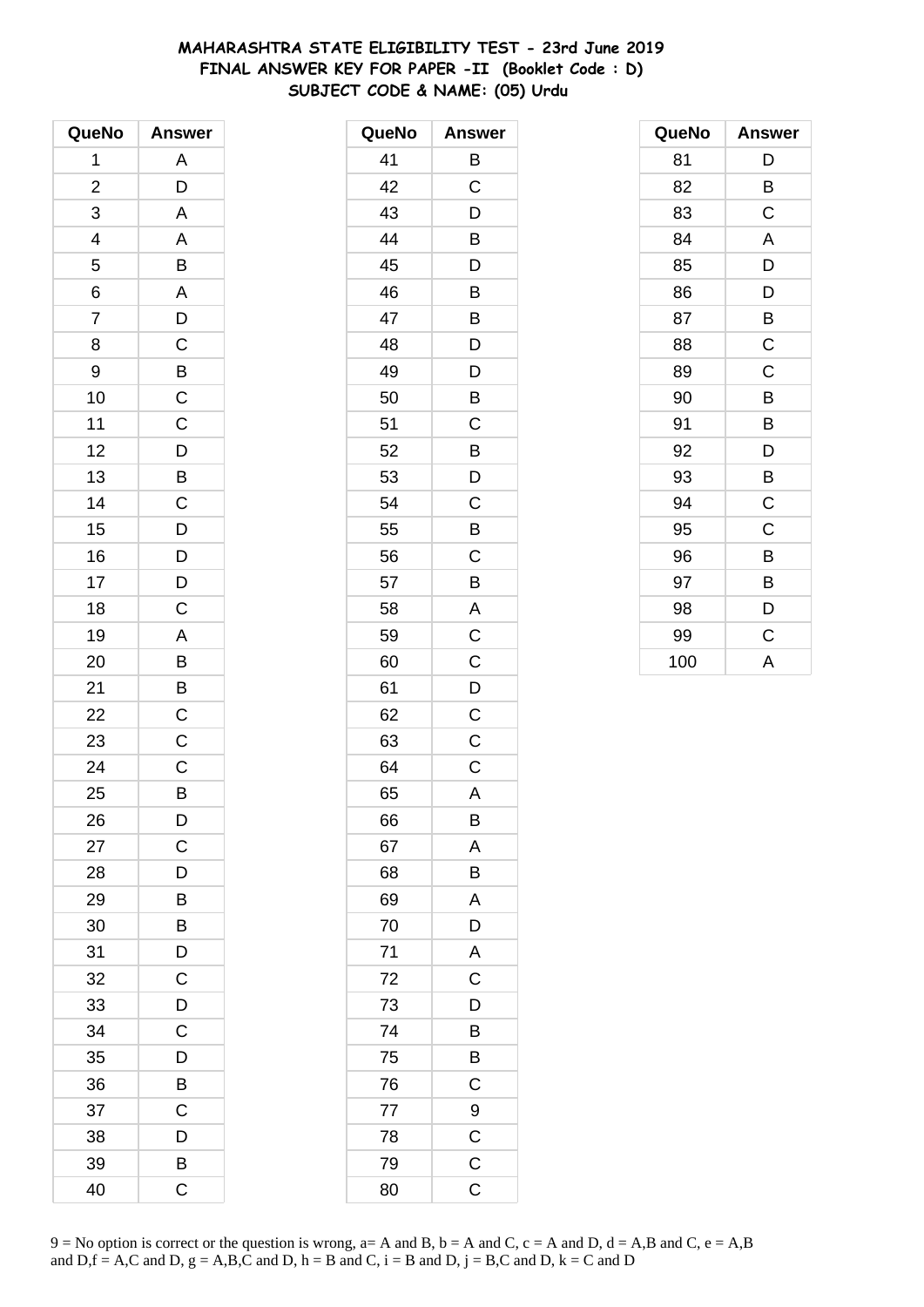**MAHARASHTRA STATE ELIGIBILITY TEST - 23rd June 2019**
**FINAL ANSWER KEY FOR PAPER -II (Booklet Code : D)**
**SUBJECT CODE & NAME: (05) Urdu**

| QueNo | Answer |
|---|---|
| 1 | A |
| 2 | D |
| 3 | A |
| 4 | A |
| 5 | B |
| 6 | A |
| 7 | D |
| 8 | C |
| 9 | B |
| 10 | C |
| 11 | C |
| 12 | D |
| 13 | B |
| 14 | C |
| 15 | D |
| 16 | D |
| 17 | D |
| 18 | C |
| 19 | A |
| 20 | B |
| 21 | B |
| 22 | C |
| 23 | C |
| 24 | C |
| 25 | B |
| 26 | D |
| 27 | C |
| 28 | D |
| 29 | B |
| 30 | B |
| 31 | D |
| 32 | C |
| 33 | D |
| 34 | C |
| 35 | D |
| 36 | B |
| 37 | C |
| 38 | D |
| 39 | B |
| 40 | C |

| QueNo | Answer |
|---|---|
| 41 | B |
| 42 | C |
| 43 | D |
| 44 | B |
| 45 | D |
| 46 | B |
| 47 | B |
| 48 | D |
| 49 | D |
| 50 | B |
| 51 | C |
| 52 | B |
| 53 | D |
| 54 | C |
| 55 | B |
| 56 | C |
| 57 | B |
| 58 | A |
| 59 | C |
| 60 | C |
| 61 | D |
| 62 | C |
| 63 | C |
| 64 | C |
| 65 | A |
| 66 | B |
| 67 | A |
| 68 | B |
| 69 | A |
| 70 | D |
| 71 | A |
| 72 | C |
| 73 | D |
| 74 | B |
| 75 | B |
| 76 | C |
| 77 | 9 |
| 78 | C |
| 79 | C |
| 80 | C |

| QueNo | Answer |
|---|---|
| 81 | D |
| 82 | B |
| 83 | C |
| 84 | A |
| 85 | D |
| 86 | D |
| 87 | B |
| 88 | C |
| 89 | C |
| 90 | B |
| 91 | B |
| 92 | D |
| 93 | B |
| 94 | C |
| 95 | C |
| 96 | B |
| 97 | B |
| 98 | D |
| 99 | C |
| 100 | A |

9 = No option is correct or the question is wrong, a= A and B, b = A and C, c = A and D, d = A,B and C, e = A,B and D,f = A,C and D, g = A,B,C and D, h = B and C, i = B and D, j = B,C and D, k = C and D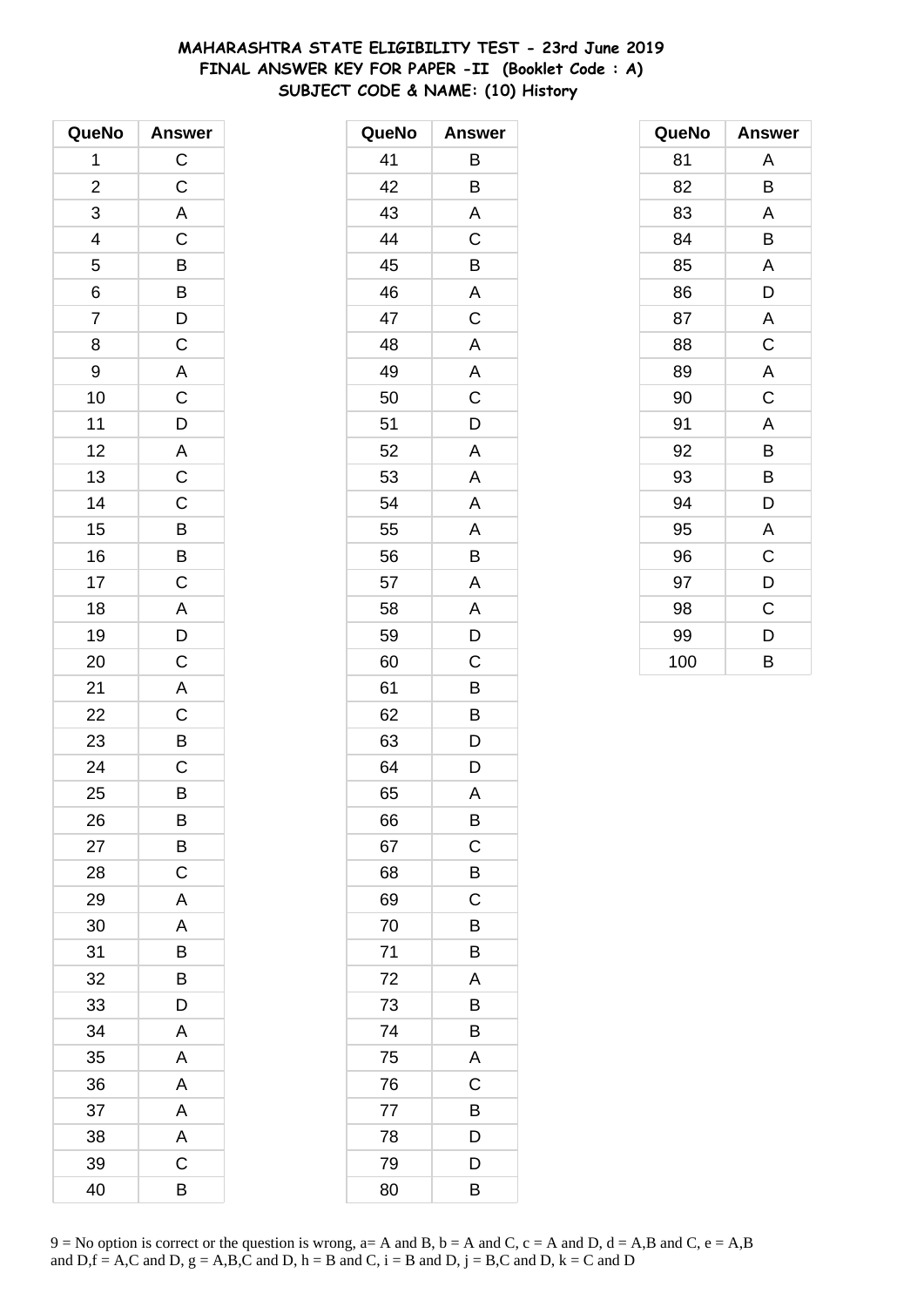**MAHARASHTRA STATE ELIGIBILITY TEST - 23rd June 2019**
**FINAL ANSWER KEY FOR PAPER -II (Booklet Code : A)**
**SUBJECT CODE & NAME: (10) History**

| QueNo | Answer |
|---|---|
| 1 | C |
| 2 | C |
| 3 | A |
| 4 | C |
| 5 | B |
| 6 | B |
| 7 | D |
| 8 | C |
| 9 | A |
| 10 | C |
| 11 | D |
| 12 | A |
| 13 | C |
| 14 | C |
| 15 | B |
| 16 | B |
| 17 | C |
| 18 | A |
| 19 | D |
| 20 | C |
| 21 | A |
| 22 | C |
| 23 | B |
| 24 | C |
| 25 | B |
| 26 | B |
| 27 | B |
| 28 | C |
| 29 | A |
| 30 | A |
| 31 | B |
| 32 | B |
| 33 | D |
| 34 | A |
| 35 | A |
| 36 | A |
| 37 | A |
| 38 | A |
| 39 | C |
| 40 | B |

| QueNo | Answer |
|---|---|
| 41 | B |
| 42 | B |
| 43 | A |
| 44 | C |
| 45 | B |
| 46 | A |
| 47 | C |
| 48 | A |
| 49 | A |
| 50 | C |
| 51 | D |
| 52 | A |
| 53 | A |
| 54 | A |
| 55 | A |
| 56 | B |
| 57 | A |
| 58 | A |
| 59 | D |
| 60 | C |
| 61 | B |
| 62 | B |
| 63 | D |
| 64 | D |
| 65 | A |
| 66 | B |
| 67 | C |
| 68 | B |
| 69 | C |
| 70 | B |
| 71 | B |
| 72 | A |
| 73 | B |
| 74 | B |
| 75 | A |
| 76 | C |
| 77 | B |
| 78 | D |
| 79 | D |
| 80 | B |

| QueNo | Answer |
|---|---|
| 81 | A |
| 82 | B |
| 83 | A |
| 84 | B |
| 85 | A |
| 86 | D |
| 87 | A |
| 88 | C |
| 89 | A |
| 90 | C |
| 91 | A |
| 92 | B |
| 93 | B |
| 94 | D |
| 95 | A |
| 96 | C |
| 97 | D |
| 98 | C |
| 99 | D |
| 100 | B |

9 = No option is correct or the question is wrong, a= A and B, b = A and C, c = A and D, d = A,B and C, e = A,B and D,f = A,C and D, g = A,B,C and D, h = B and C, i = B and D, j = B,C and D, k = C and D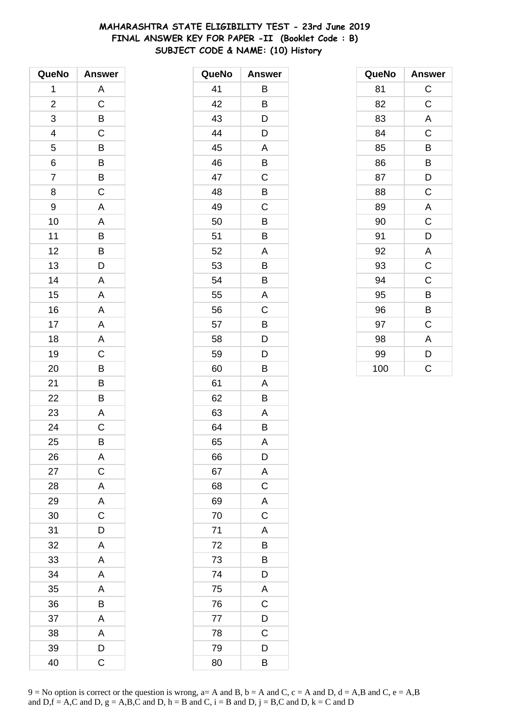**MAHARASHTRA STATE ELIGIBILITY TEST - 23rd June 2019**
**FINAL ANSWER KEY FOR PAPER -II (Booklet Code : B)**
**SUBJECT CODE & NAME: (10) History**

| QueNo | Answer |
|---|---|
| 1 | A |
| 2 | C |
| 3 | B |
| 4 | C |
| 5 | B |
| 6 | B |
| 7 | B |
| 8 | C |
| 9 | A |
| 10 | A |
| 11 | B |
| 12 | B |
| 13 | D |
| 14 | A |
| 15 | A |
| 16 | A |
| 17 | A |
| 18 | A |
| 19 | C |
| 20 | B |
| 21 | B |
| 22 | B |
| 23 | A |
| 24 | C |
| 25 | B |
| 26 | A |
| 27 | C |
| 28 | A |
| 29 | A |
| 30 | C |
| 31 | D |
| 32 | A |
| 33 | A |
| 34 | A |
| 35 | A |
| 36 | B |
| 37 | A |
| 38 | A |
| 39 | D |
| 40 | C |

| QueNo | Answer |
|---|---|
| 41 | B |
| 42 | B |
| 43 | D |
| 44 | D |
| 45 | A |
| 46 | B |
| 47 | C |
| 48 | B |
| 49 | C |
| 50 | B |
| 51 | B |
| 52 | A |
| 53 | B |
| 54 | B |
| 55 | A |
| 56 | C |
| 57 | B |
| 58 | D |
| 59 | D |
| 60 | B |
| 61 | A |
| 62 | B |
| 63 | A |
| 64 | B |
| 65 | A |
| 66 | D |
| 67 | A |
| 68 | C |
| 69 | A |
| 70 | C |
| 71 | A |
| 72 | B |
| 73 | B |
| 74 | D |
| 75 | A |
| 76 | C |
| 77 | D |
| 78 | C |
| 79 | D |
| 80 | B |

| QueNo | Answer |
|---|---|
| 81 | C |
| 82 | C |
| 83 | A |
| 84 | C |
| 85 | B |
| 86 | B |
| 87 | D |
| 88 | C |
| 89 | A |
| 90 | C |
| 91 | D |
| 92 | A |
| 93 | C |
| 94 | C |
| 95 | B |
| 96 | B |
| 97 | C |
| 98 | A |
| 99 | D |
| 100 | C |

9 = No option is correct or the question is wrong, a= A and B, b = A and C, c = A and D, d = A,B and C, e = A,B and D,f = A,C and D, g = A,B,C and D, h = B and C, i = B and D, j = B,C and D, k = C and D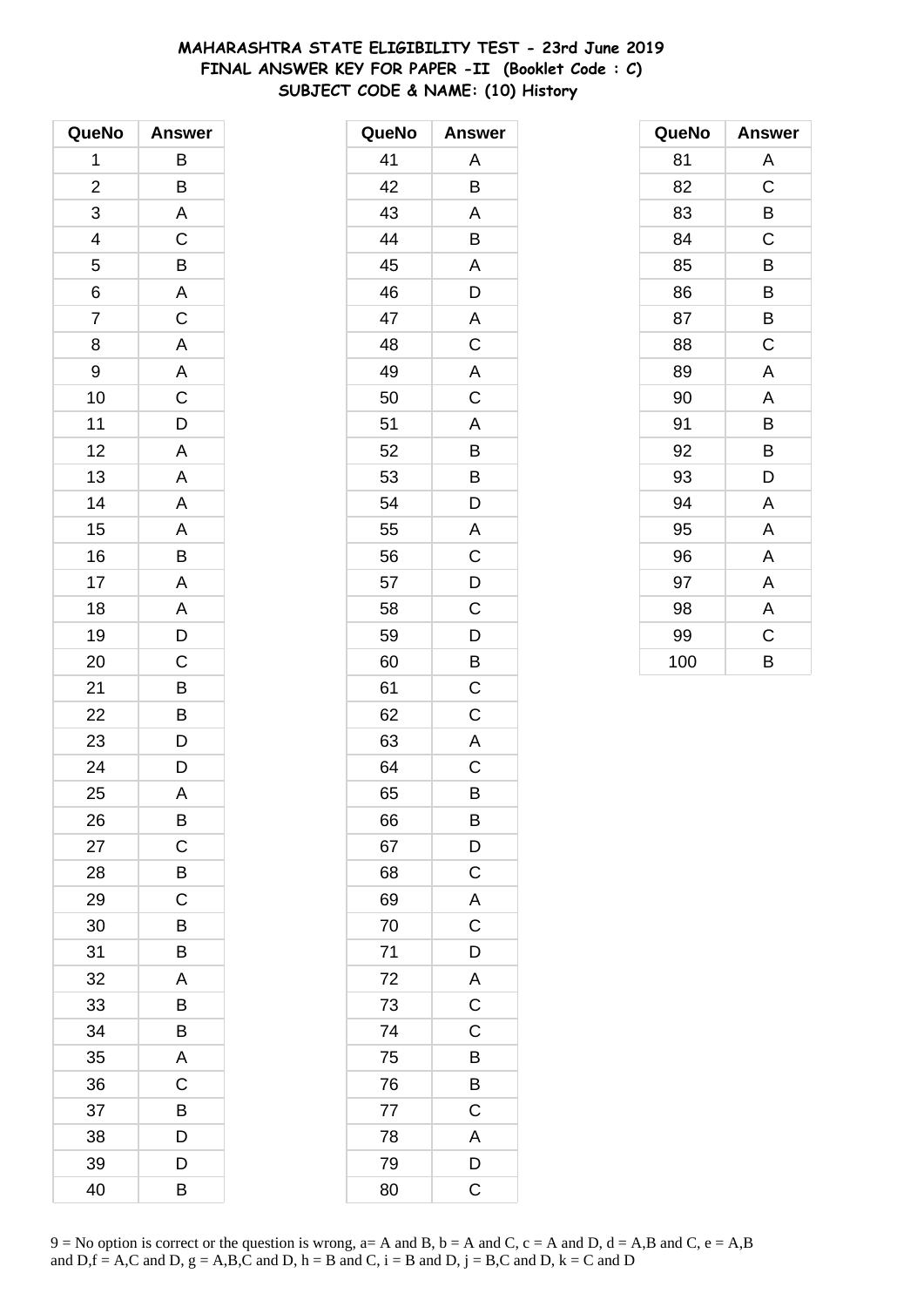# MAHARASHTRA STATE ELIGIBILITY TEST - 23rd June 2019
## FINAL ANSWER KEY FOR PAPER -II (Booklet Code : C)
## SUBJECT CODE & NAME: (10) History

| QueNo | Answer |
|---|---|
| 1 | B |
| 2 | B |
| 3 | A |
| 4 | C |
| 5 | B |
| 6 | A |
| 7 | C |
| 8 | A |
| 9 | A |
| 10 | C |
| 11 | D |
| 12 | A |
| 13 | A |
| 14 | A |
| 15 | A |
| 16 | B |
| 17 | A |
| 18 | A |
| 19 | D |
| 20 | C |
| 21 | B |
| 22 | B |
| 23 | D |
| 24 | D |
| 25 | A |
| 26 | B |
| 27 | C |
| 28 | B |
| 29 | C |
| 30 | B |
| 31 | B |
| 32 | A |
| 33 | B |
| 34 | B |
| 35 | A |
| 36 | C |
| 37 | B |
| 38 | D |
| 39 | D |
| 40 | B |

| QueNo | Answer |
|---|---|
| 41 | A |
| 42 | B |
| 43 | A |
| 44 | B |
| 45 | A |
| 46 | D |
| 47 | A |
| 48 | C |
| 49 | A |
| 50 | C |
| 51 | A |
| 52 | B |
| 53 | B |
| 54 | D |
| 55 | A |
| 56 | C |
| 57 | D |
| 58 | C |
| 59 | D |
| 60 | B |
| 61 | C |
| 62 | C |
| 63 | A |
| 64 | C |
| 65 | B |
| 66 | B |
| 67 | D |
| 68 | C |
| 69 | A |
| 70 | C |
| 71 | D |
| 72 | A |
| 73 | C |
| 74 | C |
| 75 | B |
| 76 | B |
| 77 | C |
| 78 | A |
| 79 | D |
| 80 | C |

| QueNo | Answer |
|---|---|
| 81 | A |
| 82 | C |
| 83 | B |
| 84 | C |
| 85 | B |
| 86 | B |
| 87 | B |
| 88 | C |
| 89 | A |
| 90 | A |
| 91 | B |
| 92 | B |
| 93 | D |
| 94 | A |
| 95 | A |
| 96 | A |
| 97 | A |
| 98 | A |
| 99 | C |
| 100 | B |

9 = No option is correct or the question is wrong, a= A and B, b = A and C, c = A and D, d = A,B and C, e = A,B and D,f = A,C and D, g = A,B,C and D, h = B and C, i = B and D, j = B,C and D, k = C and D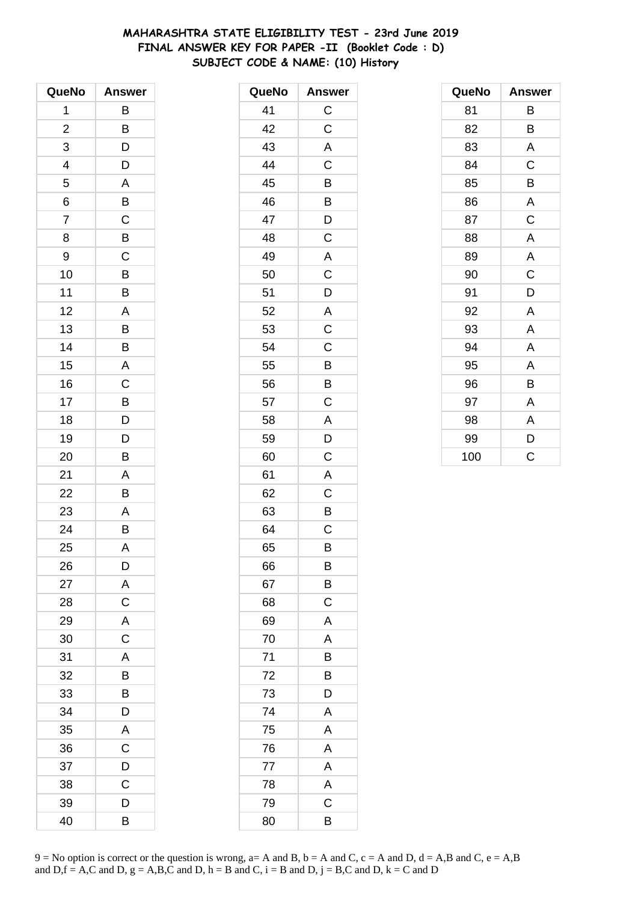**MAHARASHTRA STATE ELIGIBILITY TEST - 23rd June 2019**
**FINAL ANSWER KEY FOR PAPER -II (Booklet Code : D)**
**SUBJECT CODE & NAME: (10) History**

| QueNo | Answer |
|---|---|
| 1 | B |
| 2 | B |
| 3 | D |
| 4 | D |
| 5 | A |
| 6 | B |
| 7 | C |
| 8 | B |
| 9 | C |
| 10 | B |
| 11 | B |
| 12 | A |
| 13 | B |
| 14 | B |
| 15 | A |
| 16 | C |
| 17 | B |
| 18 | D |
| 19 | D |
| 20 | B |
| 21 | A |
| 22 | B |
| 23 | A |
| 24 | B |
| 25 | A |
| 26 | D |
| 27 | A |
| 28 | C |
| 29 | A |
| 30 | C |
| 31 | A |
| 32 | B |
| 33 | B |
| 34 | D |
| 35 | A |
| 36 | C |
| 37 | D |
| 38 | C |
| 39 | D |
| 40 | B |

| QueNo | Answer |
|---|---|
| 41 | C |
| 42 | C |
| 43 | A |
| 44 | C |
| 45 | B |
| 46 | B |
| 47 | D |
| 48 | C |
| 49 | A |
| 50 | C |
| 51 | D |
| 52 | A |
| 53 | C |
| 54 | C |
| 55 | B |
| 56 | B |
| 57 | C |
| 58 | A |
| 59 | D |
| 60 | C |
| 61 | A |
| 62 | C |
| 63 | B |
| 64 | C |
| 65 | B |
| 66 | B |
| 67 | B |
| 68 | C |
| 69 | A |
| 70 | A |
| 71 | B |
| 72 | B |
| 73 | D |
| 74 | A |
| 75 | A |
| 76 | A |
| 77 | A |
| 78 | A |
| 79 | C |
| 80 | B |

| QueNo | Answer |
|---|---|
| 81 | B |
| 82 | B |
| 83 | A |
| 84 | C |
| 85 | B |
| 86 | A |
| 87 | C |
| 88 | A |
| 89 | A |
| 90 | C |
| 91 | D |
| 92 | A |
| 93 | A |
| 94 | A |
| 95 | A |
| 96 | B |
| 97 | A |
| 98 | A |
| 99 | D |
| 100 | C |

9 = No option is correct or the question is wrong, a= A and B, b = A and C, c = A and D, d = A,B and C, e = A,B and D,f = A,C and D, g = A,B,C and D, h = B and C, i = B and D, j = B,C and D, k = C and D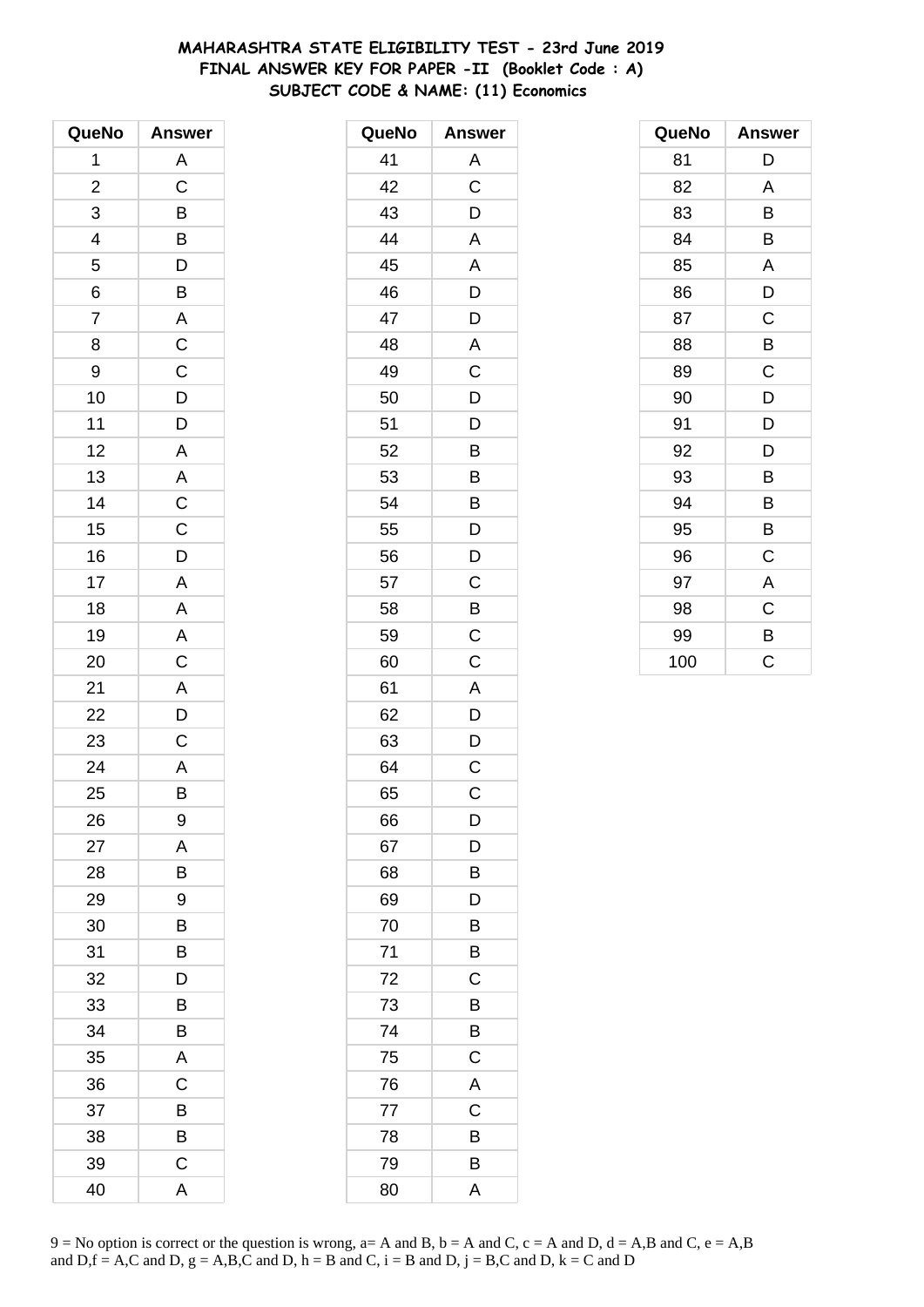**MAHARASHTRA STATE ELIGIBILITY TEST - 23rd June 2019**
**FINAL ANSWER KEY FOR PAPER -II (Booklet Code : A)**
**SUBJECT CODE & NAME: (11) Economics**

| QueNo | Answer |
|---|---|
| 1 | A |
| 2 | C |
| 3 | B |
| 4 | B |
| 5 | D |
| 6 | B |
| 7 | A |
| 8 | C |
| 9 | C |
| 10 | D |
| 11 | D |
| 12 | A |
| 13 | A |
| 14 | C |
| 15 | C |
| 16 | D |
| 17 | A |
| 18 | A |
| 19 | A |
| 20 | C |
| 21 | A |
| 22 | D |
| 23 | C |
| 24 | A |
| 25 | B |
| 26 | 9 |
| 27 | A |
| 28 | B |
| 29 | 9 |
| 30 | B |
| 31 | B |
| 32 | D |
| 33 | B |
| 34 | B |
| 35 | A |
| 36 | C |
| 37 | B |
| 38 | B |
| 39 | C |
| 40 | A |

| QueNo | Answer |
|---|---|
| 41 | A |
| 42 | C |
| 43 | D |
| 44 | A |
| 45 | A |
| 46 | D |
| 47 | D |
| 48 | A |
| 49 | C |
| 50 | D |
| 51 | D |
| 52 | B |
| 53 | B |
| 54 | B |
| 55 | D |
| 56 | D |
| 57 | C |
| 58 | B |
| 59 | C |
| 60 | C |
| 61 | A |
| 62 | D |
| 63 | D |
| 64 | C |
| 65 | C |
| 66 | D |
| 67 | D |
| 68 | B |
| 69 | D |
| 70 | B |
| 71 | B |
| 72 | C |
| 73 | B |
| 74 | B |
| 75 | C |
| 76 | A |
| 77 | C |
| 78 | B |
| 79 | B |
| 80 | A |

| QueNo | Answer |
|---|---|
| 81 | D |
| 82 | A |
| 83 | B |
| 84 | B |
| 85 | A |
| 86 | D |
| 87 | C |
| 88 | B |
| 89 | C |
| 90 | D |
| 91 | D |
| 92 | D |
| 93 | B |
| 94 | B |
| 95 | B |
| 96 | C |
| 97 | A |
| 98 | C |
| 99 | B |
| 100 | C |

9 = No option is correct or the question is wrong, a= A and B, b = A and C, c = A and D, d = A,B and C, e = A,B and D,f = A,C and D, g = A,B,C and D, h = B and C, i = B and D, j = B,C and D, k = C and D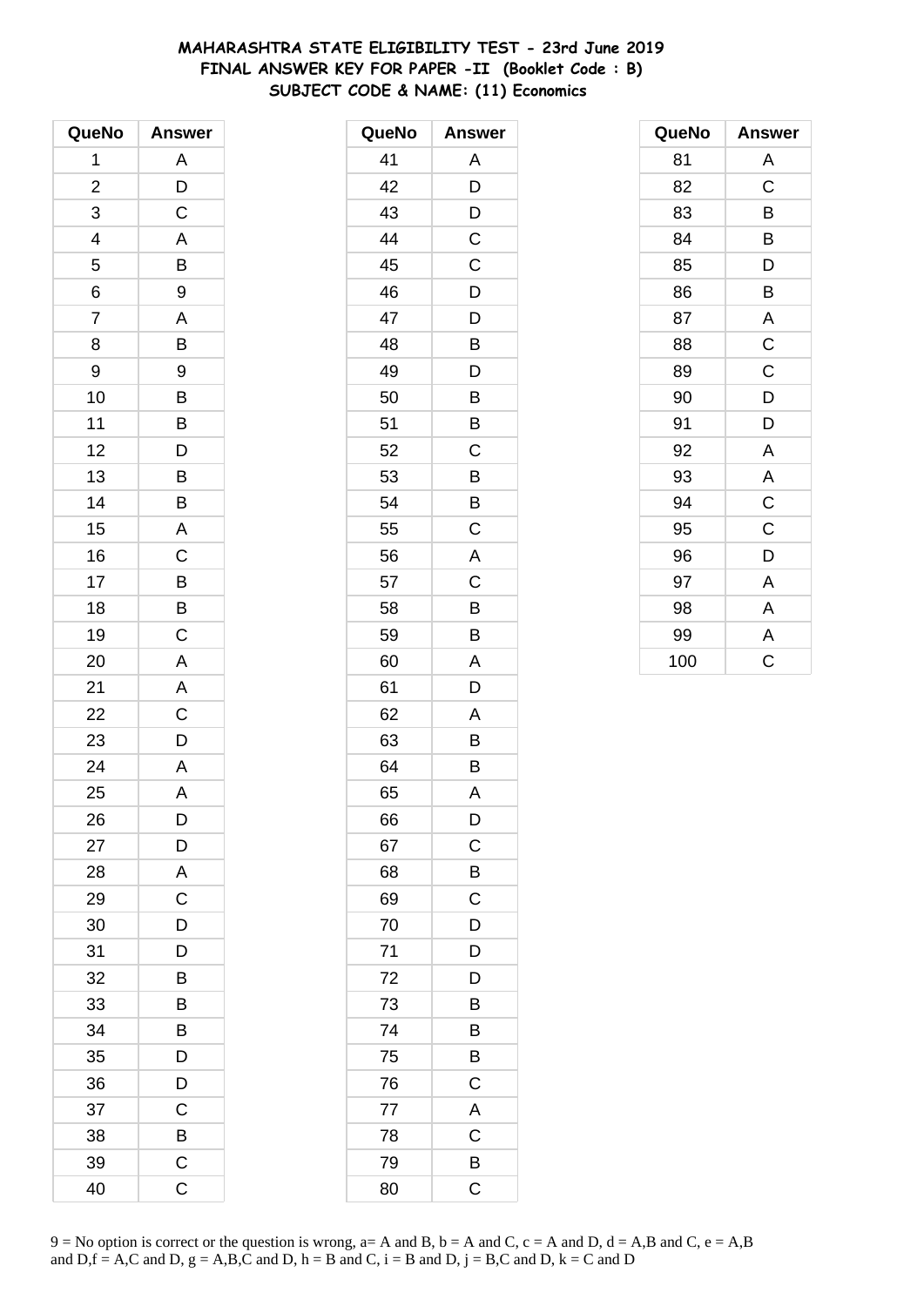**MAHARASHTRA STATE ELIGIBILITY TEST - 23rd June 2019**
**FINAL ANSWER KEY FOR PAPER -II (Booklet Code : B)**
**SUBJECT CODE & NAME: (11) Economics**

| QueNo | Answer |
|---|---|
| 1 | A |
| 2 | D |
| 3 | C |
| 4 | A |
| 5 | B |
| 6 | 9 |
| 7 | A |
| 8 | B |
| 9 | 9 |
| 10 | B |
| 11 | B |
| 12 | D |
| 13 | B |
| 14 | B |
| 15 | A |
| 16 | C |
| 17 | B |
| 18 | B |
| 19 | C |
| 20 | A |
| 21 | A |
| 22 | C |
| 23 | D |
| 24 | A |
| 25 | A |
| 26 | D |
| 27 | D |
| 28 | A |
| 29 | C |
| 30 | D |
| 31 | D |
| 32 | B |
| 33 | B |
| 34 | B |
| 35 | D |
| 36 | D |
| 37 | C |
| 38 | B |
| 39 | C |
| 40 | C |
| 41 | A |
| 42 | D |
| 43 | D |
| 44 | C |
| 45 | C |
| 46 | D |
| 47 | D |
| 48 | B |
| 49 | D |
| 50 | B |
| 51 | B |
| 52 | C |
| 53 | B |
| 54 | B |
| 55 | C |
| 56 | A |
| 57 | C |
| 58 | B |
| 59 | B |
| 60 | A |
| 61 | D |
| 62 | A |
| 63 | B |
| 64 | B |
| 65 | A |
| 66 | D |
| 67 | C |
| 68 | B |
| 69 | C |
| 70 | D |
| 71 | D |
| 72 | D |
| 73 | B |
| 74 | B |
| 75 | B |
| 76 | C |
| 77 | A |
| 78 | C |
| 79 | B |
| 80 | C |
| 81 | A |
| 82 | C |
| 83 | B |
| 84 | B |
| 85 | D |
| 86 | B |
| 87 | A |
| 88 | C |
| 89 | C |
| 90 | D |
| 91 | D |
| 92 | A |
| 93 | A |
| 94 | C |
| 95 | C |
| 96 | D |
| 97 | A |
| 98 | A |
| 99 | A |
| 100 | C |

9 = No option is correct or the question is wrong, a= A and B, b = A and C, c = A and D, d = A,B and C, e = A,B and D,f = A,C and D, g = A,B,C and D, h = B and C, i = B and D, j = B,C and D, k = C and D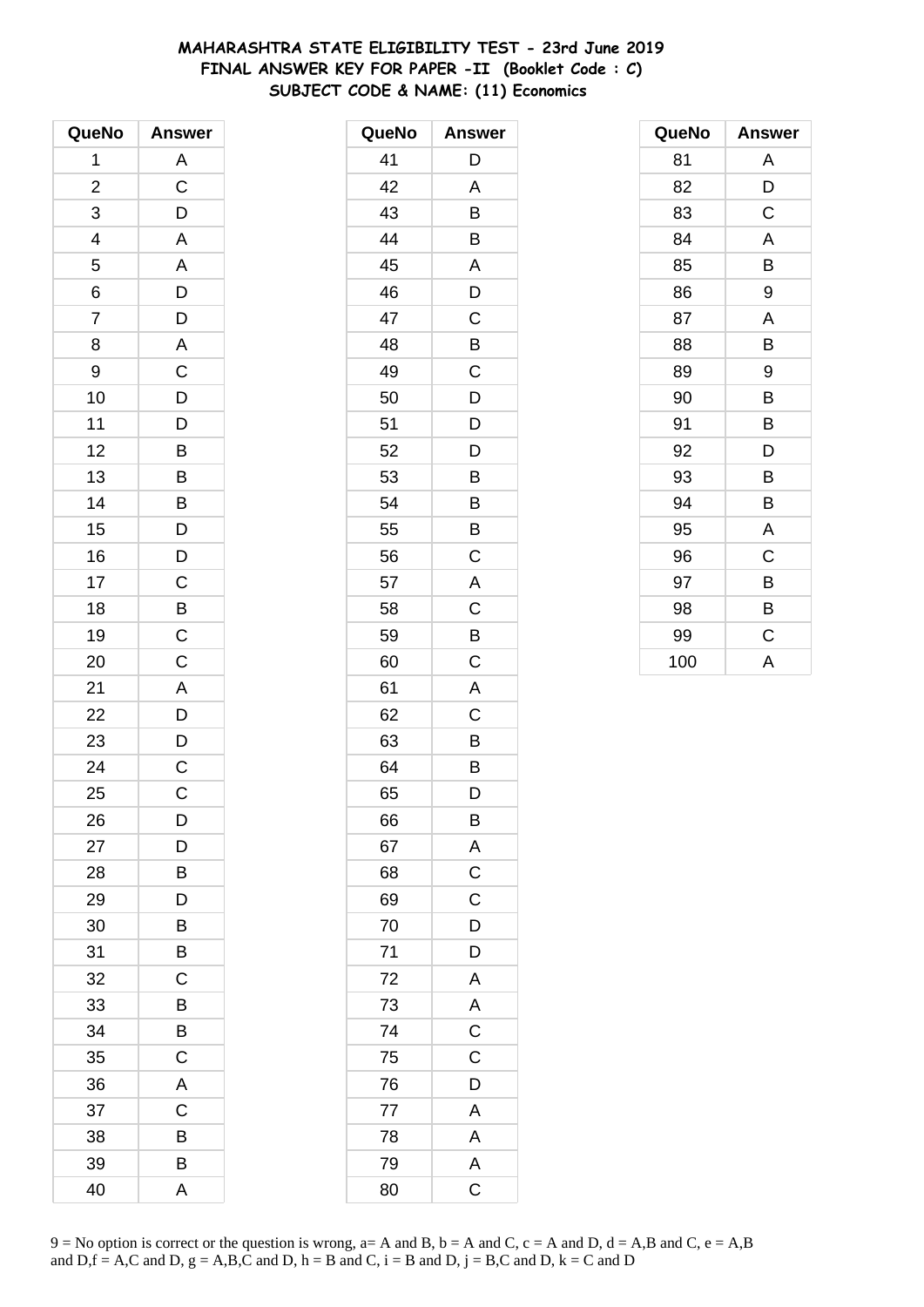# MAHARASHTRA STATE ELIGIBILITY TEST - 23rd June 2019
## FINAL ANSWER KEY FOR PAPER -II (Booklet Code : C)
## SUBJECT CODE & NAME: (11) Economics

| QueNo | Answer |
|---|---|
| 1 | A |
| 2 | C |
| 3 | D |
| 4 | A |
| 5 | A |
| 6 | D |
| 7 | D |
| 8 | A |
| 9 | C |
| 10 | D |
| 11 | D |
| 12 | B |
| 13 | B |
| 14 | B |
| 15 | D |
| 16 | D |
| 17 | C |
| 18 | B |
| 19 | C |
| 20 | C |
| 21 | A |
| 22 | D |
| 23 | D |
| 24 | C |
| 25 | C |
| 26 | D |
| 27 | D |
| 28 | B |
| 29 | D |
| 30 | B |
| 31 | B |
| 32 | C |
| 33 | B |
| 34 | B |
| 35 | C |
| 36 | A |
| 37 | C |
| 38 | B |
| 39 | B |
| 40 | A |

| QueNo | Answer |
|---|---|
| 41 | D |
| 42 | A |
| 43 | B |
| 44 | B |
| 45 | A |
| 46 | D |
| 47 | C |
| 48 | B |
| 49 | C |
| 50 | D |
| 51 | D |
| 52 | D |
| 53 | B |
| 54 | B |
| 55 | B |
| 56 | C |
| 57 | A |
| 58 | C |
| 59 | B |
| 60 | C |
| 61 | A |
| 62 | C |
| 63 | B |
| 64 | B |
| 65 | D |
| 66 | B |
| 67 | A |
| 68 | C |
| 69 | C |
| 70 | D |
| 71 | D |
| 72 | A |
| 73 | A |
| 74 | C |
| 75 | C |
| 76 | D |
| 77 | A |
| 78 | A |
| 79 | A |
| 80 | C |

| QueNo | Answer |
|---|---|
| 81 | A |
| 82 | D |
| 83 | C |
| 84 | A |
| 85 | B |
| 86 | 9 |
| 87 | A |
| 88 | B |
| 89 | 9 |
| 90 | B |
| 91 | B |
| 92 | D |
| 93 | B |
| 94 | B |
| 95 | A |
| 96 | C |
| 97 | B |
| 98 | B |
| 99 | C |
| 100 | A |

9 = No option is correct or the question is wrong, a= A and B, b = A and C, c = A and D, d = A,B and C, e = A,B and D,f = A,C and D, g = A,B,C and D, h = B and C, i = B and D, j = B,C and D, k = C and D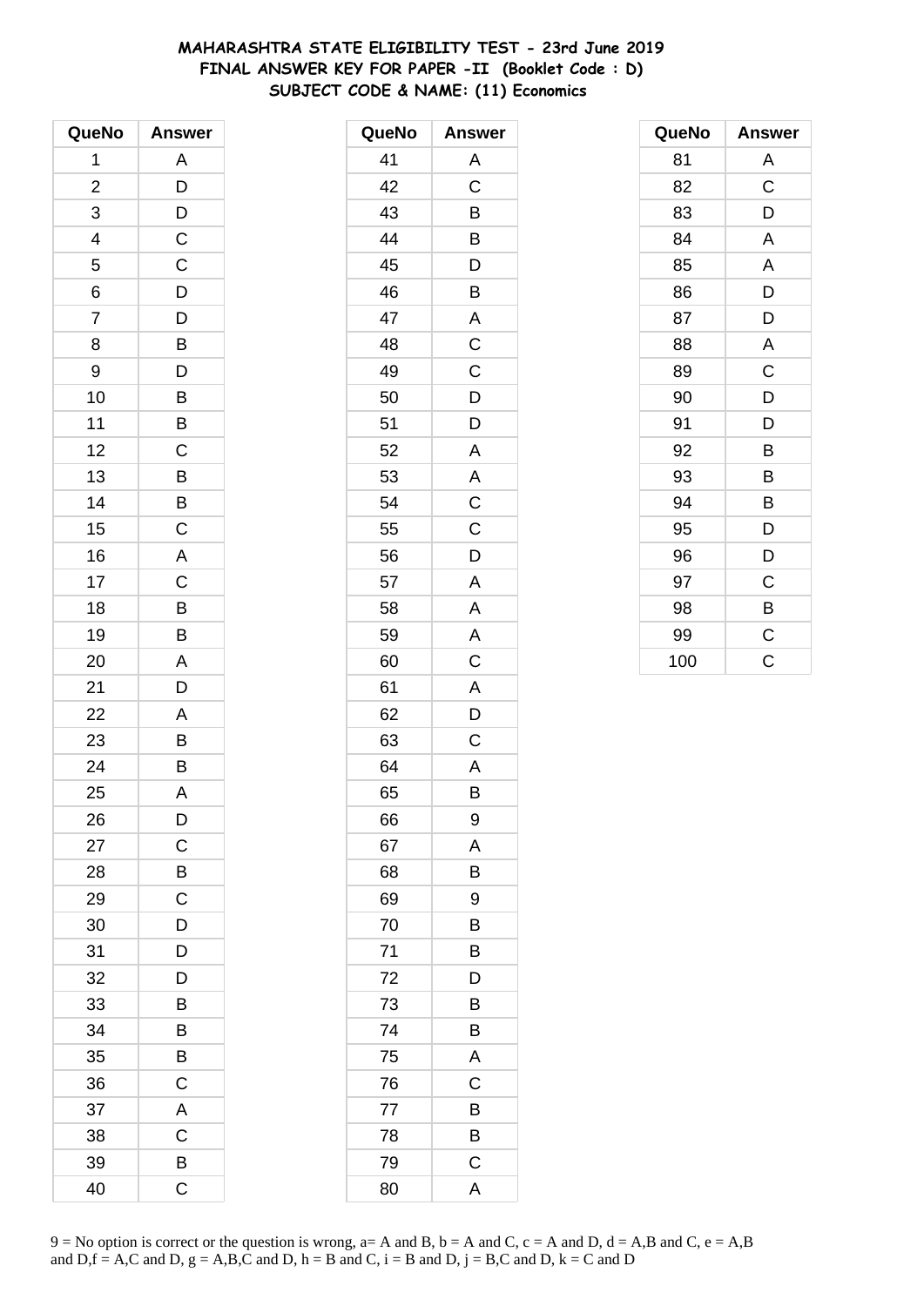# MAHARASHTRA STATE ELIGIBILITY TEST - 23rd June 2019
## FINAL ANSWER KEY FOR PAPER -II (Booklet Code : D)
## SUBJECT CODE & NAME: (11) Economics

| QueNo | Answer |
|---|---|
| 1 | A |
| 2 | D |
| 3 | D |
| 4 | C |
| 5 | C |
| 6 | D |
| 7 | D |
| 8 | B |
| 9 | D |
| 10 | B |
| 11 | B |
| 12 | C |
| 13 | B |
| 14 | B |
| 15 | C |
| 16 | A |
| 17 | C |
| 18 | B |
| 19 | B |
| 20 | A |
| 21 | D |
| 22 | A |
| 23 | B |
| 24 | B |
| 25 | A |
| 26 | D |
| 27 | C |
| 28 | B |
| 29 | C |
| 30 | D |
| 31 | D |
| 32 | D |
| 33 | B |
| 34 | B |
| 35 | B |
| 36 | C |
| 37 | A |
| 38 | C |
| 39 | B |
| 40 | C |
| 41 | A |
| 42 | C |
| 43 | B |
| 44 | B |
| 45 | D |
| 46 | B |
| 47 | A |
| 48 | C |
| 49 | C |
| 50 | D |
| 51 | D |
| 52 | A |
| 53 | A |
| 54 | C |
| 55 | C |
| 56 | D |
| 57 | A |
| 58 | A |
| 59 | A |
| 60 | C |
| 61 | A |
| 62 | D |
| 63 | C |
| 64 | A |
| 65 | B |
| 66 | 9 |
| 67 | A |
| 68 | B |
| 69 | 9 |
| 70 | B |
| 71 | B |
| 72 | D |
| 73 | B |
| 74 | B |
| 75 | A |
| 76 | C |
| 77 | B |
| 78 | B |
| 79 | C |
| 80 | A |
| 81 | A |
| 82 | C |
| 83 | D |
| 84 | A |
| 85 | A |
| 86 | D |
| 87 | D |
| 88 | A |
| 89 | C |
| 90 | D |
| 91 | D |
| 92 | B |
| 93 | B |
| 94 | B |
| 95 | D |
| 96 | D |
| 97 | C |
| 98 | B |
| 99 | C |
| 100 | C |

9 = No option is correct or the question is wrong, a= A and B, b = A and C, c = A and D, d = A,B and C, e = A,B and D,f = A,C and D, g = A,B,C and D, h = B and C, i = B and D, j = B,C and D, k = C and D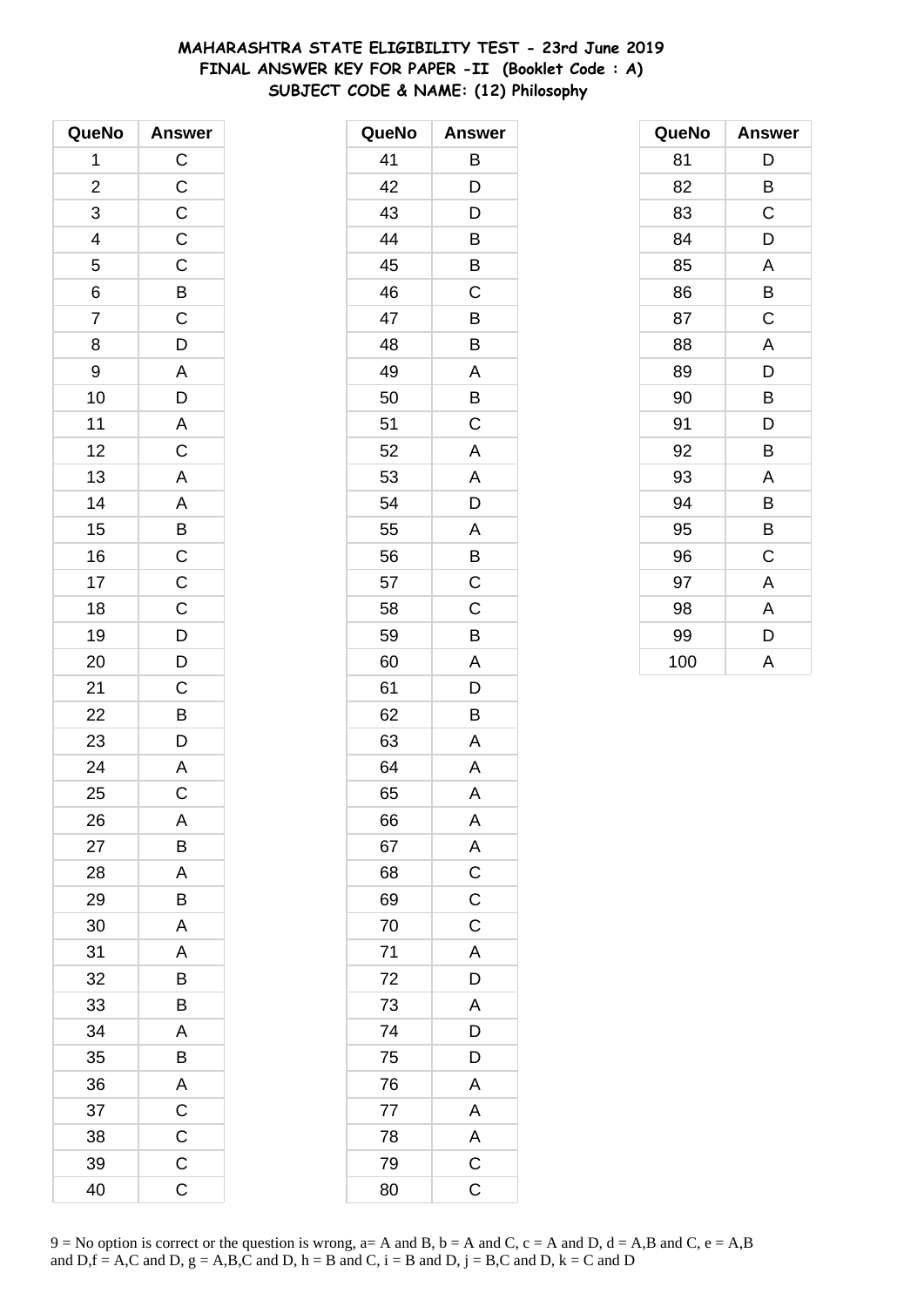# MAHARASHTRA STATE ELIGIBILITY TEST - 23rd June 2019
## FINAL ANSWER KEY FOR PAPER -II (Booklet Code : A)
## SUBJECT CODE & NAME: (12) Philosophy

| QueNo | Answer |
|---|---|
| 1 | C |
| 2 | C |
| 3 | C |
| 4 | C |
| 5 | C |
| 6 | B |
| 7 | C |
| 8 | D |
| 9 | A |
| 10 | D |
| 11 | A |
| 12 | C |
| 13 | A |
| 14 | A |
| 15 | B |
| 16 | C |
| 17 | C |
| 18 | C |
| 19 | D |
| 20 | D |
| 21 | C |
| 22 | B |
| 23 | D |
| 24 | A |
| 25 | C |
| 26 | A |
| 27 | B |
| 28 | A |
| 29 | B |
| 30 | A |
| 31 | A |
| 32 | B |
| 33 | B |
| 34 | A |
| 35 | B |
| 36 | A |
| 37 | C |
| 38 | C |
| 39 | C |
| 40 | C |

| QueNo | Answer |
|---|---|
| 41 | B |
| 42 | D |
| 43 | D |
| 44 | B |
| 45 | B |
| 46 | C |
| 47 | B |
| 48 | B |
| 49 | A |
| 50 | B |
| 51 | C |
| 52 | A |
| 53 | A |
| 54 | D |
| 55 | A |
| 56 | B |
| 57 | C |
| 58 | C |
| 59 | B |
| 60 | A |
| 61 | D |
| 62 | B |
| 63 | A |
| 64 | A |
| 65 | A |
| 66 | A |
| 67 | A |
| 68 | C |
| 69 | C |
| 70 | C |
| 71 | A |
| 72 | D |
| 73 | A |
| 74 | D |
| 75 | D |
| 76 | A |
| 77 | A |
| 78 | A |
| 79 | C |
| 80 | C |

| QueNo | Answer |
|---|---|
| 81 | D |
| 82 | B |
| 83 | C |
| 84 | D |
| 85 | A |
| 86 | B |
| 87 | C |
| 88 | A |
| 89 | D |
| 90 | B |
| 91 | D |
| 92 | B |
| 93 | A |
| 94 | B |
| 95 | B |
| 96 | C |
| 97 | A |
| 98 | A |
| 99 | D |
| 100 | A |

9 = No option is correct or the question is wrong, a= A and B, b = A and C, c = A and D, d = A,B and C, e = A,B and D,f = A,C and D, g = A,B,C and D, h = B and C, i = B and D, j = B,C and D, k = C and D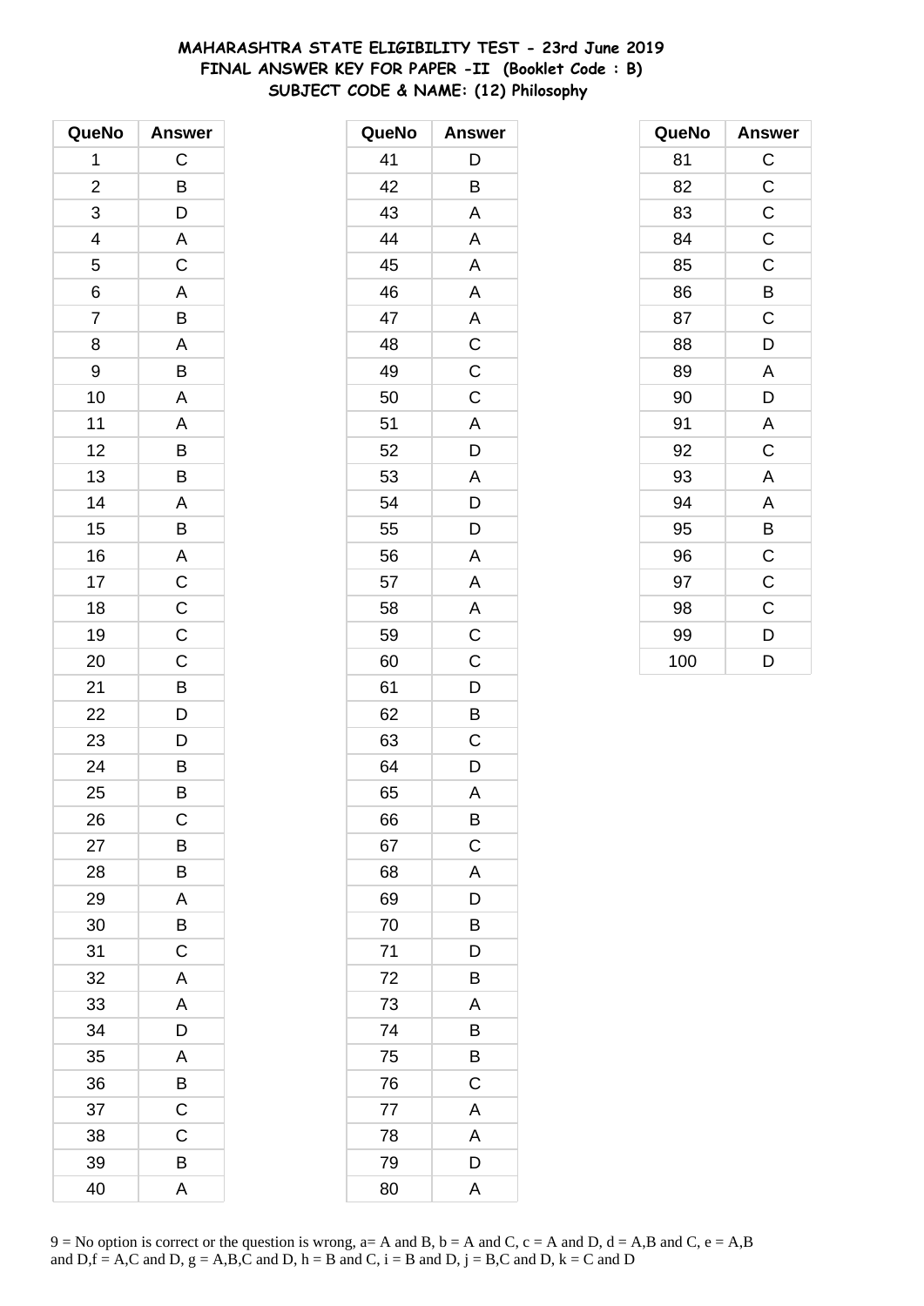# MAHARASHTRA STATE ELIGIBILITY TEST - 23rd June 2019
## FINAL ANSWER KEY FOR PAPER -II (Booklet Code : B)
### SUBJECT CODE & NAME: (12) Philosophy

| QueNo | Answer |
|---|---|
| 1 | C |
| 2 | B |
| 3 | D |
| 4 | A |
| 5 | C |
| 6 | A |
| 7 | B |
| 8 | A |
| 9 | B |
| 10 | A |
| 11 | A |
| 12 | B |
| 13 | B |
| 14 | A |
| 15 | B |
| 16 | A |
| 17 | C |
| 18 | C |
| 19 | C |
| 20 | C |
| 21 | B |
| 22 | D |
| 23 | D |
| 24 | B |
| 25 | B |
| 26 | C |
| 27 | B |
| 28 | B |
| 29 | A |
| 30 | B |
| 31 | C |
| 32 | A |
| 33 | A |
| 34 | D |
| 35 | A |
| 36 | B |
| 37 | C |
| 38 | C |
| 39 | B |
| 40 | A |

| QueNo | Answer |
|---|---|
| 41 | D |
| 42 | B |
| 43 | A |
| 44 | A |
| 45 | A |
| 46 | A |
| 47 | A |
| 48 | C |
| 49 | C |
| 50 | C |
| 51 | A |
| 52 | D |
| 53 | A |
| 54 | D |
| 55 | D |
| 56 | A |
| 57 | A |
| 58 | A |
| 59 | C |
| 60 | C |
| 61 | D |
| 62 | B |
| 63 | C |
| 64 | D |
| 65 | A |
| 66 | B |
| 67 | C |
| 68 | A |
| 69 | D |
| 70 | B |
| 71 | D |
| 72 | B |
| 73 | A |
| 74 | B |
| 75 | B |
| 76 | C |
| 77 | A |
| 78 | A |
| 79 | D |
| 80 | A |

| QueNo | Answer |
|---|---|
| 81 | C |
| 82 | C |
| 83 | C |
| 84 | C |
| 85 | C |
| 86 | B |
| 87 | C |
| 88 | D |
| 89 | A |
| 90 | D |
| 91 | A |
| 92 | C |
| 93 | A |
| 94 | A |
| 95 | B |
| 96 | C |
| 97 | C |
| 98 | C |
| 99 | D |
| 100 | D |

9 = No option is correct or the question is wrong, a= A and B, b = A and C, c = A and D, d = A,B and C, e = A,B and D,f = A,C and D, g = A,B,C and D, h = B and C, i = B and D, j = B,C and D, k = C and D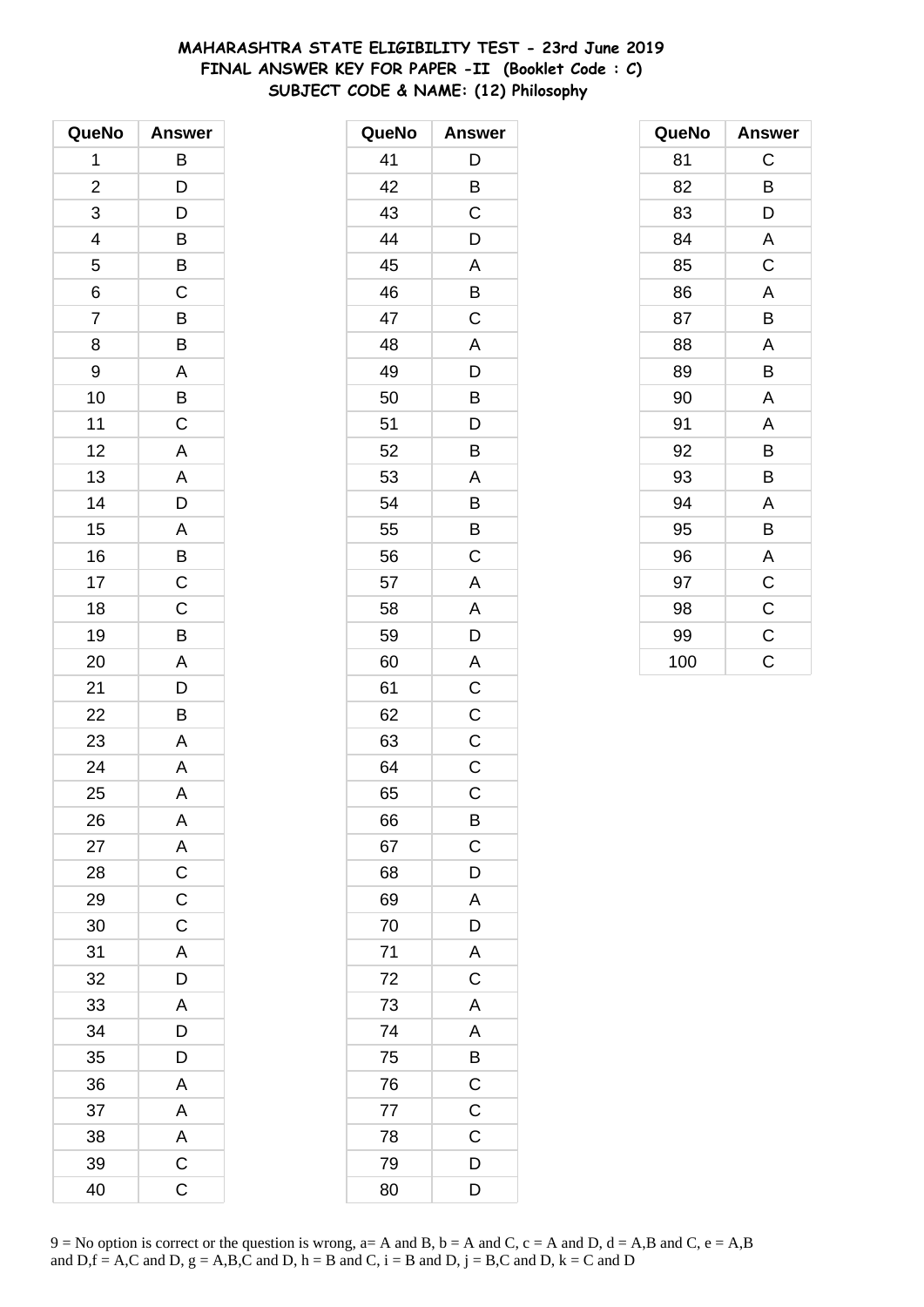# MAHARASHTRA STATE ELIGIBILITY TEST - 23rd June 2019
## FINAL ANSWER KEY FOR PAPER -II (Booklet Code : C)
### SUBJECT CODE & NAME: (12) Philosophy

| QueNo | Answer |
|---|---|
| 1 | B |
| 2 | D |
| 3 | D |
| 4 | B |
| 5 | B |
| 6 | C |
| 7 | B |
| 8 | B |
| 9 | A |
| 10 | B |
| 11 | C |
| 12 | A |
| 13 | A |
| 14 | D |
| 15 | A |
| 16 | B |
| 17 | C |
| 18 | C |
| 19 | B |
| 20 | A |
| 21 | D |
| 22 | B |
| 23 | A |
| 24 | A |
| 25 | A |
| 26 | A |
| 27 | A |
| 28 | C |
| 29 | C |
| 30 | C |
| 31 | A |
| 32 | D |
| 33 | A |
| 34 | D |
| 35 | D |
| 36 | A |
| 37 | A |
| 38 | A |
| 39 | C |
| 40 | C |

| QueNo | Answer |
|---|---|
| 41 | D |
| 42 | B |
| 43 | C |
| 44 | D |
| 45 | A |
| 46 | B |
| 47 | C |
| 48 | A |
| 49 | D |
| 50 | B |
| 51 | D |
| 52 | B |
| 53 | A |
| 54 | B |
| 55 | B |
| 56 | C |
| 57 | A |
| 58 | A |
| 59 | D |
| 60 | A |
| 61 | C |
| 62 | C |
| 63 | C |
| 64 | C |
| 65 | C |
| 66 | B |
| 67 | C |
| 68 | D |
| 69 | A |
| 70 | D |
| 71 | A |
| 72 | C |
| 73 | A |
| 74 | A |
| 75 | B |
| 76 | C |
| 77 | C |
| 78 | C |
| 79 | D |
| 80 | D |

| QueNo | Answer |
|---|---|
| 81 | C |
| 82 | B |
| 83 | D |
| 84 | A |
| 85 | C |
| 86 | A |
| 87 | B |
| 88 | A |
| 89 | B |
| 90 | A |
| 91 | A |
| 92 | B |
| 93 | B |
| 94 | A |
| 95 | B |
| 96 | A |
| 97 | C |
| 98 | C |
| 99 | C |
| 100 | C |

9 = No option is correct or the question is wrong, a= A and B, b = A and C, c = A and D, d = A,B and C, e = A,B and D,f = A,C and D, g = A,B,C and D, h = B and C, i = B and D, j = B,C and D, k = C and D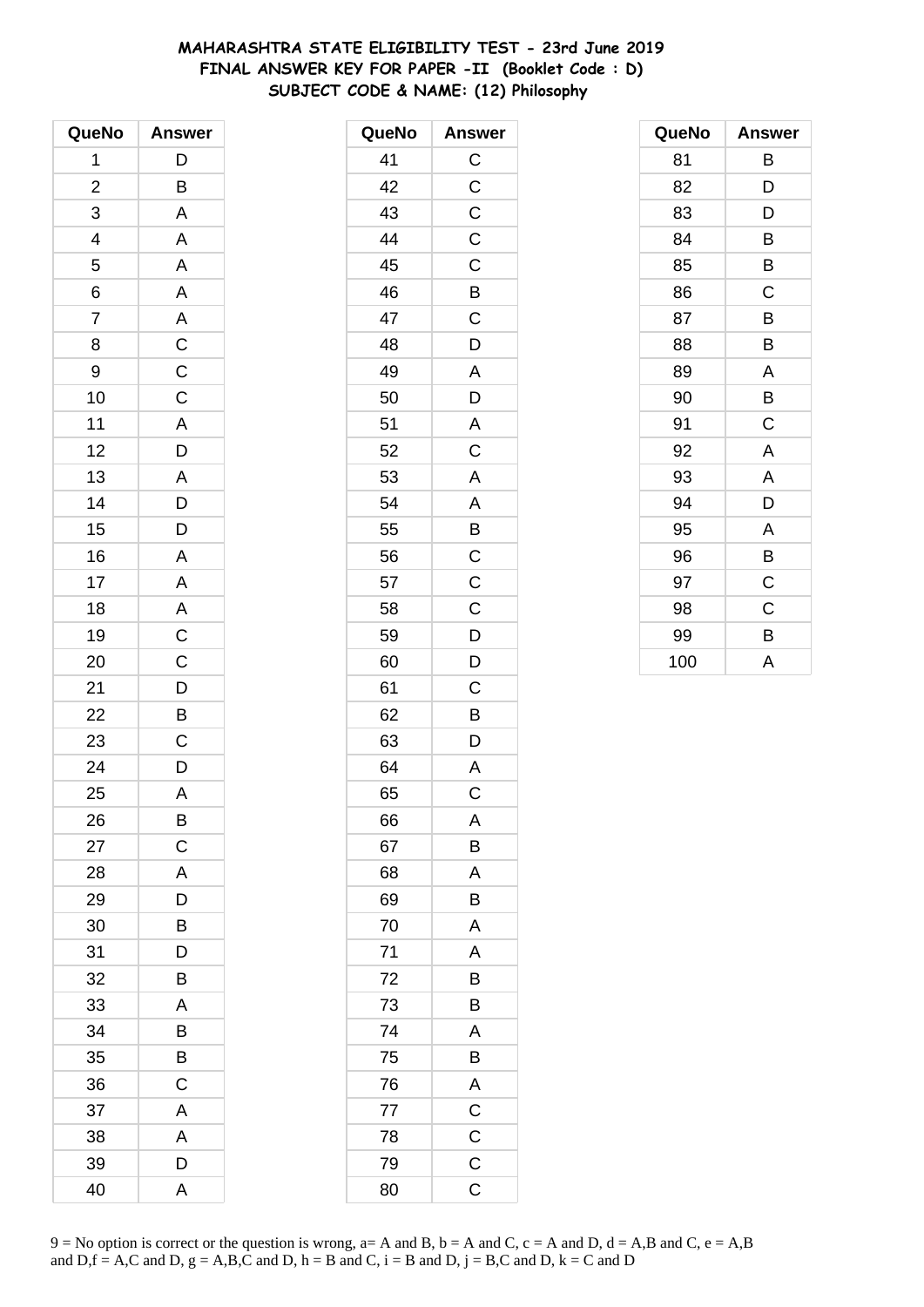# MAHARASHTRA STATE ELIGIBILITY TEST - 23rd June 2019
## FINAL ANSWER KEY FOR PAPER -II (Booklet Code : D)
## SUBJECT CODE & NAME: (12) Philosophy

| QueNo | Answer |
|---|---|
| 1 | D |
| 2 | B |
| 3 | A |
| 4 | A |
| 5 | A |
| 6 | A |
| 7 | A |
| 8 | C |
| 9 | C |
| 10 | C |
| 11 | A |
| 12 | D |
| 13 | A |
| 14 | D |
| 15 | D |
| 16 | A |
| 17 | A |
| 18 | A |
| 19 | C |
| 20 | C |
| 21 | D |
| 22 | B |
| 23 | C |
| 24 | D |
| 25 | A |
| 26 | B |
| 27 | C |
| 28 | A |
| 29 | D |
| 30 | B |
| 31 | D |
| 32 | B |
| 33 | A |
| 34 | B |
| 35 | B |
| 36 | C |
| 37 | A |
| 38 | A |
| 39 | D |
| 40 | A |

| QueNo | Answer |
|---|---|
| 41 | C |
| 42 | C |
| 43 | C |
| 44 | C |
| 45 | C |
| 46 | B |
| 47 | C |
| 48 | D |
| 49 | A |
| 50 | D |
| 51 | A |
| 52 | C |
| 53 | A |
| 54 | A |
| 55 | B |
| 56 | C |
| 57 | C |
| 58 | C |
| 59 | D |
| 60 | D |
| 61 | C |
| 62 | B |
| 63 | D |
| 64 | A |
| 65 | C |
| 66 | A |
| 67 | B |
| 68 | A |
| 69 | B |
| 70 | A |
| 71 | A |
| 72 | B |
| 73 | B |
| 74 | A |
| 75 | B |
| 76 | A |
| 77 | C |
| 78 | C |
| 79 | C |
| 80 | C |

| QueNo | Answer |
|---|---|
| 81 | B |
| 82 | D |
| 83 | D |
| 84 | B |
| 85 | B |
| 86 | C |
| 87 | B |
| 88 | B |
| 89 | A |
| 90 | B |
| 91 | C |
| 92 | A |
| 93 | A |
| 94 | D |
| 95 | A |
| 96 | B |
| 97 | C |
| 98 | C |
| 99 | B |
| 100 | A |

9 = No option is correct or the question is wrong, a= A and B, b = A and C, c = A and D, d = A,B and C, e = A,B and D,f = A,C and D, g = A,B,C and D, h = B and C, i = B and D, j = B,C and D, k = C and D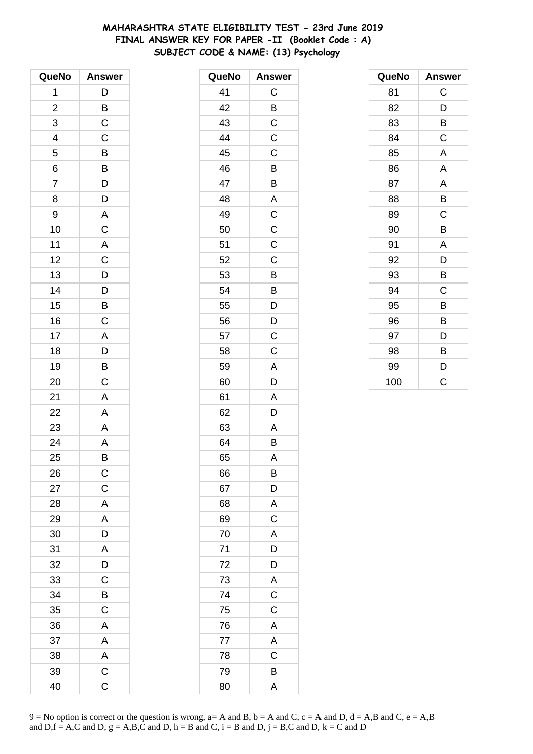# MAHARASHTRA STATE ELIGIBILITY TEST - 23rd June 2019
## FINAL ANSWER KEY FOR PAPER -II (Booklet Code : A)
## SUBJECT CODE & NAME: (13) Psychology

| QueNo | Answer |
|---|---|
| 1 | D |
| 2 | B |
| 3 | C |
| 4 | C |
| 5 | B |
| 6 | B |
| 7 | D |
| 8 | D |
| 9 | A |
| 10 | C |
| 11 | A |
| 12 | C |
| 13 | D |
| 14 | D |
| 15 | B |
| 16 | C |
| 17 | A |
| 18 | D |
| 19 | B |
| 20 | C |
| 21 | A |
| 22 | A |
| 23 | A |
| 24 | A |
| 25 | B |
| 26 | C |
| 27 | C |
| 28 | A |
| 29 | A |
| 30 | D |
| 31 | A |
| 32 | D |
| 33 | C |
| 34 | B |
| 35 | C |
| 36 | A |
| 37 | A |
| 38 | A |
| 39 | C |
| 40 | C |

| QueNo | Answer |
|---|---|
| 41 | C |
| 42 | B |
| 43 | C |
| 44 | C |
| 45 | C |
| 46 | B |
| 47 | B |
| 48 | A |
| 49 | C |
| 50 | C |
| 51 | C |
| 52 | C |
| 53 | B |
| 54 | B |
| 55 | D |
| 56 | D |
| 57 | C |
| 58 | C |
| 59 | A |
| 60 | D |
| 61 | A |
| 62 | D |
| 63 | A |
| 64 | B |
| 65 | A |
| 66 | B |
| 67 | D |
| 68 | A |
| 69 | C |
| 70 | A |
| 71 | D |
| 72 | D |
| 73 | A |
| 74 | C |
| 75 | C |
| 76 | A |
| 77 | A |
| 78 | C |
| 79 | B |
| 80 | A |

| QueNo | Answer |
|---|---|
| 81 | C |
| 82 | D |
| 83 | B |
| 84 | C |
| 85 | A |
| 86 | A |
| 87 | A |
| 88 | B |
| 89 | C |
| 90 | B |
| 91 | A |
| 92 | D |
| 93 | B |
| 94 | C |
| 95 | B |
| 96 | B |
| 97 | D |
| 98 | B |
| 99 | D |
| 100 | C |

9 = No option is correct or the question is wrong, a= A and B, b = A and C, c = A and D, d = A,B and C, e = A,B and D,f = A,C and D, g = A,B,C and D, h = B and C, i = B and D, j = B,C and D, k = C and D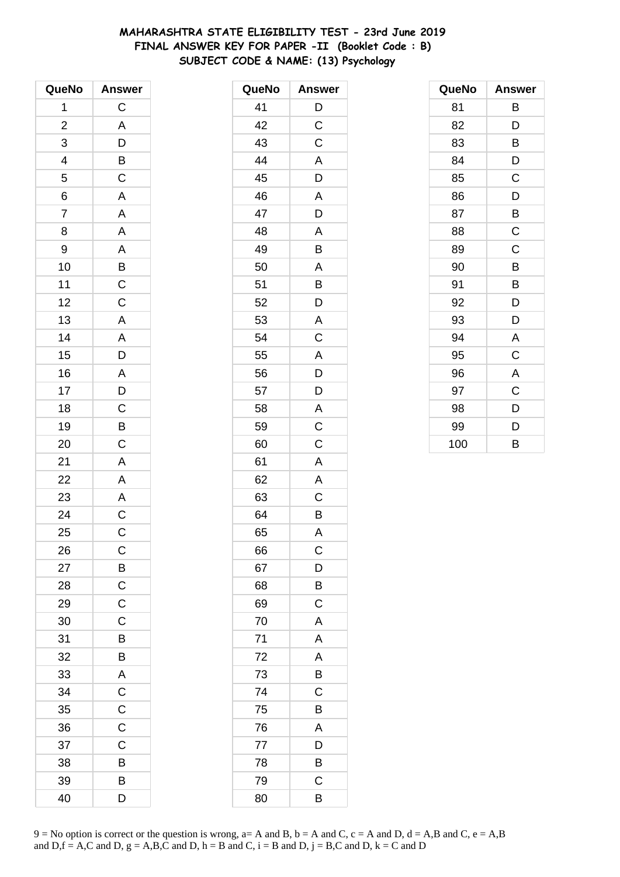# MAHARASHTRA STATE ELIGIBILITY TEST - 23rd June 2019
## FINAL ANSWER KEY FOR PAPER -II (Booklet Code : B)
### SUBJECT CODE & NAME: (13) Psychology

| QueNo | Answer |
|---|---|
| 1 | C |
| 2 | A |
| 3 | D |
| 4 | B |
| 5 | C |
| 6 | A |
| 7 | A |
| 8 | A |
| 9 | A |
| 10 | B |
| 11 | C |
| 12 | C |
| 13 | A |
| 14 | A |
| 15 | D |
| 16 | A |
| 17 | D |
| 18 | C |
| 19 | B |
| 20 | C |
| 21 | A |
| 22 | A |
| 23 | A |
| 24 | C |
| 25 | C |
| 26 | C |
| 27 | B |
| 28 | C |
| 29 | C |
| 30 | C |
| 31 | B |
| 32 | B |
| 33 | A |
| 34 | C |
| 35 | C |
| 36 | C |
| 37 | C |
| 38 | B |
| 39 | B |
| 40 | D |

| QueNo | Answer |
|---|---|
| 41 | D |
| 42 | C |
| 43 | C |
| 44 | A |
| 45 | D |
| 46 | A |
| 47 | D |
| 48 | A |
| 49 | B |
| 50 | A |
| 51 | B |
| 52 | D |
| 53 | A |
| 54 | C |
| 55 | A |
| 56 | D |
| 57 | D |
| 58 | A |
| 59 | C |
| 60 | C |
| 61 | A |
| 62 | A |
| 63 | C |
| 64 | B |
| 65 | A |
| 66 | C |
| 67 | D |
| 68 | B |
| 69 | C |
| 70 | A |
| 71 | A |
| 72 | A |
| 73 | B |
| 74 | C |
| 75 | B |
| 76 | A |
| 77 | D |
| 78 | B |
| 79 | C |
| 80 | B |

| QueNo | Answer |
|---|---|
| 81 | B |
| 82 | D |
| 83 | B |
| 84 | D |
| 85 | C |
| 86 | D |
| 87 | B |
| 88 | C |
| 89 | C |
| 90 | B |
| 91 | B |
| 92 | D |
| 93 | D |
| 94 | A |
| 95 | C |
| 96 | A |
| 97 | C |
| 98 | D |
| 99 | D |
| 100 | B |

9 = No option is correct or the question is wrong, a= A and B, b = A and C, c = A and D, d = A,B and C, e = A,B and D,f = A,C and D, g = A,B,C and D, h = B and C, i = B and D, j = B,C and D, k = C and D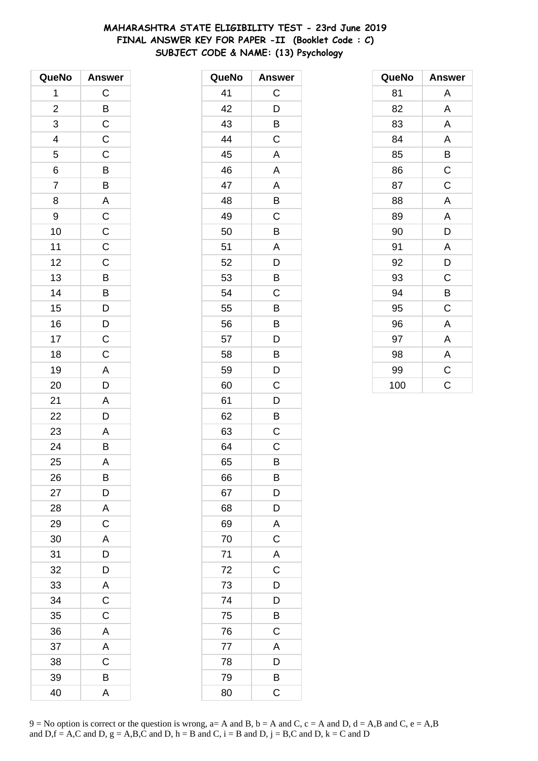**MAHARASHTRA STATE ELIGIBILITY TEST - 23rd June 2019**
**FINAL ANSWER KEY FOR PAPER -II (Booklet Code : C)**
**SUBJECT CODE & NAME: (13) Psychology**

| QueNo | Answer |
|---|---|
| 1 | C |
| 2 | B |
| 3 | C |
| 4 | C |
| 5 | C |
| 6 | B |
| 7 | B |
| 8 | A |
| 9 | C |
| 10 | C |
| 11 | C |
| 12 | C |
| 13 | B |
| 14 | B |
| 15 | D |
| 16 | D |
| 17 | C |
| 18 | C |
| 19 | A |
| 20 | D |
| 21 | A |
| 22 | D |
| 23 | A |
| 24 | B |
| 25 | A |
| 26 | B |
| 27 | D |
| 28 | A |
| 29 | C |
| 30 | A |
| 31 | D |
| 32 | D |
| 33 | A |
| 34 | C |
| 35 | C |
| 36 | A |
| 37 | A |
| 38 | C |
| 39 | B |
| 40 | A |

| QueNo | Answer |
|---|---|
| 41 | C |
| 42 | D |
| 43 | B |
| 44 | C |
| 45 | A |
| 46 | A |
| 47 | A |
| 48 | B |
| 49 | C |
| 50 | B |
| 51 | A |
| 52 | D |
| 53 | B |
| 54 | C |
| 55 | B |
| 56 | B |
| 57 | D |
| 58 | B |
| 59 | D |
| 60 | C |
| 61 | D |
| 62 | B |
| 63 | C |
| 64 | C |
| 65 | B |
| 66 | B |
| 67 | D |
| 68 | D |
| 69 | A |
| 70 | C |
| 71 | A |
| 72 | C |
| 73 | D |
| 74 | D |
| 75 | B |
| 76 | C |
| 77 | A |
| 78 | D |
| 79 | B |
| 80 | C |

| QueNo | Answer |
|---|---|
| 81 | A |
| 82 | A |
| 83 | A |
| 84 | A |
| 85 | B |
| 86 | C |
| 87 | C |
| 88 | A |
| 89 | A |
| 90 | D |
| 91 | A |
| 92 | D |
| 93 | C |
| 94 | B |
| 95 | C |
| 96 | A |
| 97 | A |
| 98 | A |
| 99 | C |
| 100 | C |

9 = No option is correct or the question is wrong, a= A and B, b = A and C, c = A and D, d = A,B and C, e = A,B and D,f = A,C and D, g = A,B,C and D, h = B and C, i = B and D, j = B,C and D, k = C and D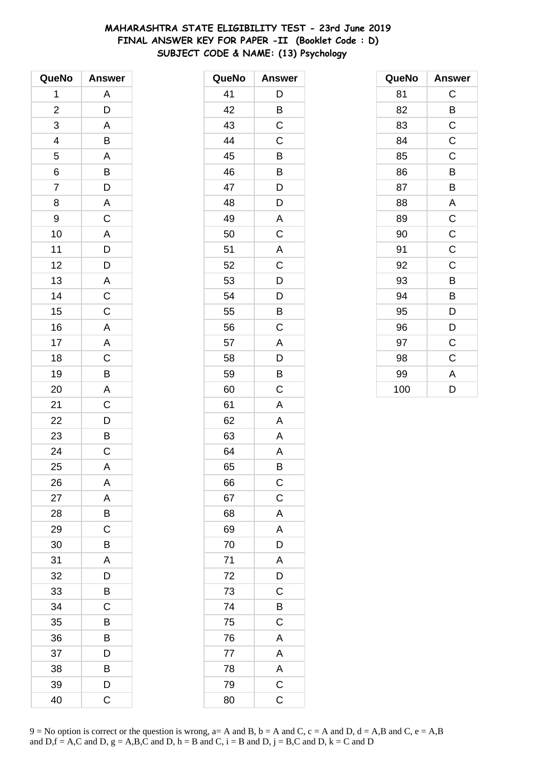# MAHARASHTRA STATE ELIGIBILITY TEST - 23rd June 2019
## FINAL ANSWER KEY FOR PAPER -II (Booklet Code : D)
## SUBJECT CODE & NAME: (13) Psychology

| QueNo | Answer |
|---|---|
| 1 | A |
| 2 | D |
| 3 | A |
| 4 | B |
| 5 | A |
| 6 | B |
| 7 | D |
| 8 | A |
| 9 | C |
| 10 | A |
| 11 | D |
| 12 | D |
| 13 | A |
| 14 | C |
| 15 | C |
| 16 | A |
| 17 | A |
| 18 | C |
| 19 | B |
| 20 | A |
| 21 | C |
| 22 | D |
| 23 | B |
| 24 | C |
| 25 | A |
| 26 | A |
| 27 | A |
| 28 | B |
| 29 | C |
| 30 | B |
| 31 | A |
| 32 | D |
| 33 | B |
| 34 | C |
| 35 | B |
| 36 | B |
| 37 | D |
| 38 | B |
| 39 | D |
| 40 | C |

| QueNo | Answer |
|---|---|
| 41 | D |
| 42 | B |
| 43 | C |
| 44 | C |
| 45 | B |
| 46 | B |
| 47 | D |
| 48 | D |
| 49 | A |
| 50 | C |
| 51 | A |
| 52 | C |
| 53 | D |
| 54 | D |
| 55 | B |
| 56 | C |
| 57 | A |
| 58 | D |
| 59 | B |
| 60 | C |
| 61 | A |
| 62 | A |
| 63 | A |
| 64 | A |
| 65 | B |
| 66 | C |
| 67 | C |
| 68 | A |
| 69 | A |
| 70 | D |
| 71 | A |
| 72 | D |
| 73 | C |
| 74 | B |
| 75 | C |
| 76 | A |
| 77 | A |
| 78 | A |
| 79 | C |
| 80 | C |

| QueNo | Answer |
|---|---|
| 81 | C |
| 82 | B |
| 83 | C |
| 84 | C |
| 85 | C |
| 86 | B |
| 87 | B |
| 88 | A |
| 89 | C |
| 90 | C |
| 91 | C |
| 92 | C |
| 93 | B |
| 94 | B |
| 95 | D |
| 96 | D |
| 97 | C |
| 98 | C |
| 99 | A |
| 100 | D |

9 = No option is correct or the question is wrong, a= A and B, b = A and C, c = A and D, d = A,B and C, e = A,B and D,f = A,C and D, g = A,B,C and D, h = B and C, i = B and D, j = B,C and D, k = C and D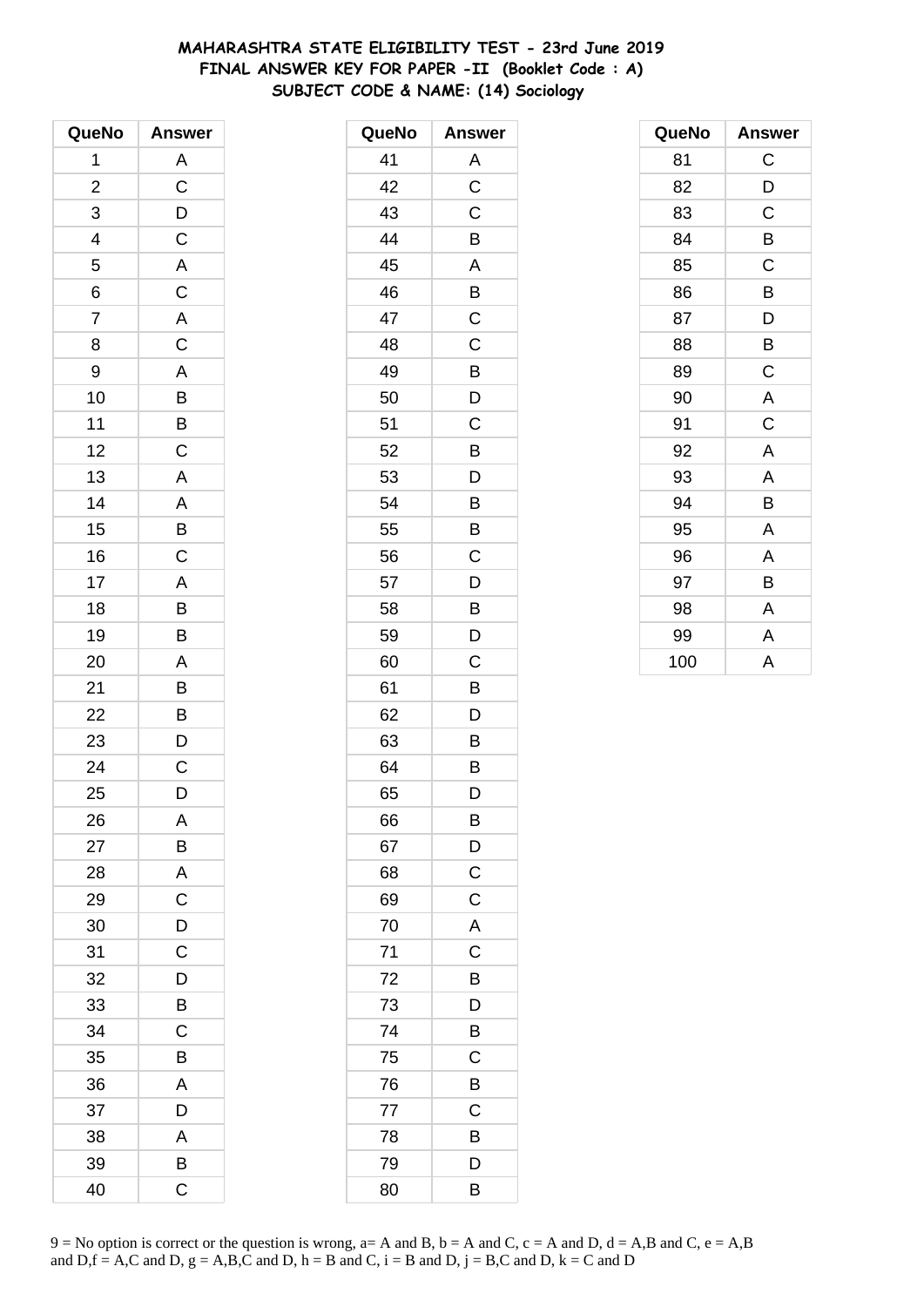# MAHARASHTRA STATE ELIGIBILITY TEST - 23rd June 2019
## FINAL ANSWER KEY FOR PAPER -II (Booklet Code : A)
### SUBJECT CODE & NAME: (14) Sociology

| QueNo | Answer |
|---|---|
| 1 | A |
| 2 | C |
| 3 | D |
| 4 | C |
| 5 | A |
| 6 | C |
| 7 | A |
| 8 | C |
| 9 | A |
| 10 | B |
| 11 | B |
| 12 | C |
| 13 | A |
| 14 | A |
| 15 | B |
| 16 | C |
| 17 | A |
| 18 | B |
| 19 | B |
| 20 | A |
| 21 | B |
| 22 | B |
| 23 | D |
| 24 | C |
| 25 | D |
| 26 | A |
| 27 | B |
| 28 | A |
| 29 | C |
| 30 | D |
| 31 | C |
| 32 | D |
| 33 | B |
| 34 | C |
| 35 | B |
| 36 | A |
| 37 | D |
| 38 | A |
| 39 | B |
| 40 | C |

| QueNo | Answer |
|---|---|
| 41 | A |
| 42 | C |
| 43 | C |
| 44 | B |
| 45 | A |
| 46 | B |
| 47 | C |
| 48 | C |
| 49 | B |
| 50 | D |
| 51 | C |
| 52 | B |
| 53 | D |
| 54 | B |
| 55 | B |
| 56 | C |
| 57 | D |
| 58 | B |
| 59 | D |
| 60 | C |
| 61 | B |
| 62 | D |
| 63 | B |
| 64 | B |
| 65 | D |
| 66 | B |
| 67 | D |
| 68 | C |
| 69 | C |
| 70 | A |
| 71 | C |
| 72 | B |
| 73 | D |
| 74 | B |
| 75 | C |
| 76 | B |
| 77 | C |
| 78 | B |
| 79 | D |
| 80 | B |

| QueNo | Answer |
|---|---|
| 81 | C |
| 82 | D |
| 83 | C |
| 84 | B |
| 85 | C |
| 86 | B |
| 87 | D |
| 88 | B |
| 89 | C |
| 90 | A |
| 91 | C |
| 92 | A |
| 93 | A |
| 94 | B |
| 95 | A |
| 96 | A |
| 97 | B |
| 98 | A |
| 99 | A |
| 100 | A |

9 = No option is correct or the question is wrong, a= A and B, b = A and C, c = A and D, d = A,B and C, e = A,B and D,f = A,C and D, g = A,B,C and D, h = B and C, i = B and D, j = B,C and D, k = C and D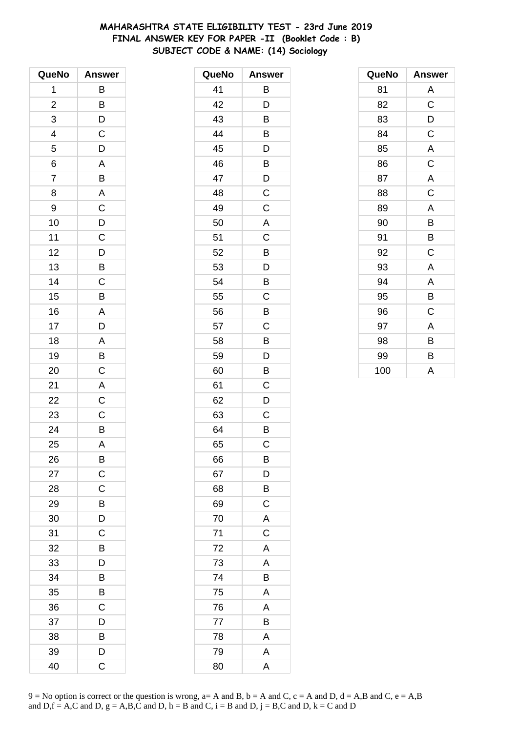**MAHARASHTRA STATE ELIGIBILITY TEST - 23rd June 2019**
**FINAL ANSWER KEY FOR PAPER -II (Booklet Code : B)**
**SUBJECT CODE & NAME: (14) Sociology**

| QueNo | Answer |
|---|---|
| 1 | B |
| 2 | B |
| 3 | D |
| 4 | C |
| 5 | D |
| 6 | A |
| 7 | B |
| 8 | A |
| 9 | C |
| 10 | D |
| 11 | C |
| 12 | D |
| 13 | B |
| 14 | C |
| 15 | B |
| 16 | A |
| 17 | D |
| 18 | A |
| 19 | B |
| 20 | C |
| 21 | A |
| 22 | C |
| 23 | C |
| 24 | B |
| 25 | A |
| 26 | B |
| 27 | C |
| 28 | C |
| 29 | B |
| 30 | D |
| 31 | C |
| 32 | B |
| 33 | D |
| 34 | B |
| 35 | B |
| 36 | C |
| 37 | D |
| 38 | B |
| 39 | D |
| 40 | C |

| QueNo | Answer |
|---|---|
| 41 | B |
| 42 | D |
| 43 | B |
| 44 | B |
| 45 | D |
| 46 | B |
| 47 | D |
| 48 | C |
| 49 | C |
| 50 | A |
| 51 | C |
| 52 | B |
| 53 | D |
| 54 | B |
| 55 | C |
| 56 | B |
| 57 | C |
| 58 | B |
| 59 | D |
| 60 | B |
| 61 | C |
| 62 | D |
| 63 | C |
| 64 | B |
| 65 | C |
| 66 | B |
| 67 | D |
| 68 | B |
| 69 | C |
| 70 | A |
| 71 | C |
| 72 | A |
| 73 | A |
| 74 | B |
| 75 | A |
| 76 | A |
| 77 | B |
| 78 | A |
| 79 | A |
| 80 | A |

| QueNo | Answer |
|---|---|
| 81 | A |
| 82 | C |
| 83 | D |
| 84 | C |
| 85 | A |
| 86 | C |
| 87 | A |
| 88 | C |
| 89 | A |
| 90 | B |
| 91 | B |
| 92 | C |
| 93 | A |
| 94 | A |
| 95 | B |
| 96 | C |
| 97 | A |
| 98 | B |
| 99 | B |
| 100 | A |

9 = No option is correct or the question is wrong, a= A and B, b = A and C, c = A and D, d = A,B and C, e = A,B and D,f = A,C and D, g = A,B,C and D, h = B and C, i = B and D, j = B,C and D, k = C and D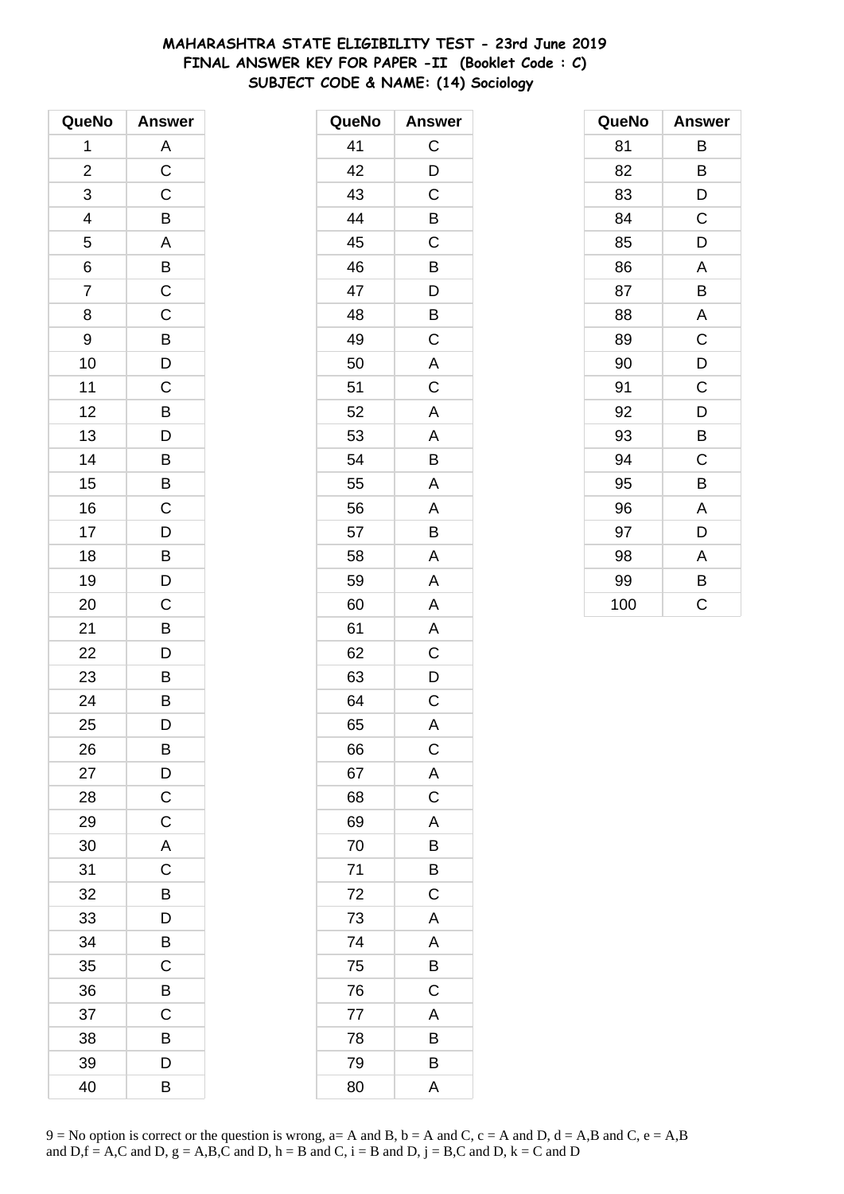# MAHARASHTRA STATE ELIGIBILITY TEST - 23rd June 2019
## FINAL ANSWER KEY FOR PAPER -II (Booklet Code : C)
### SUBJECT CODE & NAME: (14) Sociology

| QueNo | Answer | QueNo | Answer | QueNo | Answer |
|---|---|---|---|---|---|
| 1 | A | 41 | C | 81 | B |
| 2 | C | 42 | D | 82 | B |
| 3 | C | 43 | C | 83 | D |
| 4 | B | 44 | B | 84 | C |
| 5 | A | 45 | C | 85 | D |
| 6 | B | 46 | B | 86 | A |
| 7 | C | 47 | D | 87 | B |
| 8 | C | 48 | B | 88 | A |
| 9 | B | 49 | C | 89 | C |
| 10 | D | 50 | A | 90 | D |
| 11 | C | 51 | C | 91 | C |
| 12 | B | 52 | A | 92 | D |
| 13 | D | 53 | A | 93 | B |
| 14 | B | 54 | B | 94 | C |
| 15 | B | 55 | A | 95 | B |
| 16 | C | 56 | A | 96 | A |
| 17 | D | 57 | B | 97 | D |
| 18 | B | 58 | A | 98 | A |
| 19 | D | 59 | A | 99 | B |
| 20 | C | 60 | A | 100 | C |
| 21 | B | 61 | A | | |
| 22 | D | 62 | C | | |
| 23 | B | 63 | D | | |
| 24 | B | 64 | C | | |
| 25 | D | 65 | A | | |
| 26 | B | 66 | C | | |
| 27 | D | 67 | A | | |
| 28 | C | 68 | C | | |
| 29 | C | 69 | A | | |
| 30 | A | 70 | B | | |
| 31 | C | 71 | B | | |
| 32 | B | 72 | C | | |
| 33 | D | 73 | A | | |
| 34 | B | 74 | A | | |
| 35 | C | 75 | B | | |
| 36 | B | 76 | C | | |
| 37 | C | 77 | A | | |
| 38 | B | 78 | B | | |
| 39 | D | 79 | B | | |
| 40 | B | 80 | A | | |

9 = No option is correct or the question is wrong, a= A and B, b = A and C, c = A and D, d = A,B and C, e = A,B and D,f = A,C and D, g = A,B,C and D, h = B and C, i = B and D, j = B,C and D, k = C and D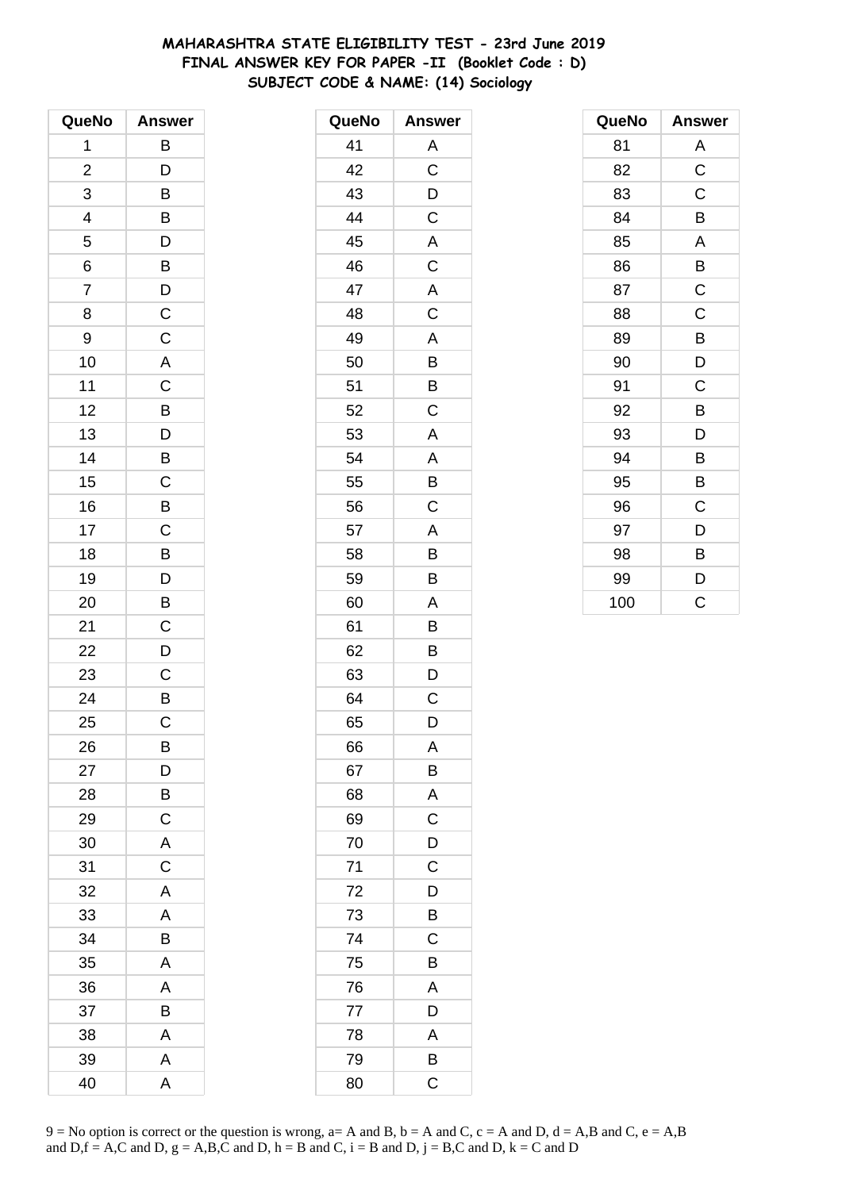# MAHARASHTRA STATE ELIGIBILITY TEST - 23rd June 2019
## FINAL ANSWER KEY FOR PAPER -II (Booklet Code : D)
### SUBJECT CODE & NAME: (14) Sociology

| QueNo | Answer | QueNo | Answer | QueNo | Answer |
|---|---|---|---|---|---|
| 1 | B | 41 | A | 81 | A |
| 2 | D | 42 | C | 82 | C |
| 3 | B | 43 | D | 83 | C |
| 4 | B | 44 | C | 84 | B |
| 5 | D | 45 | A | 85 | A |
| 6 | B | 46 | C | 86 | B |
| 7 | D | 47 | A | 87 | C |
| 8 | C | 48 | C | 88 | C |
| 9 | C | 49 | A | 89 | B |
| 10 | A | 50 | B | 90 | D |
| 11 | C | 51 | B | 91 | C |
| 12 | B | 52 | C | 92 | B |
| 13 | D | 53 | A | 93 | D |
| 14 | B | 54 | A | 94 | B |
| 15 | C | 55 | B | 95 | B |
| 16 | B | 56 | C | 96 | C |
| 17 | C | 57 | A | 97 | D |
| 18 | B | 58 | B | 98 | B |
| 19 | D | 59 | B | 99 | D |
| 20 | B | 60 | A | 100 | C |
| 21 | C | 61 | B | | |
| 22 | D | 62 | B | | |
| 23 | C | 63 | D | | |
| 24 | B | 64 | C | | |
| 25 | C | 65 | D | | |
| 26 | B | 66 | A | | |
| 27 | D | 67 | B | | |
| 28 | B | 68 | A | | |
| 29 | C | 69 | C | | |
| 30 | A | 70 | D | | |
| 31 | C | 71 | C | | |
| 32 | A | 72 | D | | |
| 33 | A | 73 | B | | |
| 34 | B | 74 | C | | |
| 35 | A | 75 | B | | |
| 36 | A | 76 | A | | |
| 37 | B | 77 | D | | |
| 38 | A | 78 | A | | |
| 39 | A | 79 | B | | |
| 40 | A | 80 | C | | |

9 = No option is correct or the question is wrong, a= A and B, b = A and C, c = A and D, d = A,B and C, e = A,B and D,f = A,C and D, g = A,B,C and D, h = B and C, i = B and D, j = B,C and D, k = C and D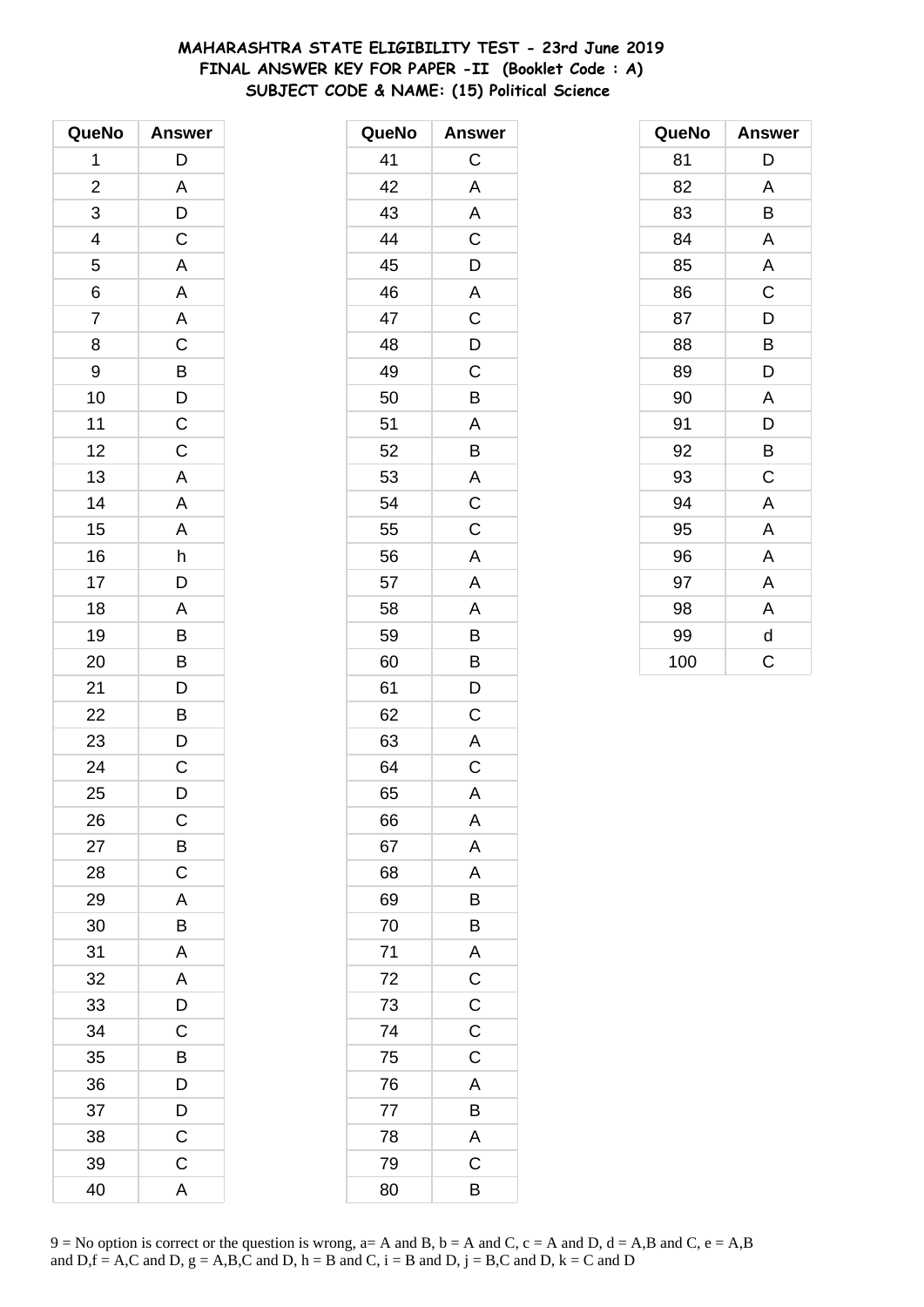# MAHARASHTRA STATE ELIGIBILITY TEST - 23rd June 2019
## FINAL ANSWER KEY FOR PAPER -II (Booklet Code : A)
### SUBJECT CODE & NAME: (15) Political Science

| QueNo | Answer |
|---|---|
| 1 | D |
| 2 | A |
| 3 | D |
| 4 | C |
| 5 | A |
| 6 | A |
| 7 | A |
| 8 | C |
| 9 | B |
| 10 | D |
| 11 | C |
| 12 | C |
| 13 | A |
| 14 | A |
| 15 | A |
| 16 | h |
| 17 | D |
| 18 | A |
| 19 | B |
| 20 | B |
| 21 | D |
| 22 | B |
| 23 | D |
| 24 | C |
| 25 | D |
| 26 | C |
| 27 | B |
| 28 | C |
| 29 | A |
| 30 | B |
| 31 | A |
| 32 | A |
| 33 | D |
| 34 | C |
| 35 | B |
| 36 | D |
| 37 | D |
| 38 | C |
| 39 | C |
| 40 | A |

| QueNo | Answer |
|---|---|
| 41 | C |
| 42 | A |
| 43 | A |
| 44 | C |
| 45 | D |
| 46 | A |
| 47 | C |
| 48 | D |
| 49 | C |
| 50 | B |
| 51 | A |
| 52 | B |
| 53 | A |
| 54 | C |
| 55 | C |
| 56 | A |
| 57 | A |
| 58 | A |
| 59 | B |
| 60 | B |
| 61 | D |
| 62 | C |
| 63 | A |
| 64 | C |
| 65 | A |
| 66 | A |
| 67 | A |
| 68 | A |
| 69 | B |
| 70 | B |
| 71 | A |
| 72 | C |
| 73 | C |
| 74 | C |
| 75 | C |
| 76 | A |
| 77 | B |
| 78 | A |
| 79 | C |
| 80 | B |

| QueNo | Answer |
|---|---|
| 81 | D |
| 82 | A |
| 83 | B |
| 84 | A |
| 85 | A |
| 86 | C |
| 87 | D |
| 88 | B |
| 89 | D |
| 90 | A |
| 91 | D |
| 92 | B |
| 93 | C |
| 94 | A |
| 95 | A |
| 96 | A |
| 97 | A |
| 98 | A |
| 99 | d |
| 100 | C |

9 = No option is correct or the question is wrong, a= A and B, b = A and C, c = A and D, d = A,B and C, e = A,B and D,f = A,C and D, g = A,B,C and D, h = B and C, i = B and D, j = B,C and D, k = C and D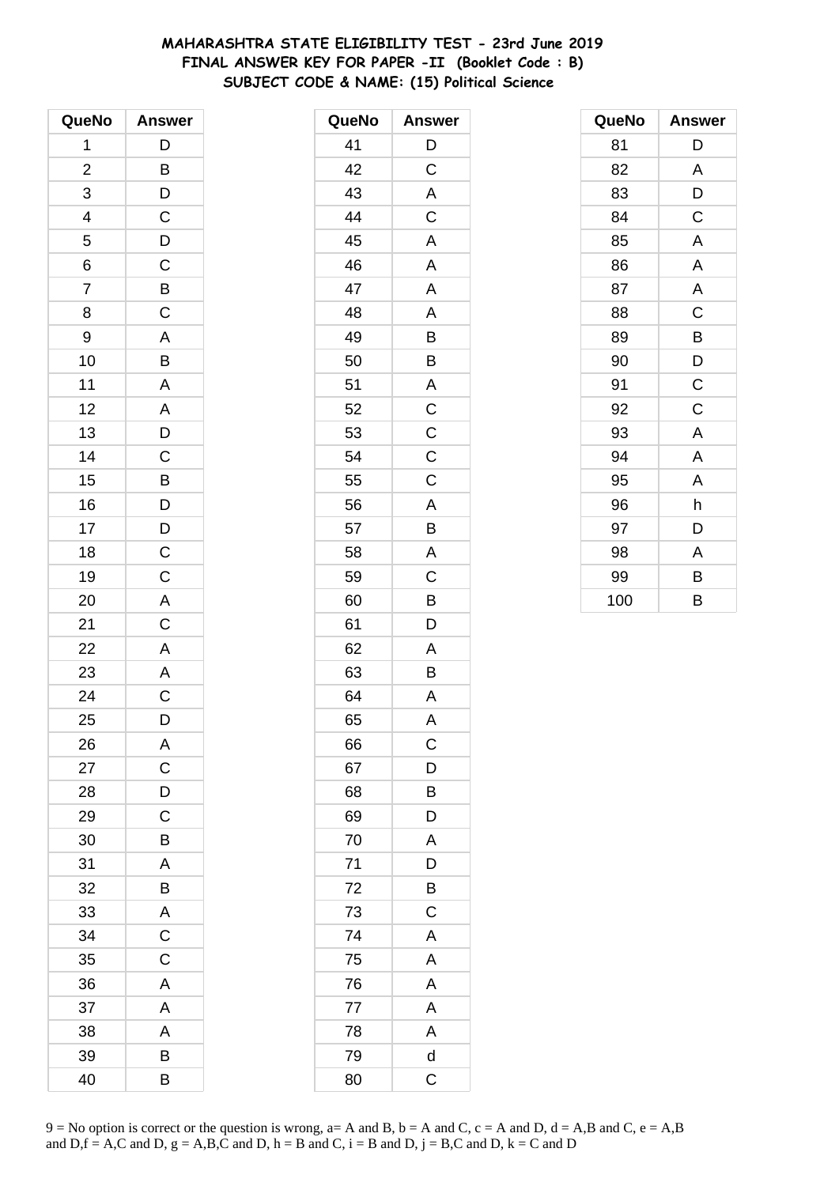# MAHARASHTRA STATE ELIGIBILITY TEST - 23rd June 2019
## FINAL ANSWER KEY FOR PAPER -II (Booklet Code : B)
### SUBJECT CODE & NAME: (15) Political Science

| QueNo | Answer |
|---|---|
| 1 | D |
| 2 | B |
| 3 | D |
| 4 | C |
| 5 | D |
| 6 | C |
| 7 | B |
| 8 | C |
| 9 | A |
| 10 | B |
| 11 | A |
| 12 | A |
| 13 | D |
| 14 | C |
| 15 | B |
| 16 | D |
| 17 | D |
| 18 | C |
| 19 | C |
| 20 | A |
| 21 | C |
| 22 | A |
| 23 | A |
| 24 | C |
| 25 | D |
| 26 | A |
| 27 | C |
| 28 | D |
| 29 | C |
| 30 | B |
| 31 | A |
| 32 | B |
| 33 | A |
| 34 | C |
| 35 | C |
| 36 | A |
| 37 | A |
| 38 | A |
| 39 | B |
| 40 | B |

| QueNo | Answer |
|---|---|
| 41 | D |
| 42 | C |
| 43 | A |
| 44 | C |
| 45 | A |
| 46 | A |
| 47 | A |
| 48 | A |
| 49 | B |
| 50 | B |
| 51 | A |
| 52 | C |
| 53 | C |
| 54 | C |
| 55 | C |
| 56 | A |
| 57 | B |
| 58 | A |
| 59 | C |
| 60 | B |
| 61 | D |
| 62 | A |
| 63 | B |
| 64 | A |
| 65 | A |
| 66 | C |
| 67 | D |
| 68 | B |
| 69 | D |
| 70 | A |
| 71 | D |
| 72 | B |
| 73 | C |
| 74 | A |
| 75 | A |
| 76 | A |
| 77 | A |
| 78 | A |
| 79 | d |
| 80 | C |

| QueNo | Answer |
|---|---|
| 81 | D |
| 82 | A |
| 83 | D |
| 84 | C |
| 85 | A |
| 86 | A |
| 87 | A |
| 88 | C |
| 89 | B |
| 90 | D |
| 91 | C |
| 92 | C |
| 93 | A |
| 94 | A |
| 95 | A |
| 96 | h |
| 97 | D |
| 98 | A |
| 99 | B |
| 100 | B |

9 = No option is correct or the question is wrong, a= A and B, b = A and C, c = A and D, d = A,B and C, e = A,B and D,f = A,C and D, g = A,B,C and D, h = B and C, i = B and D, j = B,C and D, k = C and D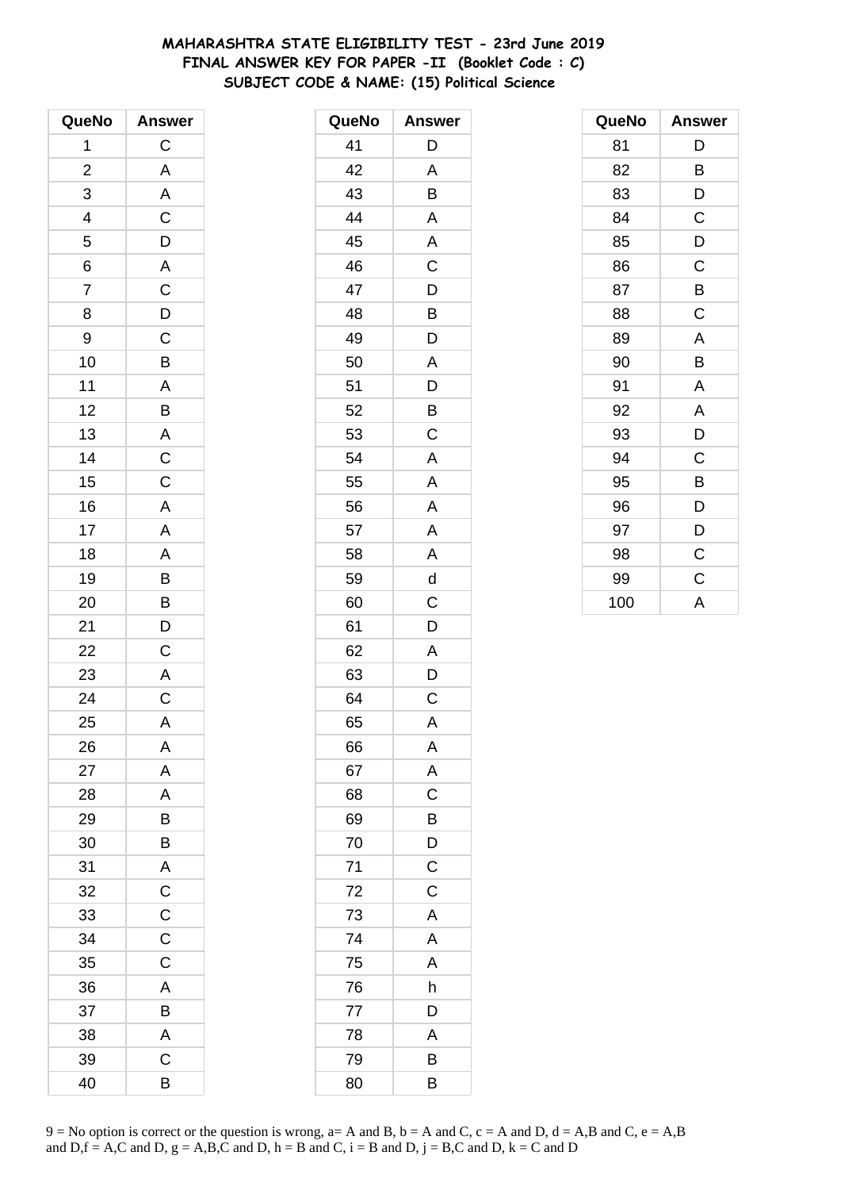# MAHARASHTRA STATE ELIGIBILITY TEST - 23rd June 2019
## FINAL ANSWER KEY FOR PAPER -II (Booklet Code : C)
### SUBJECT CODE & NAME: (15) Political Science

| QueNo | Answer |
|---|---|
| 1 | C |
| 2 | A |
| 3 | A |
| 4 | C |
| 5 | D |
| 6 | A |
| 7 | C |
| 8 | D |
| 9 | C |
| 10 | B |
| 11 | A |
| 12 | B |
| 13 | A |
| 14 | C |
| 15 | C |
| 16 | A |
| 17 | A |
| 18 | A |
| 19 | B |
| 20 | B |
| 21 | D |
| 22 | C |
| 23 | A |
| 24 | C |
| 25 | A |
| 26 | A |
| 27 | A |
| 28 | A |
| 29 | B |
| 30 | B |
| 31 | A |
| 32 | C |
| 33 | C |
| 34 | C |
| 35 | C |
| 36 | A |
| 37 | B |
| 38 | A |
| 39 | C |
| 40 | B |

| QueNo | Answer |
|---|---|
| 41 | D |
| 42 | A |
| 43 | B |
| 44 | A |
| 45 | A |
| 46 | C |
| 47 | D |
| 48 | B |
| 49 | D |
| 50 | A |
| 51 | D |
| 52 | B |
| 53 | C |
| 54 | A |
| 55 | A |
| 56 | A |
| 57 | A |
| 58 | A |
| 59 | d |
| 60 | C |
| 61 | D |
| 62 | A |
| 63 | D |
| 64 | C |
| 65 | A |
| 66 | A |
| 67 | A |
| 68 | C |
| 69 | B |
| 70 | D |
| 71 | C |
| 72 | C |
| 73 | A |
| 74 | A |
| 75 | A |
| 76 | h |
| 77 | D |
| 78 | A |
| 79 | B |
| 80 | B |

| QueNo | Answer |
|---|---|
| 81 | D |
| 82 | B |
| 83 | D |
| 84 | C |
| 85 | D |
| 86 | C |
| 87 | B |
| 88 | C |
| 89 | A |
| 90 | B |
| 91 | A |
| 92 | A |
| 93 | D |
| 94 | C |
| 95 | B |
| 96 | D |
| 97 | D |
| 98 | C |
| 99 | C |
| 100 | A |

9 = No option is correct or the question is wrong, a= A and B, b = A and C, c = A and D, d = A,B and C, e = A,B and D,f = A,C and D, g = A,B,C and D, h = B and C, i = B and D, j = B,C and D, k = C and D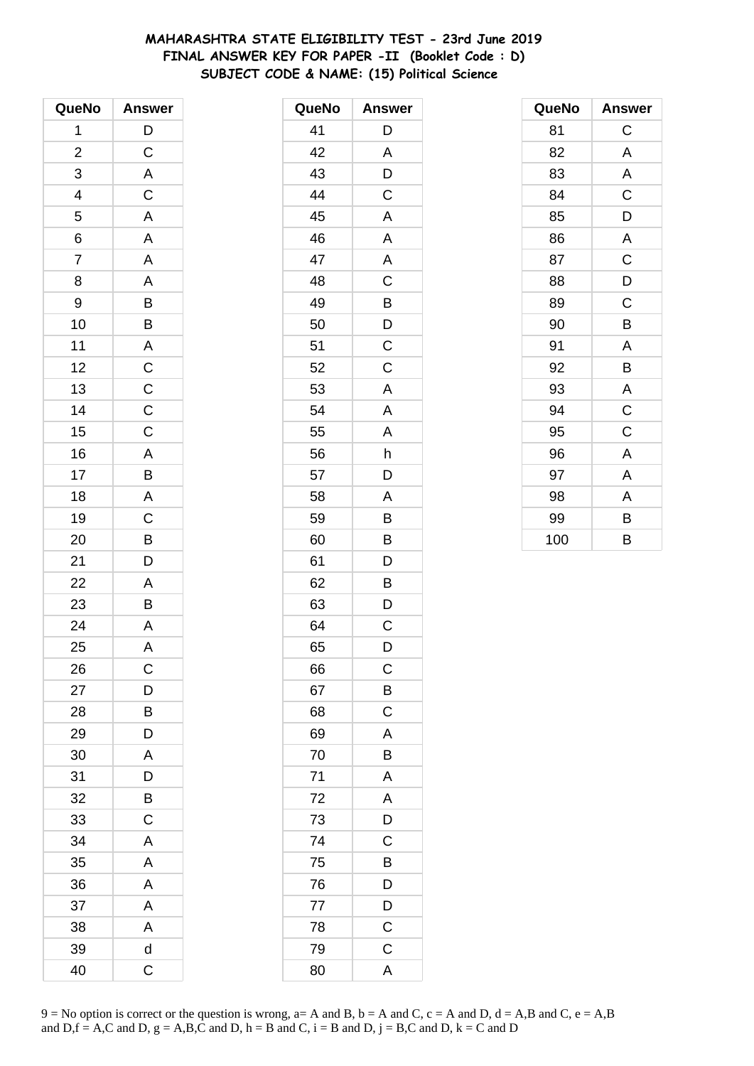**MAHARASHTRA STATE ELIGIBILITY TEST - 23rd June 2019**
**FINAL ANSWER KEY FOR PAPER -II (Booklet Code : D)**
**SUBJECT CODE & NAME: (15) Political Science**

| QueNo | Answer |
|---|---|
| 1 | D |
| 2 | C |
| 3 | A |
| 4 | C |
| 5 | A |
| 6 | A |
| 7 | A |
| 8 | A |
| 9 | B |
| 10 | B |
| 11 | A |
| 12 | C |
| 13 | C |
| 14 | C |
| 15 | C |
| 16 | A |
| 17 | B |
| 18 | A |
| 19 | C |
| 20 | B |
| 21 | D |
| 22 | A |
| 23 | B |
| 24 | A |
| 25 | A |
| 26 | C |
| 27 | D |
| 28 | B |
| 29 | D |
| 30 | A |
| 31 | D |
| 32 | B |
| 33 | C |
| 34 | A |
| 35 | A |
| 36 | A |
| 37 | A |
| 38 | A |
| 39 | d |
| 40 | C |
| 41 | D |
| 42 | A |
| 43 | D |
| 44 | C |
| 45 | A |
| 46 | A |
| 47 | A |
| 48 | C |
| 49 | B |
| 50 | D |
| 51 | C |
| 52 | C |
| 53 | A |
| 54 | A |
| 55 | A |
| 56 | h |
| 57 | D |
| 58 | A |
| 59 | B |
| 60 | B |
| 61 | D |
| 62 | B |
| 63 | D |
| 64 | C |
| 65 | D |
| 66 | C |
| 67 | B |
| 68 | C |
| 69 | A |
| 70 | B |
| 71 | A |
| 72 | A |
| 73 | D |
| 74 | C |
| 75 | B |
| 76 | D |
| 77 | D |
| 78 | C |
| 79 | C |
| 80 | A |
| 81 | C |
| 82 | A |
| 83 | A |
| 84 | C |
| 85 | D |
| 86 | A |
| 87 | C |
| 88 | D |
| 89 | C |
| 90 | B |
| 91 | A |
| 92 | B |
| 93 | A |
| 94 | C |
| 95 | C |
| 96 | A |
| 97 | A |
| 98 | A |
| 99 | B |
| 100 | B |

9 = No option is correct or the question is wrong, a= A and B, b = A and C, c = A and D, d = A,B and C, e = A,B and D,f = A,C and D, g = A,B,C and D, h = B and C, i = B and D, j = B,C and D, k = C and D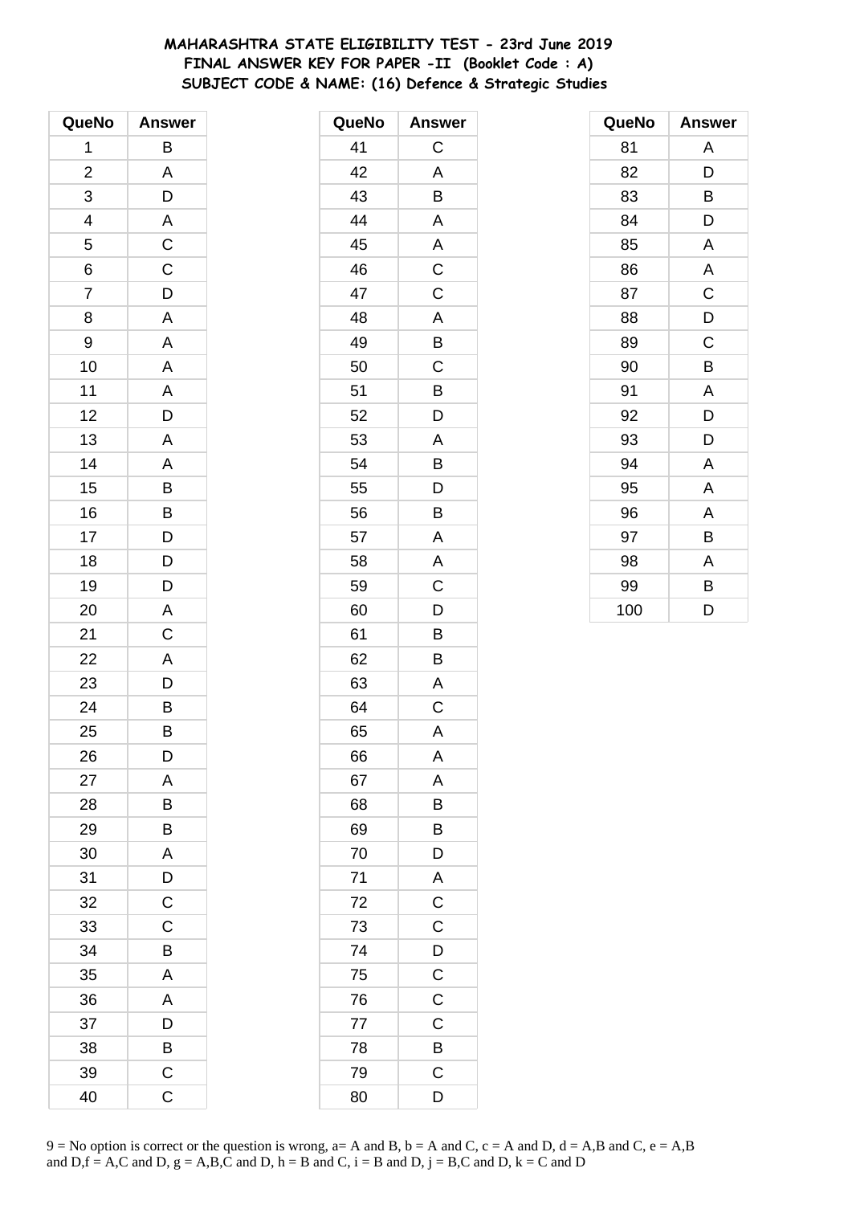# MAHARASHTRA STATE ELIGIBILITY TEST - 23rd June 2019
## FINAL ANSWER KEY FOR PAPER -II (Booklet Code : A)
## SUBJECT CODE & NAME: (16) Defence & Strategic Studies

| QueNo | Answer |
|---|---|
| 1 | B |
| 2 | A |
| 3 | D |
| 4 | A |
| 5 | C |
| 6 | C |
| 7 | D |
| 8 | A |
| 9 | A |
| 10 | A |
| 11 | A |
| 12 | D |
| 13 | A |
| 14 | A |
| 15 | B |
| 16 | B |
| 17 | D |
| 18 | D |
| 19 | D |
| 20 | A |
| 21 | C |
| 22 | A |
| 23 | D |
| 24 | B |
| 25 | B |
| 26 | D |
| 27 | A |
| 28 | B |
| 29 | B |
| 30 | A |
| 31 | D |
| 32 | C |
| 33 | C |
| 34 | B |
| 35 | A |
| 36 | A |
| 37 | D |
| 38 | B |
| 39 | C |
| 40 | C |

| QueNo | Answer |
|---|---|
| 41 | C |
| 42 | A |
| 43 | B |
| 44 | A |
| 45 | A |
| 46 | C |
| 47 | C |
| 48 | A |
| 49 | B |
| 50 | C |
| 51 | B |
| 52 | D |
| 53 | A |
| 54 | B |
| 55 | D |
| 56 | B |
| 57 | A |
| 58 | A |
| 59 | C |
| 60 | D |
| 61 | B |
| 62 | B |
| 63 | A |
| 64 | C |
| 65 | A |
| 66 | A |
| 67 | A |
| 68 | B |
| 69 | B |
| 70 | D |
| 71 | A |
| 72 | C |
| 73 | C |
| 74 | D |
| 75 | C |
| 76 | C |
| 77 | C |
| 78 | B |
| 79 | C |
| 80 | D |

| QueNo | Answer |
|---|---|
| 81 | A |
| 82 | D |
| 83 | B |
| 84 | D |
| 85 | A |
| 86 | A |
| 87 | C |
| 88 | D |
| 89 | C |
| 90 | B |
| 91 | A |
| 92 | D |
| 93 | D |
| 94 | A |
| 95 | A |
| 96 | A |
| 97 | B |
| 98 | A |
| 99 | B |
| 100 | D |

9 = No option is correct or the question is wrong, a= A and B, b = A and C, c = A and D, d = A,B and C, e = A,B and D,f = A,C and D, g = A,B,C and D, h = B and C, i = B and D, j = B,C and D, k = C and D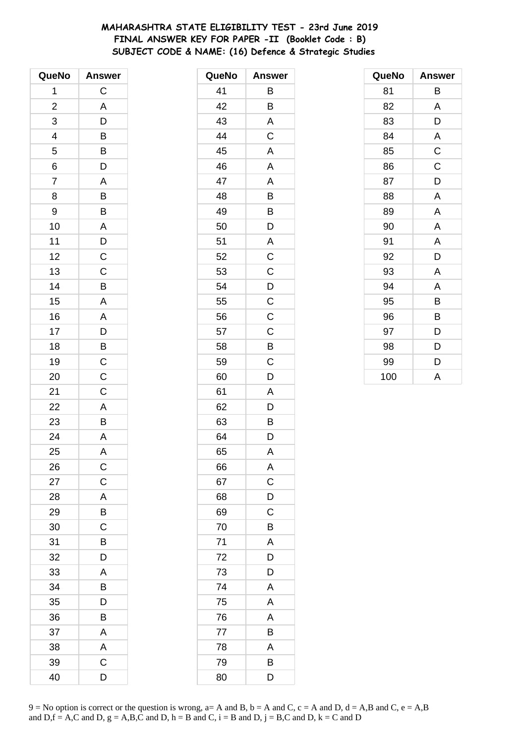**MAHARASHTRA STATE ELIGIBILITY TEST - 23rd June 2019**
**FINAL ANSWER KEY FOR PAPER -II (Booklet Code : B)**
**SUBJECT CODE & NAME: (16) Defence & Strategic Studies**

| QueNo | Answer |
|---|---|
| 1 | C |
| 2 | A |
| 3 | D |
| 4 | B |
| 5 | B |
| 6 | D |
| 7 | A |
| 8 | B |
| 9 | B |
| 10 | A |
| 11 | D |
| 12 | C |
| 13 | C |
| 14 | B |
| 15 | A |
| 16 | A |
| 17 | D |
| 18 | B |
| 19 | C |
| 20 | C |
| 21 | C |
| 22 | A |
| 23 | B |
| 24 | A |
| 25 | A |
| 26 | C |
| 27 | C |
| 28 | A |
| 29 | B |
| 30 | C |
| 31 | B |
| 32 | D |
| 33 | A |
| 34 | B |
| 35 | D |
| 36 | B |
| 37 | A |
| 38 | A |
| 39 | C |
| 40 | D |

| QueNo | Answer |
|---|---|
| 41 | B |
| 42 | B |
| 43 | A |
| 44 | C |
| 45 | A |
| 46 | A |
| 47 | A |
| 48 | B |
| 49 | B |
| 50 | D |
| 51 | A |
| 52 | C |
| 53 | C |
| 54 | D |
| 55 | C |
| 56 | C |
| 57 | C |
| 58 | B |
| 59 | C |
| 60 | D |
| 61 | A |
| 62 | D |
| 63 | B |
| 64 | D |
| 65 | A |
| 66 | A |
| 67 | C |
| 68 | D |
| 69 | C |
| 70 | B |
| 71 | A |
| 72 | D |
| 73 | D |
| 74 | A |
| 75 | A |
| 76 | A |
| 77 | B |
| 78 | A |
| 79 | B |
| 80 | D |

| QueNo | Answer |
|---|---|
| 81 | B |
| 82 | A |
| 83 | D |
| 84 | A |
| 85 | C |
| 86 | C |
| 87 | D |
| 88 | A |
| 89 | A |
| 90 | A |
| 91 | A |
| 92 | D |
| 93 | A |
| 94 | A |
| 95 | B |
| 96 | B |
| 97 | D |
| 98 | D |
| 99 | D |
| 100 | A |

9 = No option is correct or the question is wrong, a= A and B, b = A and C, c = A and D, d = A,B and C, e = A,B and D,f = A,C and D, g = A,B,C and D, h = B and C, i = B and D, j = B,C and D, k = C and D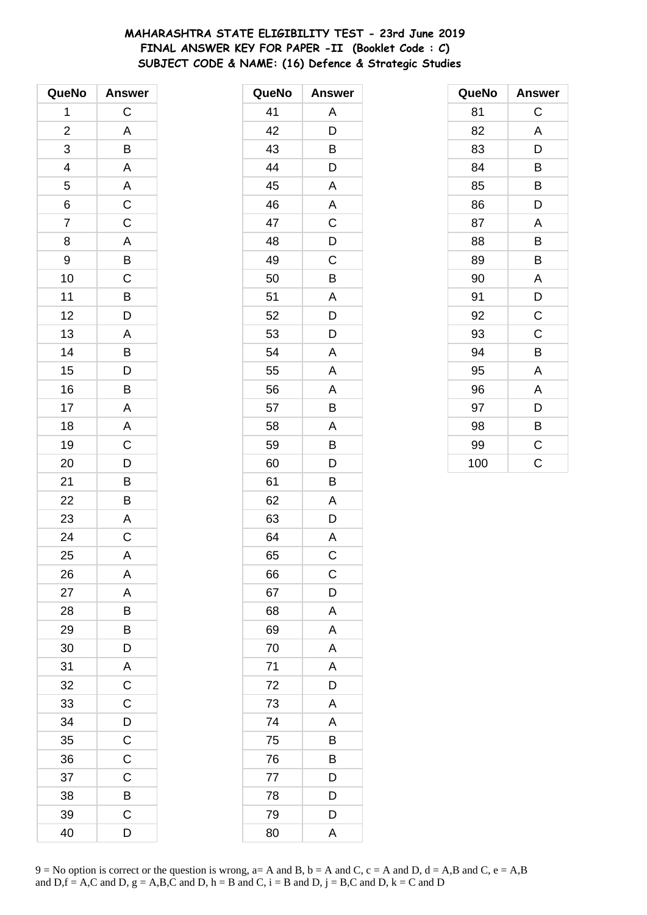# MAHARASHTRA STATE ELIGIBILITY TEST - 23rd June 2019
## FINAL ANSWER KEY FOR PAPER -II (Booklet Code : C)
## SUBJECT CODE & NAME: (16) Defence & Strategic Studies

| QueNo | Answer |
|---|---|
| 1 | C |
| 2 | A |
| 3 | B |
| 4 | A |
| 5 | A |
| 6 | C |
| 7 | C |
| 8 | A |
| 9 | B |
| 10 | C |
| 11 | B |
| 12 | D |
| 13 | A |
| 14 | B |
| 15 | D |
| 16 | B |
| 17 | A |
| 18 | A |
| 19 | C |
| 20 | D |
| 21 | B |
| 22 | B |
| 23 | A |
| 24 | C |
| 25 | A |
| 26 | A |
| 27 | A |
| 28 | B |
| 29 | B |
| 30 | D |
| 31 | A |
| 32 | C |
| 33 | C |
| 34 | D |
| 35 | C |
| 36 | C |
| 37 | C |
| 38 | B |
| 39 | C |
| 40 | D |

| QueNo | Answer |
|---|---|
| 41 | A |
| 42 | D |
| 43 | B |
| 44 | D |
| 45 | A |
| 46 | A |
| 47 | C |
| 48 | D |
| 49 | C |
| 50 | B |
| 51 | A |
| 52 | D |
| 53 | D |
| 54 | A |
| 55 | A |
| 56 | A |
| 57 | B |
| 58 | A |
| 59 | B |
| 60 | D |
| 61 | B |
| 62 | A |
| 63 | D |
| 64 | A |
| 65 | C |
| 66 | C |
| 67 | D |
| 68 | A |
| 69 | A |
| 70 | A |
| 71 | A |
| 72 | D |
| 73 | A |
| 74 | A |
| 75 | B |
| 76 | B |
| 77 | D |
| 78 | D |
| 79 | D |
| 80 | A |

| QueNo | Answer |
|---|---|
| 81 | C |
| 82 | A |
| 83 | D |
| 84 | B |
| 85 | B |
| 86 | D |
| 87 | A |
| 88 | B |
| 89 | B |
| 90 | A |
| 91 | D |
| 92 | C |
| 93 | C |
| 94 | B |
| 95 | A |
| 96 | A |
| 97 | D |
| 98 | B |
| 99 | C |
| 100 | C |

9 = No option is correct or the question is wrong, a= A and B, b = A and C, c = A and D, d = A,B and C, e = A,B and D,f = A,C and D, g = A,B,C and D, h = B and C, i = B and D, j = B,C and D, k = C and D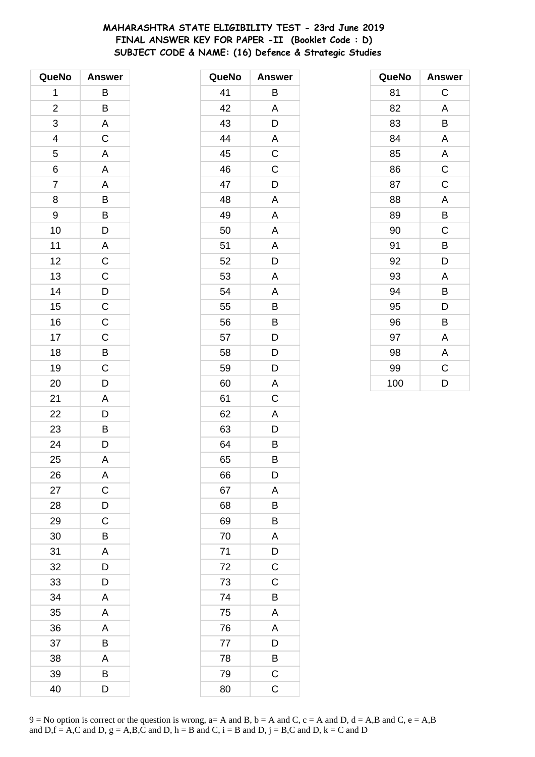# MAHARASHTRA STATE ELIGIBILITY TEST - 23rd June 2019
## FINAL ANSWER KEY FOR PAPER -II (Booklet Code : D)
## SUBJECT CODE & NAME: (16) Defence & Strategic Studies

| QueNo | Answer |
|---|---|
| 1 | B |
| 2 | B |
| 3 | A |
| 4 | C |
| 5 | A |
| 6 | A |
| 7 | A |
| 8 | B |
| 9 | B |
| 10 | D |
| 11 | A |
| 12 | C |
| 13 | C |
| 14 | D |
| 15 | C |
| 16 | C |
| 17 | C |
| 18 | B |
| 19 | C |
| 20 | D |
| 21 | A |
| 22 | D |
| 23 | B |
| 24 | D |
| 25 | A |
| 26 | A |
| 27 | C |
| 28 | D |
| 29 | C |
| 30 | B |
| 31 | A |
| 32 | D |
| 33 | D |
| 34 | A |
| 35 | A |
| 36 | A |
| 37 | B |
| 38 | A |
| 39 | B |
| 40 | D |

| QueNo | Answer |
|---|---|
| 41 | B |
| 42 | A |
| 43 | D |
| 44 | A |
| 45 | C |
| 46 | C |
| 47 | D |
| 48 | A |
| 49 | A |
| 50 | A |
| 51 | A |
| 52 | D |
| 53 | A |
| 54 | A |
| 55 | B |
| 56 | B |
| 57 | D |
| 58 | D |
| 59 | D |
| 60 | A |
| 61 | C |
| 62 | A |
| 63 | D |
| 64 | B |
| 65 | B |
| 66 | D |
| 67 | A |
| 68 | B |
| 69 | B |
| 70 | A |
| 71 | D |
| 72 | C |
| 73 | C |
| 74 | B |
| 75 | A |
| 76 | A |
| 77 | D |
| 78 | B |
| 79 | C |
| 80 | C |

| QueNo | Answer |
|---|---|
| 81 | C |
| 82 | A |
| 83 | B |
| 84 | A |
| 85 | A |
| 86 | C |
| 87 | C |
| 88 | A |
| 89 | B |
| 90 | C |
| 91 | B |
| 92 | D |
| 93 | A |
| 94 | B |
| 95 | D |
| 96 | B |
| 97 | A |
| 98 | A |
| 99 | C |
| 100 | D |

9 = No option is correct or the question is wrong, a= A and B, b = A and C, c = A and D, d = A,B and C, e = A,B and D,f = A,C and D, g = A,B,C and D, h = B and C, i = B and D, j = B,C and D, k = C and D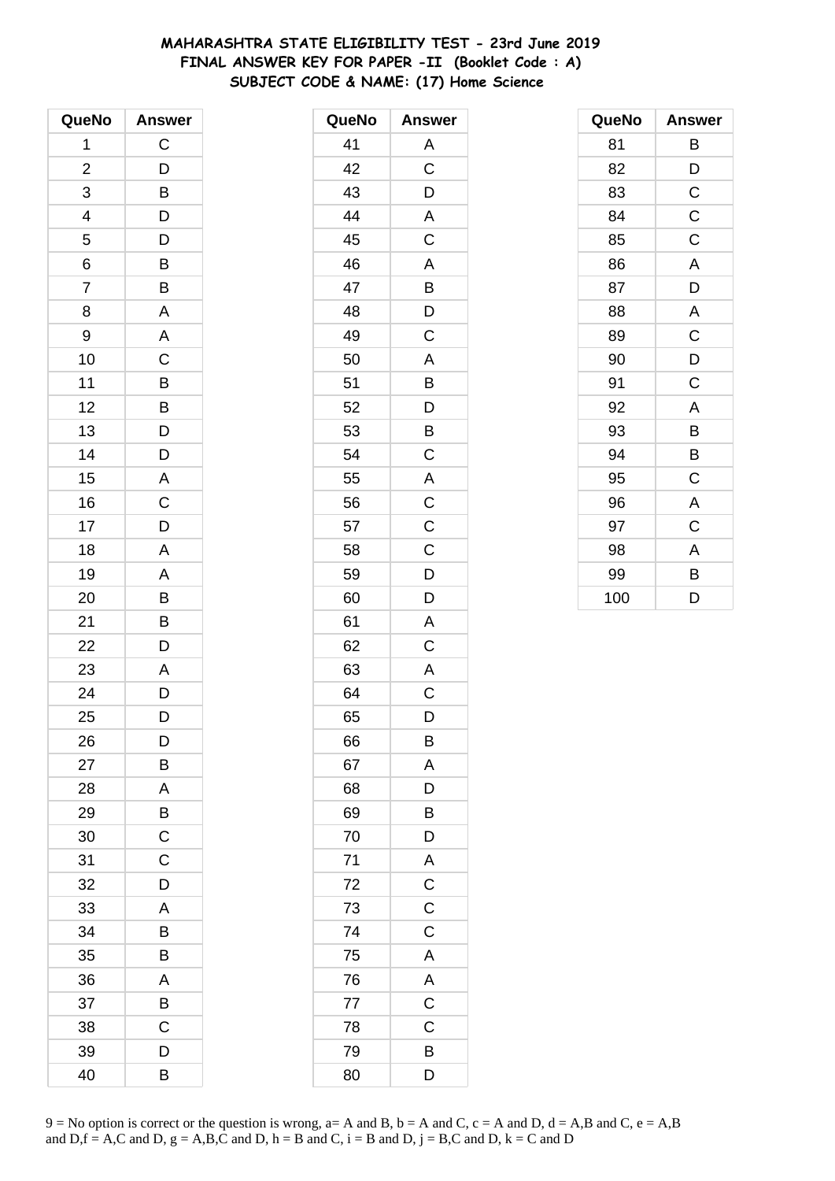# MAHARASHTRA STATE ELIGIBILITY TEST - 23rd June 2019
## FINAL ANSWER KEY FOR PAPER -II (Booklet Code : A)
## SUBJECT CODE & NAME: (17) Home Science

| QueNo | Answer |
|---|---|
| 1 | C |
| 2 | D |
| 3 | B |
| 4 | D |
| 5 | D |
| 6 | B |
| 7 | B |
| 8 | A |
| 9 | A |
| 10 | C |
| 11 | B |
| 12 | B |
| 13 | D |
| 14 | D |
| 15 | A |
| 16 | C |
| 17 | D |
| 18 | A |
| 19 | A |
| 20 | B |
| 21 | B |
| 22 | D |
| 23 | A |
| 24 | D |
| 25 | D |
| 26 | D |
| 27 | B |
| 28 | A |
| 29 | B |
| 30 | C |
| 31 | C |
| 32 | D |
| 33 | A |
| 34 | B |
| 35 | B |
| 36 | A |
| 37 | B |
| 38 | C |
| 39 | D |
| 40 | B |

| QueNo | Answer |
|---|---|
| 41 | A |
| 42 | C |
| 43 | D |
| 44 | A |
| 45 | C |
| 46 | A |
| 47 | B |
| 48 | D |
| 49 | C |
| 50 | A |
| 51 | B |
| 52 | D |
| 53 | B |
| 54 | C |
| 55 | A |
| 56 | C |
| 57 | C |
| 58 | C |
| 59 | D |
| 60 | D |
| 61 | A |
| 62 | C |
| 63 | A |
| 64 | C |
| 65 | D |
| 66 | B |
| 67 | A |
| 68 | D |
| 69 | B |
| 70 | D |
| 71 | A |
| 72 | C |
| 73 | C |
| 74 | C |
| 75 | A |
| 76 | A |
| 77 | C |
| 78 | C |
| 79 | B |
| 80 | D |

| QueNo | Answer |
|---|---|
| 81 | B |
| 82 | D |
| 83 | C |
| 84 | C |
| 85 | C |
| 86 | A |
| 87 | D |
| 88 | A |
| 89 | C |
| 90 | D |
| 91 | C |
| 92 | A |
| 93 | B |
| 94 | B |
| 95 | C |
| 96 | A |
| 97 | C |
| 98 | A |
| 99 | B |
| 100 | D |

9 = No option is correct or the question is wrong, a= A and B, b = A and C, c = A and D, d = A,B and C, e = A,B and D,f = A,C and D, g = A,B,C and D, h = B and C, i = B and D, j = B,C and D, k = C and D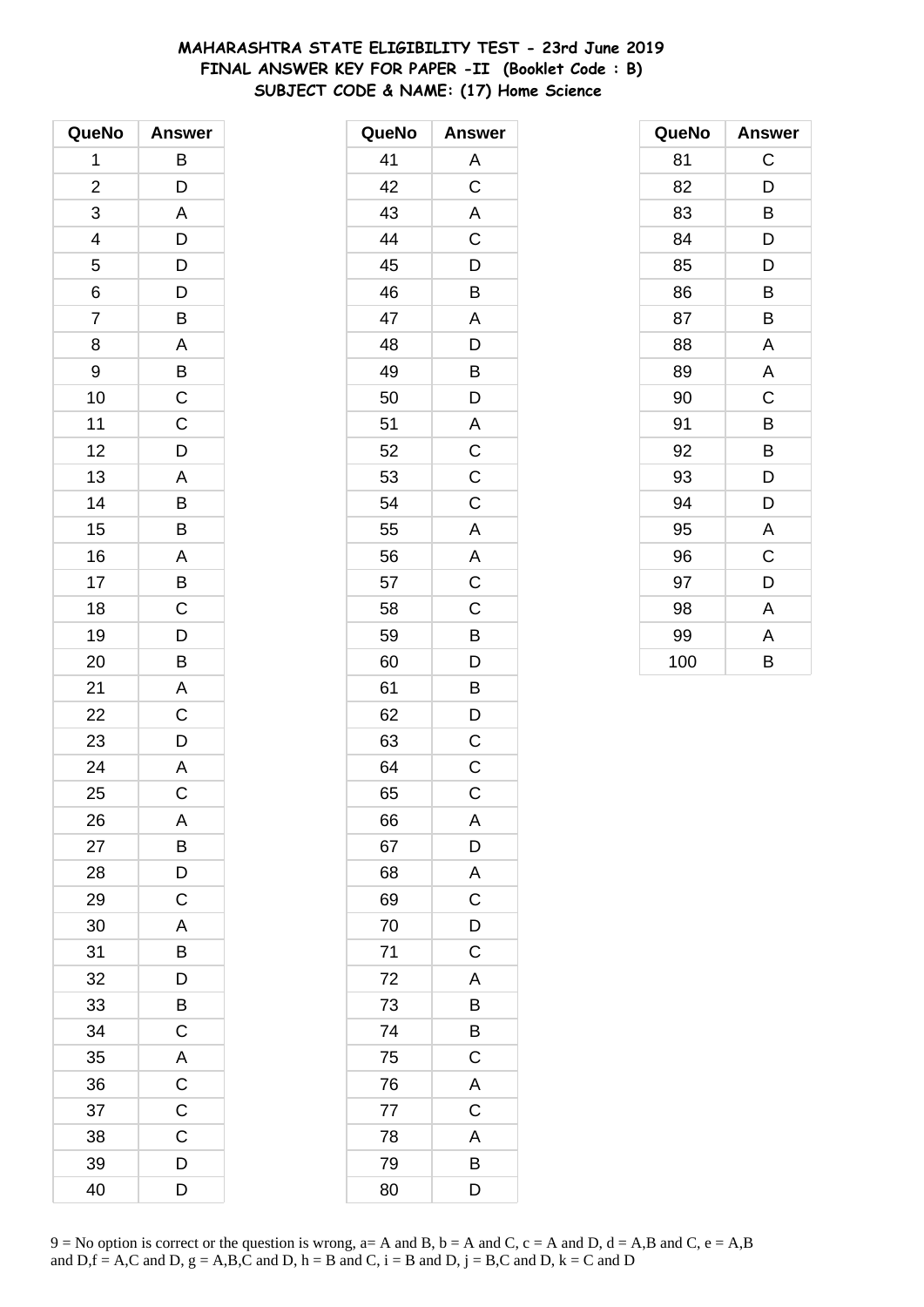# MAHARASHTRA STATE ELIGIBILITY TEST - 23rd June 2019
## FINAL ANSWER KEY FOR PAPER -II (Booklet Code : B)
## SUBJECT CODE & NAME: (17) Home Science

| QueNo | Answer |
|---|---|
| 1 | B |
| 2 | D |
| 3 | A |
| 4 | D |
| 5 | D |
| 6 | D |
| 7 | B |
| 8 | A |
| 9 | B |
| 10 | C |
| 11 | C |
| 12 | D |
| 13 | A |
| 14 | B |
| 15 | B |
| 16 | A |
| 17 | B |
| 18 | C |
| 19 | D |
| 20 | B |
| 21 | A |
| 22 | C |
| 23 | D |
| 24 | A |
| 25 | C |
| 26 | A |
| 27 | B |
| 28 | D |
| 29 | C |
| 30 | A |
| 31 | B |
| 32 | D |
| 33 | B |
| 34 | C |
| 35 | A |
| 36 | C |
| 37 | C |
| 38 | C |
| 39 | D |
| 40 | D |

| QueNo | Answer |
|---|---|
| 41 | A |
| 42 | C |
| 43 | A |
| 44 | C |
| 45 | D |
| 46 | B |
| 47 | A |
| 48 | D |
| 49 | B |
| 50 | D |
| 51 | A |
| 52 | C |
| 53 | C |
| 54 | C |
| 55 | A |
| 56 | A |
| 57 | C |
| 58 | C |
| 59 | B |
| 60 | D |
| 61 | B |
| 62 | D |
| 63 | C |
| 64 | C |
| 65 | C |
| 66 | A |
| 67 | D |
| 68 | A |
| 69 | C |
| 70 | D |
| 71 | C |
| 72 | A |
| 73 | B |
| 74 | B |
| 75 | C |
| 76 | A |
| 77 | C |
| 78 | A |
| 79 | B |
| 80 | D |

| QueNo | Answer |
|---|---|
| 81 | C |
| 82 | D |
| 83 | B |
| 84 | D |
| 85 | D |
| 86 | B |
| 87 | B |
| 88 | A |
| 89 | A |
| 90 | C |
| 91 | B |
| 92 | B |
| 93 | D |
| 94 | D |
| 95 | A |
| 96 | C |
| 97 | D |
| 98 | A |
| 99 | A |
| 100 | B |

9 = No option is correct or the question is wrong, a= A and B, b = A and C, c = A and D, d = A,B and C, e = A,B and D,f = A,C and D, g = A,B,C and D, h = B and C, i = B and D, j = B,C and D, k = C and D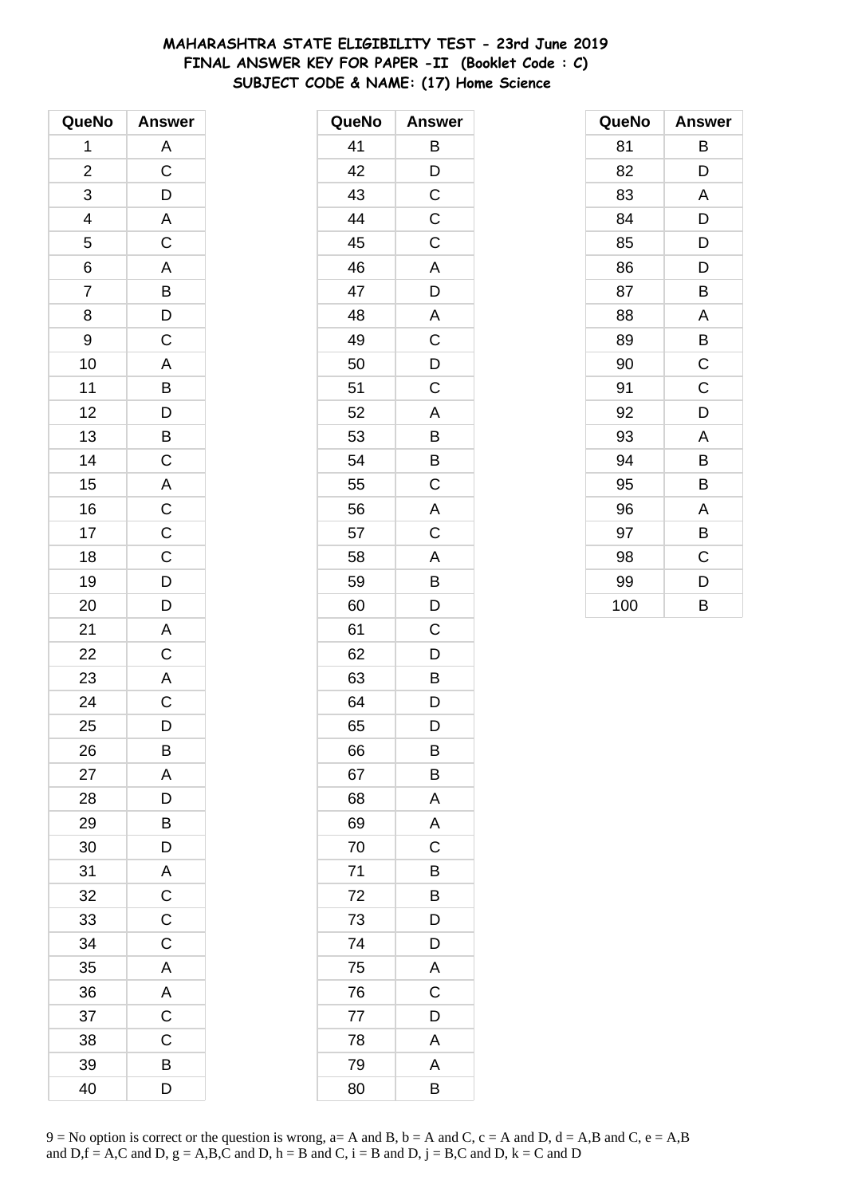**MAHARASHTRA STATE ELIGIBILITY TEST - 23rd June 2019**
**FINAL ANSWER KEY FOR PAPER -II (Booklet Code : C)**
**SUBJECT CODE & NAME: (17) Home Science**

| QueNo | Answer |
|---|---|
| 1 | A |
| 2 | C |
| 3 | D |
| 4 | A |
| 5 | C |
| 6 | A |
| 7 | B |
| 8 | D |
| 9 | C |
| 10 | A |
| 11 | B |
| 12 | D |
| 13 | B |
| 14 | C |
| 15 | A |
| 16 | C |
| 17 | C |
| 18 | C |
| 19 | D |
| 20 | D |
| 21 | A |
| 22 | C |
| 23 | A |
| 24 | C |
| 25 | D |
| 26 | B |
| 27 | A |
| 28 | D |
| 29 | B |
| 30 | D |
| 31 | A |
| 32 | C |
| 33 | C |
| 34 | C |
| 35 | A |
| 36 | A |
| 37 | C |
| 38 | C |
| 39 | B |
| 40 | D |

| QueNo | Answer |
|---|---|
| 41 | B |
| 42 | D |
| 43 | C |
| 44 | C |
| 45 | C |
| 46 | A |
| 47 | D |
| 48 | A |
| 49 | C |
| 50 | D |
| 51 | C |
| 52 | A |
| 53 | B |
| 54 | B |
| 55 | C |
| 56 | A |
| 57 | C |
| 58 | A |
| 59 | B |
| 60 | D |
| 61 | C |
| 62 | D |
| 63 | B |
| 64 | D |
| 65 | D |
| 66 | B |
| 67 | B |
| 68 | A |
| 69 | A |
| 70 | C |
| 71 | B |
| 72 | B |
| 73 | D |
| 74 | D |
| 75 | A |
| 76 | C |
| 77 | D |
| 78 | A |
| 79 | A |
| 80 | B |

| QueNo | Answer |
|---|---|
| 81 | B |
| 82 | D |
| 83 | A |
| 84 | D |
| 85 | D |
| 86 | D |
| 87 | B |
| 88 | A |
| 89 | B |
| 90 | C |
| 91 | C |
| 92 | D |
| 93 | A |
| 94 | B |
| 95 | B |
| 96 | A |
| 97 | B |
| 98 | C |
| 99 | D |
| 100 | B |

9 = No option is correct or the question is wrong, a= A and B, b = A and C, c = A and D, d = A,B and C, e = A,B and D,f = A,C and D, g = A,B,C and D, h = B and C, i = B and D, j = B,C and D, k = C and D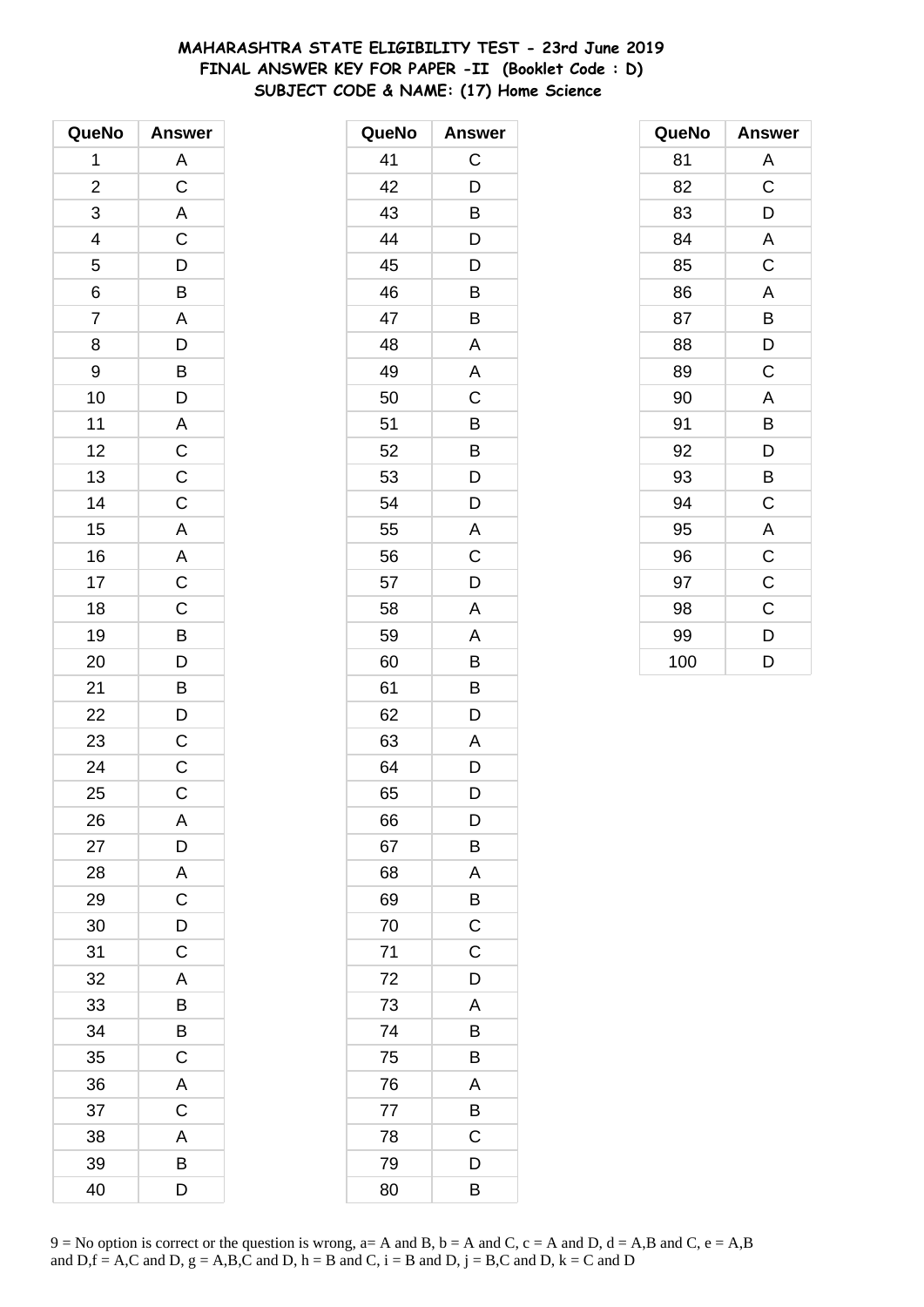# MAHARASHTRA STATE ELIGIBILITY TEST - 23rd June 2019
## FINAL ANSWER KEY FOR PAPER -II (Booklet Code : D)
## SUBJECT CODE & NAME: (17) Home Science

| QueNo | Answer |
|---|---|
| 1 | A |
| 2 | C |
| 3 | A |
| 4 | C |
| 5 | D |
| 6 | B |
| 7 | A |
| 8 | D |
| 9 | B |
| 10 | D |
| 11 | A |
| 12 | C |
| 13 | C |
| 14 | C |
| 15 | A |
| 16 | A |
| 17 | C |
| 18 | C |
| 19 | B |
| 20 | D |
| 21 | B |
| 22 | D |
| 23 | C |
| 24 | C |
| 25 | C |
| 26 | A |
| 27 | D |
| 28 | A |
| 29 | C |
| 30 | D |
| 31 | C |
| 32 | A |
| 33 | B |
| 34 | B |
| 35 | C |
| 36 | A |
| 37 | C |
| 38 | A |
| 39 | B |
| 40 | D |
| 41 | C |
| 42 | D |
| 43 | B |
| 44 | D |
| 45 | D |
| 46 | B |
| 47 | B |
| 48 | A |
| 49 | A |
| 50 | C |
| 51 | B |
| 52 | B |
| 53 | D |
| 54 | D |
| 55 | A |
| 56 | C |
| 57 | D |
| 58 | A |
| 59 | A |
| 60 | B |
| 61 | B |
| 62 | D |
| 63 | A |
| 64 | D |
| 65 | D |
| 66 | D |
| 67 | B |
| 68 | A |
| 69 | B |
| 70 | C |
| 71 | C |
| 72 | D |
| 73 | A |
| 74 | B |
| 75 | B |
| 76 | A |
| 77 | B |
| 78 | C |
| 79 | D |
| 80 | B |
| 81 | A |
| 82 | C |
| 83 | D |
| 84 | A |
| 85 | C |
| 86 | A |
| 87 | B |
| 88 | D |
| 89 | C |
| 90 | A |
| 91 | B |
| 92 | D |
| 93 | B |
| 94 | C |
| 95 | A |
| 96 | C |
| 97 | C |
| 98 | C |
| 99 | D |
| 100 | D |

9 = No option is correct or the question is wrong, a= A and B, b = A and C, c = A and D, d = A,B and C, e = A,B and D,f = A,C and D, g = A,B,C and D, h = B and C, i = B and D, j = B,C and D, k = C and D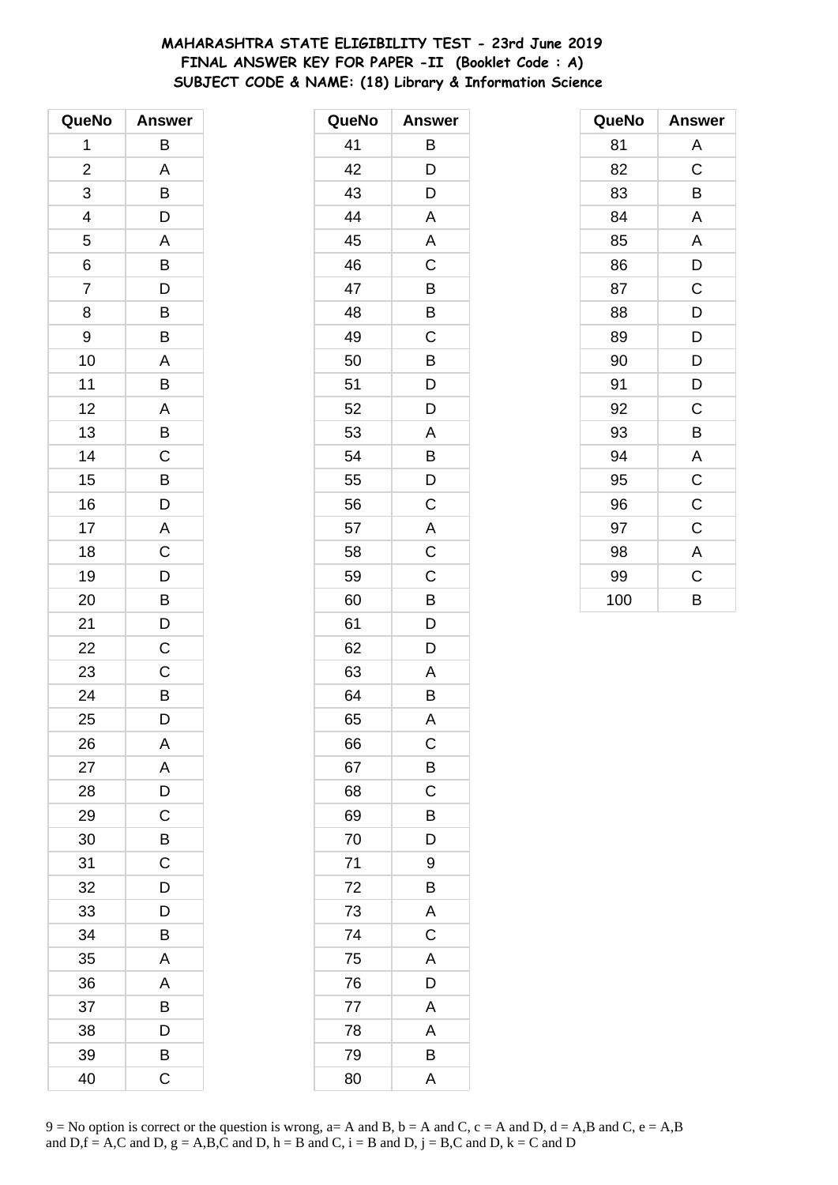**MAHARASHTRA STATE ELIGIBILITY TEST - 23rd June 2019**
**FINAL ANSWER KEY FOR PAPER -II (Booklet Code : A)**
**SUBJECT CODE & NAME: (18) Library & Information Science**

| QueNo | Answer |
|---|---|
| 1 | B |
| 2 | A |
| 3 | B |
| 4 | D |
| 5 | A |
| 6 | B |
| 7 | D |
| 8 | B |
| 9 | B |
| 10 | A |
| 11 | B |
| 12 | A |
| 13 | B |
| 14 | C |
| 15 | B |
| 16 | D |
| 17 | A |
| 18 | C |
| 19 | D |
| 20 | B |
| 21 | D |
| 22 | C |
| 23 | C |
| 24 | B |
| 25 | D |
| 26 | A |
| 27 | A |
| 28 | D |
| 29 | C |
| 30 | B |
| 31 | C |
| 32 | D |
| 33 | D |
| 34 | B |
| 35 | A |
| 36 | A |
| 37 | B |
| 38 | D |
| 39 | B |
| 40 | C |

| QueNo | Answer |
|---|---|
| 41 | B |
| 42 | D |
| 43 | D |
| 44 | A |
| 45 | A |
| 46 | C |
| 47 | B |
| 48 | B |
| 49 | C |
| 50 | B |
| 51 | D |
| 52 | D |
| 53 | A |
| 54 | B |
| 55 | D |
| 56 | C |
| 57 | A |
| 58 | C |
| 59 | C |
| 60 | B |
| 61 | D |
| 62 | D |
| 63 | A |
| 64 | B |
| 65 | A |
| 66 | C |
| 67 | B |
| 68 | C |
| 69 | B |
| 70 | D |
| 71 | 9 |
| 72 | B |
| 73 | A |
| 74 | C |
| 75 | A |
| 76 | D |
| 77 | A |
| 78 | A |
| 79 | B |
| 80 | A |

| QueNo | Answer |
|---|---|
| 81 | A |
| 82 | C |
| 83 | B |
| 84 | A |
| 85 | A |
| 86 | D |
| 87 | C |
| 88 | D |
| 89 | D |
| 90 | D |
| 91 | D |
| 92 | C |
| 93 | B |
| 94 | A |
| 95 | C |
| 96 | C |
| 97 | C |
| 98 | A |
| 99 | C |
| 100 | B |

9 = No option is correct or the question is wrong, a= A and B, b = A and C, c = A and D, d = A,B and C, e = A,B and D,f = A,C and D, g = A,B,C and D, h = B and C, i = B and D, j = B,C and D, k = C and D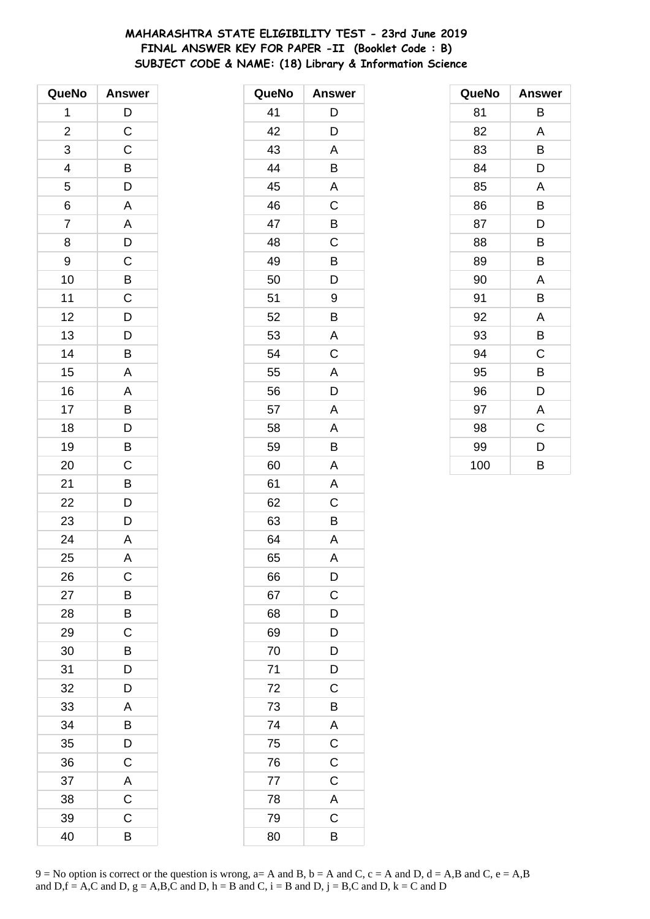# MAHARASHTRA STATE ELIGIBILITY TEST - 23rd June 2019
## FINAL ANSWER KEY FOR PAPER -II (Booklet Code : B)
## SUBJECT CODE & NAME: (18) Library & Information Science

| QueNo | Answer |
|---|---|
| 1 | D |
| 2 | C |
| 3 | C |
| 4 | B |
| 5 | D |
| 6 | A |
| 7 | A |
| 8 | D |
| 9 | C |
| 10 | B |
| 11 | C |
| 12 | D |
| 13 | D |
| 14 | B |
| 15 | A |
| 16 | A |
| 17 | B |
| 18 | D |
| 19 | B |
| 20 | C |
| 21 | B |
| 22 | D |
| 23 | D |
| 24 | A |
| 25 | A |
| 26 | C |
| 27 | B |
| 28 | B |
| 29 | C |
| 30 | B |
| 31 | D |
| 32 | D |
| 33 | A |
| 34 | B |
| 35 | D |
| 36 | C |
| 37 | A |
| 38 | C |
| 39 | C |
| 40 | B |

| QueNo | Answer |
|---|---|
| 41 | D |
| 42 | D |
| 43 | A |
| 44 | B |
| 45 | A |
| 46 | C |
| 47 | B |
| 48 | C |
| 49 | B |
| 50 | D |
| 51 | 9 |
| 52 | B |
| 53 | A |
| 54 | C |
| 55 | A |
| 56 | D |
| 57 | A |
| 58 | A |
| 59 | B |
| 60 | A |
| 61 | A |
| 62 | C |
| 63 | B |
| 64 | A |
| 65 | A |
| 66 | D |
| 67 | C |
| 68 | D |
| 69 | D |
| 70 | D |
| 71 | D |
| 72 | C |
| 73 | B |
| 74 | A |
| 75 | C |
| 76 | C |
| 77 | C |
| 78 | A |
| 79 | C |
| 80 | B |

| QueNo | Answer |
|---|---|
| 81 | B |
| 82 | A |
| 83 | B |
| 84 | D |
| 85 | A |
| 86 | B |
| 87 | D |
| 88 | B |
| 89 | B |
| 90 | A |
| 91 | B |
| 92 | A |
| 93 | B |
| 94 | C |
| 95 | B |
| 96 | D |
| 97 | A |
| 98 | C |
| 99 | D |
| 100 | B |

9 = No option is correct or the question is wrong, a= A and B, b = A and C, c = A and D, d = A,B and C, e = A,B and D,f = A,C and D, g = A,B,C and D, h = B and C, i = B and D, j = B,C and D, k = C and D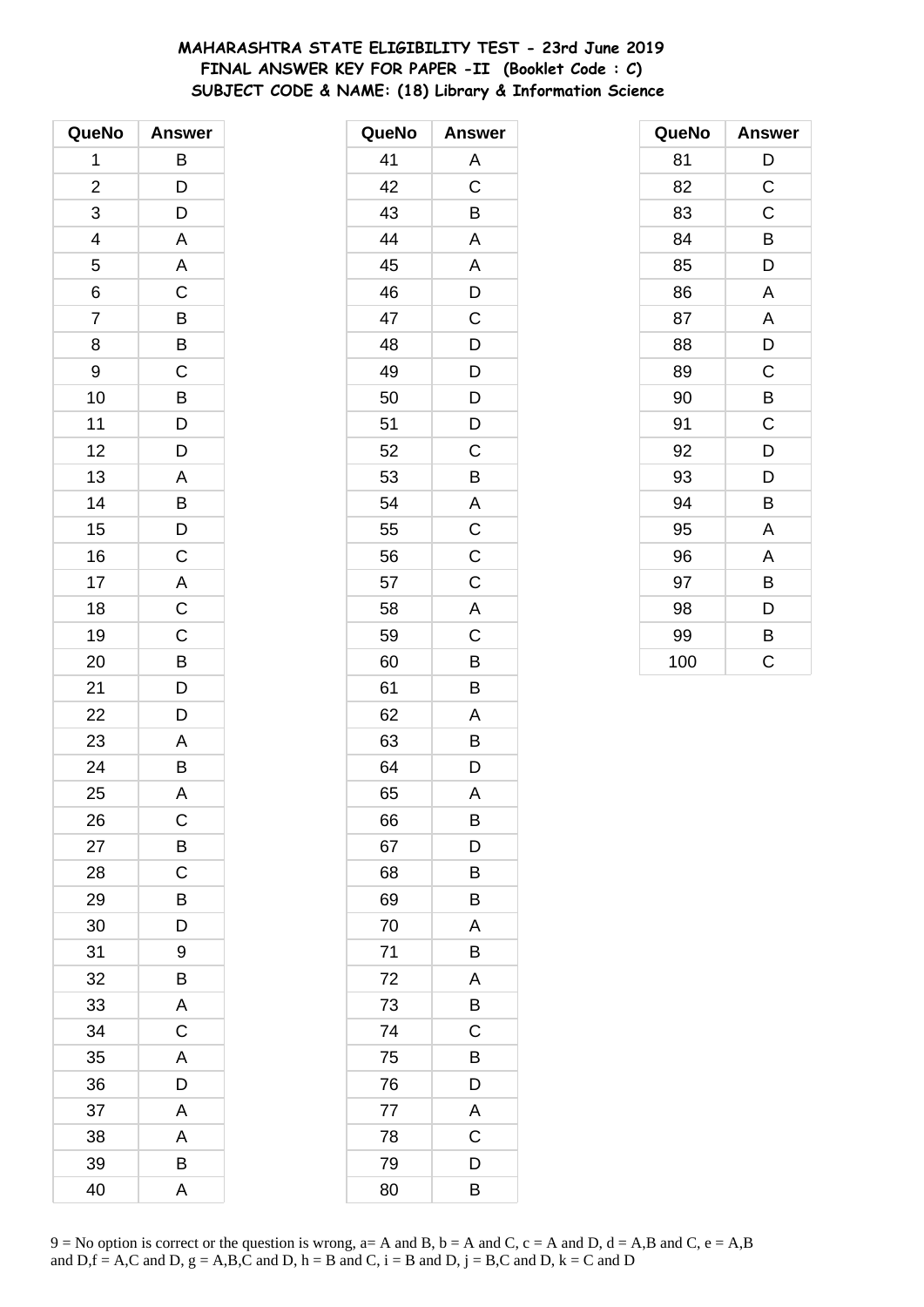# MAHARASHTRA STATE ELIGIBILITY TEST - 23rd June 2019
## FINAL ANSWER KEY FOR PAPER -II (Booklet Code : C)
## SUBJECT CODE & NAME: (18) Library & Information Science

| QueNo | Answer |
|---|---|
| 1 | B |
| 2 | D |
| 3 | D |
| 4 | A |
| 5 | A |
| 6 | C |
| 7 | B |
| 8 | B |
| 9 | C |
| 10 | B |
| 11 | D |
| 12 | D |
| 13 | A |
| 14 | B |
| 15 | D |
| 16 | C |
| 17 | A |
| 18 | C |
| 19 | C |
| 20 | B |
| 21 | D |
| 22 | D |
| 23 | A |
| 24 | B |
| 25 | A |
| 26 | C |
| 27 | B |
| 28 | C |
| 29 | B |
| 30 | D |
| 31 | 9 |
| 32 | B |
| 33 | A |
| 34 | C |
| 35 | A |
| 36 | D |
| 37 | A |
| 38 | A |
| 39 | B |
| 40 | A |

| QueNo | Answer |
|---|---|
| 41 | A |
| 42 | C |
| 43 | B |
| 44 | A |
| 45 | A |
| 46 | D |
| 47 | C |
| 48 | D |
| 49 | D |
| 50 | D |
| 51 | D |
| 52 | C |
| 53 | B |
| 54 | A |
| 55 | C |
| 56 | C |
| 57 | C |
| 58 | A |
| 59 | C |
| 60 | B |
| 61 | B |
| 62 | A |
| 63 | B |
| 64 | D |
| 65 | A |
| 66 | B |
| 67 | D |
| 68 | B |
| 69 | B |
| 70 | A |
| 71 | B |
| 72 | A |
| 73 | B |
| 74 | C |
| 75 | B |
| 76 | D |
| 77 | A |
| 78 | C |
| 79 | D |
| 80 | B |

| QueNo | Answer |
|---|---|
| 81 | D |
| 82 | C |
| 83 | C |
| 84 | B |
| 85 | D |
| 86 | A |
| 87 | A |
| 88 | D |
| 89 | C |
| 90 | B |
| 91 | C |
| 92 | D |
| 93 | D |
| 94 | B |
| 95 | A |
| 96 | A |
| 97 | B |
| 98 | D |
| 99 | B |
| 100 | C |

9 = No option is correct or the question is wrong, a= A and B, b = A and C, c = A and D, d = A,B and C, e = A,B and D,f = A,C and D, g = A,B,C and D, h = B and C, i = B and D, j = B,C and D, k = C and D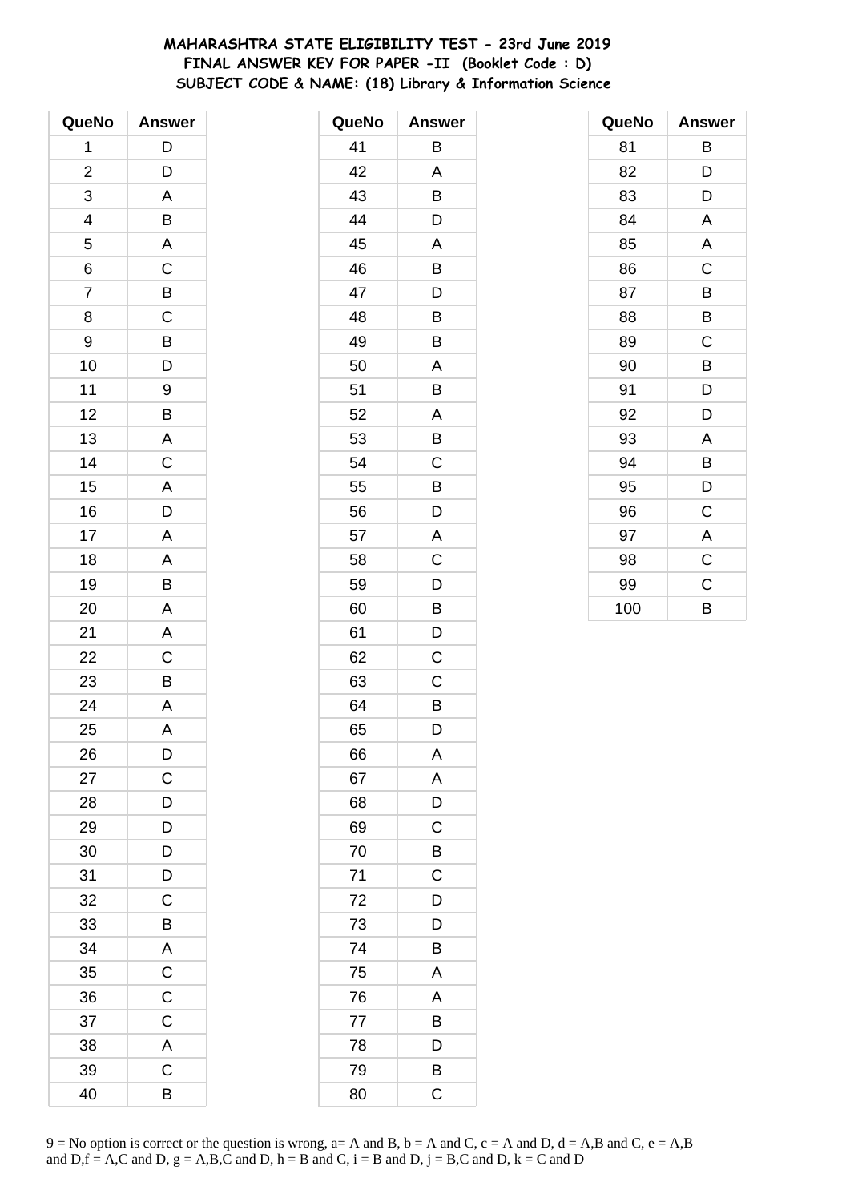# MAHARASHTRA STATE ELIGIBILITY TEST - 23rd June 2019
## FINAL ANSWER KEY FOR PAPER -II (Booklet Code : D)
### SUBJECT CODE & NAME: (18) Library & Information Science

| QueNo | Answer | QueNo | Answer | QueNo | Answer |
|---|---|---|---|---|---|
| 1 | D | 41 | B | 81 | B |
| 2 | D | 42 | A | 82 | D |
| 3 | A | 43 | B | 83 | D |
| 4 | B | 44 | D | 84 | A |
| 5 | A | 45 | A | 85 | A |
| 6 | C | 46 | B | 86 | C |
| 7 | B | 47 | D | 87 | B |
| 8 | C | 48 | B | 88 | B |
| 9 | B | 49 | B | 89 | C |
| 10 | D | 50 | A | 90 | B |
| 11 | 9 | 51 | B | 91 | D |
| 12 | B | 52 | A | 92 | D |
| 13 | A | 53 | B | 93 | A |
| 14 | C | 54 | C | 94 | B |
| 15 | A | 55 | B | 95 | D |
| 16 | D | 56 | D | 96 | C |
| 17 | A | 57 | A | 97 | A |
| 18 | A | 58 | C | 98 | C |
| 19 | B | 59 | D | 99 | C |
| 20 | A | 60 | B | 100 | B |
| 21 | A | 61 | D | | |
| 22 | C | 62 | C | | |
| 23 | B | 63 | C | | |
| 24 | A | 64 | B | | |
| 25 | A | 65 | D | | |
| 26 | D | 66 | A | | |
| 27 | C | 67 | A | | |
| 28 | D | 68 | D | | |
| 29 | D | 69 | C | | |
| 30 | D | 70 | B | | |
| 31 | D | 71 | C | | |
| 32 | C | 72 | D | | |
| 33 | B | 73 | D | | |
| 34 | A | 74 | B | | |
| 35 | C | 75 | A | | |
| 36 | C | 76 | A | | |
| 37 | C | 77 | B | | |
| 38 | A | 78 | D | | |
| 39 | C | 79 | B | | |
| 40 | B | 80 | C | | |

9 = No option is correct or the question is wrong, a= A and B, b = A and C, c = A and D, d = A,B and C, e = A,B and D,f = A,C and D, g = A,B,C and D, h = B and C, i = B and D, j = B,C and D, k = C and D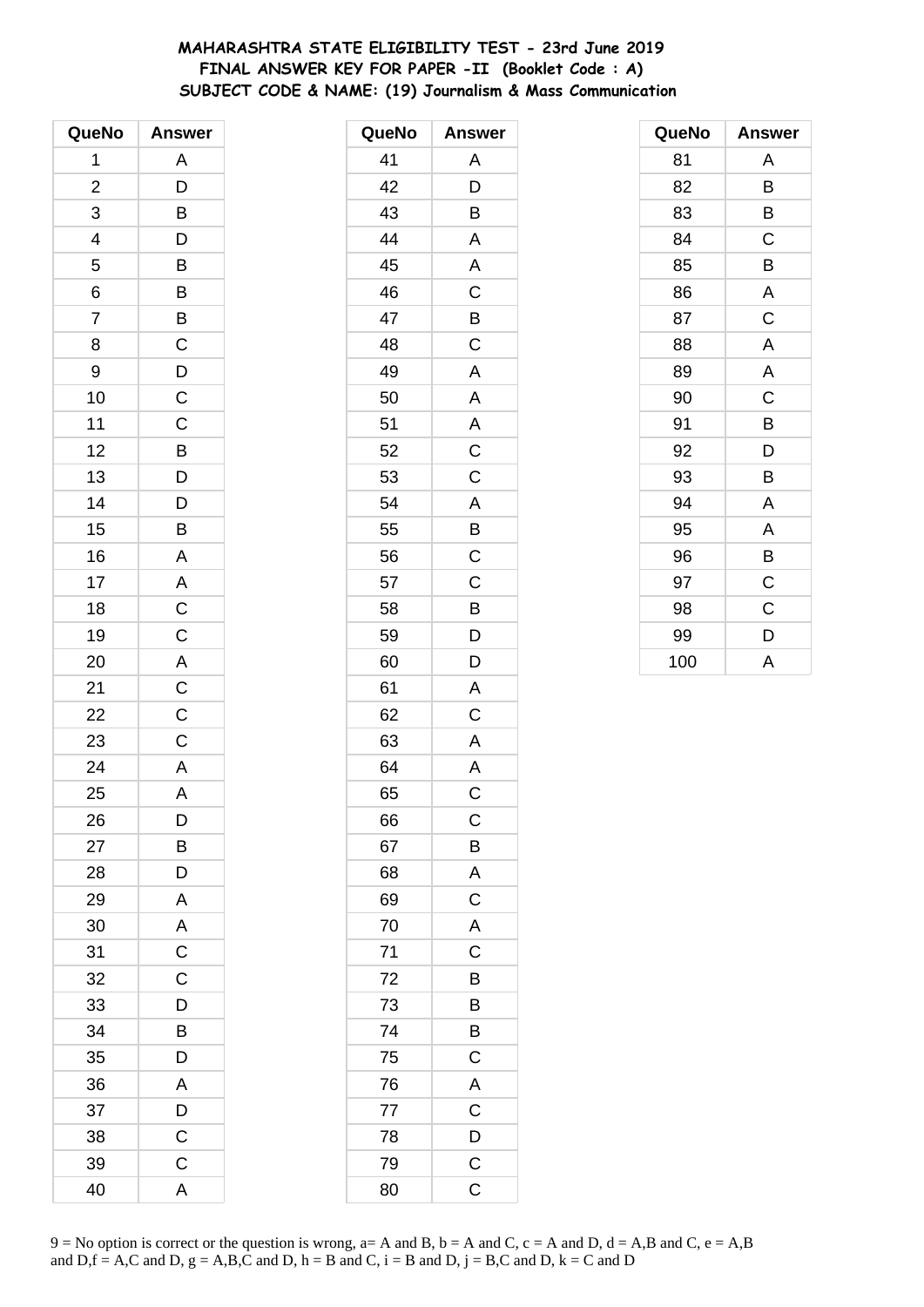**MAHARASHTRA STATE ELIGIBILITY TEST - 23rd June 2019**
**FINAL ANSWER KEY FOR PAPER -II (Booklet Code : A)**
**SUBJECT CODE & NAME: (19) Journalism & Mass Communication**

| QueNo | Answer |
|---|---|
| 1 | A |
| 2 | D |
| 3 | B |
| 4 | D |
| 5 | B |
| 6 | B |
| 7 | B |
| 8 | C |
| 9 | D |
| 10 | C |
| 11 | C |
| 12 | B |
| 13 | D |
| 14 | D |
| 15 | B |
| 16 | A |
| 17 | A |
| 18 | C |
| 19 | C |
| 20 | A |
| 21 | C |
| 22 | C |
| 23 | C |
| 24 | A |
| 25 | A |
| 26 | D |
| 27 | B |
| 28 | D |
| 29 | A |
| 30 | A |
| 31 | C |
| 32 | C |
| 33 | D |
| 34 | B |
| 35 | D |
| 36 | A |
| 37 | D |
| 38 | C |
| 39 | C |
| 40 | A |

| QueNo | Answer |
|---|---|
| 41 | A |
| 42 | D |
| 43 | B |
| 44 | A |
| 45 | A |
| 46 | C |
| 47 | B |
| 48 | C |
| 49 | A |
| 50 | A |
| 51 | A |
| 52 | C |
| 53 | C |
| 54 | A |
| 55 | B |
| 56 | C |
| 57 | C |
| 58 | B |
| 59 | D |
| 60 | D |
| 61 | A |
| 62 | C |
| 63 | A |
| 64 | A |
| 65 | C |
| 66 | C |
| 67 | B |
| 68 | A |
| 69 | C |
| 70 | A |
| 71 | C |
| 72 | B |
| 73 | B |
| 74 | B |
| 75 | C |
| 76 | A |
| 77 | C |
| 78 | D |
| 79 | C |
| 80 | C |

| QueNo | Answer |
|---|---|
| 81 | A |
| 82 | B |
| 83 | B |
| 84 | C |
| 85 | B |
| 86 | A |
| 87 | C |
| 88 | A |
| 89 | A |
| 90 | C |
| 91 | B |
| 92 | D |
| 93 | B |
| 94 | A |
| 95 | A |
| 96 | B |
| 97 | C |
| 98 | C |
| 99 | D |
| 100 | A |

9 = No option is correct or the question is wrong, a= A and B, b = A and C, c = A and D, d = A,B and C, e = A,B and D,f = A,C and D, g = A,B,C and D, h = B and C, i = B and D, j = B,C and D, k = C and D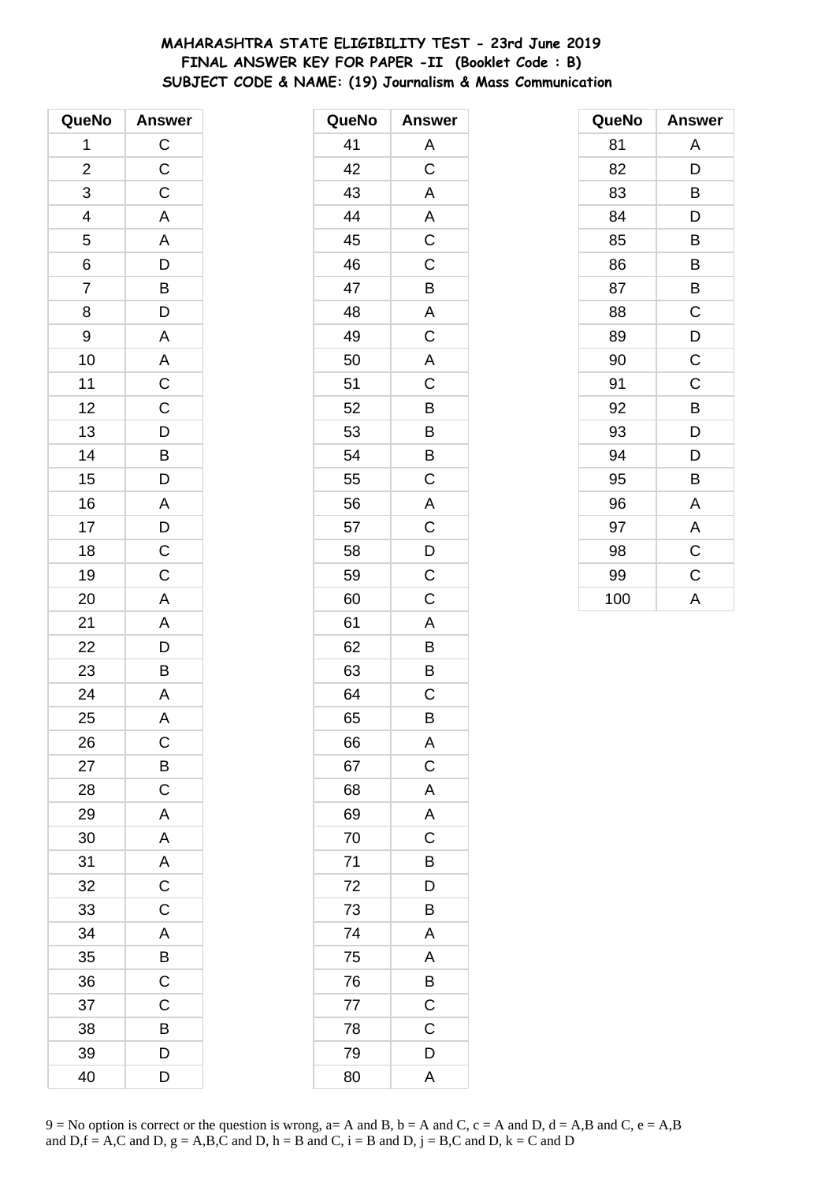# MAHARASHTRA STATE ELIGIBILITY TEST - 23rd June 2019
## FINAL ANSWER KEY FOR PAPER -II (Booklet Code : B)
## SUBJECT CODE & NAME: (19) Journalism & Mass Communication

| QueNo | Answer |
|---|---|
| 1 | C |
| 2 | C |
| 3 | C |
| 4 | A |
| 5 | A |
| 6 | D |
| 7 | B |
| 8 | D |
| 9 | A |
| 10 | A |
| 11 | C |
| 12 | C |
| 13 | D |
| 14 | B |
| 15 | D |
| 16 | A |
| 17 | D |
| 18 | C |
| 19 | C |
| 20 | A |
| 21 | A |
| 22 | D |
| 23 | B |
| 24 | A |
| 25 | A |
| 26 | C |
| 27 | B |
| 28 | C |
| 29 | A |
| 30 | A |
| 31 | A |
| 32 | C |
| 33 | C |
| 34 | A |
| 35 | B |
| 36 | C |
| 37 | C |
| 38 | B |
| 39 | D |
| 40 | D |

| QueNo | Answer |
|---|---|
| 41 | A |
| 42 | C |
| 43 | A |
| 44 | A |
| 45 | C |
| 46 | C |
| 47 | B |
| 48 | A |
| 49 | C |
| 50 | A |
| 51 | C |
| 52 | B |
| 53 | B |
| 54 | B |
| 55 | C |
| 56 | A |
| 57 | C |
| 58 | D |
| 59 | C |
| 60 | C |
| 61 | A |
| 62 | B |
| 63 | B |
| 64 | C |
| 65 | B |
| 66 | A |
| 67 | C |
| 68 | A |
| 69 | A |
| 70 | C |
| 71 | B |
| 72 | D |
| 73 | B |
| 74 | A |
| 75 | A |
| 76 | B |
| 77 | C |
| 78 | C |
| 79 | D |
| 80 | A |

| QueNo | Answer |
|---|---|
| 81 | A |
| 82 | D |
| 83 | B |
| 84 | D |
| 85 | B |
| 86 | B |
| 87 | B |
| 88 | C |
| 89 | D |
| 90 | C |
| 91 | C |
| 92 | B |
| 93 | D |
| 94 | D |
| 95 | B |
| 96 | A |
| 97 | A |
| 98 | C |
| 99 | C |
| 100 | A |

9 = No option is correct or the question is wrong, a= A and B, b = A and C, c = A and D, d = A,B and C, e = A,B and D,f = A,C and D, g = A,B,C and D, h = B and C, i = B and D, j = B,C and D, k = C and D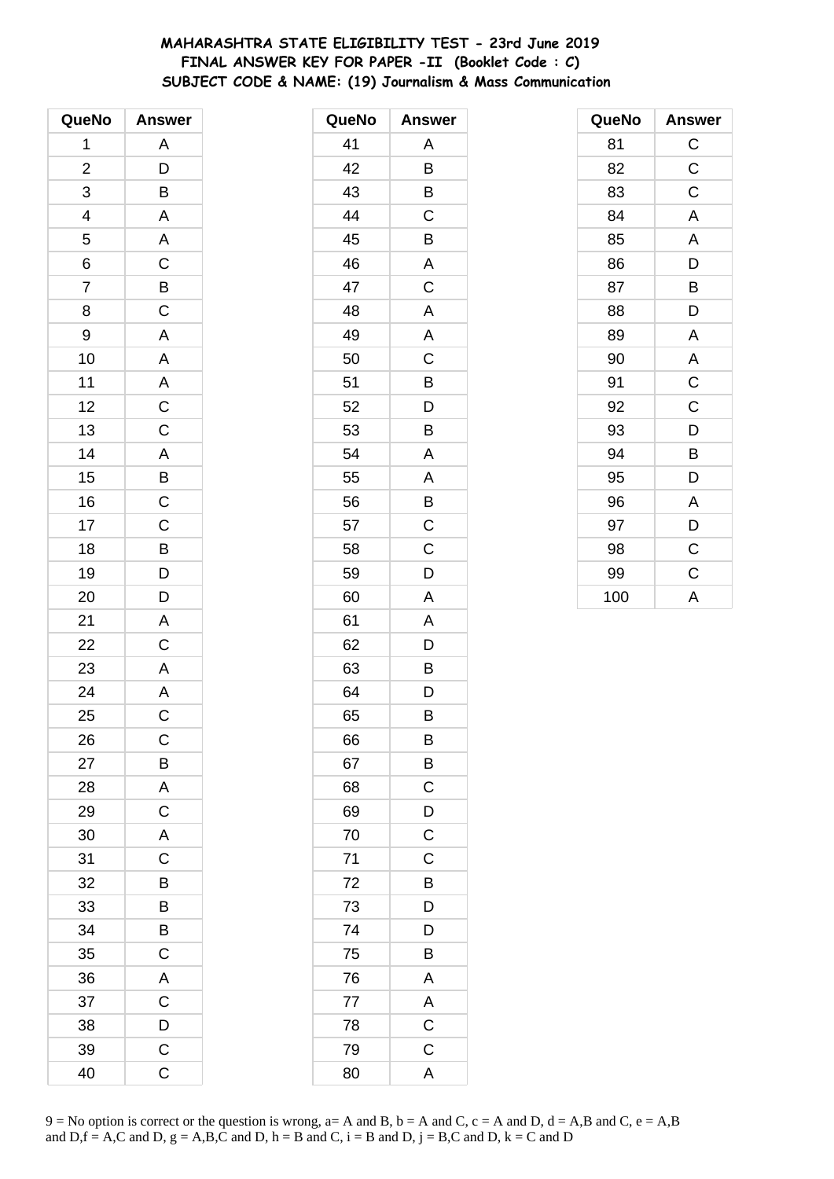# MAHARASHTRA STATE ELIGIBILITY TEST - 23rd June 2019
## FINAL ANSWER KEY FOR PAPER -II (Booklet Code : C)
## SUBJECT CODE & NAME: (19) Journalism & Mass Communication

| QueNo | Answer |
|---|---|
| 1 | A |
| 2 | D |
| 3 | B |
| 4 | A |
| 5 | A |
| 6 | C |
| 7 | B |
| 8 | C |
| 9 | A |
| 10 | A |
| 11 | A |
| 12 | C |
| 13 | C |
| 14 | A |
| 15 | B |
| 16 | C |
| 17 | C |
| 18 | B |
| 19 | D |
| 20 | D |
| 21 | A |
| 22 | C |
| 23 | A |
| 24 | A |
| 25 | C |
| 26 | C |
| 27 | B |
| 28 | A |
| 29 | C |
| 30 | A |
| 31 | C |
| 32 | B |
| 33 | B |
| 34 | B |
| 35 | C |
| 36 | A |
| 37 | C |
| 38 | D |
| 39 | C |
| 40 | C |

| QueNo | Answer |
|---|---|
| 41 | A |
| 42 | B |
| 43 | B |
| 44 | C |
| 45 | B |
| 46 | A |
| 47 | C |
| 48 | A |
| 49 | A |
| 50 | C |
| 51 | B |
| 52 | D |
| 53 | B |
| 54 | A |
| 55 | A |
| 56 | B |
| 57 | C |
| 58 | C |
| 59 | D |
| 60 | A |
| 61 | A |
| 62 | D |
| 63 | B |
| 64 | D |
| 65 | B |
| 66 | B |
| 67 | B |
| 68 | C |
| 69 | D |
| 70 | C |
| 71 | C |
| 72 | B |
| 73 | D |
| 74 | D |
| 75 | B |
| 76 | A |
| 77 | A |
| 78 | C |
| 79 | C |
| 80 | A |

| QueNo | Answer |
|---|---|
| 81 | C |
| 82 | C |
| 83 | C |
| 84 | A |
| 85 | A |
| 86 | D |
| 87 | B |
| 88 | D |
| 89 | A |
| 90 | A |
| 91 | C |
| 92 | C |
| 93 | D |
| 94 | B |
| 95 | D |
| 96 | A |
| 97 | D |
| 98 | C |
| 99 | C |
| 100 | A |

9 = No option is correct or the question is wrong, a= A and B, b = A and C, c = A and D, d = A,B and C, e = A,B and D,f = A,C and D, g = A,B,C and D, h = B and C, i = B and D, j = B,C and D, k = C and D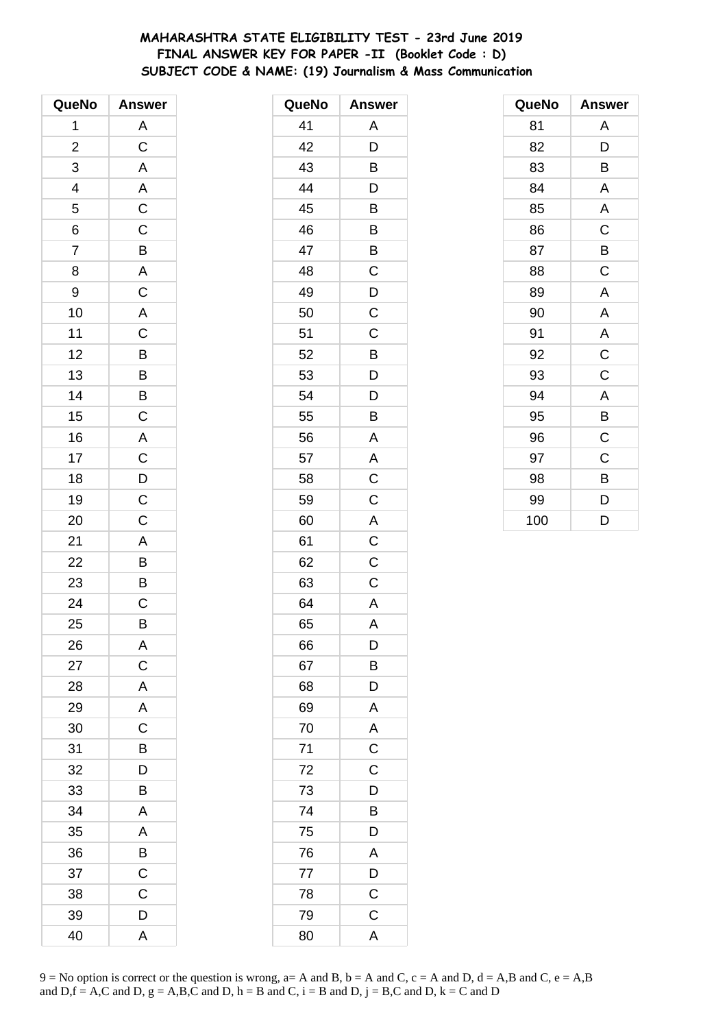# MAHARASHTRA STATE ELIGIBILITY TEST - 23rd June 2019
## FINAL ANSWER KEY FOR PAPER -II (Booklet Code : D)
### SUBJECT CODE & NAME: (19) Journalism & Mass Communication

| QueNo | Answer |
|---|---|
| 1 | A |
| 2 | C |
| 3 | A |
| 4 | A |
| 5 | C |
| 6 | C |
| 7 | B |
| 8 | A |
| 9 | C |
| 10 | A |
| 11 | C |
| 12 | B |
| 13 | B |
| 14 | B |
| 15 | C |
| 16 | A |
| 17 | C |
| 18 | D |
| 19 | C |
| 20 | C |
| 21 | A |
| 22 | B |
| 23 | B |
| 24 | C |
| 25 | B |
| 26 | A |
| 27 | C |
| 28 | A |
| 29 | A |
| 30 | C |
| 31 | B |
| 32 | D |
| 33 | B |
| 34 | A |
| 35 | A |
| 36 | B |
| 37 | C |
| 38 | C |
| 39 | D |
| 40 | A |

| QueNo | Answer |
|---|---|
| 41 | A |
| 42 | D |
| 43 | B |
| 44 | D |
| 45 | B |
| 46 | B |
| 47 | B |
| 48 | C |
| 49 | D |
| 50 | C |
| 51 | C |
| 52 | B |
| 53 | D |
| 54 | D |
| 55 | B |
| 56 | A |
| 57 | A |
| 58 | C |
| 59 | C |
| 60 | A |
| 61 | C |
| 62 | C |
| 63 | C |
| 64 | A |
| 65 | A |
| 66 | D |
| 67 | B |
| 68 | D |
| 69 | A |
| 70 | A |
| 71 | C |
| 72 | C |
| 73 | D |
| 74 | B |
| 75 | D |
| 76 | A |
| 77 | D |
| 78 | C |
| 79 | C |
| 80 | A |

| QueNo | Answer |
|---|---|
| 81 | A |
| 82 | D |
| 83 | B |
| 84 | A |
| 85 | A |
| 86 | C |
| 87 | B |
| 88 | C |
| 89 | A |
| 90 | A |
| 91 | A |
| 92 | C |
| 93 | C |
| 94 | A |
| 95 | B |
| 96 | C |
| 97 | C |
| 98 | B |
| 99 | D |
| 100 | D |

9 = No option is correct or the question is wrong, a= A and B, b = A and C, c = A and D, d = A,B and C, e = A,B and D,f = A,C and D, g = A,B,C and D, h = B and C, i = B and D, j = B,C and D, k = C and D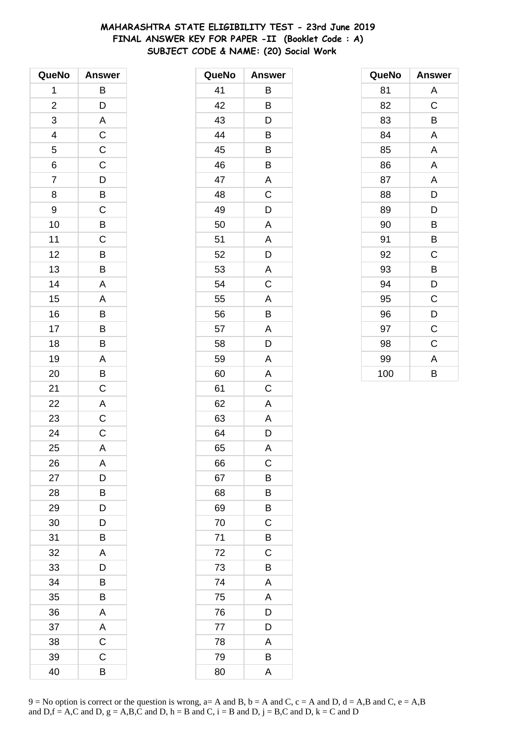# MAHARASHTRA STATE ELIGIBILITY TEST - 23rd June 2019
## FINAL ANSWER KEY FOR PAPER -II (Booklet Code : A)
## SUBJECT CODE & NAME: (20) Social Work

| QueNo | Answer |
|---|---|
| 1 | B |
| 2 | D |
| 3 | A |
| 4 | C |
| 5 | C |
| 6 | C |
| 7 | D |
| 8 | B |
| 9 | C |
| 10 | B |
| 11 | C |
| 12 | B |
| 13 | B |
| 14 | A |
| 15 | A |
| 16 | B |
| 17 | B |
| 18 | B |
| 19 | A |
| 20 | B |
| 21 | C |
| 22 | A |
| 23 | C |
| 24 | C |
| 25 | A |
| 26 | A |
| 27 | D |
| 28 | B |
| 29 | D |
| 30 | D |
| 31 | B |
| 32 | A |
| 33 | D |
| 34 | B |
| 35 | B |
| 36 | A |
| 37 | A |
| 38 | C |
| 39 | C |
| 40 | B |

| QueNo | Answer |
|---|---|
| 41 | B |
| 42 | B |
| 43 | D |
| 44 | B |
| 45 | B |
| 46 | B |
| 47 | A |
| 48 | C |
| 49 | D |
| 50 | A |
| 51 | A |
| 52 | D |
| 53 | A |
| 54 | C |
| 55 | A |
| 56 | B |
| 57 | A |
| 58 | D |
| 59 | A |
| 60 | A |
| 61 | C |
| 62 | A |
| 63 | A |
| 64 | D |
| 65 | A |
| 66 | C |
| 67 | B |
| 68 | B |
| 69 | B |
| 70 | C |
| 71 | B |
| 72 | C |
| 73 | B |
| 74 | A |
| 75 | A |
| 76 | D |
| 77 | D |
| 78 | A |
| 79 | B |
| 80 | A |

| QueNo | Answer |
|---|---|
| 81 | A |
| 82 | C |
| 83 | B |
| 84 | A |
| 85 | A |
| 86 | A |
| 87 | A |
| 88 | D |
| 89 | D |
| 90 | B |
| 91 | B |
| 92 | C |
| 93 | B |
| 94 | D |
| 95 | C |
| 96 | D |
| 97 | C |
| 98 | C |
| 99 | A |
| 100 | B |

9 = No option is correct or the question is wrong, a= A and B, b = A and C, c = A and D, d = A,B and C, e = A,B and D,f = A,C and D, g = A,B,C and D, h = B and C, i = B and D, j = B,C and D, k = C and D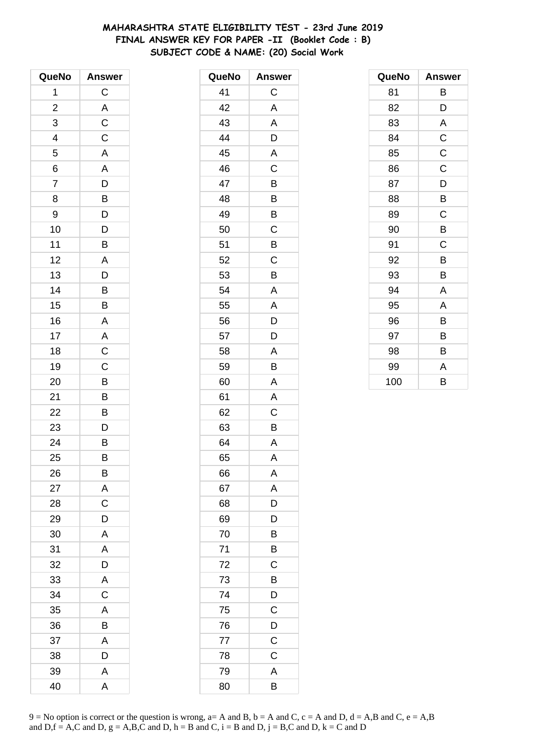# MAHARASHTRA STATE ELIGIBILITY TEST - 23rd June 2019
## FINAL ANSWER KEY FOR PAPER -II (Booklet Code : B)
## SUBJECT CODE & NAME: (20) Social Work

| QueNo | Answer |
|---|---|
| 1 | C |
| 2 | A |
| 3 | C |
| 4 | C |
| 5 | A |
| 6 | A |
| 7 | D |
| 8 | B |
| 9 | D |
| 10 | D |
| 11 | B |
| 12 | A |
| 13 | D |
| 14 | B |
| 15 | B |
| 16 | A |
| 17 | A |
| 18 | C |
| 19 | C |
| 20 | B |
| 21 | B |
| 22 | B |
| 23 | D |
| 24 | B |
| 25 | B |
| 26 | B |
| 27 | A |
| 28 | C |
| 29 | D |
| 30 | A |
| 31 | A |
| 32 | D |
| 33 | A |
| 34 | C |
| 35 | A |
| 36 | B |
| 37 | A |
| 38 | D |
| 39 | A |
| 40 | A |

| QueNo | Answer |
|---|---|
| 41 | C |
| 42 | A |
| 43 | A |
| 44 | D |
| 45 | A |
| 46 | C |
| 47 | B |
| 48 | B |
| 49 | B |
| 50 | C |
| 51 | B |
| 52 | C |
| 53 | B |
| 54 | A |
| 55 | A |
| 56 | D |
| 57 | D |
| 58 | A |
| 59 | B |
| 60 | A |
| 61 | A |
| 62 | C |
| 63 | B |
| 64 | A |
| 65 | A |
| 66 | A |
| 67 | A |
| 68 | D |
| 69 | D |
| 70 | B |
| 71 | B |
| 72 | C |
| 73 | B |
| 74 | D |
| 75 | C |
| 76 | D |
| 77 | C |
| 78 | C |
| 79 | A |
| 80 | B |

| QueNo | Answer |
|---|---|
| 81 | B |
| 82 | D |
| 83 | A |
| 84 | C |
| 85 | C |
| 86 | C |
| 87 | D |
| 88 | B |
| 89 | C |
| 90 | B |
| 91 | C |
| 92 | B |
| 93 | B |
| 94 | A |
| 95 | A |
| 96 | B |
| 97 | B |
| 98 | B |
| 99 | A |
| 100 | B |

9 = No option is correct or the question is wrong, a= A and B, b = A and C, c = A and D, d = A,B and C, e = A,B and D,f = A,C and D, g = A,B,C and D, h = B and C, i = B and D, j = B,C and D, k = C and D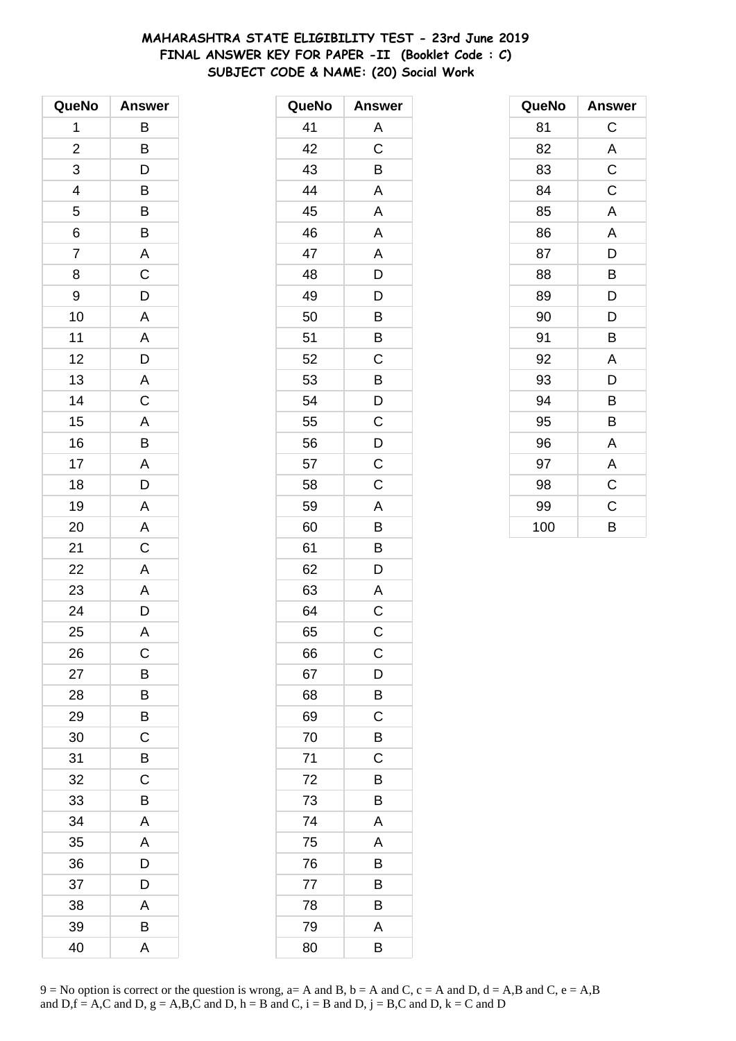# MAHARASHTRA STATE ELIGIBILITY TEST - 23rd June 2019
## FINAL ANSWER KEY FOR PAPER -II (Booklet Code : C)
## SUBJECT CODE & NAME: (20) Social Work

| QueNo | Answer |
|---|---|
| 1 | B |
| 2 | B |
| 3 | D |
| 4 | B |
| 5 | B |
| 6 | B |
| 7 | A |
| 8 | C |
| 9 | D |
| 10 | A |
| 11 | A |
| 12 | D |
| 13 | A |
| 14 | C |
| 15 | A |
| 16 | B |
| 17 | A |
| 18 | D |
| 19 | A |
| 20 | A |
| 21 | C |
| 22 | A |
| 23 | A |
| 24 | D |
| 25 | A |
| 26 | C |
| 27 | B |
| 28 | B |
| 29 | B |
| 30 | C |
| 31 | B |
| 32 | C |
| 33 | B |
| 34 | A |
| 35 | A |
| 36 | D |
| 37 | D |
| 38 | A |
| 39 | B |
| 40 | A |

| QueNo | Answer |
|---|---|
| 41 | A |
| 42 | C |
| 43 | B |
| 44 | A |
| 45 | A |
| 46 | A |
| 47 | A |
| 48 | D |
| 49 | D |
| 50 | B |
| 51 | B |
| 52 | C |
| 53 | B |
| 54 | D |
| 55 | C |
| 56 | D |
| 57 | C |
| 58 | C |
| 59 | A |
| 60 | B |
| 61 | B |
| 62 | D |
| 63 | A |
| 64 | C |
| 65 | C |
| 66 | C |
| 67 | D |
| 68 | B |
| 69 | C |
| 70 | B |
| 71 | C |
| 72 | B |
| 73 | B |
| 74 | A |
| 75 | A |
| 76 | B |
| 77 | B |
| 78 | B |
| 79 | A |
| 80 | B |

| QueNo | Answer |
|---|---|
| 81 | C |
| 82 | A |
| 83 | C |
| 84 | C |
| 85 | A |
| 86 | A |
| 87 | D |
| 88 | B |
| 89 | D |
| 90 | D |
| 91 | B |
| 92 | A |
| 93 | D |
| 94 | B |
| 95 | B |
| 96 | A |
| 97 | A |
| 98 | C |
| 99 | C |
| 100 | B |

9 = No option is correct or the question is wrong, a= A and B, b = A and C, c = A and D, d = A,B and C, e = A,B and D,f = A,C and D, g = A,B,C and D, h = B and C, i = B and D, j = B,C and D, k = C and D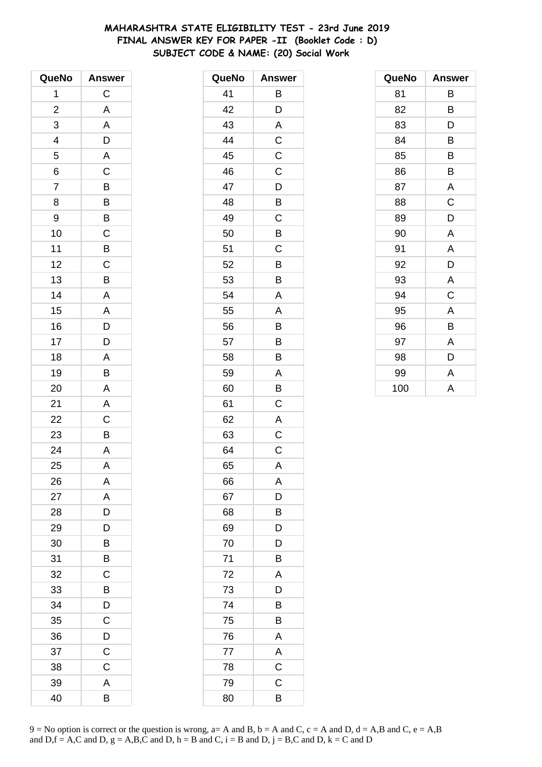# MAHARASHTRA STATE ELIGIBILITY TEST - 23rd June 2019
## FINAL ANSWER KEY FOR PAPER -II (Booklet Code : D)
## SUBJECT CODE & NAME: (20) Social Work

| QueNo | Answer |
|---|---|
| 1 | C |
| 2 | A |
| 3 | A |
| 4 | D |
| 5 | A |
| 6 | C |
| 7 | B |
| 8 | B |
| 9 | B |
| 10 | C |
| 11 | B |
| 12 | C |
| 13 | B |
| 14 | A |
| 15 | A |
| 16 | D |
| 17 | D |
| 18 | A |
| 19 | B |
| 20 | A |
| 21 | A |
| 22 | C |
| 23 | B |
| 24 | A |
| 25 | A |
| 26 | A |
| 27 | A |
| 28 | D |
| 29 | D |
| 30 | B |
| 31 | B |
| 32 | C |
| 33 | B |
| 34 | D |
| 35 | C |
| 36 | D |
| 37 | C |
| 38 | C |
| 39 | A |
| 40 | B |

| QueNo | Answer |
|---|---|
| 41 | B |
| 42 | D |
| 43 | A |
| 44 | C |
| 45 | C |
| 46 | C |
| 47 | D |
| 48 | B |
| 49 | C |
| 50 | B |
| 51 | C |
| 52 | B |
| 53 | B |
| 54 | A |
| 55 | A |
| 56 | B |
| 57 | B |
| 58 | B |
| 59 | A |
| 60 | B |
| 61 | C |
| 62 | A |
| 63 | C |
| 64 | C |
| 65 | A |
| 66 | A |
| 67 | D |
| 68 | B |
| 69 | D |
| 70 | D |
| 71 | B |
| 72 | A |
| 73 | D |
| 74 | B |
| 75 | B |
| 76 | A |
| 77 | A |
| 78 | C |
| 79 | C |
| 80 | B |

| QueNo | Answer |
|---|---|
| 81 | B |
| 82 | B |
| 83 | D |
| 84 | B |
| 85 | B |
| 86 | B |
| 87 | A |
| 88 | C |
| 89 | D |
| 90 | A |
| 91 | A |
| 92 | D |
| 93 | A |
| 94 | C |
| 95 | A |
| 96 | B |
| 97 | A |
| 98 | D |
| 99 | A |
| 100 | A |

9 = No option is correct or the question is wrong, a= A and B, b = A and C, c = A and D, d = A,B and C, e = A,B and D,f = A,C and D, g = A,B,C and D, h = B and C, i = B and D, j = B,C and D, k = C and D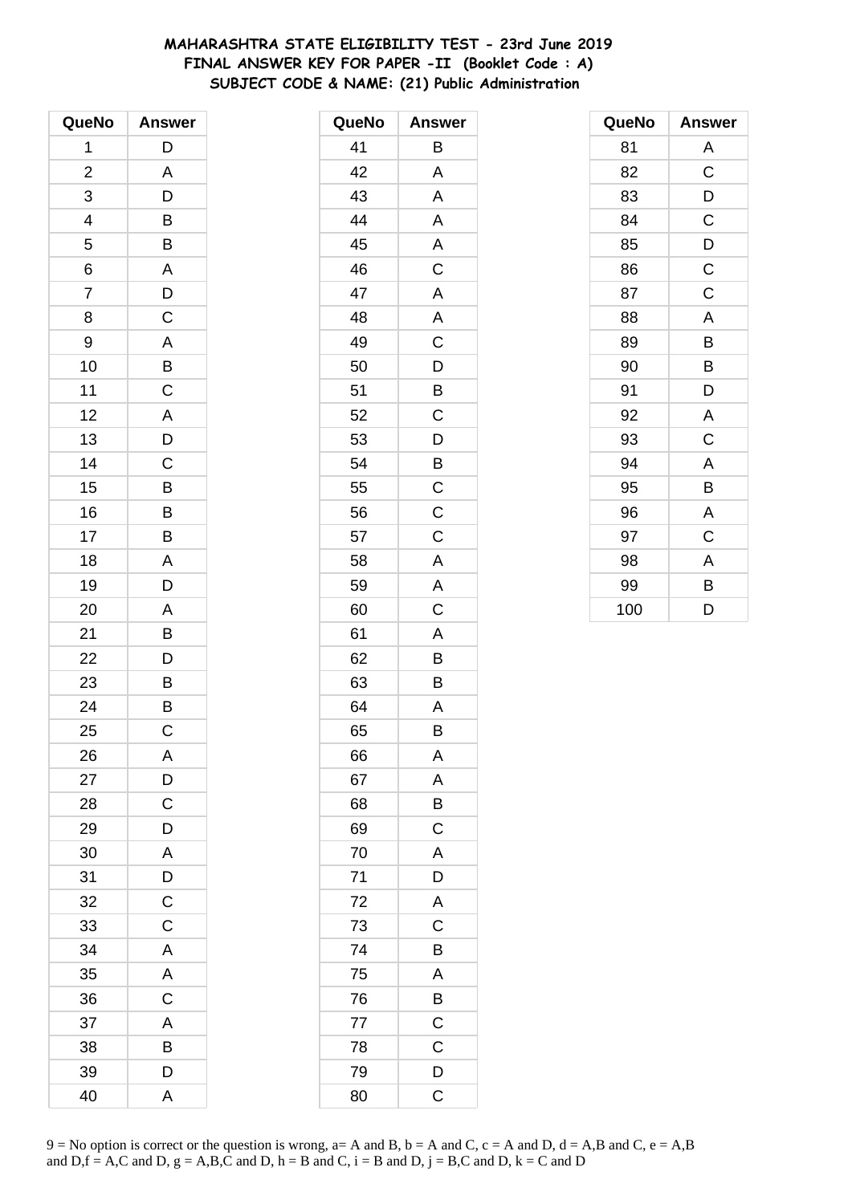# MAHARASHTRA STATE ELIGIBILITY TEST - 23rd June 2019
## FINAL ANSWER KEY FOR PAPER -II (Booklet Code : A)
### SUBJECT CODE & NAME: (21) Public Administration

| QueNo | Answer |
|---|---|
| 1 | D |
| 2 | A |
| 3 | D |
| 4 | B |
| 5 | B |
| 6 | A |
| 7 | D |
| 8 | C |
| 9 | A |
| 10 | B |
| 11 | C |
| 12 | A |
| 13 | D |
| 14 | C |
| 15 | B |
| 16 | B |
| 17 | B |
| 18 | A |
| 19 | D |
| 20 | A |
| 21 | B |
| 22 | D |
| 23 | B |
| 24 | B |
| 25 | C |
| 26 | A |
| 27 | D |
| 28 | C |
| 29 | D |
| 30 | A |
| 31 | D |
| 32 | C |
| 33 | C |
| 34 | A |
| 35 | A |
| 36 | C |
| 37 | A |
| 38 | B |
| 39 | D |
| 40 | A |

| QueNo | Answer |
|---|---|
| 41 | B |
| 42 | A |
| 43 | A |
| 44 | A |
| 45 | A |
| 46 | C |
| 47 | A |
| 48 | A |
| 49 | C |
| 50 | D |
| 51 | B |
| 52 | C |
| 53 | D |
| 54 | B |
| 55 | C |
| 56 | C |
| 57 | C |
| 58 | A |
| 59 | A |
| 60 | C |
| 61 | A |
| 62 | B |
| 63 | B |
| 64 | A |
| 65 | B |
| 66 | A |
| 67 | A |
| 68 | B |
| 69 | C |
| 70 | A |
| 71 | D |
| 72 | A |
| 73 | C |
| 74 | B |
| 75 | A |
| 76 | B |
| 77 | C |
| 78 | C |
| 79 | D |
| 80 | C |

| QueNo | Answer |
|---|---|
| 81 | A |
| 82 | C |
| 83 | D |
| 84 | C |
| 85 | D |
| 86 | C |
| 87 | C |
| 88 | A |
| 89 | B |
| 90 | B |
| 91 | D |
| 92 | A |
| 93 | C |
| 94 | A |
| 95 | B |
| 96 | A |
| 97 | C |
| 98 | A |
| 99 | B |
| 100 | D |

9 = No option is correct or the question is wrong, a= A and B, b = A and C, c = A and D, d = A,B and C, e = A,B and D,f = A,C and D, g = A,B,C and D, h = B and C, i = B and D, j = B,C and D, k = C and D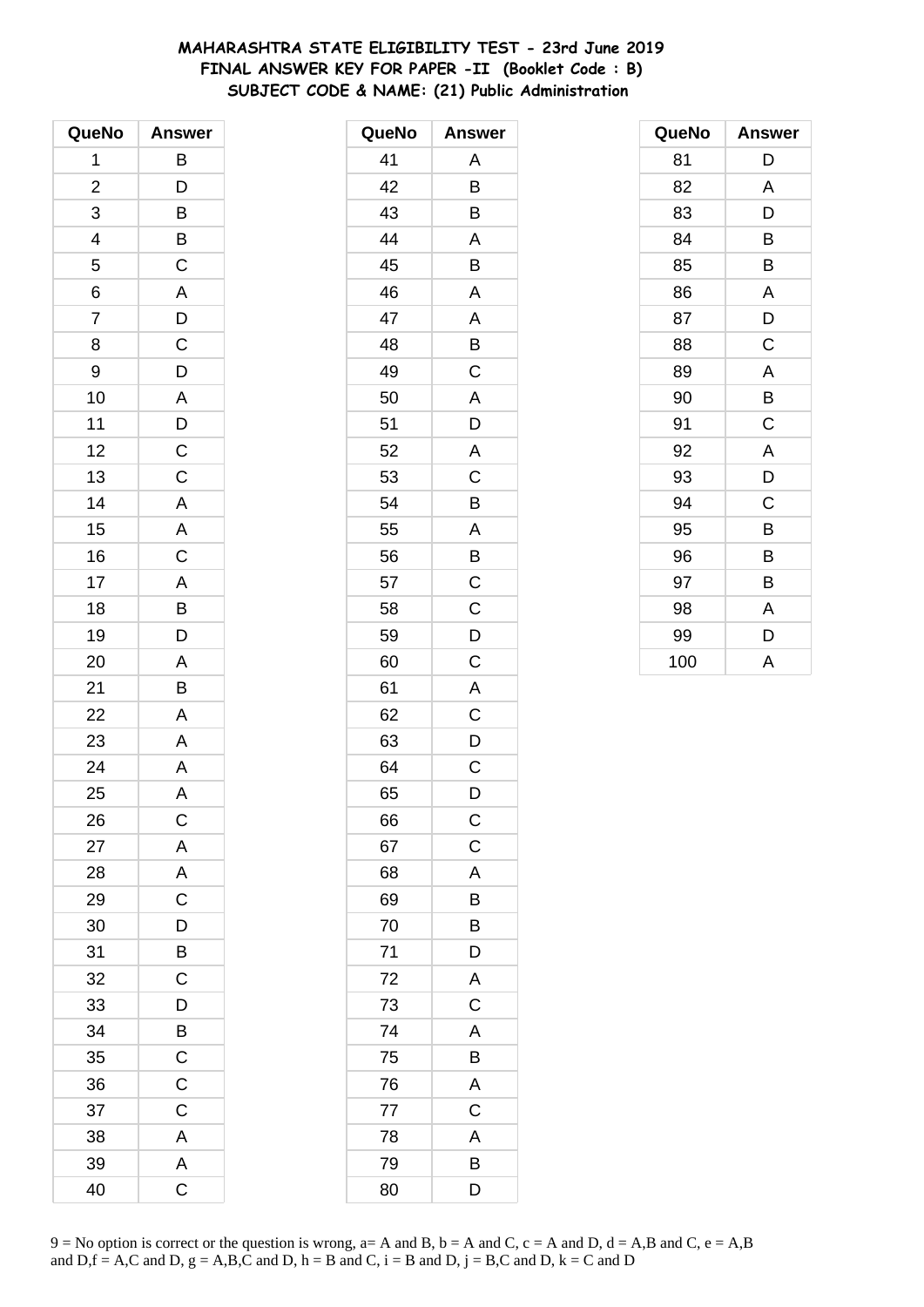**MAHARASHTRA STATE ELIGIBILITY TEST - 23rd June 2019**
**FINAL ANSWER KEY FOR PAPER -II (Booklet Code : B)**
**SUBJECT CODE & NAME: (21) Public Administration**

| QueNo | Answer |
|---|---|
| 1 | B |
| 2 | D |
| 3 | B |
| 4 | B |
| 5 | C |
| 6 | A |
| 7 | D |
| 8 | C |
| 9 | D |
| 10 | A |
| 11 | D |
| 12 | C |
| 13 | C |
| 14 | A |
| 15 | A |
| 16 | C |
| 17 | A |
| 18 | B |
| 19 | D |
| 20 | A |
| 21 | B |
| 22 | A |
| 23 | A |
| 24 | A |
| 25 | A |
| 26 | C |
| 27 | A |
| 28 | A |
| 29 | C |
| 30 | D |
| 31 | B |
| 32 | C |
| 33 | D |
| 34 | B |
| 35 | C |
| 36 | C |
| 37 | C |
| 38 | A |
| 39 | A |
| 40 | C |

| QueNo | Answer |
|---|---|
| 41 | A |
| 42 | B |
| 43 | B |
| 44 | A |
| 45 | B |
| 46 | A |
| 47 | A |
| 48 | B |
| 49 | C |
| 50 | A |
| 51 | D |
| 52 | A |
| 53 | C |
| 54 | B |
| 55 | A |
| 56 | B |
| 57 | C |
| 58 | C |
| 59 | D |
| 60 | C |
| 61 | A |
| 62 | C |
| 63 | D |
| 64 | C |
| 65 | D |
| 66 | C |
| 67 | C |
| 68 | A |
| 69 | B |
| 70 | B |
| 71 | D |
| 72 | A |
| 73 | C |
| 74 | A |
| 75 | B |
| 76 | A |
| 77 | C |
| 78 | A |
| 79 | B |
| 80 | D |

| QueNo | Answer |
|---|---|
| 81 | D |
| 82 | A |
| 83 | D |
| 84 | B |
| 85 | B |
| 86 | A |
| 87 | D |
| 88 | C |
| 89 | A |
| 90 | B |
| 91 | C |
| 92 | A |
| 93 | D |
| 94 | C |
| 95 | B |
| 96 | B |
| 97 | B |
| 98 | A |
| 99 | D |
| 100 | A |

9 = No option is correct or the question is wrong, a= A and B, b = A and C, c = A and D, d = A,B and C, e = A,B and D,f = A,C and D, g = A,B,C and D, h = B and C, i = B and D, j = B,C and D, k = C and D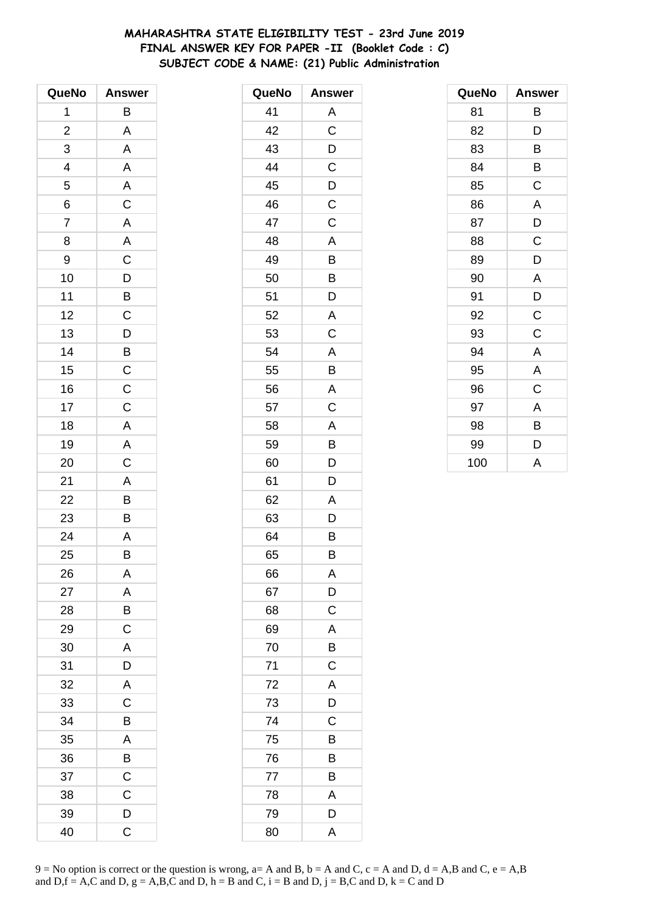# MAHARASHTRA STATE ELIGIBILITY TEST - 23rd June 2019
## FINAL ANSWER KEY FOR PAPER -II (Booklet Code : C)
## SUBJECT CODE & NAME: (21) Public Administration

| QueNo | Answer |
|---|---|
| 1 | B |
| 2 | A |
| 3 | A |
| 4 | A |
| 5 | A |
| 6 | C |
| 7 | A |
| 8 | A |
| 9 | C |
| 10 | D |
| 11 | B |
| 12 | C |
| 13 | D |
| 14 | B |
| 15 | C |
| 16 | C |
| 17 | C |
| 18 | A |
| 19 | A |
| 20 | C |
| 21 | A |
| 22 | B |
| 23 | B |
| 24 | A |
| 25 | B |
| 26 | A |
| 27 | A |
| 28 | B |
| 29 | C |
| 30 | A |
| 31 | D |
| 32 | A |
| 33 | C |
| 34 | B |
| 35 | A |
| 36 | B |
| 37 | C |
| 38 | C |
| 39 | D |
| 40 | C |

| QueNo | Answer |
|---|---|
| 41 | A |
| 42 | C |
| 43 | D |
| 44 | C |
| 45 | D |
| 46 | C |
| 47 | C |
| 48 | A |
| 49 | B |
| 50 | B |
| 51 | D |
| 52 | A |
| 53 | C |
| 54 | A |
| 55 | B |
| 56 | A |
| 57 | C |
| 58 | A |
| 59 | B |
| 60 | D |
| 61 | D |
| 62 | A |
| 63 | D |
| 64 | B |
| 65 | B |
| 66 | A |
| 67 | D |
| 68 | C |
| 69 | A |
| 70 | B |
| 71 | C |
| 72 | A |
| 73 | D |
| 74 | C |
| 75 | B |
| 76 | B |
| 77 | B |
| 78 | A |
| 79 | D |
| 80 | A |

| QueNo | Answer |
|---|---|
| 81 | B |
| 82 | D |
| 83 | B |
| 84 | B |
| 85 | C |
| 86 | A |
| 87 | D |
| 88 | C |
| 89 | D |
| 90 | A |
| 91 | D |
| 92 | C |
| 93 | C |
| 94 | A |
| 95 | A |
| 96 | C |
| 97 | A |
| 98 | B |
| 99 | D |
| 100 | A |

9 = No option is correct or the question is wrong, a= A and B, b = A and C, c = A and D, d = A,B and C, e = A,B and D,f = A,C and D, g = A,B,C and D, h = B and C, i = B and D, j = B,C and D, k = C and D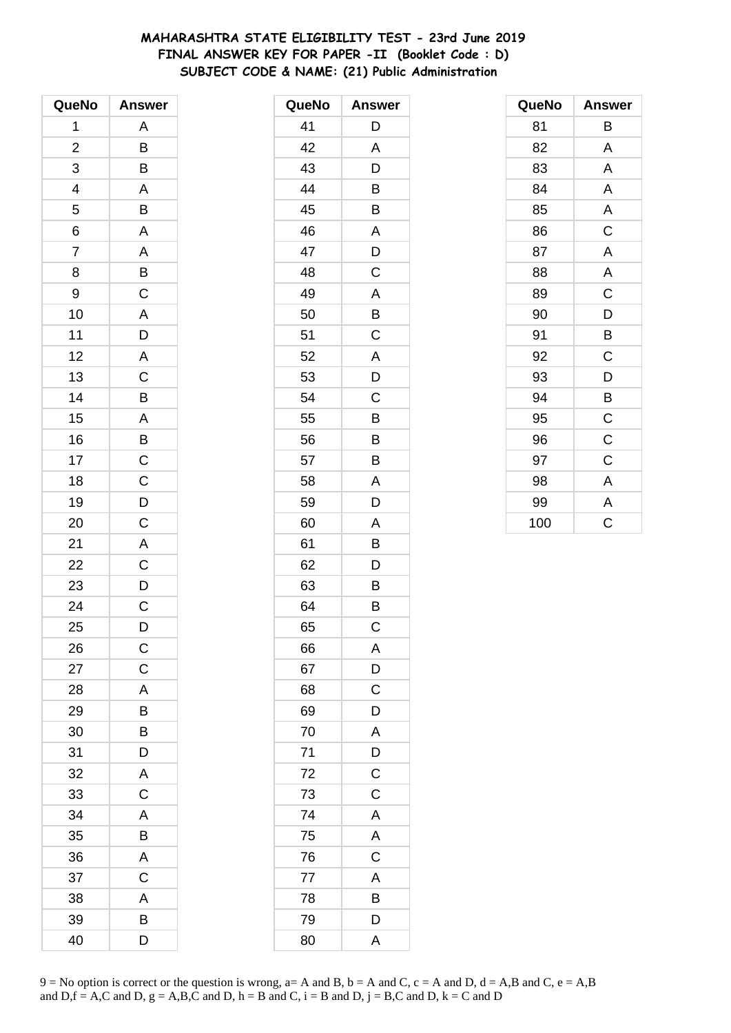# MAHARASHTRA STATE ELIGIBILITY TEST - 23rd June 2019
## FINAL ANSWER KEY FOR PAPER -II (Booklet Code : D)
### SUBJECT CODE & NAME: (21) Public Administration

| QueNo | Answer |
|---|---|
| 1 | A |
| 2 | B |
| 3 | B |
| 4 | A |
| 5 | B |
| 6 | A |
| 7 | A |
| 8 | B |
| 9 | C |
| 10 | A |
| 11 | D |
| 12 | A |
| 13 | C |
| 14 | B |
| 15 | A |
| 16 | B |
| 17 | C |
| 18 | C |
| 19 | D |
| 20 | C |
| 21 | A |
| 22 | C |
| 23 | D |
| 24 | C |
| 25 | D |
| 26 | C |
| 27 | C |
| 28 | A |
| 29 | B |
| 30 | B |
| 31 | D |
| 32 | A |
| 33 | C |
| 34 | A |
| 35 | B |
| 36 | A |
| 37 | C |
| 38 | A |
| 39 | B |
| 40 | D |

| QueNo | Answer |
|---|---|
| 41 | D |
| 42 | A |
| 43 | D |
| 44 | B |
| 45 | B |
| 46 | A |
| 47 | D |
| 48 | C |
| 49 | A |
| 50 | B |
| 51 | C |
| 52 | A |
| 53 | D |
| 54 | C |
| 55 | B |
| 56 | B |
| 57 | B |
| 58 | A |
| 59 | D |
| 60 | A |
| 61 | B |
| 62 | D |
| 63 | B |
| 64 | B |
| 65 | C |
| 66 | A |
| 67 | D |
| 68 | C |
| 69 | D |
| 70 | A |
| 71 | D |
| 72 | C |
| 73 | C |
| 74 | A |
| 75 | A |
| 76 | C |
| 77 | A |
| 78 | B |
| 79 | D |
| 80 | A |

| QueNo | Answer |
|---|---|
| 81 | B |
| 82 | A |
| 83 | A |
| 84 | A |
| 85 | A |
| 86 | C |
| 87 | A |
| 88 | A |
| 89 | C |
| 90 | D |
| 91 | B |
| 92 | C |
| 93 | D |
| 94 | B |
| 95 | C |
| 96 | C |
| 97 | C |
| 98 | A |
| 99 | A |
| 100 | C |

9 = No option is correct or the question is wrong, a= A and B, b = A and C, c = A and D, d = A,B and C, e = A,B and D,f = A,C and D, g = A,B,C and D, h = B and C, i = B and D, j = B,C and D, k = C and D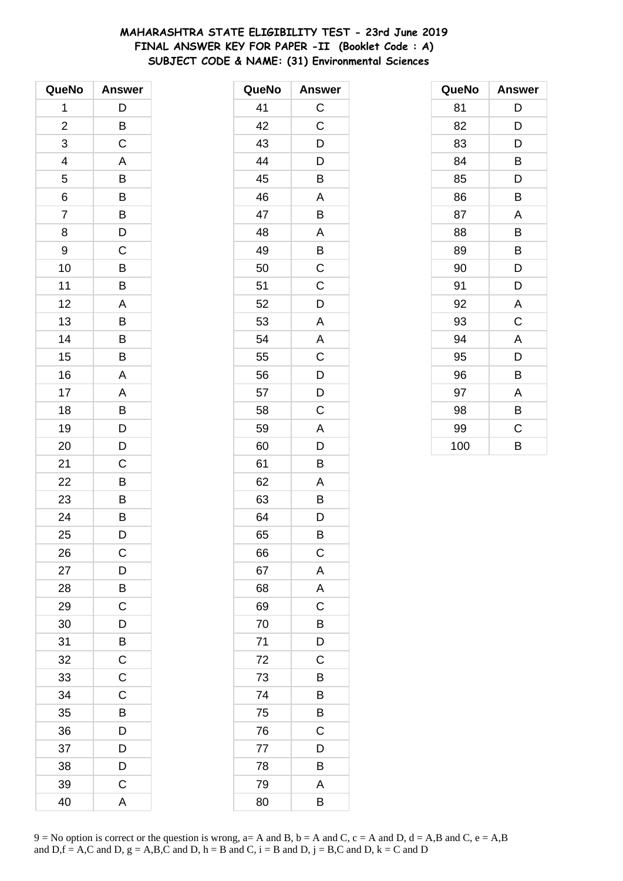# MAHARASHTRA STATE ELIGIBILITY TEST - 23rd June 2019
## FINAL ANSWER KEY FOR PAPER -II (Booklet Code : A)
## SUBJECT CODE & NAME: (31) Environmental Sciences

| QueNo | Answer | QueNo | Answer | QueNo | Answer |
|---|---|---|---|---|---|
| 1 | D | 41 | C | 81 | D |
| 2 | B | 42 | C | 82 | D |
| 3 | C | 43 | D | 83 | D |
| 4 | A | 44 | D | 84 | B |
| 5 | B | 45 | B | 85 | D |
| 6 | B | 46 | A | 86 | B |
| 7 | B | 47 | B | 87 | A |
| 8 | D | 48 | A | 88 | B |
| 9 | C | 49 | B | 89 | B |
| 10 | B | 50 | C | 90 | D |
| 11 | B | 51 | C | 91 | D |
| 12 | A | 52 | D | 92 | A |
| 13 | B | 53 | A | 93 | C |
| 14 | B | 54 | A | 94 | A |
| 15 | B | 55 | C | 95 | D |
| 16 | A | 56 | D | 96 | B |
| 17 | A | 57 | D | 97 | A |
| 18 | B | 58 | C | 98 | B |
| 19 | D | 59 | A | 99 | C |
| 20 | D | 60 | D | 100 | B |
| 21 | C | 61 | B | | |
| 22 | B | 62 | A | | |
| 23 | B | 63 | B | | |
| 24 | B | 64 | D | | |
| 25 | D | 65 | B | | |
| 26 | C | 66 | C | | |
| 27 | D | 67 | A | | |
| 28 | B | 68 | A | | |
| 29 | C | 69 | C | | |
| 30 | D | 70 | B | | |
| 31 | B | 71 | D | | |
| 32 | C | 72 | C | | |
| 33 | C | 73 | B | | |
| 34 | C | 74 | B | | |
| 35 | B | 75 | B | | |
| 36 | D | 76 | C | | |
| 37 | D | 77 | D | | |
| 38 | D | 78 | B | | |
| 39 | C | 79 | A | | |
| 40 | A | 80 | B | | |

9 = No option is correct or the question is wrong, a= A and B, b = A and C, c = A and D, d = A,B and C, e = A,B and D,f = A,C and D, g = A,B,C and D, h = B and C, i = B and D, j = B,C and D, k = C and D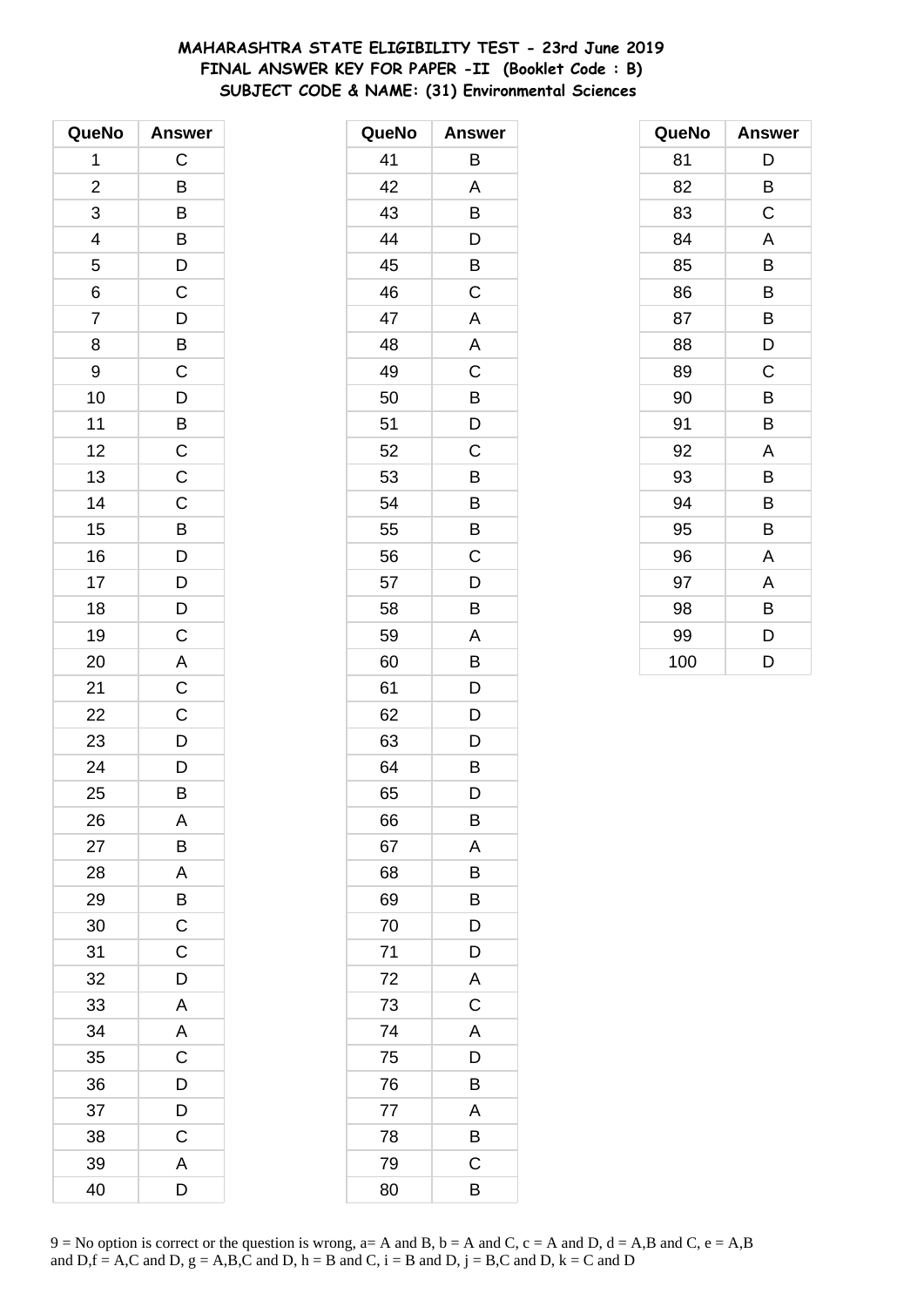**MAHARASHTRA STATE ELIGIBILITY TEST - 23rd June 2019**
**FINAL ANSWER KEY FOR PAPER -II (Booklet Code : B)**
**SUBJECT CODE & NAME: (31) Environmental Sciences**

| QueNo | Answer |
|---|---|
| 1 | C |
| 2 | B |
| 3 | B |
| 4 | B |
| 5 | D |
| 6 | C |
| 7 | D |
| 8 | B |
| 9 | C |
| 10 | D |
| 11 | B |
| 12 | C |
| 13 | C |
| 14 | C |
| 15 | B |
| 16 | D |
| 17 | D |
| 18 | D |
| 19 | C |
| 20 | A |
| 21 | C |
| 22 | C |
| 23 | D |
| 24 | D |
| 25 | B |
| 26 | A |
| 27 | B |
| 28 | A |
| 29 | B |
| 30 | C |
| 31 | C |
| 32 | D |
| 33 | A |
| 34 | A |
| 35 | C |
| 36 | D |
| 37 | D |
| 38 | C |
| 39 | A |
| 40 | D |

| QueNo | Answer |
|---|---|
| 41 | B |
| 42 | A |
| 43 | B |
| 44 | D |
| 45 | B |
| 46 | C |
| 47 | A |
| 48 | A |
| 49 | C |
| 50 | B |
| 51 | D |
| 52 | C |
| 53 | B |
| 54 | B |
| 55 | B |
| 56 | C |
| 57 | D |
| 58 | B |
| 59 | A |
| 60 | B |
| 61 | D |
| 62 | D |
| 63 | D |
| 64 | B |
| 65 | D |
| 66 | B |
| 67 | A |
| 68 | B |
| 69 | B |
| 70 | D |
| 71 | D |
| 72 | A |
| 73 | C |
| 74 | A |
| 75 | D |
| 76 | B |
| 77 | A |
| 78 | B |
| 79 | C |
| 80 | B |

| QueNo | Answer |
|---|---|
| 81 | D |
| 82 | B |
| 83 | C |
| 84 | A |
| 85 | B |
| 86 | B |
| 87 | B |
| 88 | D |
| 89 | C |
| 90 | B |
| 91 | B |
| 92 | A |
| 93 | B |
| 94 | B |
| 95 | B |
| 96 | A |
| 97 | A |
| 98 | B |
| 99 | D |
| 100 | D |

9 = No option is correct or the question is wrong, a= A and B, b = A and C, c = A and D, d = A,B and C, e = A,B and D,f = A,C and D, g = A,B,C and D, h = B and C, i = B and D, j = B,C and D, k = C and D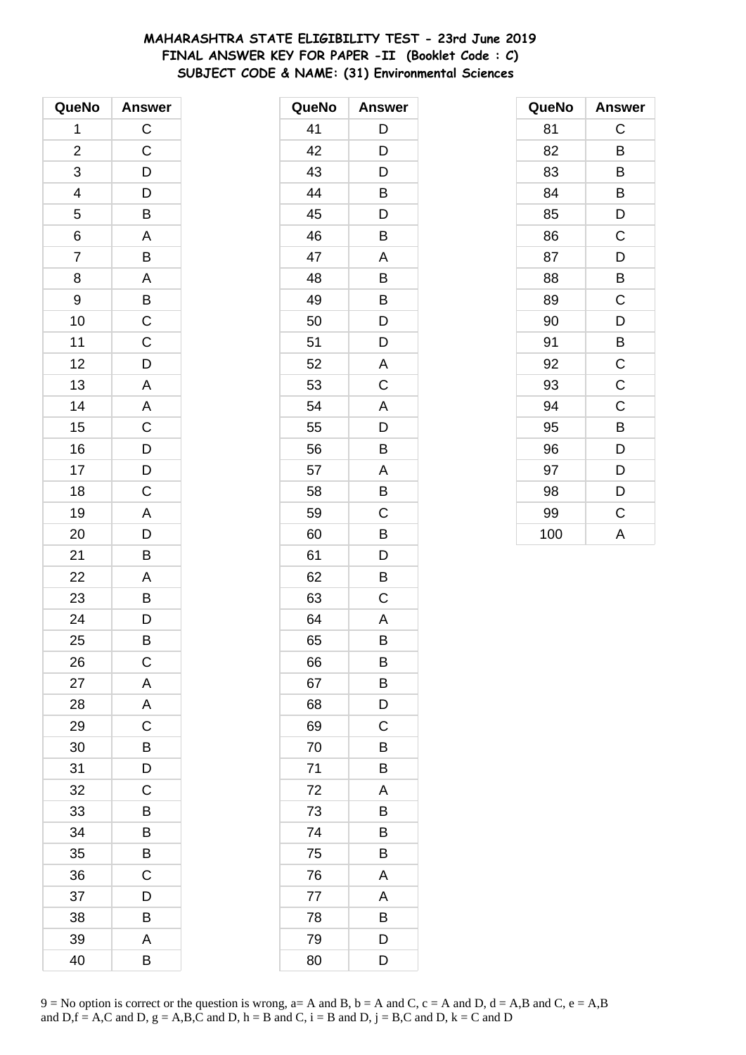# MAHARASHTRA STATE ELIGIBILITY TEST - 23rd June 2019
## FINAL ANSWER KEY FOR PAPER -II (Booklet Code : C)
### SUBJECT CODE & NAME: (31) Environmental Sciences

| QueNo | Answer | QueNo | Answer | QueNo | Answer |
|---|---|---|---|---|---|
| 1 | C | 41 | D | 81 | C |
| 2 | C | 42 | D | 82 | B |
| 3 | D | 43 | D | 83 | B |
| 4 | D | 44 | B | 84 | B |
| 5 | B | 45 | D | 85 | D |
| 6 | A | 46 | B | 86 | C |
| 7 | B | 47 | A | 87 | D |
| 8 | A | 48 | B | 88 | B |
| 9 | B | 49 | B | 89 | C |
| 10 | C | 50 | D | 90 | D |
| 11 | C | 51 | D | 91 | B |
| 12 | D | 52 | A | 92 | C |
| 13 | A | 53 | C | 93 | C |
| 14 | A | 54 | A | 94 | C |
| 15 | C | 55 | D | 95 | B |
| 16 | D | 56 | B | 96 | D |
| 17 | D | 57 | A | 97 | D |
| 18 | C | 58 | B | 98 | D |
| 19 | A | 59 | C | 99 | C |
| 20 | D | 60 | B | 100 | A |
| 21 | B | 61 | D | | |
| 22 | A | 62 | B | | |
| 23 | B | 63 | C | | |
| 24 | D | 64 | A | | |
| 25 | B | 65 | B | | |
| 26 | C | 66 | B | | |
| 27 | A | 67 | B | | |
| 28 | A | 68 | D | | |
| 29 | C | 69 | C | | |
| 30 | B | 70 | B | | |
| 31 | D | 71 | B | | |
| 32 | C | 72 | A | | |
| 33 | B | 73 | B | | |
| 34 | B | 74 | B | | |
| 35 | B | 75 | B | | |
| 36 | C | 76 | A | | |
| 37 | D | 77 | A | | |
| 38 | B | 78 | B | | |
| 39 | A | 79 | D | | |
| 40 | B | 80 | D | | |

9 = No option is correct or the question is wrong, a= A and B, b = A and C, c = A and D, d = A,B and C, e = A,B and D,f = A,C and D, g = A,B,C and D, h = B and C, i = B and D, j = B,C and D, k = C and D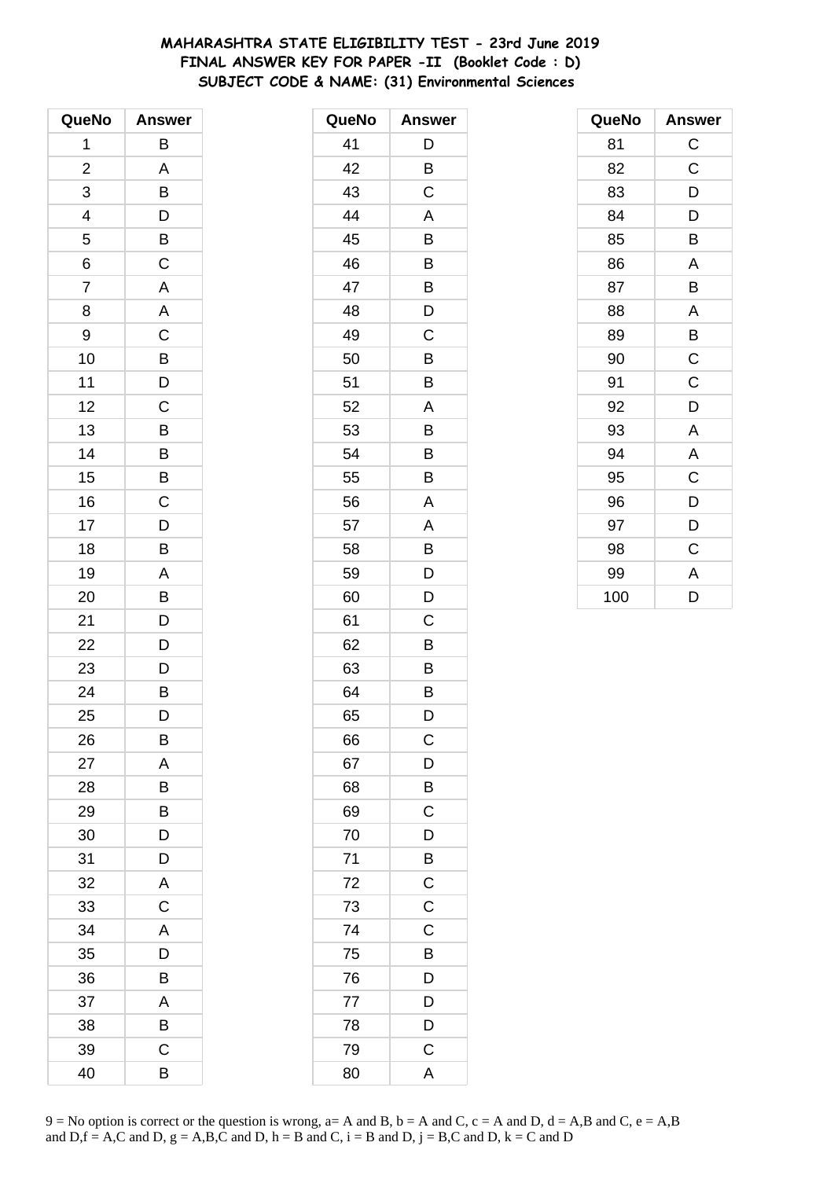# MAHARASHTRA STATE ELIGIBILITY TEST - 23rd June 2019
## FINAL ANSWER KEY FOR PAPER -II (Booklet Code : D)
### SUBJECT CODE & NAME: (31) Environmental Sciences

| QueNo | Answer |
|---|---|
| 1 | B |
| 2 | A |
| 3 | B |
| 4 | D |
| 5 | B |
| 6 | C |
| 7 | A |
| 8 | A |
| 9 | C |
| 10 | B |
| 11 | D |
| 12 | C |
| 13 | B |
| 14 | B |
| 15 | B |
| 16 | C |
| 17 | D |
| 18 | B |
| 19 | A |
| 20 | B |
| 21 | D |
| 22 | D |
| 23 | D |
| 24 | B |
| 25 | D |
| 26 | B |
| 27 | A |
| 28 | B |
| 29 | B |
| 30 | D |
| 31 | D |
| 32 | A |
| 33 | C |
| 34 | A |
| 35 | D |
| 36 | B |
| 37 | A |
| 38 | B |
| 39 | C |
| 40 | B |

| QueNo | Answer |
|---|---|
| 41 | D |
| 42 | B |
| 43 | C |
| 44 | A |
| 45 | B |
| 46 | B |
| 47 | B |
| 48 | D |
| 49 | C |
| 50 | B |
| 51 | B |
| 52 | A |
| 53 | B |
| 54 | B |
| 55 | B |
| 56 | A |
| 57 | A |
| 58 | B |
| 59 | D |
| 60 | D |
| 61 | C |
| 62 | B |
| 63 | B |
| 64 | B |
| 65 | D |
| 66 | C |
| 67 | D |
| 68 | B |
| 69 | C |
| 70 | D |
| 71 | B |
| 72 | C |
| 73 | C |
| 74 | C |
| 75 | B |
| 76 | D |
| 77 | D |
| 78 | D |
| 79 | C |
| 80 | A |

| QueNo | Answer |
|---|---|
| 81 | C |
| 82 | C |
| 83 | D |
| 84 | D |
| 85 | B |
| 86 | A |
| 87 | B |
| 88 | A |
| 89 | B |
| 90 | C |
| 91 | C |
| 92 | D |
| 93 | A |
| 94 | A |
| 95 | C |
| 96 | D |
| 97 | D |
| 98 | C |
| 99 | A |
| 100 | D |

9 = No option is correct or the question is wrong, a= A and B, b = A and C, c = A and D, d = A,B and C, e = A,B and D,f = A,C and D, g = A,B,C and D, h = B and C, i = B and D, j = B,C and D, k = C and D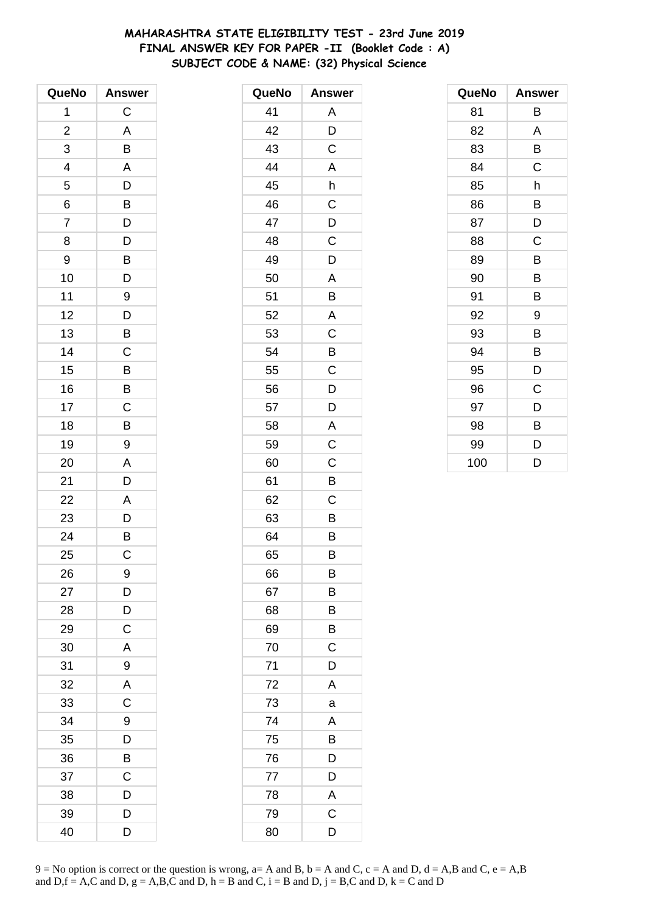# MAHARASHTRA STATE ELIGIBILITY TEST - 23rd June 2019
## FINAL ANSWER KEY FOR PAPER -II (Booklet Code : A)
### SUBJECT CODE & NAME: (32) Physical Science

| QueNo | Answer |
|---|---|
| 1 | C |
| 2 | A |
| 3 | B |
| 4 | A |
| 5 | D |
| 6 | B |
| 7 | D |
| 8 | D |
| 9 | B |
| 10 | D |
| 11 | 9 |
| 12 | D |
| 13 | B |
| 14 | C |
| 15 | B |
| 16 | B |
| 17 | C |
| 18 | B |
| 19 | 9 |
| 20 | A |
| 21 | D |
| 22 | A |
| 23 | D |
| 24 | B |
| 25 | C |
| 26 | 9 |
| 27 | D |
| 28 | D |
| 29 | C |
| 30 | A |
| 31 | 9 |
| 32 | A |
| 33 | C |
| 34 | 9 |
| 35 | D |
| 36 | B |
| 37 | C |
| 38 | D |
| 39 | D |
| 40 | D |

| QueNo | Answer |
|---|---|
| 41 | A |
| 42 | D |
| 43 | C |
| 44 | A |
| 45 | h |
| 46 | C |
| 47 | D |
| 48 | C |
| 49 | D |
| 50 | A |
| 51 | B |
| 52 | A |
| 53 | C |
| 54 | B |
| 55 | C |
| 56 | D |
| 57 | D |
| 58 | A |
| 59 | C |
| 60 | C |
| 61 | B |
| 62 | C |
| 63 | B |
| 64 | B |
| 65 | B |
| 66 | B |
| 67 | B |
| 68 | B |
| 69 | B |
| 70 | C |
| 71 | D |
| 72 | A |
| 73 | a |
| 74 | A |
| 75 | B |
| 76 | D |
| 77 | D |
| 78 | A |
| 79 | C |
| 80 | D |

| QueNo | Answer |
|---|---|
| 81 | B |
| 82 | A |
| 83 | B |
| 84 | C |
| 85 | h |
| 86 | B |
| 87 | D |
| 88 | C |
| 89 | B |
| 90 | B |
| 91 | B |
| 92 | 9 |
| 93 | B |
| 94 | B |
| 95 | D |
| 96 | C |
| 97 | D |
| 98 | B |
| 99 | D |
| 100 | D |

9 = No option is correct or the question is wrong, a= A and B, b = A and C, c = A and D, d = A,B and C, e = A,B and D,f = A,C and D, g = A,B,C and D, h = B and C, i = B and D, j = B,C and D, k = C and D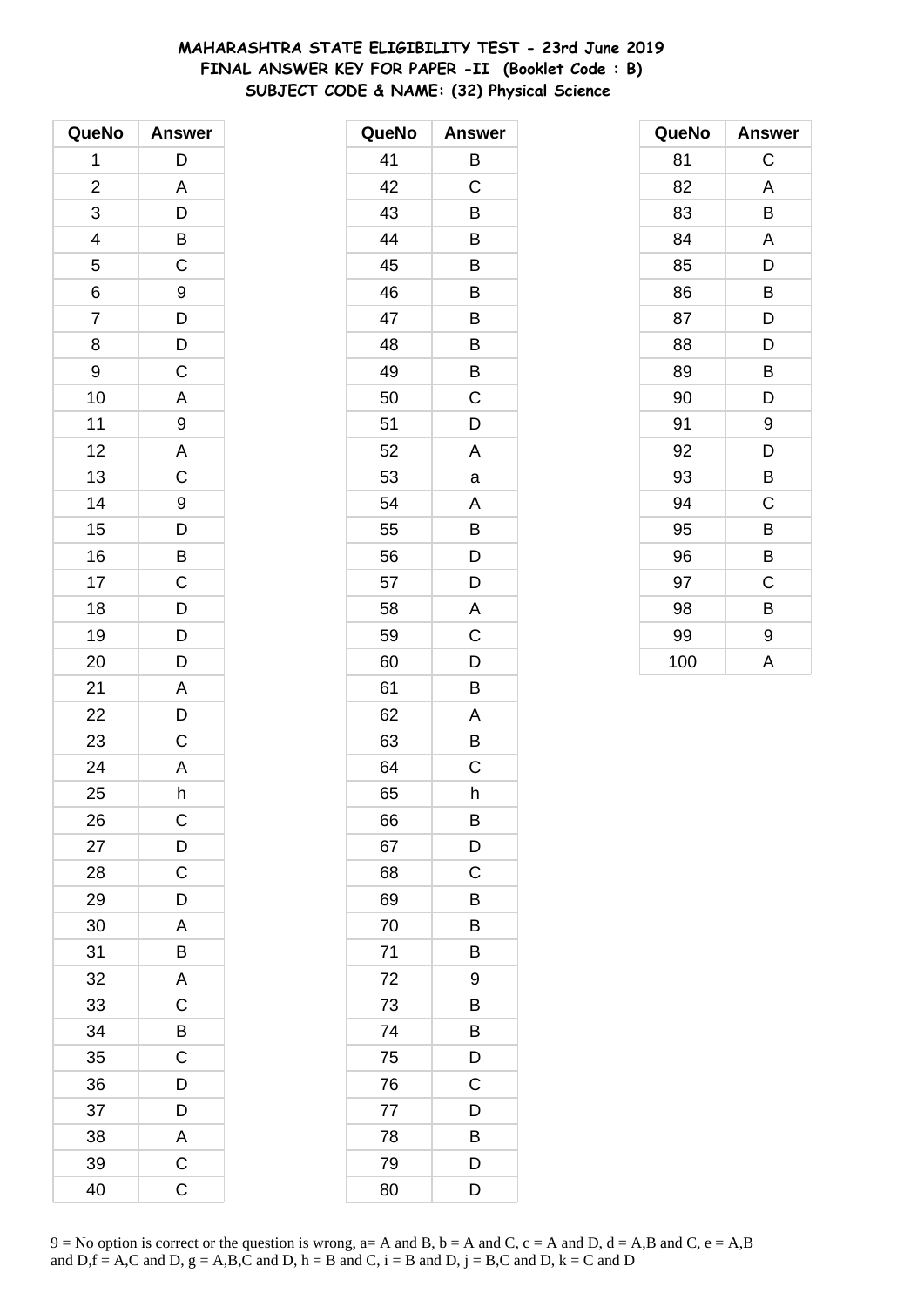# MAHARASHTRA STATE ELIGIBILITY TEST - 23rd June 2019
## FINAL ANSWER KEY FOR PAPER -II (Booklet Code : B)
## SUBJECT CODE & NAME: (32) Physical Science

| QueNo | Answer |
|---|---|
| 1 | D |
| 2 | A |
| 3 | D |
| 4 | B |
| 5 | C |
| 6 | 9 |
| 7 | D |
| 8 | D |
| 9 | C |
| 10 | A |
| 11 | 9 |
| 12 | A |
| 13 | C |
| 14 | 9 |
| 15 | D |
| 16 | B |
| 17 | C |
| 18 | D |
| 19 | D |
| 20 | D |
| 21 | A |
| 22 | D |
| 23 | C |
| 24 | A |
| 25 | h |
| 26 | C |
| 27 | D |
| 28 | C |
| 29 | D |
| 30 | A |
| 31 | B |
| 32 | A |
| 33 | C |
| 34 | B |
| 35 | C |
| 36 | D |
| 37 | D |
| 38 | A |
| 39 | C |
| 40 | C |

| QueNo | Answer |
|---|---|
| 41 | B |
| 42 | C |
| 43 | B |
| 44 | B |
| 45 | B |
| 46 | B |
| 47 | B |
| 48 | B |
| 49 | B |
| 50 | C |
| 51 | D |
| 52 | A |
| 53 | a |
| 54 | A |
| 55 | B |
| 56 | D |
| 57 | D |
| 58 | A |
| 59 | C |
| 60 | D |
| 61 | B |
| 62 | A |
| 63 | B |
| 64 | C |
| 65 | h |
| 66 | B |
| 67 | D |
| 68 | C |
| 69 | B |
| 70 | B |
| 71 | B |
| 72 | 9 |
| 73 | B |
| 74 | B |
| 75 | D |
| 76 | C |
| 77 | D |
| 78 | B |
| 79 | D |
| 80 | D |

| QueNo | Answer |
|---|---|
| 81 | C |
| 82 | A |
| 83 | B |
| 84 | A |
| 85 | D |
| 86 | B |
| 87 | D |
| 88 | D |
| 89 | B |
| 90 | D |
| 91 | 9 |
| 92 | D |
| 93 | B |
| 94 | C |
| 95 | B |
| 96 | B |
| 97 | C |
| 98 | B |
| 99 | 9 |
| 100 | A |

9 = No option is correct or the question is wrong, a= A and B, b = A and C, c = A and D, d = A,B and C, e = A,B and D,f = A,C and D, g = A,B,C and D, h = B and C, i = B and D, j = B,C and D, k = C and D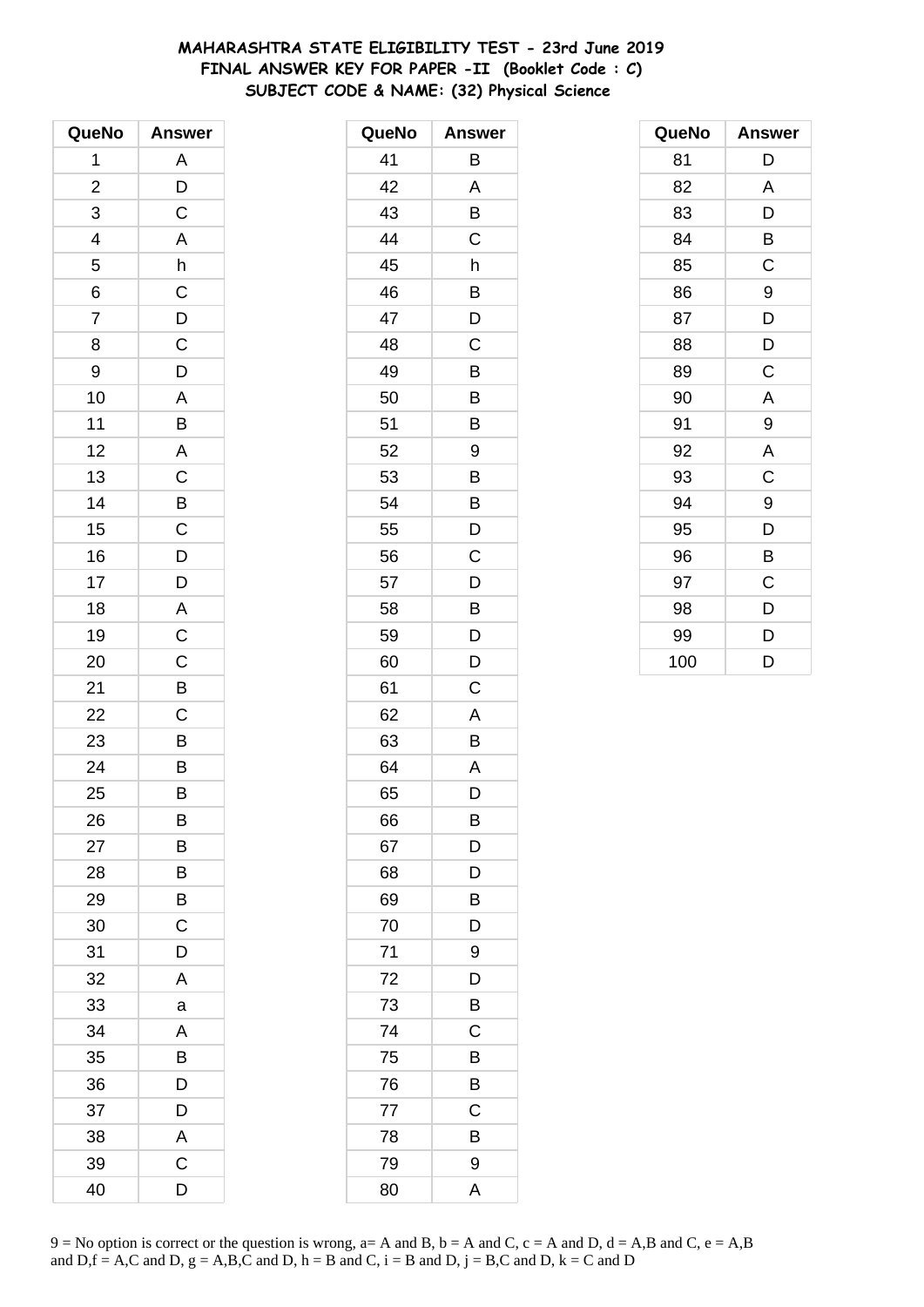# MAHARASHTRA STATE ELIGIBILITY TEST - 23rd June 2019
## FINAL ANSWER KEY FOR PAPER -II (Booklet Code : C)
## SUBJECT CODE & NAME: (32) Physical Science

| QueNo | Answer |
|---|---|
| 1 | A |
| 2 | D |
| 3 | C |
| 4 | A |
| 5 | h |
| 6 | C |
| 7 | D |
| 8 | C |
| 9 | D |
| 10 | A |
| 11 | B |
| 12 | A |
| 13 | C |
| 14 | B |
| 15 | C |
| 16 | D |
| 17 | D |
| 18 | A |
| 19 | C |
| 20 | C |
| 21 | B |
| 22 | C |
| 23 | B |
| 24 | B |
| 25 | B |
| 26 | B |
| 27 | B |
| 28 | B |
| 29 | B |
| 30 | C |
| 31 | D |
| 32 | A |
| 33 | a |
| 34 | A |
| 35 | B |
| 36 | D |
| 37 | D |
| 38 | A |
| 39 | C |
| 40 | D |

| QueNo | Answer |
|---|---|
| 41 | B |
| 42 | A |
| 43 | B |
| 44 | C |
| 45 | h |
| 46 | B |
| 47 | D |
| 48 | C |
| 49 | B |
| 50 | B |
| 51 | B |
| 52 | 9 |
| 53 | B |
| 54 | B |
| 55 | D |
| 56 | C |
| 57 | D |
| 58 | B |
| 59 | D |
| 60 | D |
| 61 | C |
| 62 | A |
| 63 | B |
| 64 | A |
| 65 | D |
| 66 | B |
| 67 | D |
| 68 | D |
| 69 | B |
| 70 | D |
| 71 | 9 |
| 72 | D |
| 73 | B |
| 74 | C |
| 75 | B |
| 76 | B |
| 77 | C |
| 78 | B |
| 79 | 9 |
| 80 | A |

| QueNo | Answer |
|---|---|
| 81 | D |
| 82 | A |
| 83 | D |
| 84 | B |
| 85 | C |
| 86 | 9 |
| 87 | D |
| 88 | D |
| 89 | C |
| 90 | A |
| 91 | 9 |
| 92 | A |
| 93 | C |
| 94 | 9 |
| 95 | D |
| 96 | B |
| 97 | C |
| 98 | D |
| 99 | D |
| 100 | D |

9 = No option is correct or the question is wrong, a= A and B, b = A and C, c = A and D, d = A,B and C, e = A,B and D,f = A,C and D, g = A,B,C and D, h = B and C, i = B and D, j = B,C and D, k = C and D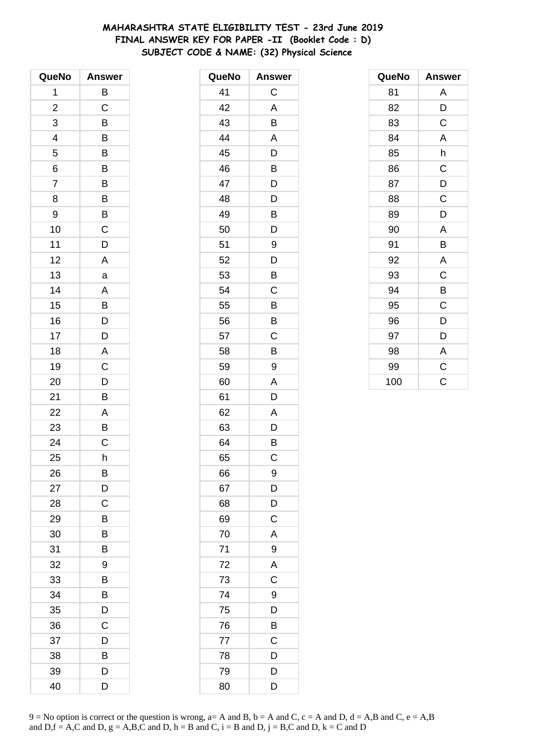# MAHARASHTRA STATE ELIGIBILITY TEST - 23rd June 2019
## FINAL ANSWER KEY FOR PAPER -II (Booklet Code : D)
## SUBJECT CODE & NAME: (32) Physical Science

| QueNo | Answer | QueNo | Answer | QueNo | Answer |
|---|---|---|---|---|---|
| 1 | B | 41 | C | 81 | A |
| 2 | C | 42 | A | 82 | D |
| 3 | B | 43 | B | 83 | C |
| 4 | B | 44 | A | 84 | A |
| 5 | B | 45 | D | 85 | h |
| 6 | B | 46 | B | 86 | C |
| 7 | B | 47 | D | 87 | D |
| 8 | B | 48 | D | 88 | C |
| 9 | B | 49 | B | 89 | D |
| 10 | C | 50 | D | 90 | A |
| 11 | D | 51 | 9 | 91 | B |
| 12 | A | 52 | D | 92 | A |
| 13 | a | 53 | B | 93 | C |
| 14 | A | 54 | C | 94 | B |
| 15 | B | 55 | B | 95 | C |
| 16 | D | 56 | B | 96 | D |
| 17 | D | 57 | C | 97 | D |
| 18 | A | 58 | B | 98 | A |
| 19 | C | 59 | 9 | 99 | C |
| 20 | D | 60 | A | 100 | C |
| 21 | B | 61 | D | | |
| 22 | A | 62 | A | | |
| 23 | B | 63 | D | | |
| 24 | C | 64 | B | | |
| 25 | h | 65 | C | | |
| 26 | B | 66 | 9 | | |
| 27 | D | 67 | D | | |
| 28 | C | 68 | D | | |
| 29 | B | 69 | C | | |
| 30 | B | 70 | A | | |
| 31 | B | 71 | 9 | | |
| 32 | 9 | 72 | A | | |
| 33 | B | 73 | C | | |
| 34 | B | 74 | 9 | | |
| 35 | D | 75 | D | | |
| 36 | C | 76 | B | | |
| 37 | D | 77 | C | | |
| 38 | B | 78 | D | | |
| 39 | D | 79 | D | | |
| 40 | D | 80 | D | | |

9 = No option is correct or the question is wrong, a= A and B, b = A and C, c = A and D, d = A,B and C, e = A,B and D,f = A,C and D, g = A,B,C and D, h = B and C, i = B and D, j = B,C and D, k = C and D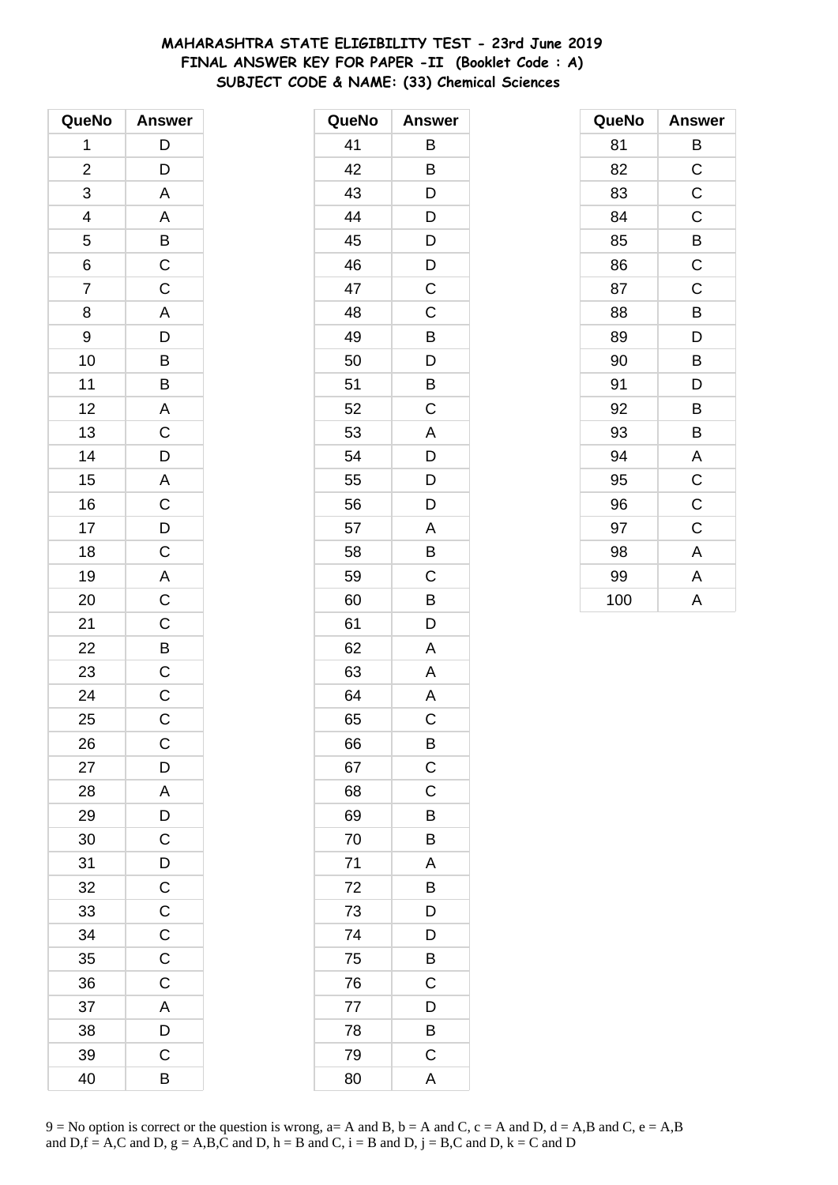# MAHARASHTRA STATE ELIGIBILITY TEST - 23rd June 2019
## FINAL ANSWER KEY FOR PAPER -II (Booklet Code : A)
## SUBJECT CODE & NAME: (33) Chemical Sciences

| QueNo | Answer |
|---|---|
| 1 | D |
| 2 | D |
| 3 | A |
| 4 | A |
| 5 | B |
| 6 | C |
| 7 | C |
| 8 | A |
| 9 | D |
| 10 | B |
| 11 | B |
| 12 | A |
| 13 | C |
| 14 | D |
| 15 | A |
| 16 | C |
| 17 | D |
| 18 | C |
| 19 | A |
| 20 | C |
| 21 | C |
| 22 | B |
| 23 | C |
| 24 | C |
| 25 | C |
| 26 | C |
| 27 | D |
| 28 | A |
| 29 | D |
| 30 | C |
| 31 | D |
| 32 | C |
| 33 | C |
| 34 | C |
| 35 | C |
| 36 | C |
| 37 | A |
| 38 | D |
| 39 | C |
| 40 | B |

| QueNo | Answer |
|---|---|
| 41 | B |
| 42 | B |
| 43 | D |
| 44 | D |
| 45 | D |
| 46 | D |
| 47 | C |
| 48 | C |
| 49 | B |
| 50 | D |
| 51 | B |
| 52 | C |
| 53 | A |
| 54 | D |
| 55 | D |
| 56 | D |
| 57 | A |
| 58 | B |
| 59 | C |
| 60 | B |
| 61 | D |
| 62 | A |
| 63 | A |
| 64 | A |
| 65 | C |
| 66 | B |
| 67 | C |
| 68 | C |
| 69 | B |
| 70 | B |
| 71 | A |
| 72 | B |
| 73 | D |
| 74 | D |
| 75 | B |
| 76 | C |
| 77 | D |
| 78 | B |
| 79 | C |
| 80 | A |

| QueNo | Answer |
|---|---|
| 81 | B |
| 82 | C |
| 83 | C |
| 84 | C |
| 85 | B |
| 86 | C |
| 87 | C |
| 88 | B |
| 89 | D |
| 90 | B |
| 91 | D |
| 92 | B |
| 93 | B |
| 94 | A |
| 95 | C |
| 96 | C |
| 97 | C |
| 98 | A |
| 99 | A |
| 100 | A |

9 = No option is correct or the question is wrong, a= A and B, b = A and C, c = A and D, d = A,B and C, e = A,B and D,f = A,C and D, g = A,B,C and D, h = B and C, i = B and D, j = B,C and D, k = C and D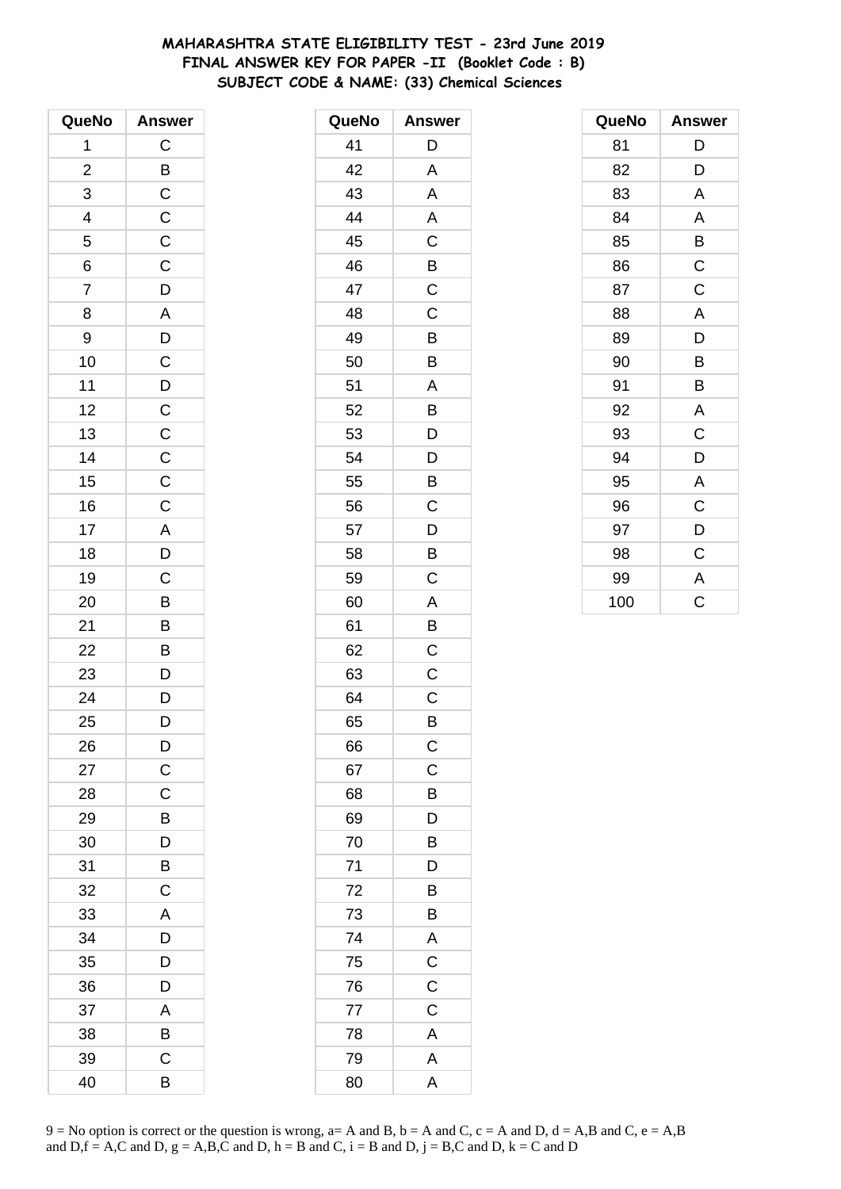**MAHARASHTRA STATE ELIGIBILITY TEST - 23rd June 2019**
**FINAL ANSWER KEY FOR PAPER -II (Booklet Code : B)**
**SUBJECT CODE & NAME: (33) Chemical Sciences**

| QueNo | Answer |
|---|---|
| 1 | C |
| 2 | B |
| 3 | C |
| 4 | C |
| 5 | C |
| 6 | C |
| 7 | D |
| 8 | A |
| 9 | D |
| 10 | C |
| 11 | D |
| 12 | C |
| 13 | C |
| 14 | C |
| 15 | C |
| 16 | C |
| 17 | A |
| 18 | D |
| 19 | C |
| 20 | B |
| 21 | B |
| 22 | B |
| 23 | D |
| 24 | D |
| 25 | D |
| 26 | D |
| 27 | C |
| 28 | C |
| 29 | B |
| 30 | D |
| 31 | B |
| 32 | C |
| 33 | A |
| 34 | D |
| 35 | D |
| 36 | D |
| 37 | A |
| 38 | B |
| 39 | C |
| 40 | B |
| 41 | D |
| 42 | A |
| 43 | A |
| 44 | A |
| 45 | C |
| 46 | B |
| 47 | C |
| 48 | C |
| 49 | B |
| 50 | B |
| 51 | A |
| 52 | B |
| 53 | D |
| 54 | D |
| 55 | B |
| 56 | C |
| 57 | D |
| 58 | B |
| 59 | C |
| 60 | A |
| 61 | B |
| 62 | C |
| 63 | C |
| 64 | C |
| 65 | B |
| 66 | C |
| 67 | C |
| 68 | B |
| 69 | D |
| 70 | B |
| 71 | D |
| 72 | B |
| 73 | B |
| 74 | A |
| 75 | C |
| 76 | C |
| 77 | C |
| 78 | A |
| 79 | A |
| 80 | A |
| 81 | D |
| 82 | D |
| 83 | A |
| 84 | A |
| 85 | B |
| 86 | C |
| 87 | C |
| 88 | A |
| 89 | D |
| 90 | B |
| 91 | B |
| 92 | A |
| 93 | C |
| 94 | D |
| 95 | A |
| 96 | C |
| 97 | D |
| 98 | C |
| 99 | A |
| 100 | C |

9 = No option is correct or the question is wrong, a= A and B, b = A and C, c = A and D, d = A,B and C, e = A,B and D,f = A,C and D, g = A,B,C and D, h = B and C, i = B and D, j = B,C and D, k = C and D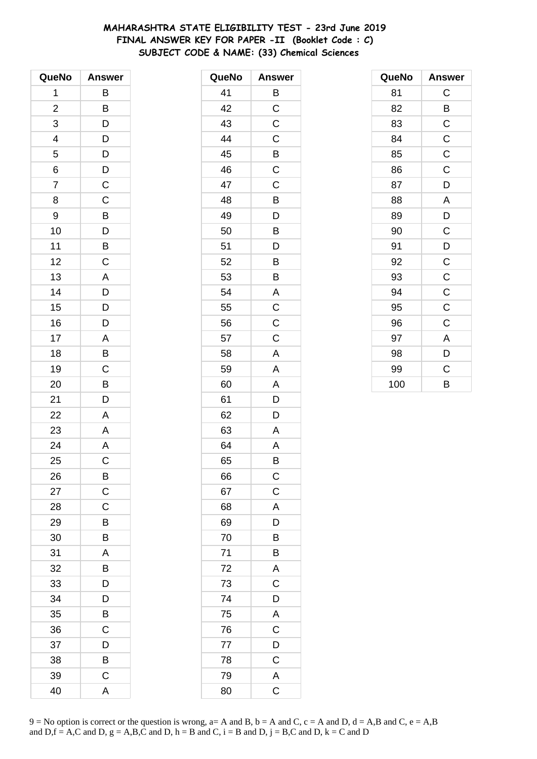# MAHARASHTRA STATE ELIGIBILITY TEST - 23rd June 2019
## FINAL ANSWER KEY FOR PAPER -II (Booklet Code : C)
## SUBJECT CODE & NAME: (33) Chemical Sciences

| QueNo | Answer |
|---|---|
| 1 | B |
| 2 | B |
| 3 | D |
| 4 | D |
| 5 | D |
| 6 | D |
| 7 | C |
| 8 | C |
| 9 | B |
| 10 | D |
| 11 | B |
| 12 | C |
| 13 | A |
| 14 | D |
| 15 | D |
| 16 | D |
| 17 | A |
| 18 | B |
| 19 | C |
| 20 | B |
| 21 | D |
| 22 | A |
| 23 | A |
| 24 | A |
| 25 | C |
| 26 | B |
| 27 | C |
| 28 | C |
| 29 | B |
| 30 | B |
| 31 | A |
| 32 | B |
| 33 | D |
| 34 | D |
| 35 | B |
| 36 | C |
| 37 | D |
| 38 | B |
| 39 | C |
| 40 | A |

| QueNo | Answer |
|---|---|
| 41 | B |
| 42 | C |
| 43 | C |
| 44 | C |
| 45 | B |
| 46 | C |
| 47 | C |
| 48 | B |
| 49 | D |
| 50 | B |
| 51 | D |
| 52 | B |
| 53 | B |
| 54 | A |
| 55 | C |
| 56 | C |
| 57 | C |
| 58 | A |
| 59 | A |
| 60 | A |
| 61 | D |
| 62 | D |
| 63 | A |
| 64 | A |
| 65 | B |
| 66 | C |
| 67 | C |
| 68 | A |
| 69 | D |
| 70 | B |
| 71 | B |
| 72 | A |
| 73 | C |
| 74 | D |
| 75 | A |
| 76 | C |
| 77 | D |
| 78 | C |
| 79 | A |
| 80 | C |

| QueNo | Answer |
|---|---|
| 81 | C |
| 82 | B |
| 83 | C |
| 84 | C |
| 85 | C |
| 86 | C |
| 87 | D |
| 88 | A |
| 89 | D |
| 90 | C |
| 91 | D |
| 92 | C |
| 93 | C |
| 94 | C |
| 95 | C |
| 96 | C |
| 97 | A |
| 98 | D |
| 99 | C |
| 100 | B |

9 = No option is correct or the question is wrong, a= A and B, b = A and C, c = A and D, d = A,B and C, e = A,B and D,f = A,C and D, g = A,B,C and D, h = B and C, i = B and D, j = B,C and D, k = C and D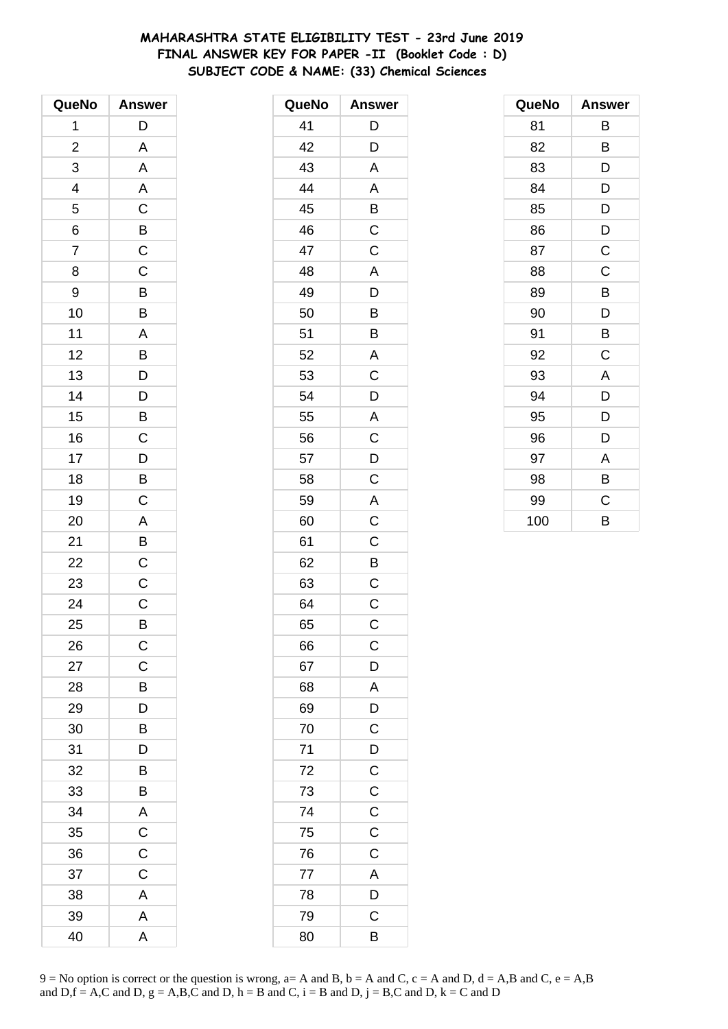# MAHARASHTRA STATE ELIGIBILITY TEST - 23rd June 2019
## FINAL ANSWER KEY FOR PAPER -II (Booklet Code : D)
## SUBJECT CODE & NAME: (33) Chemical Sciences

| QueNo | Answer |
|---|---|
| 1 | D |
| 2 | A |
| 3 | A |
| 4 | A |
| 5 | C |
| 6 | B |
| 7 | C |
| 8 | C |
| 9 | B |
| 10 | B |
| 11 | A |
| 12 | B |
| 13 | D |
| 14 | D |
| 15 | B |
| 16 | C |
| 17 | D |
| 18 | B |
| 19 | C |
| 20 | A |
| 21 | B |
| 22 | C |
| 23 | C |
| 24 | C |
| 25 | B |
| 26 | C |
| 27 | C |
| 28 | B |
| 29 | D |
| 30 | B |
| 31 | D |
| 32 | B |
| 33 | B |
| 34 | A |
| 35 | C |
| 36 | C |
| 37 | C |
| 38 | A |
| 39 | A |
| 40 | A |

| QueNo | Answer |
|---|---|
| 41 | D |
| 42 | D |
| 43 | A |
| 44 | A |
| 45 | B |
| 46 | C |
| 47 | C |
| 48 | A |
| 49 | D |
| 50 | B |
| 51 | B |
| 52 | A |
| 53 | C |
| 54 | D |
| 55 | A |
| 56 | C |
| 57 | D |
| 58 | C |
| 59 | A |
| 60 | C |
| 61 | C |
| 62 | B |
| 63 | C |
| 64 | C |
| 65 | C |
| 66 | C |
| 67 | D |
| 68 | A |
| 69 | D |
| 70 | C |
| 71 | D |
| 72 | C |
| 73 | C |
| 74 | C |
| 75 | C |
| 76 | C |
| 77 | A |
| 78 | D |
| 79 | C |
| 80 | B |

| QueNo | Answer |
|---|---|
| 81 | B |
| 82 | B |
| 83 | D |
| 84 | D |
| 85 | D |
| 86 | D |
| 87 | C |
| 88 | C |
| 89 | B |
| 90 | D |
| 91 | B |
| 92 | C |
| 93 | A |
| 94 | D |
| 95 | D |
| 96 | D |
| 97 | A |
| 98 | B |
| 99 | C |
| 100 | B |

9 = No option is correct or the question is wrong, a= A and B, b = A and C, c = A and D, d = A,B and C, e = A,B and D,f = A,C and D, g = A,B,C and D, h = B and C, i = B and D, j = B,C and D, k = C and D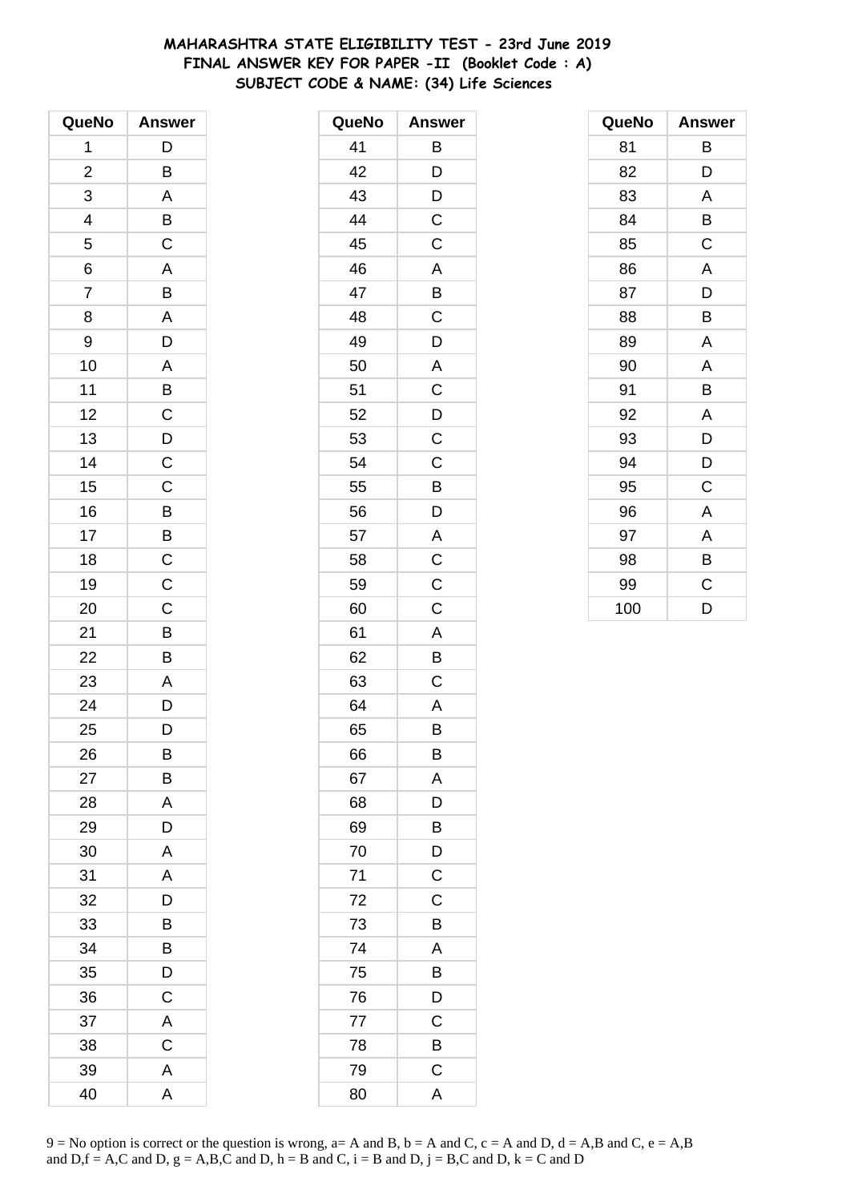# MAHARASHTRA STATE ELIGIBILITY TEST - 23rd June 2019
## FINAL ANSWER KEY FOR PAPER -II (Booklet Code : A)
## SUBJECT CODE & NAME: (34) Life Sciences

| QueNo | Answer |
|---|---|
| 1 | D |
| 2 | B |
| 3 | A |
| 4 | B |
| 5 | C |
| 6 | A |
| 7 | B |
| 8 | A |
| 9 | D |
| 10 | A |
| 11 | B |
| 12 | C |
| 13 | D |
| 14 | C |
| 15 | C |
| 16 | B |
| 17 | B |
| 18 | C |
| 19 | C |
| 20 | C |
| 21 | B |
| 22 | B |
| 23 | A |
| 24 | D |
| 25 | D |
| 26 | B |
| 27 | B |
| 28 | A |
| 29 | D |
| 30 | A |
| 31 | A |
| 32 | D |
| 33 | B |
| 34 | B |
| 35 | D |
| 36 | C |
| 37 | A |
| 38 | C |
| 39 | A |
| 40 | A |

| QueNo | Answer |
|---|---|
| 41 | B |
| 42 | D |
| 43 | D |
| 44 | C |
| 45 | C |
| 46 | A |
| 47 | B |
| 48 | C |
| 49 | D |
| 50 | A |
| 51 | C |
| 52 | D |
| 53 | C |
| 54 | C |
| 55 | B |
| 56 | D |
| 57 | A |
| 58 | C |
| 59 | C |
| 60 | C |
| 61 | A |
| 62 | B |
| 63 | C |
| 64 | A |
| 65 | B |
| 66 | B |
| 67 | A |
| 68 | D |
| 69 | B |
| 70 | D |
| 71 | C |
| 72 | C |
| 73 | B |
| 74 | A |
| 75 | B |
| 76 | D |
| 77 | C |
| 78 | B |
| 79 | C |
| 80 | A |

| QueNo | Answer |
|---|---|
| 81 | B |
| 82 | D |
| 83 | A |
| 84 | B |
| 85 | C |
| 86 | A |
| 87 | D |
| 88 | B |
| 89 | A |
| 90 | A |
| 91 | B |
| 92 | A |
| 93 | D |
| 94 | D |
| 95 | C |
| 96 | A |
| 97 | A |
| 98 | B |
| 99 | C |
| 100 | D |

9 = No option is correct or the question is wrong, a= A and B, b = A and C, c = A and D, d = A,B and C, e = A,B and D,f = A,C and D, g = A,B,C and D, h = B and C, i = B and D, j = B,C and D, k = C and D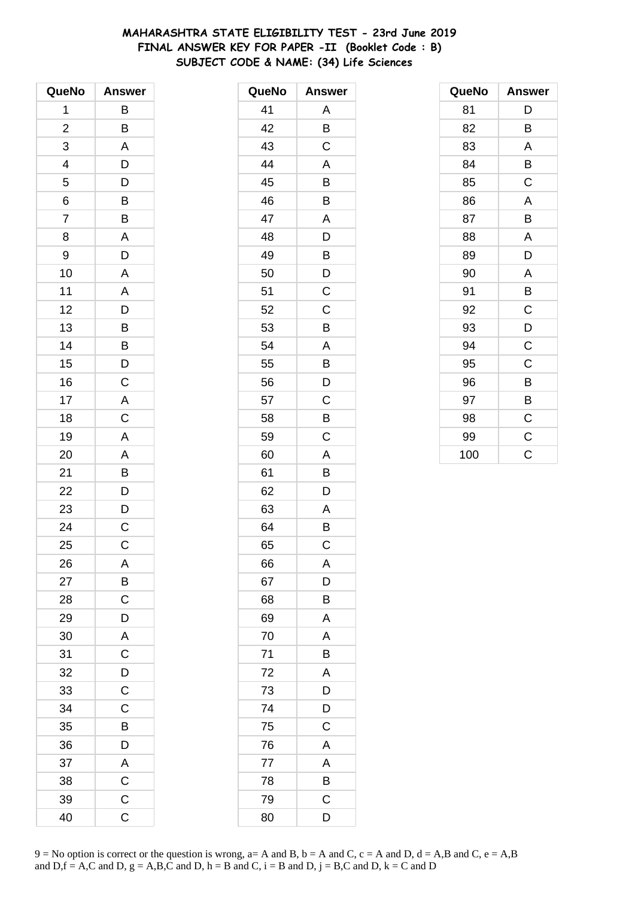# MAHARASHTRA STATE ELIGIBILITY TEST - 23rd June 2019
## FINAL ANSWER KEY FOR PAPER -II (Booklet Code : B)
### SUBJECT CODE & NAME: (34) Life Sciences

| QueNo | Answer |
|---|---|
| 1 | B |
| 2 | B |
| 3 | A |
| 4 | D |
| 5 | D |
| 6 | B |
| 7 | B |
| 8 | A |
| 9 | D |
| 10 | A |
| 11 | A |
| 12 | D |
| 13 | B |
| 14 | B |
| 15 | D |
| 16 | C |
| 17 | A |
| 18 | C |
| 19 | A |
| 20 | A |
| 21 | B |
| 22 | D |
| 23 | D |
| 24 | C |
| 25 | C |
| 26 | A |
| 27 | B |
| 28 | C |
| 29 | D |
| 30 | A |
| 31 | C |
| 32 | D |
| 33 | C |
| 34 | C |
| 35 | B |
| 36 | D |
| 37 | A |
| 38 | C |
| 39 | C |
| 40 | C |

| QueNo | Answer |
|---|---|
| 41 | A |
| 42 | B |
| 43 | C |
| 44 | A |
| 45 | B |
| 46 | B |
| 47 | A |
| 48 | D |
| 49 | B |
| 50 | D |
| 51 | C |
| 52 | C |
| 53 | B |
| 54 | A |
| 55 | B |
| 56 | D |
| 57 | C |
| 58 | B |
| 59 | C |
| 60 | A |
| 61 | B |
| 62 | D |
| 63 | A |
| 64 | B |
| 65 | C |
| 66 | A |
| 67 | D |
| 68 | B |
| 69 | A |
| 70 | A |
| 71 | B |
| 72 | A |
| 73 | D |
| 74 | D |
| 75 | C |
| 76 | A |
| 77 | A |
| 78 | B |
| 79 | C |
| 80 | D |

| QueNo | Answer |
|---|---|
| 81 | D |
| 82 | B |
| 83 | A |
| 84 | B |
| 85 | C |
| 86 | A |
| 87 | B |
| 88 | A |
| 89 | D |
| 90 | A |
| 91 | B |
| 92 | C |
| 93 | D |
| 94 | C |
| 95 | C |
| 96 | B |
| 97 | B |
| 98 | C |
| 99 | C |
| 100 | C |

9 = No option is correct or the question is wrong, a= A and B, b = A and C, c = A and D, d = A,B and C, e = A,B and D,f = A,C and D, g = A,B,C and D, h = B and C, i = B and D, j = B,C and D, k = C and D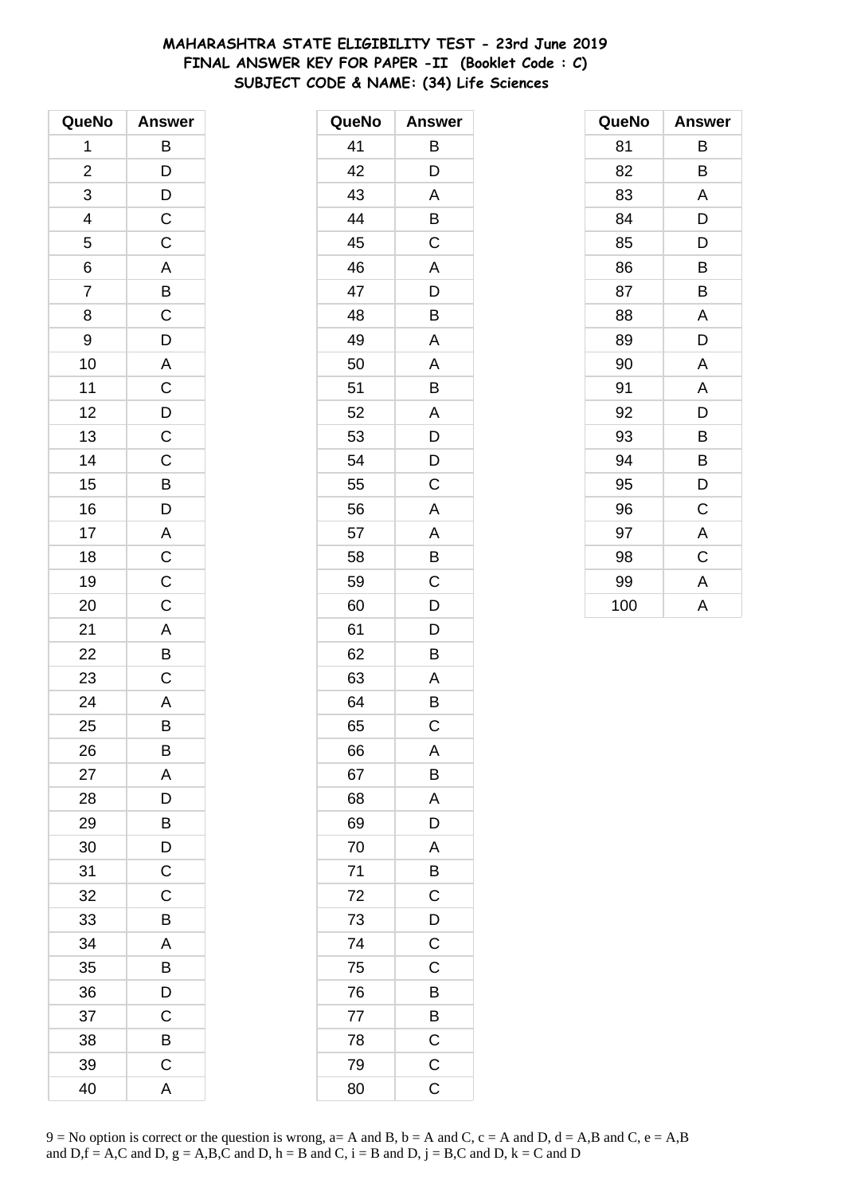**MAHARASHTRA STATE ELIGIBILITY TEST - 23rd June 2019**
**FINAL ANSWER KEY FOR PAPER -II (Booklet Code : C)**
**SUBJECT CODE & NAME: (34) Life Sciences**

| QueNo | Answer |
|---|---|
| 1 | B |
| 2 | D |
| 3 | D |
| 4 | C |
| 5 | C |
| 6 | A |
| 7 | B |
| 8 | C |
| 9 | D |
| 10 | A |
| 11 | C |
| 12 | D |
| 13 | C |
| 14 | C |
| 15 | B |
| 16 | D |
| 17 | A |
| 18 | C |
| 19 | C |
| 20 | C |
| 21 | A |
| 22 | B |
| 23 | C |
| 24 | A |
| 25 | B |
| 26 | B |
| 27 | A |
| 28 | D |
| 29 | B |
| 30 | D |
| 31 | C |
| 32 | C |
| 33 | B |
| 34 | A |
| 35 | B |
| 36 | D |
| 37 | C |
| 38 | B |
| 39 | C |
| 40 | A |

| QueNo | Answer |
|---|---|
| 41 | B |
| 42 | D |
| 43 | A |
| 44 | B |
| 45 | C |
| 46 | A |
| 47 | D |
| 48 | B |
| 49 | A |
| 50 | A |
| 51 | B |
| 52 | A |
| 53 | D |
| 54 | D |
| 55 | C |
| 56 | A |
| 57 | A |
| 58 | B |
| 59 | C |
| 60 | D |
| 61 | D |
| 62 | B |
| 63 | A |
| 64 | B |
| 65 | C |
| 66 | A |
| 67 | B |
| 68 | A |
| 69 | D |
| 70 | A |
| 71 | B |
| 72 | C |
| 73 | D |
| 74 | C |
| 75 | C |
| 76 | B |
| 77 | B |
| 78 | C |
| 79 | C |
| 80 | C |

| QueNo | Answer |
|---|---|
| 81 | B |
| 82 | B |
| 83 | A |
| 84 | D |
| 85 | D |
| 86 | B |
| 87 | B |
| 88 | A |
| 89 | D |
| 90 | A |
| 91 | A |
| 92 | D |
| 93 | B |
| 94 | B |
| 95 | D |
| 96 | C |
| 97 | A |
| 98 | C |
| 99 | A |
| 100 | A |

9 = No option is correct or the question is wrong, a= A and B, b = A and C, c = A and D, d = A,B and C, e = A,B and D,f = A,C and D, g = A,B,C and D, h = B and C, i = B and D, j = B,C and D, k = C and D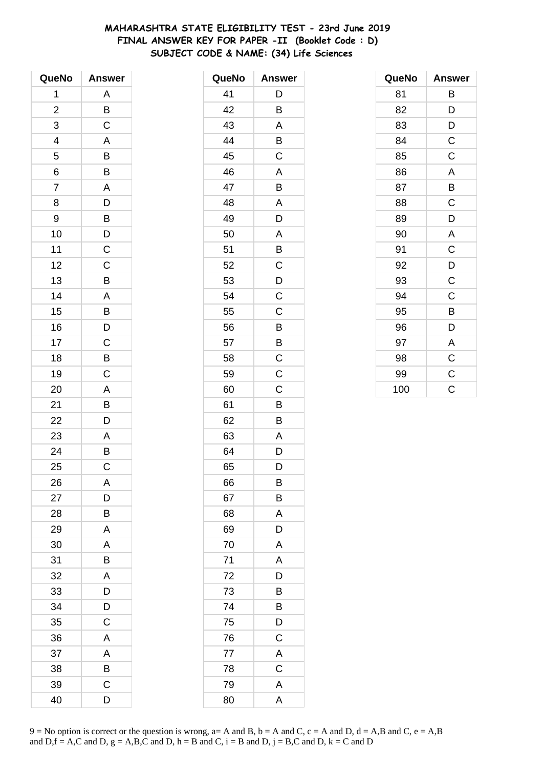# MAHARASHTRA STATE ELIGIBILITY TEST - 23rd June 2019
## FINAL ANSWER KEY FOR PAPER -II (Booklet Code : D)
### SUBJECT CODE & NAME: (34) Life Sciences

| QueNo | Answer |
|---|---|
| 1 | A |
| 2 | B |
| 3 | C |
| 4 | A |
| 5 | B |
| 6 | B |
| 7 | A |
| 8 | D |
| 9 | B |
| 10 | D |
| 11 | C |
| 12 | C |
| 13 | B |
| 14 | A |
| 15 | B |
| 16 | D |
| 17 | C |
| 18 | B |
| 19 | C |
| 20 | A |
| 21 | B |
| 22 | D |
| 23 | A |
| 24 | B |
| 25 | C |
| 26 | A |
| 27 | D |
| 28 | B |
| 29 | A |
| 30 | A |
| 31 | B |
| 32 | A |
| 33 | D |
| 34 | D |
| 35 | C |
| 36 | A |
| 37 | A |
| 38 | B |
| 39 | C |
| 40 | D |

| QueNo | Answer |
|---|---|
| 41 | D |
| 42 | B |
| 43 | A |
| 44 | B |
| 45 | C |
| 46 | A |
| 47 | B |
| 48 | A |
| 49 | D |
| 50 | A |
| 51 | B |
| 52 | C |
| 53 | D |
| 54 | C |
| 55 | C |
| 56 | B |
| 57 | B |
| 58 | C |
| 59 | C |
| 60 | C |
| 61 | B |
| 62 | B |
| 63 | A |
| 64 | D |
| 65 | D |
| 66 | B |
| 67 | B |
| 68 | A |
| 69 | D |
| 70 | A |
| 71 | A |
| 72 | D |
| 73 | B |
| 74 | B |
| 75 | D |
| 76 | C |
| 77 | A |
| 78 | C |
| 79 | A |
| 80 | A |

| QueNo | Answer |
|---|---|
| 81 | B |
| 82 | D |
| 83 | D |
| 84 | C |
| 85 | C |
| 86 | A |
| 87 | B |
| 88 | C |
| 89 | D |
| 90 | A |
| 91 | C |
| 92 | D |
| 93 | C |
| 94 | C |
| 95 | B |
| 96 | D |
| 97 | A |
| 98 | C |
| 99 | C |
| 100 | C |

9 = No option is correct or the question is wrong, a= A and B, b = A and C, c = A and D, d = A,B and C, e = A,B and D,f = A,C and D, g = A,B,C and D, h = B and C, i = B and D, j = B,C and D, k = C and D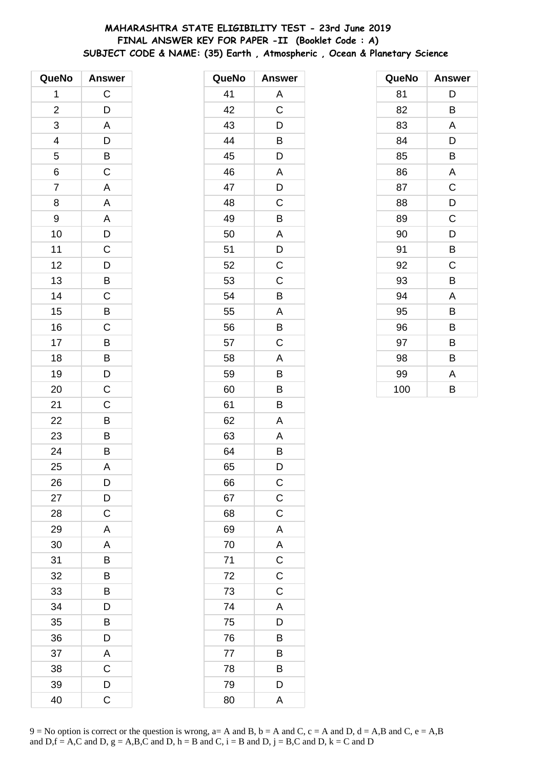# MAHARASHTRA STATE ELIGIBILITY TEST - 23rd June 2019
## FINAL ANSWER KEY FOR PAPER -II (Booklet Code : A)
## SUBJECT CODE & NAME: (35) Earth , Atmospheric , Ocean & Planetary Science

| QueNo | Answer |
|---|---|
| 1 | C |
| 2 | D |
| 3 | A |
| 4 | D |
| 5 | B |
| 6 | C |
| 7 | A |
| 8 | A |
| 9 | A |
| 10 | D |
| 11 | C |
| 12 | D |
| 13 | B |
| 14 | C |
| 15 | B |
| 16 | C |
| 17 | B |
| 18 | B |
| 19 | D |
| 20 | C |
| 21 | C |
| 22 | B |
| 23 | B |
| 24 | B |
| 25 | A |
| 26 | D |
| 27 | D |
| 28 | C |
| 29 | A |
| 30 | A |
| 31 | B |
| 32 | B |
| 33 | B |
| 34 | D |
| 35 | B |
| 36 | D |
| 37 | A |
| 38 | C |
| 39 | D |
| 40 | C |

| QueNo | Answer |
|---|---|
| 41 | A |
| 42 | C |
| 43 | D |
| 44 | B |
| 45 | D |
| 46 | A |
| 47 | D |
| 48 | C |
| 49 | B |
| 50 | A |
| 51 | D |
| 52 | C |
| 53 | C |
| 54 | B |
| 55 | A |
| 56 | B |
| 57 | C |
| 58 | A |
| 59 | B |
| 60 | B |
| 61 | B |
| 62 | A |
| 63 | A |
| 64 | B |
| 65 | D |
| 66 | C |
| 67 | C |
| 68 | C |
| 69 | A |
| 70 | A |
| 71 | C |
| 72 | C |
| 73 | C |
| 74 | A |
| 75 | D |
| 76 | B |
| 77 | B |
| 78 | B |
| 79 | D |
| 80 | A |

| QueNo | Answer |
|---|---|
| 81 | D |
| 82 | B |
| 83 | A |
| 84 | D |
| 85 | B |
| 86 | A |
| 87 | C |
| 88 | D |
| 89 | C |
| 90 | D |
| 91 | B |
| 92 | C |
| 93 | B |
| 94 | A |
| 95 | B |
| 96 | B |
| 97 | B |
| 98 | B |
| 99 | A |
| 100 | B |

9 = No option is correct or the question is wrong, a= A and B, b = A and C, c = A and D, d = A,B and C, e = A,B and D,f = A,C and D, g = A,B,C and D, h = B and C, i = B and D, j = B,C and D, k = C and D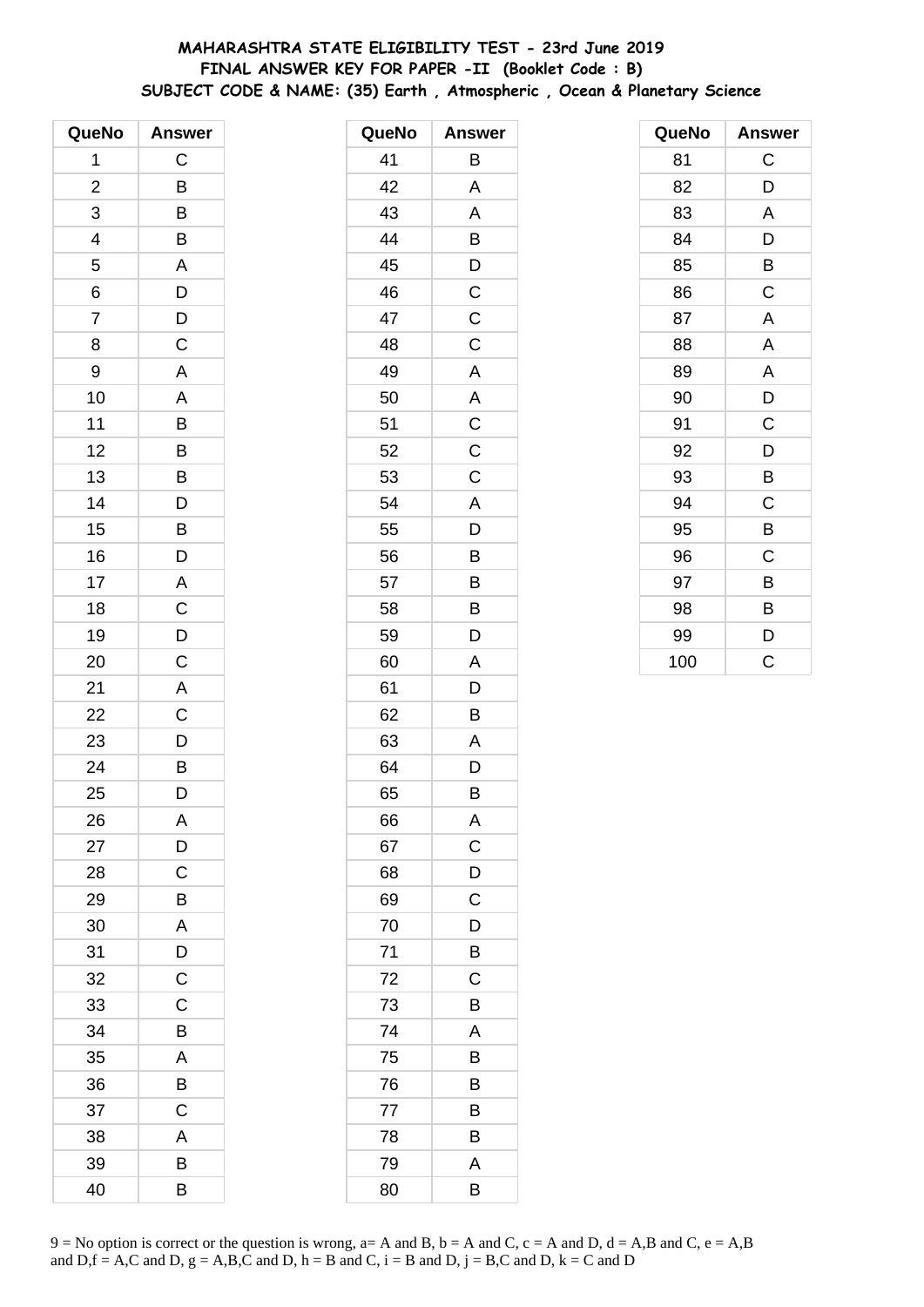# MAHARASHTRA STATE ELIGIBILITY TEST - 23rd June 2019
## FINAL ANSWER KEY FOR PAPER -II (Booklet Code : B)
## SUBJECT CODE & NAME: (35) Earth , Atmospheric , Ocean & Planetary Science

| QueNo | Answer |
|---|---|
| 1 | C |
| 2 | B |
| 3 | B |
| 4 | B |
| 5 | A |
| 6 | D |
| 7 | D |
| 8 | C |
| 9 | A |
| 10 | A |
| 11 | B |
| 12 | B |
| 13 | B |
| 14 | D |
| 15 | B |
| 16 | D |
| 17 | A |
| 18 | C |
| 19 | D |
| 20 | C |
| 21 | A |
| 22 | C |
| 23 | D |
| 24 | B |
| 25 | D |
| 26 | A |
| 27 | D |
| 28 | C |
| 29 | B |
| 30 | A |
| 31 | D |
| 32 | C |
| 33 | C |
| 34 | B |
| 35 | A |
| 36 | B |
| 37 | C |
| 38 | A |
| 39 | B |
| 40 | B |

| QueNo | Answer |
|---|---|
| 41 | B |
| 42 | A |
| 43 | A |
| 44 | B |
| 45 | D |
| 46 | C |
| 47 | C |
| 48 | C |
| 49 | A |
| 50 | A |
| 51 | C |
| 52 | C |
| 53 | C |
| 54 | A |
| 55 | D |
| 56 | B |
| 57 | B |
| 58 | B |
| 59 | D |
| 60 | A |
| 61 | D |
| 62 | B |
| 63 | A |
| 64 | D |
| 65 | B |
| 66 | A |
| 67 | C |
| 68 | D |
| 69 | C |
| 70 | D |
| 71 | B |
| 72 | C |
| 73 | B |
| 74 | A |
| 75 | B |
| 76 | B |
| 77 | B |
| 78 | B |
| 79 | A |
| 80 | B |

| QueNo | Answer |
|---|---|
| 81 | C |
| 82 | D |
| 83 | A |
| 84 | D |
| 85 | B |
| 86 | C |
| 87 | A |
| 88 | A |
| 89 | A |
| 90 | D |
| 91 | C |
| 92 | D |
| 93 | B |
| 94 | C |
| 95 | B |
| 96 | C |
| 97 | B |
| 98 | B |
| 99 | D |
| 100 | C |

9 = No option is correct or the question is wrong, a= A and B, b = A and C, c = A and D, d = A,B and C, e = A,B and D,f = A,C and D, g = A,B,C and D, h = B and C, i = B and D, j = B,C and D, k = C and D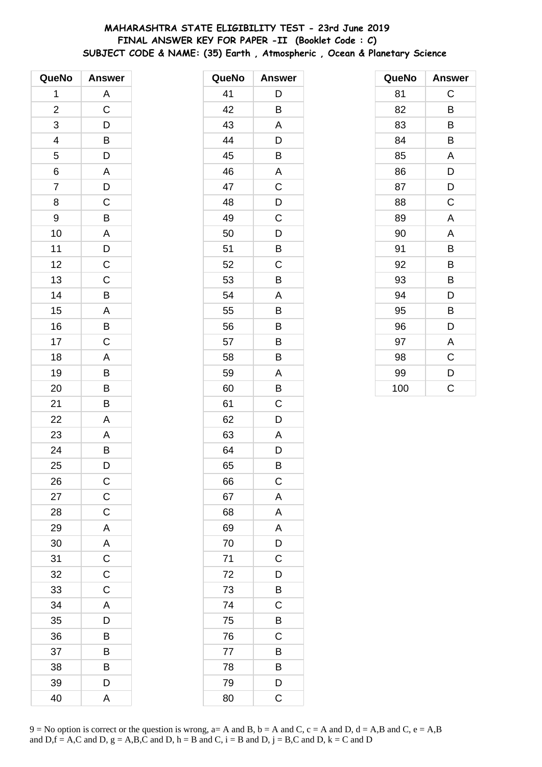# MAHARASHTRA STATE ELIGIBILITY TEST - 23rd June 2019
## FINAL ANSWER KEY FOR PAPER -II (Booklet Code : C)
### SUBJECT CODE & NAME: (35) Earth , Atmospheric , Ocean & Planetary Science

| QueNo | Answer |
|---|---|
| 1 | A |
| 2 | C |
| 3 | D |
| 4 | B |
| 5 | D |
| 6 | A |
| 7 | D |
| 8 | C |
| 9 | B |
| 10 | A |
| 11 | D |
| 12 | C |
| 13 | C |
| 14 | B |
| 15 | A |
| 16 | B |
| 17 | C |
| 18 | A |
| 19 | B |
| 20 | B |
| 21 | B |
| 22 | A |
| 23 | A |
| 24 | B |
| 25 | D |
| 26 | C |
| 27 | C |
| 28 | C |
| 29 | A |
| 30 | A |
| 31 | C |
| 32 | C |
| 33 | C |
| 34 | A |
| 35 | D |
| 36 | B |
| 37 | B |
| 38 | B |
| 39 | D |
| 40 | A |

| QueNo | Answer |
|---|---|
| 41 | D |
| 42 | B |
| 43 | A |
| 44 | D |
| 45 | B |
| 46 | A |
| 47 | C |
| 48 | D |
| 49 | C |
| 50 | D |
| 51 | B |
| 52 | C |
| 53 | B |
| 54 | A |
| 55 | B |
| 56 | B |
| 57 | B |
| 58 | B |
| 59 | A |
| 60 | B |
| 61 | C |
| 62 | D |
| 63 | A |
| 64 | D |
| 65 | B |
| 66 | C |
| 67 | A |
| 68 | A |
| 69 | A |
| 70 | D |
| 71 | C |
| 72 | D |
| 73 | B |
| 74 | C |
| 75 | B |
| 76 | C |
| 77 | B |
| 78 | B |
| 79 | D |
| 80 | C |

| QueNo | Answer |
|---|---|
| 81 | C |
| 82 | B |
| 83 | B |
| 84 | B |
| 85 | A |
| 86 | D |
| 87 | D |
| 88 | C |
| 89 | A |
| 90 | A |
| 91 | B |
| 92 | B |
| 93 | B |
| 94 | D |
| 95 | B |
| 96 | D |
| 97 | A |
| 98 | C |
| 99 | D |
| 100 | C |

9 = No option is correct or the question is wrong, a= A and B, b = A and C, c = A and D, d = A,B and C, e = A,B and D,f = A,C and D, g = A,B,C and D, h = B and C, i = B and D, j = B,C and D, k = C and D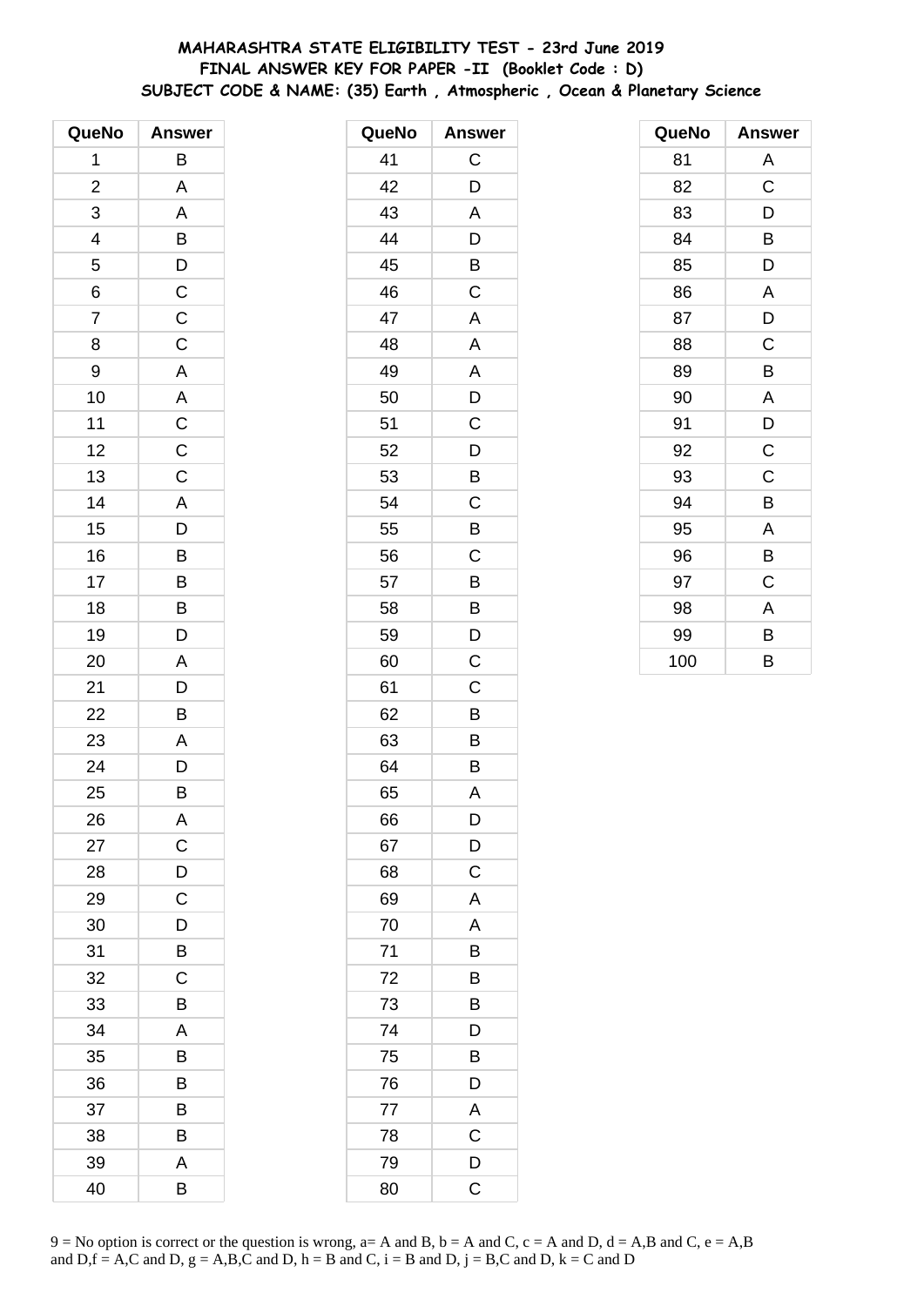# MAHARASHTRA STATE ELIGIBILITY TEST - 23rd June 2019
## FINAL ANSWER KEY FOR PAPER -II (Booklet Code : D)
### SUBJECT CODE & NAME: (35) Earth , Atmospheric , Ocean & Planetary Science

| QueNo | Answer |
|---|---|
| 1 | B |
| 2 | A |
| 3 | A |
| 4 | B |
| 5 | D |
| 6 | C |
| 7 | C |
| 8 | C |
| 9 | A |
| 10 | A |
| 11 | C |
| 12 | C |
| 13 | C |
| 14 | A |
| 15 | D |
| 16 | B |
| 17 | B |
| 18 | B |
| 19 | D |
| 20 | A |
| 21 | D |
| 22 | B |
| 23 | A |
| 24 | D |
| 25 | B |
| 26 | A |
| 27 | C |
| 28 | D |
| 29 | C |
| 30 | D |
| 31 | B |
| 32 | C |
| 33 | B |
| 34 | A |
| 35 | B |
| 36 | B |
| 37 | B |
| 38 | B |
| 39 | A |
| 40 | B |

| QueNo | Answer |
|---|---|
| 41 | C |
| 42 | D |
| 43 | A |
| 44 | D |
| 45 | B |
| 46 | C |
| 47 | A |
| 48 | A |
| 49 | A |
| 50 | D |
| 51 | C |
| 52 | D |
| 53 | B |
| 54 | C |
| 55 | B |
| 56 | C |
| 57 | B |
| 58 | B |
| 59 | D |
| 60 | C |
| 61 | C |
| 62 | B |
| 63 | B |
| 64 | B |
| 65 | A |
| 66 | D |
| 67 | D |
| 68 | C |
| 69 | A |
| 70 | A |
| 71 | B |
| 72 | B |
| 73 | B |
| 74 | D |
| 75 | B |
| 76 | D |
| 77 | A |
| 78 | C |
| 79 | D |
| 80 | C |

| QueNo | Answer |
|---|---|
| 81 | A |
| 82 | C |
| 83 | D |
| 84 | B |
| 85 | D |
| 86 | A |
| 87 | D |
| 88 | C |
| 89 | B |
| 90 | A |
| 91 | D |
| 92 | C |
| 93 | C |
| 94 | B |
| 95 | A |
| 96 | B |
| 97 | C |
| 98 | A |
| 99 | B |
| 100 | B |

9 = No option is correct or the question is wrong, a= A and B, b = A and C, c = A and D, d = A,B and C, e = A,B and D,f = A,C and D, g = A,B,C and D, h = B and C, i = B and D, j = B,C and D, k = C and D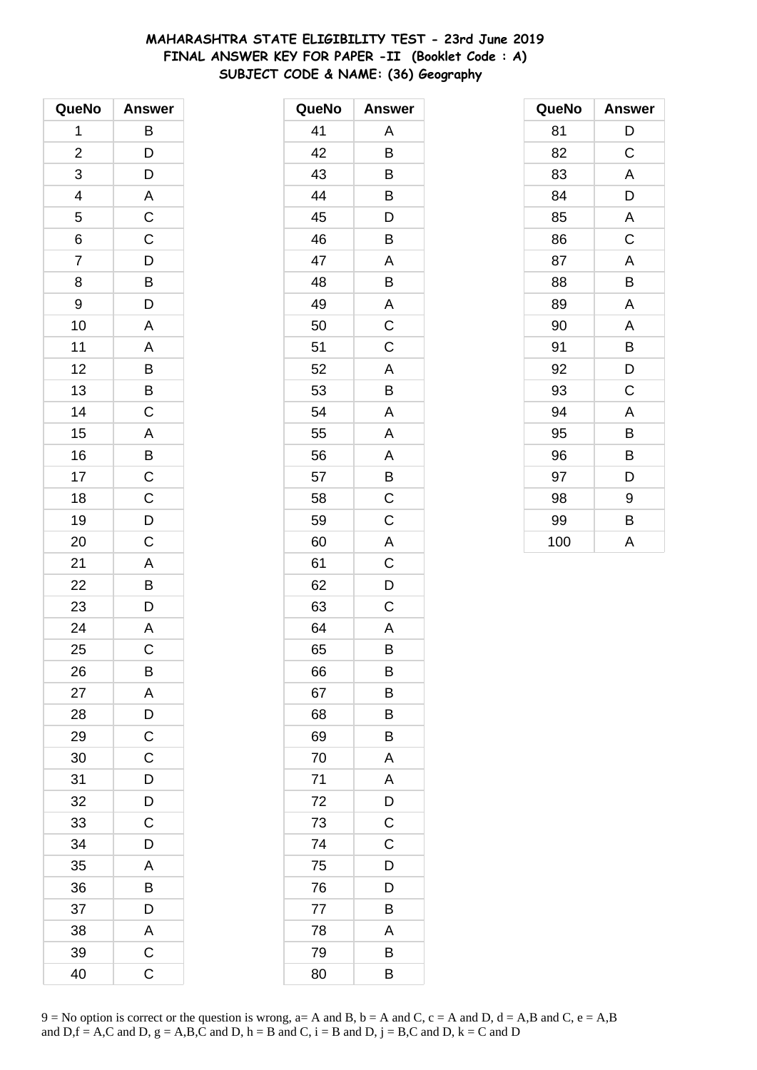# MAHARASHTRA STATE ELIGIBILITY TEST - 23rd June 2019
## FINAL ANSWER KEY FOR PAPER -II (Booklet Code : A)
### SUBJECT CODE & NAME: (36) Geography

| QueNo | Answer |
|---|---|
| 1 | B |
| 2 | D |
| 3 | D |
| 4 | A |
| 5 | C |
| 6 | C |
| 7 | D |
| 8 | B |
| 9 | D |
| 10 | A |
| 11 | A |
| 12 | B |
| 13 | B |
| 14 | C |
| 15 | A |
| 16 | B |
| 17 | C |
| 18 | C |
| 19 | D |
| 20 | C |
| 21 | A |
| 22 | B |
| 23 | D |
| 24 | A |
| 25 | C |
| 26 | B |
| 27 | A |
| 28 | D |
| 29 | C |
| 30 | C |
| 31 | D |
| 32 | D |
| 33 | C |
| 34 | D |
| 35 | A |
| 36 | B |
| 37 | D |
| 38 | A |
| 39 | C |
| 40 | C |

| QueNo | Answer |
|---|---|
| 41 | A |
| 42 | B |
| 43 | B |
| 44 | B |
| 45 | D |
| 46 | B |
| 47 | A |
| 48 | B |
| 49 | A |
| 50 | C |
| 51 | C |
| 52 | A |
| 53 | B |
| 54 | A |
| 55 | A |
| 56 | A |
| 57 | B |
| 58 | C |
| 59 | C |
| 60 | A |
| 61 | C |
| 62 | D |
| 63 | C |
| 64 | A |
| 65 | B |
| 66 | B |
| 67 | B |
| 68 | B |
| 69 | B |
| 70 | A |
| 71 | A |
| 72 | D |
| 73 | C |
| 74 | C |
| 75 | D |
| 76 | D |
| 77 | B |
| 78 | A |
| 79 | B |
| 80 | B |

| QueNo | Answer |
|---|---|
| 81 | D |
| 82 | C |
| 83 | A |
| 84 | D |
| 85 | A |
| 86 | C |
| 87 | A |
| 88 | B |
| 89 | A |
| 90 | A |
| 91 | B |
| 92 | D |
| 93 | C |
| 94 | A |
| 95 | B |
| 96 | B |
| 97 | D |
| 98 | 9 |
| 99 | B |
| 100 | A |

9 = No option is correct or the question is wrong, a= A and B, b = A and C, c = A and D, d = A,B and C, e = A,B and D,f = A,C and D, g = A,B,C and D, h = B and C, i = B and D, j = B,C and D, k = C and D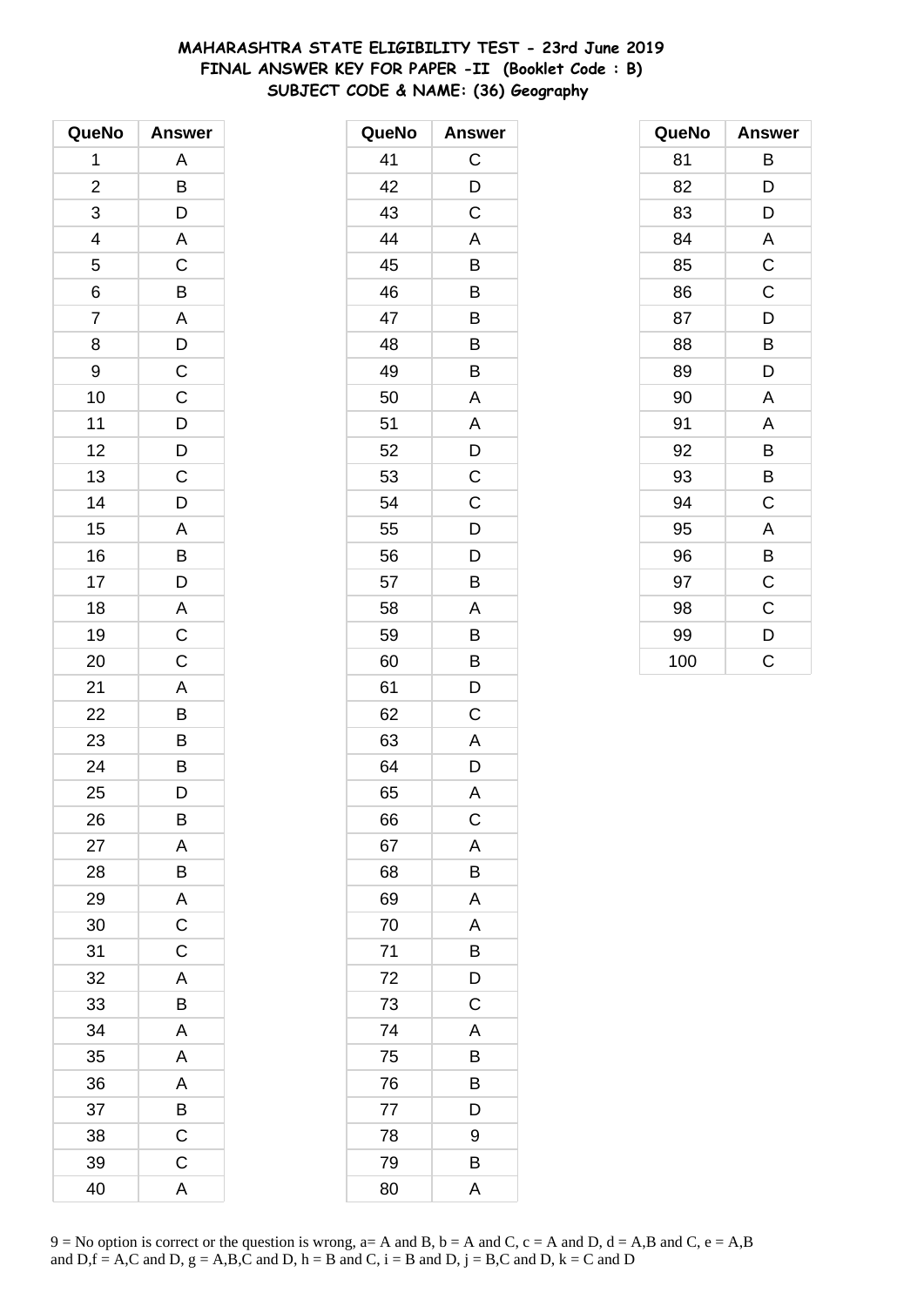**MAHARASHTRA STATE ELIGIBILITY TEST - 23rd June 2019**
**FINAL ANSWER KEY FOR PAPER -II (Booklet Code : B)**
**SUBJECT CODE & NAME: (36) Geography**

| QueNo | Answer |
|---|---|
| 1 | A |
| 2 | B |
| 3 | D |
| 4 | A |
| 5 | C |
| 6 | B |
| 7 | A |
| 8 | D |
| 9 | C |
| 10 | C |
| 11 | D |
| 12 | D |
| 13 | C |
| 14 | D |
| 15 | A |
| 16 | B |
| 17 | D |
| 18 | A |
| 19 | C |
| 20 | C |
| 21 | A |
| 22 | B |
| 23 | B |
| 24 | B |
| 25 | D |
| 26 | B |
| 27 | A |
| 28 | B |
| 29 | A |
| 30 | C |
| 31 | C |
| 32 | A |
| 33 | B |
| 34 | A |
| 35 | A |
| 36 | A |
| 37 | B |
| 38 | C |
| 39 | C |
| 40 | A |

| QueNo | Answer |
|---|---|
| 41 | C |
| 42 | D |
| 43 | C |
| 44 | A |
| 45 | B |
| 46 | B |
| 47 | B |
| 48 | B |
| 49 | B |
| 50 | A |
| 51 | A |
| 52 | D |
| 53 | C |
| 54 | C |
| 55 | D |
| 56 | D |
| 57 | B |
| 58 | A |
| 59 | B |
| 60 | B |
| 61 | D |
| 62 | C |
| 63 | A |
| 64 | D |
| 65 | A |
| 66 | C |
| 67 | A |
| 68 | B |
| 69 | A |
| 70 | A |
| 71 | B |
| 72 | D |
| 73 | C |
| 74 | A |
| 75 | B |
| 76 | B |
| 77 | D |
| 78 | 9 |
| 79 | B |
| 80 | A |

| QueNo | Answer |
|---|---|
| 81 | B |
| 82 | D |
| 83 | D |
| 84 | A |
| 85 | C |
| 86 | C |
| 87 | D |
| 88 | B |
| 89 | D |
| 90 | A |
| 91 | A |
| 92 | B |
| 93 | B |
| 94 | C |
| 95 | A |
| 96 | B |
| 97 | C |
| 98 | C |
| 99 | D |
| 100 | C |

9 = No option is correct or the question is wrong, a= A and B, b = A and C, c = A and D, d = A,B and C, e = A,B and D,f = A,C and D, g = A,B,C and D, h = B and C, i = B and D, j = B,C and D, k = C and D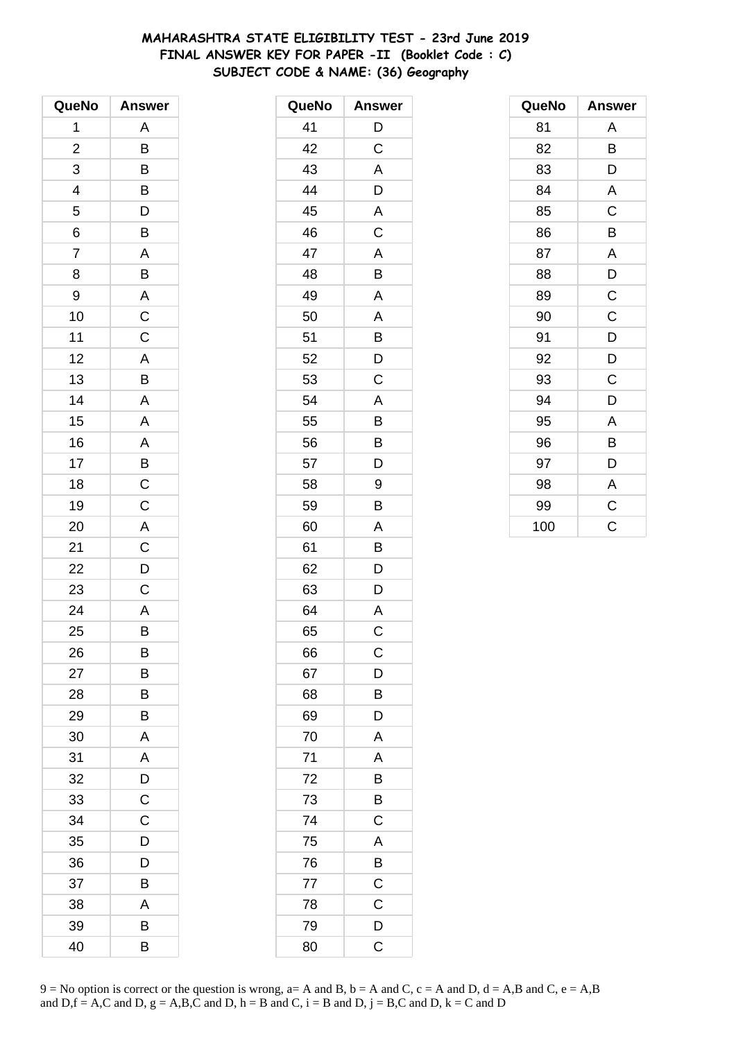# MAHARASHTRA STATE ELIGIBILITY TEST - 23rd June 2019
## FINAL ANSWER KEY FOR PAPER -II (Booklet Code : C)
### SUBJECT CODE & NAME: (36) Geography

| QueNo | Answer |
|---|---|
| 1 | A |
| 2 | B |
| 3 | B |
| 4 | B |
| 5 | D |
| 6 | B |
| 7 | A |
| 8 | B |
| 9 | A |
| 10 | C |
| 11 | C |
| 12 | A |
| 13 | B |
| 14 | A |
| 15 | A |
| 16 | A |
| 17 | B |
| 18 | C |
| 19 | C |
| 20 | A |
| 21 | C |
| 22 | D |
| 23 | C |
| 24 | A |
| 25 | B |
| 26 | B |
| 27 | B |
| 28 | B |
| 29 | B |
| 30 | A |
| 31 | A |
| 32 | D |
| 33 | C |
| 34 | C |
| 35 | D |
| 36 | D |
| 37 | B |
| 38 | A |
| 39 | B |
| 40 | B |
| 41 | D |
| 42 | C |
| 43 | A |
| 44 | D |
| 45 | A |
| 46 | C |
| 47 | A |
| 48 | B |
| 49 | A |
| 50 | A |
| 51 | B |
| 52 | D |
| 53 | C |
| 54 | A |
| 55 | B |
| 56 | B |
| 57 | D |
| 58 | 9 |
| 59 | B |
| 60 | A |
| 61 | B |
| 62 | D |
| 63 | D |
| 64 | A |
| 65 | C |
| 66 | C |
| 67 | D |
| 68 | B |
| 69 | D |
| 70 | A |
| 71 | A |
| 72 | B |
| 73 | B |
| 74 | C |
| 75 | A |
| 76 | B |
| 77 | C |
| 78 | C |
| 79 | D |
| 80 | C |
| 81 | A |
| 82 | B |
| 83 | D |
| 84 | A |
| 85 | C |
| 86 | B |
| 87 | A |
| 88 | D |
| 89 | C |
| 90 | C |
| 91 | D |
| 92 | D |
| 93 | C |
| 94 | D |
| 95 | A |
| 96 | B |
| 97 | D |
| 98 | A |
| 99 | C |
| 100 | C |

9 = No option is correct or the question is wrong, a= A and B, b = A and C, c = A and D, d = A,B and C, e = A,B and D,f = A,C and D, g = A,B,C and D, h = B and C, i = B and D, j = B,C and D, k = C and D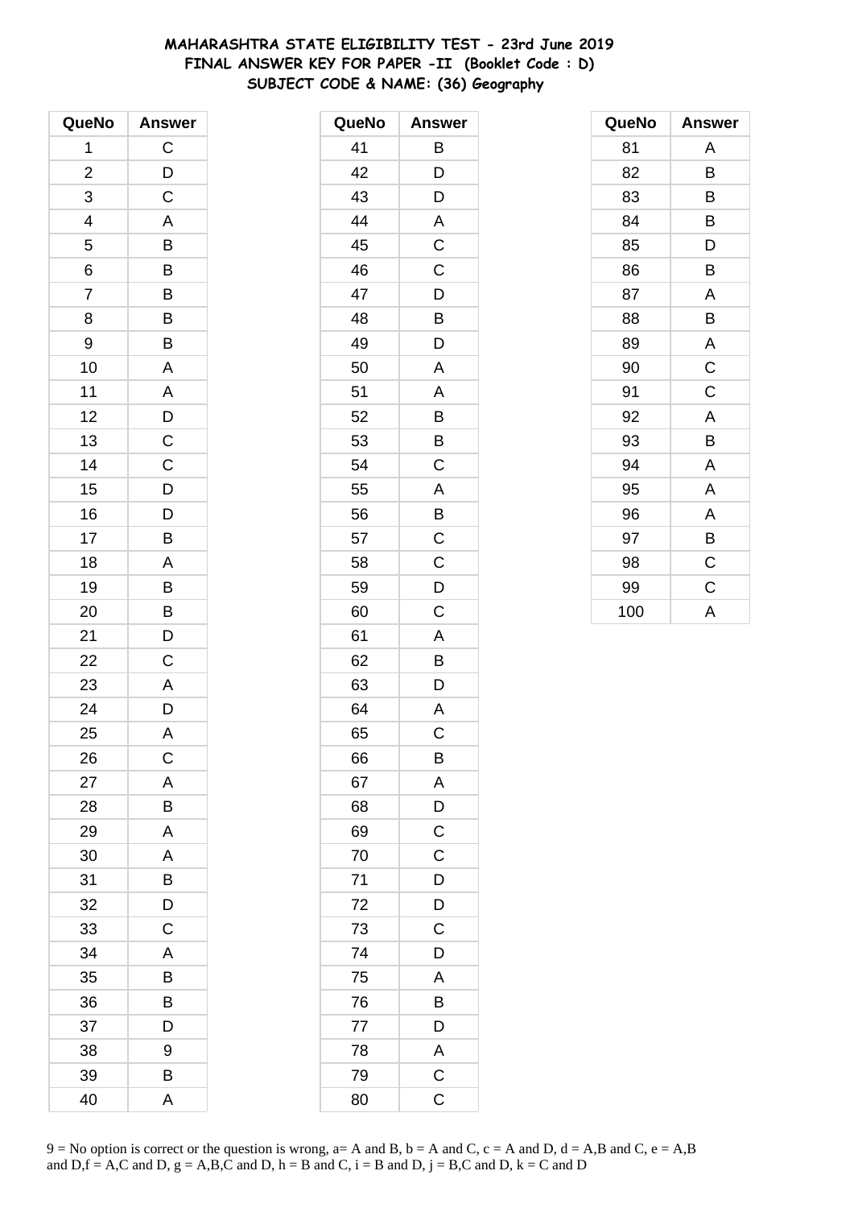# MAHARASHTRA STATE ELIGIBILITY TEST - 23rd June 2019
## FINAL ANSWER KEY FOR PAPER -II (Booklet Code : D)
### SUBJECT CODE & NAME: (36) Geography

| QueNo | Answer | QueNo | Answer | QueNo | Answer |
|---|---|---|---|---|---|
| 1 | C | 41 | B | 81 | A |
| 2 | D | 42 | D | 82 | B |
| 3 | C | 43 | D | 83 | B |
| 4 | A | 44 | A | 84 | B |
| 5 | B | 45 | C | 85 | D |
| 6 | B | 46 | C | 86 | B |
| 7 | B | 47 | D | 87 | A |
| 8 | B | 48 | B | 88 | B |
| 9 | B | 49 | D | 89 | A |
| 10 | A | 50 | A | 90 | C |
| 11 | A | 51 | A | 91 | C |
| 12 | D | 52 | B | 92 | A |
| 13 | C | 53 | B | 93 | B |
| 14 | C | 54 | C | 94 | A |
| 15 | D | 55 | A | 95 | A |
| 16 | D | 56 | B | 96 | A |
| 17 | B | 57 | C | 97 | B |
| 18 | A | 58 | C | 98 | C |
| 19 | B | 59 | D | 99 | C |
| 20 | B | 60 | C | 100 | A |
| 21 | D | 61 | A | | |
| 22 | C | 62 | B | | |
| 23 | A | 63 | D | | |
| 24 | D | 64 | A | | |
| 25 | A | 65 | C | | |
| 26 | C | 66 | B | | |
| 27 | A | 67 | A | | |
| 28 | B | 68 | D | | |
| 29 | A | 69 | C | | |
| 30 | A | 70 | C | | |
| 31 | B | 71 | D | | |
| 32 | D | 72 | D | | |
| 33 | C | 73 | C | | |
| 34 | A | 74 | D | | |
| 35 | B | 75 | A | | |
| 36 | B | 76 | B | | |
| 37 | D | 77 | D | | |
| 38 | 9 | 78 | A | | |
| 39 | B | 79 | C | | |
| 40 | A | 80 | C | | |

9 = No option is correct or the question is wrong, a= A and B, b = A and C, c = A and D, d = A,B and C, e = A,B and D,f = A,C and D, g = A,B,C and D, h = B and C, i = B and D, j = B,C and D, k = C and D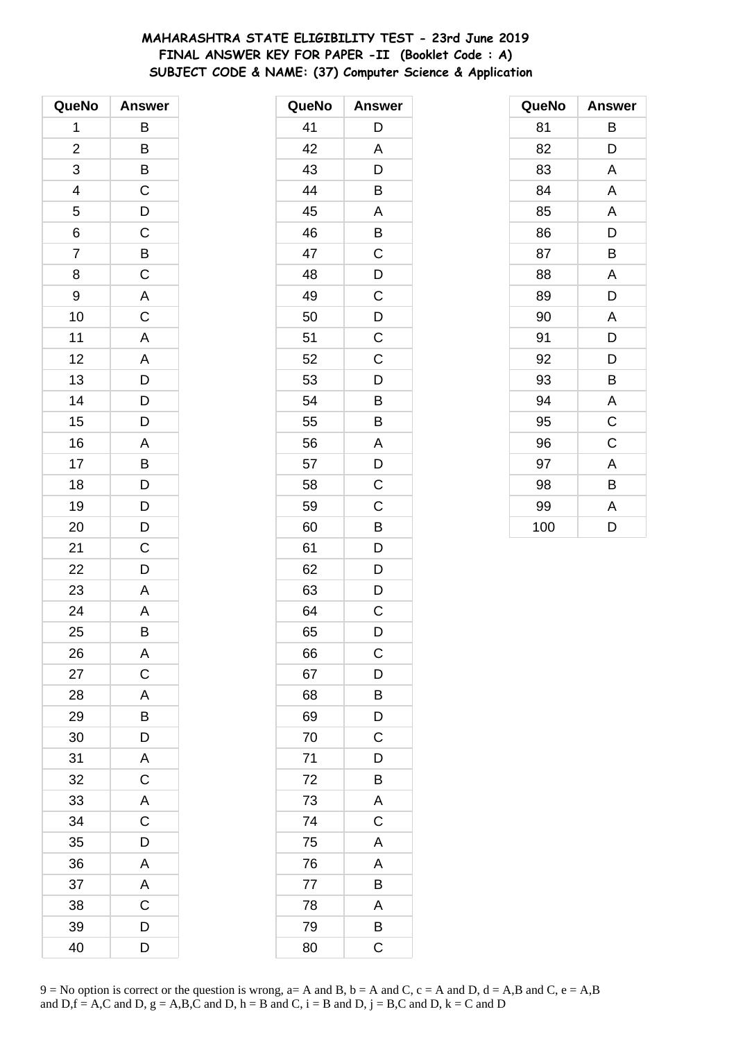# MAHARASHTRA STATE ELIGIBILITY TEST - 23rd June 2019
## FINAL ANSWER KEY FOR PAPER -II (Booklet Code : A)
### SUBJECT CODE & NAME: (37) Computer Science & Application

| QueNo | Answer |
|---|---|
| 1 | B |
| 2 | B |
| 3 | B |
| 4 | C |
| 5 | D |
| 6 | C |
| 7 | B |
| 8 | C |
| 9 | A |
| 10 | C |
| 11 | A |
| 12 | A |
| 13 | D |
| 14 | D |
| 15 | D |
| 16 | A |
| 17 | B |
| 18 | D |
| 19 | D |
| 20 | D |
| 21 | C |
| 22 | D |
| 23 | A |
| 24 | A |
| 25 | B |
| 26 | A |
| 27 | C |
| 28 | A |
| 29 | B |
| 30 | D |
| 31 | A |
| 32 | C |
| 33 | A |
| 34 | C |
| 35 | D |
| 36 | A |
| 37 | A |
| 38 | C |
| 39 | D |
| 40 | D |

| QueNo | Answer |
|---|---|
| 41 | D |
| 42 | A |
| 43 | D |
| 44 | B |
| 45 | A |
| 46 | B |
| 47 | C |
| 48 | D |
| 49 | C |
| 50 | D |
| 51 | C |
| 52 | C |
| 53 | D |
| 54 | B |
| 55 | B |
| 56 | A |
| 57 | D |
| 58 | C |
| 59 | C |
| 60 | B |
| 61 | D |
| 62 | D |
| 63 | D |
| 64 | C |
| 65 | D |
| 66 | C |
| 67 | D |
| 68 | B |
| 69 | D |
| 70 | C |
| 71 | D |
| 72 | B |
| 73 | A |
| 74 | C |
| 75 | A |
| 76 | A |
| 77 | B |
| 78 | A |
| 79 | B |
| 80 | C |

| QueNo | Answer |
|---|---|
| 81 | B |
| 82 | D |
| 83 | A |
| 84 | A |
| 85 | A |
| 86 | D |
| 87 | B |
| 88 | A |
| 89 | D |
| 90 | A |
| 91 | D |
| 92 | D |
| 93 | B |
| 94 | A |
| 95 | C |
| 96 | C |
| 97 | A |
| 98 | B |
| 99 | A |
| 100 | D |

9 = No option is correct or the question is wrong, a= A and B, b = A and C, c = A and D, d = A,B and C, e = A,B and D,f = A,C and D, g = A,B,C and D, h = B and C, i = B and D, j = B,C and D, k = C and D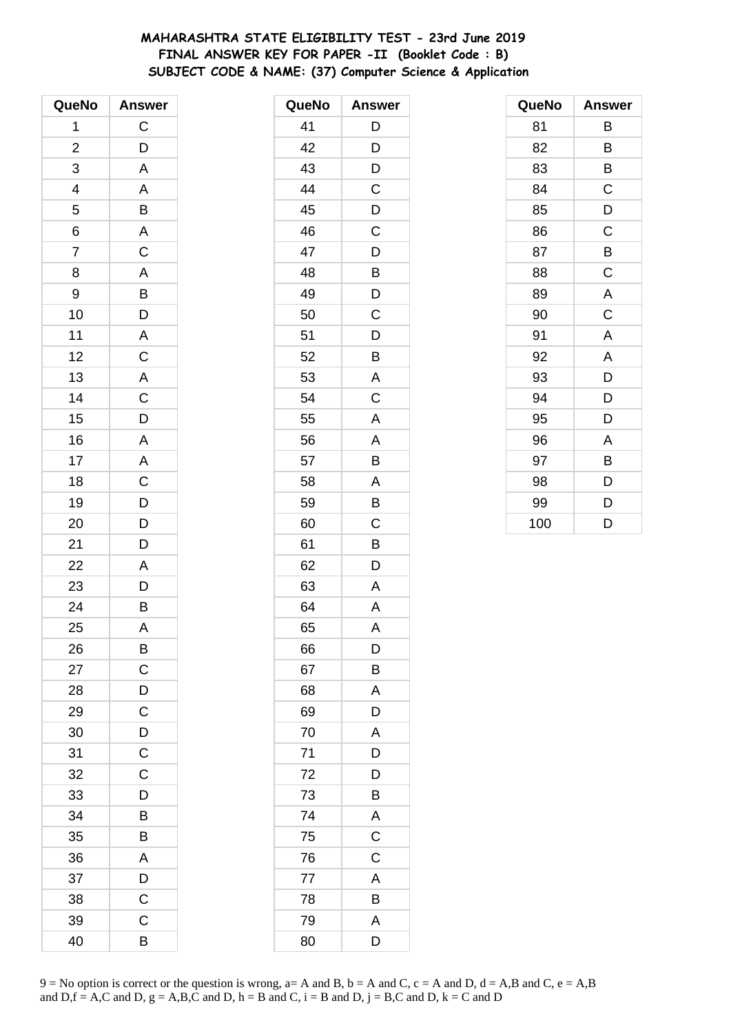**MAHARASHTRA STATE ELIGIBILITY TEST - 23rd June 2019**
**FINAL ANSWER KEY FOR PAPER -II (Booklet Code : B)**
**SUBJECT CODE & NAME: (37) Computer Science & Application**

| QueNo | Answer |
|---|---|
| 1 | C |
| 2 | D |
| 3 | A |
| 4 | A |
| 5 | B |
| 6 | A |
| 7 | C |
| 8 | A |
| 9 | B |
| 10 | D |
| 11 | A |
| 12 | C |
| 13 | A |
| 14 | C |
| 15 | D |
| 16 | A |
| 17 | A |
| 18 | C |
| 19 | D |
| 20 | D |
| 21 | D |
| 22 | A |
| 23 | D |
| 24 | B |
| 25 | A |
| 26 | B |
| 27 | C |
| 28 | D |
| 29 | C |
| 30 | D |
| 31 | C |
| 32 | C |
| 33 | D |
| 34 | B |
| 35 | B |
| 36 | A |
| 37 | D |
| 38 | C |
| 39 | C |
| 40 | B |

| QueNo | Answer |
|---|---|
| 41 | D |
| 42 | D |
| 43 | D |
| 44 | C |
| 45 | D |
| 46 | C |
| 47 | D |
| 48 | B |
| 49 | D |
| 50 | C |
| 51 | D |
| 52 | B |
| 53 | A |
| 54 | C |
| 55 | A |
| 56 | A |
| 57 | B |
| 58 | A |
| 59 | B |
| 60 | C |
| 61 | B |
| 62 | D |
| 63 | A |
| 64 | A |
| 65 | A |
| 66 | D |
| 67 | B |
| 68 | A |
| 69 | D |
| 70 | A |
| 71 | D |
| 72 | D |
| 73 | B |
| 74 | A |
| 75 | C |
| 76 | C |
| 77 | A |
| 78 | B |
| 79 | A |
| 80 | D |

| QueNo | Answer |
|---|---|
| 81 | B |
| 82 | B |
| 83 | B |
| 84 | C |
| 85 | D |
| 86 | C |
| 87 | B |
| 88 | C |
| 89 | A |
| 90 | C |
| 91 | A |
| 92 | A |
| 93 | D |
| 94 | D |
| 95 | D |
| 96 | A |
| 97 | B |
| 98 | D |
| 99 | D |
| 100 | D |

9 = No option is correct or the question is wrong, a= A and B, b = A and C, c = A and D, d = A,B and C, e = A,B and D,f = A,C and D, g = A,B,C and D, h = B and C, i = B and D, j = B,C and D, k = C and D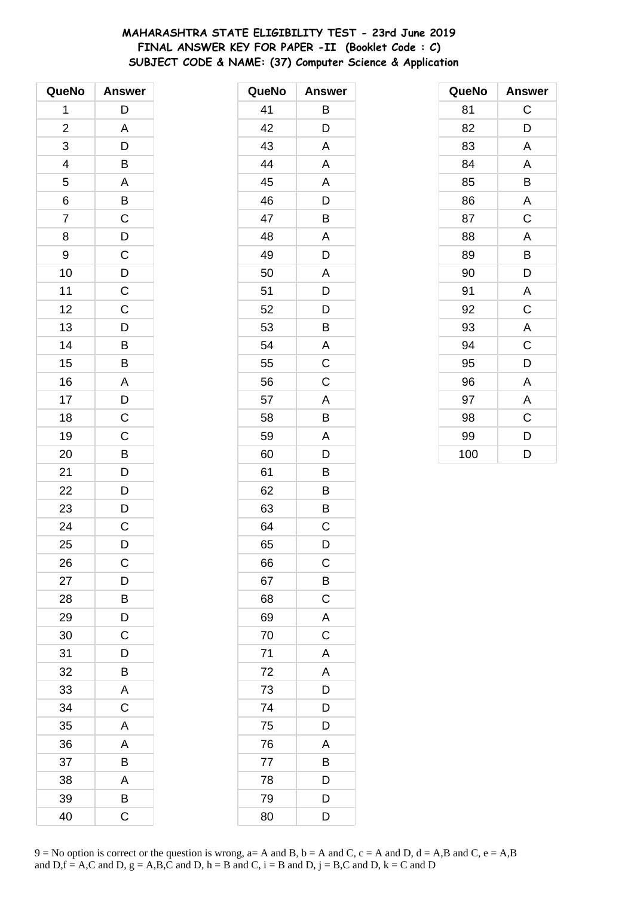# MAHARASHTRA STATE ELIGIBILITY TEST - 23rd June 2019
## FINAL ANSWER KEY FOR PAPER -II (Booklet Code : C)
## SUBJECT CODE & NAME: (37) Computer Science & Application

| QueNo | Answer |
|---|---|
| 1 | D |
| 2 | A |
| 3 | D |
| 4 | B |
| 5 | A |
| 6 | B |
| 7 | C |
| 8 | D |
| 9 | C |
| 10 | D |
| 11 | C |
| 12 | C |
| 13 | D |
| 14 | B |
| 15 | B |
| 16 | A |
| 17 | D |
| 18 | C |
| 19 | C |
| 20 | B |
| 21 | D |
| 22 | D |
| 23 | D |
| 24 | C |
| 25 | D |
| 26 | C |
| 27 | D |
| 28 | B |
| 29 | D |
| 30 | C |
| 31 | D |
| 32 | B |
| 33 | A |
| 34 | C |
| 35 | A |
| 36 | A |
| 37 | B |
| 38 | A |
| 39 | B |
| 40 | C |

| QueNo | Answer |
|---|---|
| 41 | B |
| 42 | D |
| 43 | A |
| 44 | A |
| 45 | A |
| 46 | D |
| 47 | B |
| 48 | A |
| 49 | D |
| 50 | A |
| 51 | D |
| 52 | D |
| 53 | B |
| 54 | A |
| 55 | C |
| 56 | C |
| 57 | A |
| 58 | B |
| 59 | A |
| 60 | D |
| 61 | B |
| 62 | B |
| 63 | B |
| 64 | C |
| 65 | D |
| 66 | C |
| 67 | B |
| 68 | C |
| 69 | A |
| 70 | C |
| 71 | A |
| 72 | A |
| 73 | D |
| 74 | D |
| 75 | D |
| 76 | A |
| 77 | B |
| 78 | D |
| 79 | D |
| 80 | D |

| QueNo | Answer |
|---|---|
| 81 | C |
| 82 | D |
| 83 | A |
| 84 | A |
| 85 | B |
| 86 | A |
| 87 | C |
| 88 | A |
| 89 | B |
| 90 | D |
| 91 | A |
| 92 | C |
| 93 | A |
| 94 | C |
| 95 | D |
| 96 | A |
| 97 | A |
| 98 | C |
| 99 | D |
| 100 | D |

9 = No option is correct or the question is wrong, a= A and B, b = A and C, c = A and D, d = A,B and C, e = A,B and D,f = A,C and D, g = A,B,C and D, h = B and C, i = B and D, j = B,C and D, k = C and D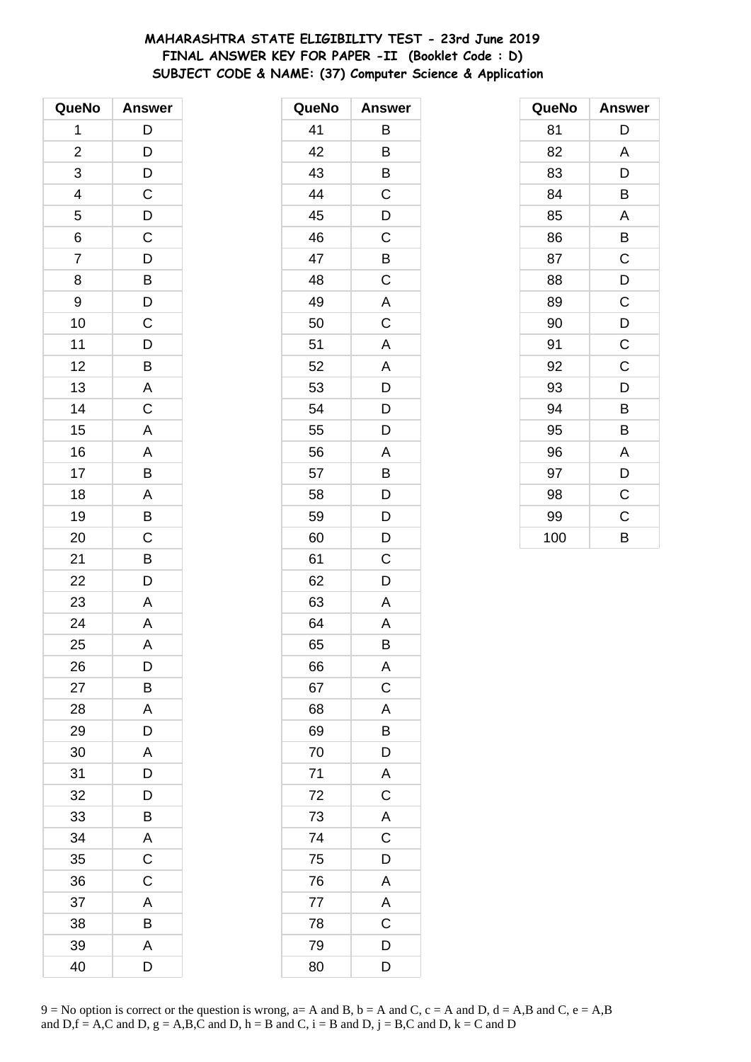# MAHARASHTRA STATE ELIGIBILITY TEST - 23rd June 2019
## FINAL ANSWER KEY FOR PAPER -II (Booklet Code : D)
## SUBJECT CODE & NAME: (37) Computer Science & Application

| QueNo | Answer |
|---|---|
| 1 | D |
| 2 | D |
| 3 | D |
| 4 | C |
| 5 | D |
| 6 | C |
| 7 | D |
| 8 | B |
| 9 | D |
| 10 | C |
| 11 | D |
| 12 | B |
| 13 | A |
| 14 | C |
| 15 | A |
| 16 | A |
| 17 | B |
| 18 | A |
| 19 | B |
| 20 | C |
| 21 | B |
| 22 | D |
| 23 | A |
| 24 | A |
| 25 | A |
| 26 | D |
| 27 | B |
| 28 | A |
| 29 | D |
| 30 | A |
| 31 | D |
| 32 | D |
| 33 | B |
| 34 | A |
| 35 | C |
| 36 | C |
| 37 | A |
| 38 | B |
| 39 | A |
| 40 | D |

| QueNo | Answer |
|---|---|
| 41 | B |
| 42 | B |
| 43 | B |
| 44 | C |
| 45 | D |
| 46 | C |
| 47 | B |
| 48 | C |
| 49 | A |
| 50 | C |
| 51 | A |
| 52 | A |
| 53 | D |
| 54 | D |
| 55 | D |
| 56 | A |
| 57 | B |
| 58 | D |
| 59 | D |
| 60 | D |
| 61 | C |
| 62 | D |
| 63 | A |
| 64 | A |
| 65 | B |
| 66 | A |
| 67 | C |
| 68 | A |
| 69 | B |
| 70 | D |
| 71 | A |
| 72 | C |
| 73 | A |
| 74 | C |
| 75 | D |
| 76 | A |
| 77 | A |
| 78 | C |
| 79 | D |
| 80 | D |

| QueNo | Answer |
|---|---|
| 81 | D |
| 82 | A |
| 83 | D |
| 84 | B |
| 85 | A |
| 86 | B |
| 87 | C |
| 88 | D |
| 89 | C |
| 90 | D |
| 91 | C |
| 92 | C |
| 93 | D |
| 94 | B |
| 95 | B |
| 96 | A |
| 97 | D |
| 98 | C |
| 99 | C |
| 100 | B |

9 = No option is correct or the question is wrong, a= A and B, b = A and C, c = A and D, d = A,B and C, e = A,B and D,f = A,C and D, g = A,B,C and D, h = B and C, i = B and D, j = B,C and D, k = C and D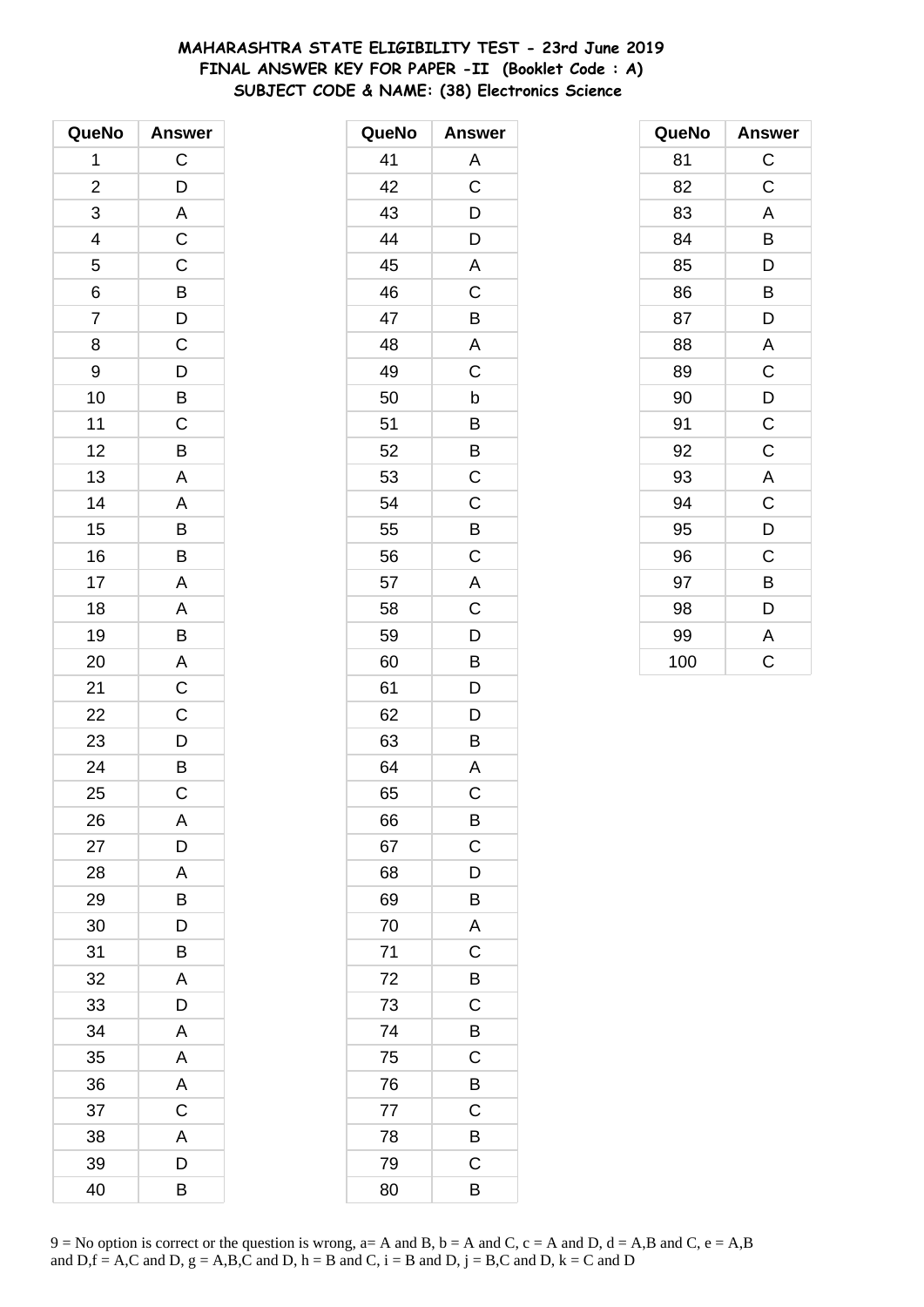# MAHARASHTRA STATE ELIGIBILITY TEST - 23rd June 2019
## FINAL ANSWER KEY FOR PAPER -II (Booklet Code : A)
### SUBJECT CODE & NAME: (38) Electronics Science

| QueNo | Answer |
|---|---|
| 1 | C |
| 2 | D |
| 3 | A |
| 4 | C |
| 5 | C |
| 6 | B |
| 7 | D |
| 8 | C |
| 9 | D |
| 10 | B |
| 11 | C |
| 12 | B |
| 13 | A |
| 14 | A |
| 15 | B |
| 16 | B |
| 17 | A |
| 18 | A |
| 19 | B |
| 20 | A |
| 21 | C |
| 22 | C |
| 23 | D |
| 24 | B |
| 25 | C |
| 26 | A |
| 27 | D |
| 28 | A |
| 29 | B |
| 30 | D |
| 31 | B |
| 32 | A |
| 33 | D |
| 34 | A |
| 35 | A |
| 36 | A |
| 37 | C |
| 38 | A |
| 39 | D |
| 40 | B |

| QueNo | Answer |
|---|---|
| 41 | A |
| 42 | C |
| 43 | D |
| 44 | D |
| 45 | A |
| 46 | C |
| 47 | B |
| 48 | A |
| 49 | C |
| 50 | b |
| 51 | B |
| 52 | B |
| 53 | C |
| 54 | C |
| 55 | B |
| 56 | C |
| 57 | A |
| 58 | C |
| 59 | D |
| 60 | B |
| 61 | D |
| 62 | D |
| 63 | B |
| 64 | A |
| 65 | C |
| 66 | B |
| 67 | C |
| 68 | D |
| 69 | B |
| 70 | A |
| 71 | C |
| 72 | B |
| 73 | C |
| 74 | B |
| 75 | C |
| 76 | B |
| 77 | C |
| 78 | B |
| 79 | C |
| 80 | B |

| QueNo | Answer |
|---|---|
| 81 | C |
| 82 | C |
| 83 | A |
| 84 | B |
| 85 | D |
| 86 | B |
| 87 | D |
| 88 | A |
| 89 | C |
| 90 | D |
| 91 | C |
| 92 | C |
| 93 | A |
| 94 | C |
| 95 | D |
| 96 | C |
| 97 | B |
| 98 | D |
| 99 | A |
| 100 | C |

9 = No option is correct or the question is wrong, a= A and B, b = A and C, c = A and D, d = A,B and C, e = A,B and D,f = A,C and D, g = A,B,C and D, h = B and C, i = B and D, j = B,C and D, k = C and D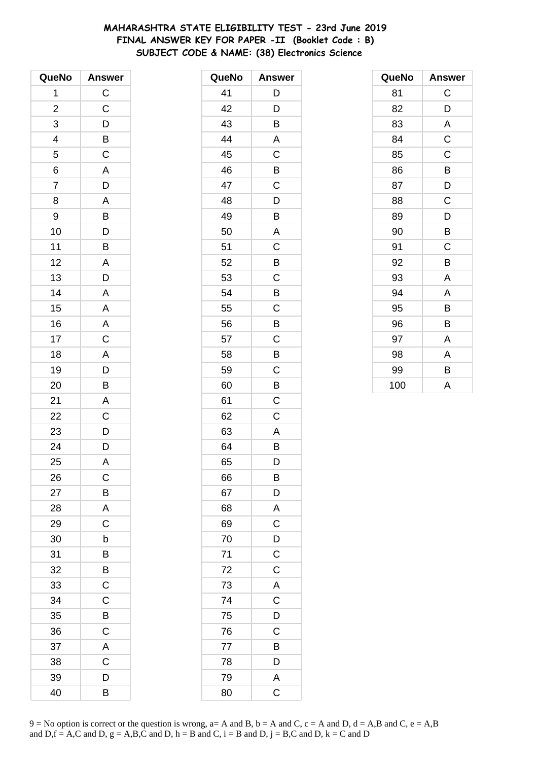# MAHARASHTRA STATE ELIGIBILITY TEST - 23rd June 2019
## FINAL ANSWER KEY FOR PAPER -II (Booklet Code : B)
### SUBJECT CODE & NAME: (38) Electronics Science

| QueNo | Answer |
|---|---|
| 1 | C |
| 2 | C |
| 3 | D |
| 4 | B |
| 5 | C |
| 6 | A |
| 7 | D |
| 8 | A |
| 9 | B |
| 10 | D |
| 11 | B |
| 12 | A |
| 13 | D |
| 14 | A |
| 15 | A |
| 16 | A |
| 17 | C |
| 18 | A |
| 19 | D |
| 20 | B |
| 21 | A |
| 22 | C |
| 23 | D |
| 24 | D |
| 25 | A |
| 26 | C |
| 27 | B |
| 28 | A |
| 29 | C |
| 30 | b |
| 31 | B |
| 32 | B |
| 33 | C |
| 34 | C |
| 35 | B |
| 36 | C |
| 37 | A |
| 38 | C |
| 39 | D |
| 40 | B |

| QueNo | Answer |
|---|---|
| 41 | D |
| 42 | D |
| 43 | B |
| 44 | A |
| 45 | C |
| 46 | B |
| 47 | C |
| 48 | D |
| 49 | B |
| 50 | A |
| 51 | C |
| 52 | B |
| 53 | C |
| 54 | B |
| 55 | C |
| 56 | B |
| 57 | C |
| 58 | B |
| 59 | C |
| 60 | B |
| 61 | C |
| 62 | C |
| 63 | A |
| 64 | B |
| 65 | D |
| 66 | B |
| 67 | D |
| 68 | A |
| 69 | C |
| 70 | D |
| 71 | C |
| 72 | C |
| 73 | A |
| 74 | C |
| 75 | D |
| 76 | C |
| 77 | B |
| 78 | D |
| 79 | A |
| 80 | C |

| QueNo | Answer |
|---|---|
| 81 | C |
| 82 | D |
| 83 | A |
| 84 | C |
| 85 | C |
| 86 | B |
| 87 | D |
| 88 | C |
| 89 | D |
| 90 | B |
| 91 | C |
| 92 | B |
| 93 | A |
| 94 | A |
| 95 | B |
| 96 | B |
| 97 | A |
| 98 | A |
| 99 | B |
| 100 | A |

9 = No option is correct or the question is wrong, a= A and B, b = A and C, c = A and D, d = A,B and C, e = A,B and D,f = A,C and D, g = A,B,C and D, h = B and C, i = B and D, j = B,C and D, k = C and D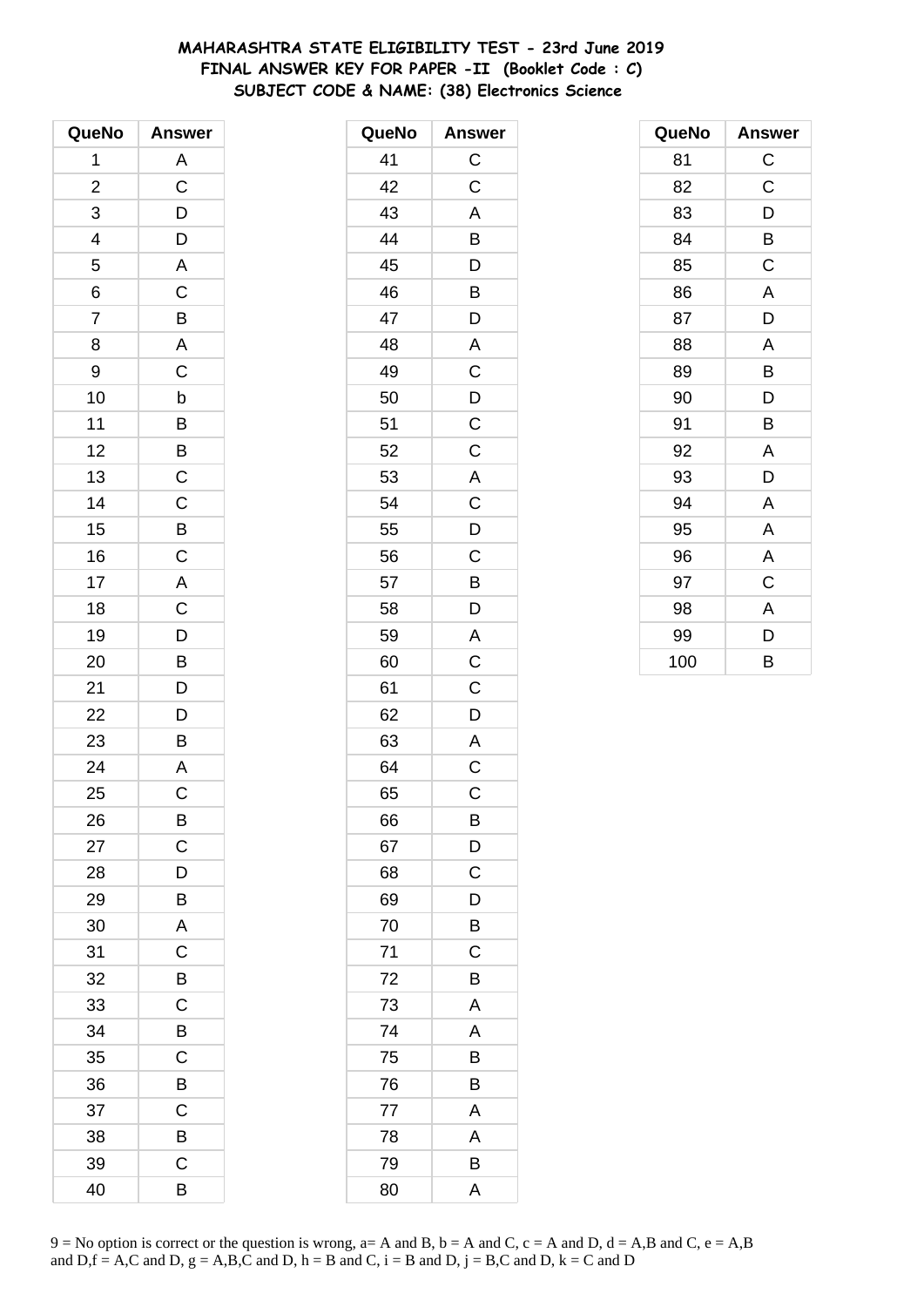**MAHARASHTRA STATE ELIGIBILITY TEST - 23rd June 2019**
**FINAL ANSWER KEY FOR PAPER -II (Booklet Code : C)**
**SUBJECT CODE & NAME: (38) Electronics Science**

| QueNo | Answer |
|---|---|
| 1 | A |
| 2 | C |
| 3 | D |
| 4 | D |
| 5 | A |
| 6 | C |
| 7 | B |
| 8 | A |
| 9 | C |
| 10 | b |
| 11 | B |
| 12 | B |
| 13 | C |
| 14 | C |
| 15 | B |
| 16 | C |
| 17 | A |
| 18 | C |
| 19 | D |
| 20 | B |
| 21 | D |
| 22 | D |
| 23 | B |
| 24 | A |
| 25 | C |
| 26 | B |
| 27 | C |
| 28 | D |
| 29 | B |
| 30 | A |
| 31 | C |
| 32 | B |
| 33 | C |
| 34 | B |
| 35 | C |
| 36 | B |
| 37 | C |
| 38 | B |
| 39 | C |
| 40 | B |

| QueNo | Answer |
|---|---|
| 41 | C |
| 42 | C |
| 43 | A |
| 44 | B |
| 45 | D |
| 46 | B |
| 47 | D |
| 48 | A |
| 49 | C |
| 50 | D |
| 51 | C |
| 52 | C |
| 53 | A |
| 54 | C |
| 55 | D |
| 56 | C |
| 57 | B |
| 58 | D |
| 59 | A |
| 60 | C |
| 61 | C |
| 62 | D |
| 63 | A |
| 64 | C |
| 65 | C |
| 66 | B |
| 67 | D |
| 68 | C |
| 69 | D |
| 70 | B |
| 71 | C |
| 72 | B |
| 73 | A |
| 74 | A |
| 75 | B |
| 76 | B |
| 77 | A |
| 78 | A |
| 79 | B |
| 80 | A |

| QueNo | Answer |
|---|---|
| 81 | C |
| 82 | C |
| 83 | D |
| 84 | B |
| 85 | C |
| 86 | A |
| 87 | D |
| 88 | A |
| 89 | B |
| 90 | D |
| 91 | B |
| 92 | A |
| 93 | D |
| 94 | A |
| 95 | A |
| 96 | A |
| 97 | C |
| 98 | A |
| 99 | D |
| 100 | B |

9 = No option is correct or the question is wrong, a= A and B, b = A and C, c = A and D, d = A,B and C, e = A,B and D,f = A,C and D, g = A,B,C and D, h = B and C, i = B and D, j = B,C and D, k = C and D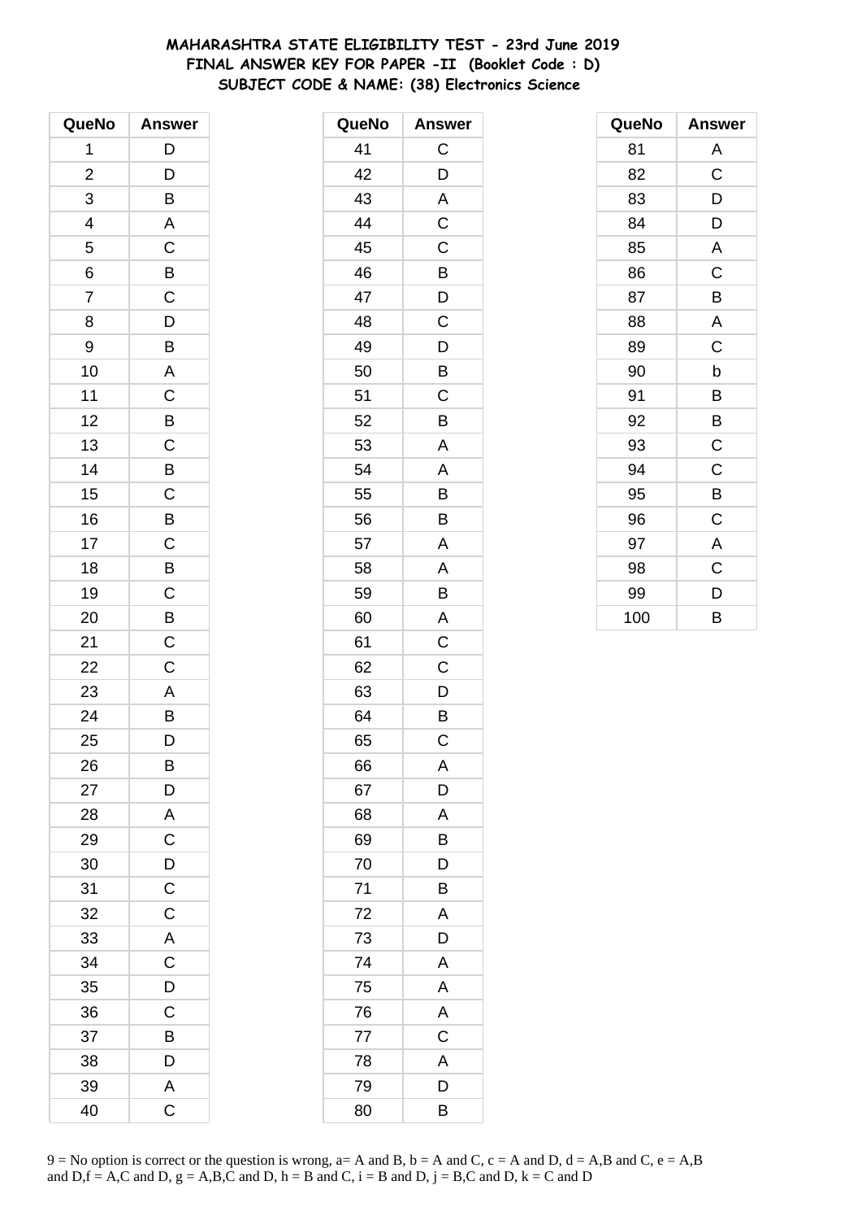# MAHARASHTRA STATE ELIGIBILITY TEST - 23rd June 2019
## FINAL ANSWER KEY FOR PAPER -II (Booklet Code : D)
### SUBJECT CODE & NAME: (38) Electronics Science

| QueNo | Answer | QueNo | Answer | QueNo | Answer |
|---|---|---|---|---|---|
| 1 | D | 41 | C | 81 | A |
| 2 | D | 42 | D | 82 | C |
| 3 | B | 43 | A | 83 | D |
| 4 | A | 44 | C | 84 | D |
| 5 | C | 45 | C | 85 | A |
| 6 | B | 46 | B | 86 | C |
| 7 | C | 47 | D | 87 | B |
| 8 | D | 48 | C | 88 | A |
| 9 | B | 49 | D | 89 | C |
| 10 | A | 50 | B | 90 | b |
| 11 | C | 51 | C | 91 | B |
| 12 | B | 52 | B | 92 | B |
| 13 | C | 53 | A | 93 | C |
| 14 | B | 54 | A | 94 | C |
| 15 | C | 55 | B | 95 | B |
| 16 | B | 56 | B | 96 | C |
| 17 | C | 57 | A | 97 | A |
| 18 | B | 58 | A | 98 | C |
| 19 | C | 59 | B | 99 | D |
| 20 | B | 60 | A | 100 | B |
| 21 | C | 61 | C | | |
| 22 | C | 62 | C | | |
| 23 | A | 63 | D | | |
| 24 | B | 64 | B | | |
| 25 | D | 65 | C | | |
| 26 | B | 66 | A | | |
| 27 | D | 67 | D | | |
| 28 | A | 68 | A | | |
| 29 | C | 69 | B | | |
| 30 | D | 70 | D | | |
| 31 | C | 71 | B | | |
| 32 | C | 72 | A | | |
| 33 | A | 73 | D | | |
| 34 | C | 74 | A | | |
| 35 | D | 75 | A | | |
| 36 | C | 76 | A | | |
| 37 | B | 77 | C | | |
| 38 | D | 78 | A | | |
| 39 | A | 79 | D | | |
| 40 | C | 80 | B | | |

9 = No option is correct or the question is wrong, a= A and B, b = A and C, c = A and D, d = A,B and C, e = A,B and D,f = A,C and D, g = A,B,C and D, h = B and C, i = B and D, j = B,C and D, k = C and D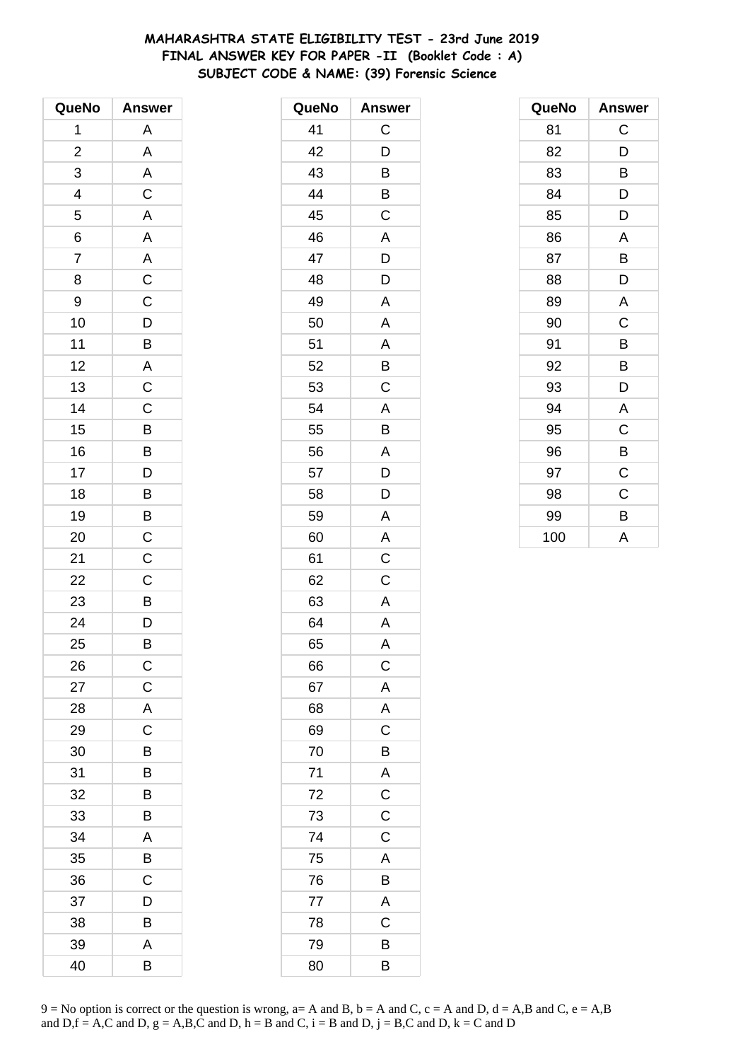**MAHARASHTRA STATE ELIGIBILITY TEST - 23rd June 2019**
**FINAL ANSWER KEY FOR PAPER -II (Booklet Code : A)**
**SUBJECT CODE & NAME: (39) Forensic Science**

| QueNo | Answer |
|---|---|
| 1 | A |
| 2 | A |
| 3 | A |
| 4 | C |
| 5 | A |
| 6 | A |
| 7 | A |
| 8 | C |
| 9 | C |
| 10 | D |
| 11 | B |
| 12 | A |
| 13 | C |
| 14 | C |
| 15 | B |
| 16 | B |
| 17 | D |
| 18 | B |
| 19 | B |
| 20 | C |
| 21 | C |
| 22 | C |
| 23 | B |
| 24 | D |
| 25 | B |
| 26 | C |
| 27 | C |
| 28 | A |
| 29 | C |
| 30 | B |
| 31 | B |
| 32 | B |
| 33 | B |
| 34 | A |
| 35 | B |
| 36 | C |
| 37 | D |
| 38 | B |
| 39 | A |
| 40 | B |

| QueNo | Answer |
|---|---|
| 41 | C |
| 42 | D |
| 43 | B |
| 44 | B |
| 45 | C |
| 46 | A |
| 47 | D |
| 48 | D |
| 49 | A |
| 50 | A |
| 51 | A |
| 52 | B |
| 53 | C |
| 54 | A |
| 55 | B |
| 56 | A |
| 57 | D |
| 58 | D |
| 59 | A |
| 60 | A |
| 61 | C |
| 62 | C |
| 63 | A |
| 64 | A |
| 65 | A |
| 66 | C |
| 67 | A |
| 68 | A |
| 69 | C |
| 70 | B |
| 71 | A |
| 72 | C |
| 73 | C |
| 74 | C |
| 75 | A |
| 76 | B |
| 77 | A |
| 78 | C |
| 79 | B |
| 80 | B |

| QueNo | Answer |
|---|---|
| 81 | C |
| 82 | D |
| 83 | B |
| 84 | D |
| 85 | D |
| 86 | A |
| 87 | B |
| 88 | D |
| 89 | A |
| 90 | C |
| 91 | B |
| 92 | B |
| 93 | D |
| 94 | A |
| 95 | C |
| 96 | B |
| 97 | C |
| 98 | C |
| 99 | B |
| 100 | A |

9 = No option is correct or the question is wrong, a= A and B, b = A and C, c = A and D, d = A,B and C, e = A,B and D,f = A,C and D, g = A,B,C and D, h = B and C, i = B and D, j = B,C and D, k = C and D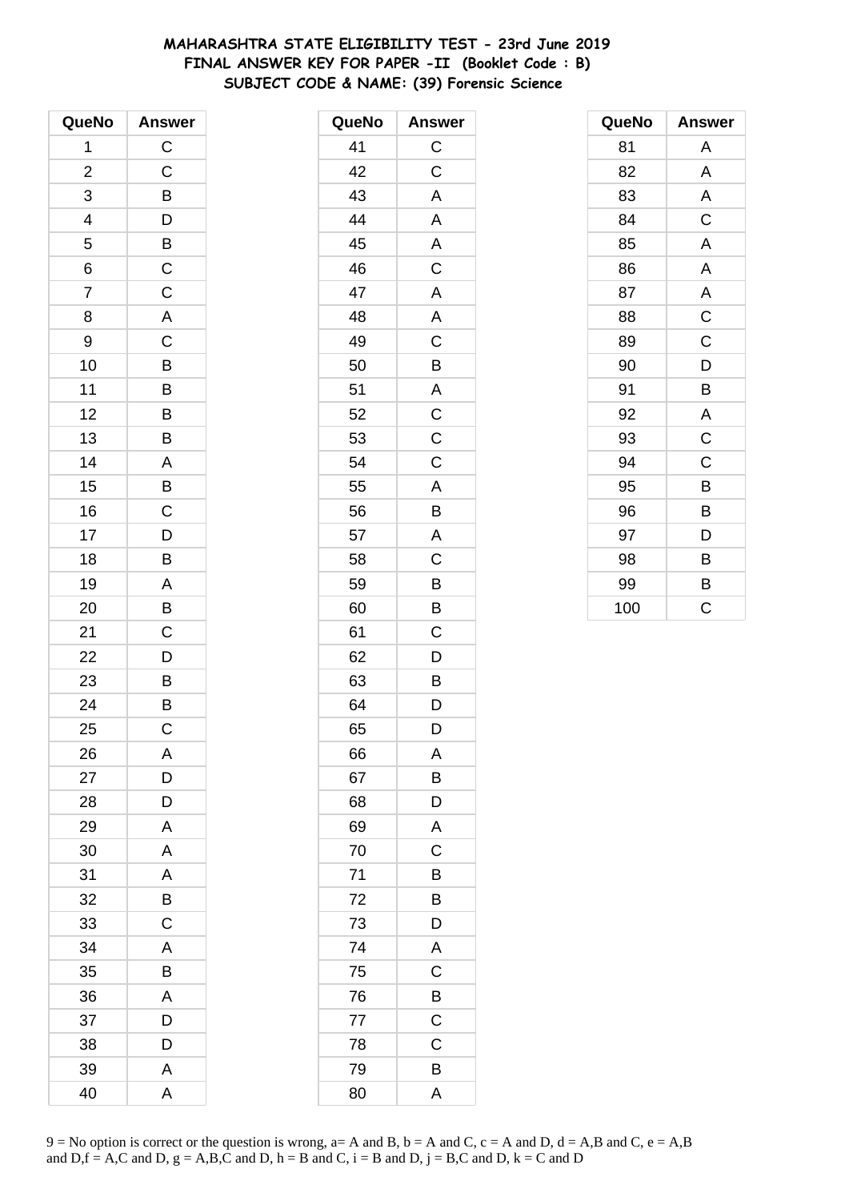# MAHARASHTRA STATE ELIGIBILITY TEST - 23rd June 2019
## FINAL ANSWER KEY FOR PAPER -II (Booklet Code : B)
## SUBJECT CODE & NAME: (39) Forensic Science

| QueNo | Answer |
|---|---|
| 1 | C |
| 2 | C |
| 3 | B |
| 4 | D |
| 5 | B |
| 6 | C |
| 7 | C |
| 8 | A |
| 9 | C |
| 10 | B |
| 11 | B |
| 12 | B |
| 13 | B |
| 14 | A |
| 15 | B |
| 16 | C |
| 17 | D |
| 18 | B |
| 19 | A |
| 20 | B |
| 21 | C |
| 22 | D |
| 23 | B |
| 24 | B |
| 25 | C |
| 26 | A |
| 27 | D |
| 28 | D |
| 29 | A |
| 30 | A |
| 31 | A |
| 32 | B |
| 33 | C |
| 34 | A |
| 35 | B |
| 36 | A |
| 37 | D |
| 38 | D |
| 39 | A |
| 40 | A |

| QueNo | Answer |
|---|---|
| 41 | C |
| 42 | C |
| 43 | A |
| 44 | A |
| 45 | A |
| 46 | C |
| 47 | A |
| 48 | A |
| 49 | C |
| 50 | B |
| 51 | A |
| 52 | C |
| 53 | C |
| 54 | C |
| 55 | A |
| 56 | B |
| 57 | A |
| 58 | C |
| 59 | B |
| 60 | B |
| 61 | C |
| 62 | D |
| 63 | B |
| 64 | D |
| 65 | D |
| 66 | A |
| 67 | B |
| 68 | D |
| 69 | A |
| 70 | C |
| 71 | B |
| 72 | B |
| 73 | D |
| 74 | A |
| 75 | C |
| 76 | B |
| 77 | C |
| 78 | C |
| 79 | B |
| 80 | A |

| QueNo | Answer |
|---|---|
| 81 | A |
| 82 | A |
| 83 | A |
| 84 | C |
| 85 | A |
| 86 | A |
| 87 | A |
| 88 | C |
| 89 | C |
| 90 | D |
| 91 | B |
| 92 | A |
| 93 | C |
| 94 | C |
| 95 | B |
| 96 | B |
| 97 | D |
| 98 | B |
| 99 | B |
| 100 | C |

9 = No option is correct or the question is wrong, a= A and B, b = A and C, c = A and D, d = A,B and C, e = A,B and D,f = A,C and D, g = A,B,C and D, h = B and C, i = B and D, j = B,C and D, k = C and D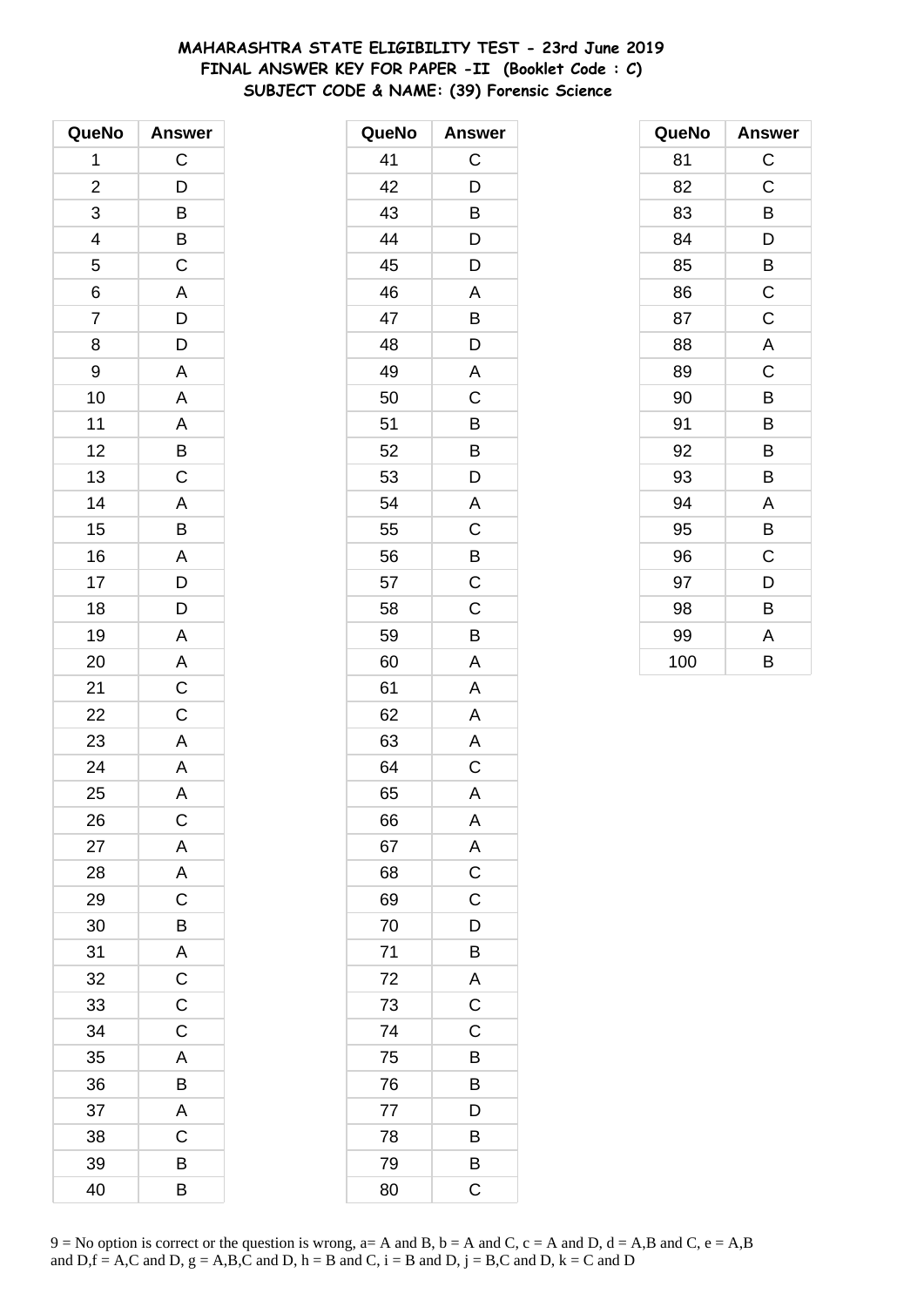# MAHARASHTRA STATE ELIGIBILITY TEST - 23rd June 2019
## FINAL ANSWER KEY FOR PAPER -II (Booklet Code : C)
### SUBJECT CODE & NAME: (39) Forensic Science

| QueNo | Answer |
|---|---|
| 1 | C |
| 2 | D |
| 3 | B |
| 4 | B |
| 5 | C |
| 6 | A |
| 7 | D |
| 8 | D |
| 9 | A |
| 10 | A |
| 11 | A |
| 12 | B |
| 13 | C |
| 14 | A |
| 15 | B |
| 16 | A |
| 17 | D |
| 18 | D |
| 19 | A |
| 20 | A |
| 21 | C |
| 22 | C |
| 23 | A |
| 24 | A |
| 25 | A |
| 26 | C |
| 27 | A |
| 28 | A |
| 29 | C |
| 30 | B |
| 31 | A |
| 32 | C |
| 33 | C |
| 34 | C |
| 35 | A |
| 36 | B |
| 37 | A |
| 38 | C |
| 39 | B |
| 40 | B |

| QueNo | Answer |
|---|---|
| 41 | C |
| 42 | D |
| 43 | B |
| 44 | D |
| 45 | D |
| 46 | A |
| 47 | B |
| 48 | D |
| 49 | A |
| 50 | C |
| 51 | B |
| 52 | B |
| 53 | D |
| 54 | A |
| 55 | C |
| 56 | B |
| 57 | C |
| 58 | C |
| 59 | B |
| 60 | A |
| 61 | A |
| 62 | A |
| 63 | A |
| 64 | C |
| 65 | A |
| 66 | A |
| 67 | A |
| 68 | C |
| 69 | C |
| 70 | D |
| 71 | B |
| 72 | A |
| 73 | C |
| 74 | C |
| 75 | B |
| 76 | B |
| 77 | D |
| 78 | B |
| 79 | B |
| 80 | C |

| QueNo | Answer |
|---|---|
| 81 | C |
| 82 | C |
| 83 | B |
| 84 | D |
| 85 | B |
| 86 | C |
| 87 | C |
| 88 | A |
| 89 | C |
| 90 | B |
| 91 | B |
| 92 | B |
| 93 | B |
| 94 | A |
| 95 | B |
| 96 | C |
| 97 | D |
| 98 | B |
| 99 | A |
| 100 | B |

9 = No option is correct or the question is wrong, a= A and B, b = A and C, c = A and D, d = A,B and C, e = A,B and D,f = A,C and D, g = A,B,C and D, h = B and C, i = B and D, j = B,C and D, k = C and D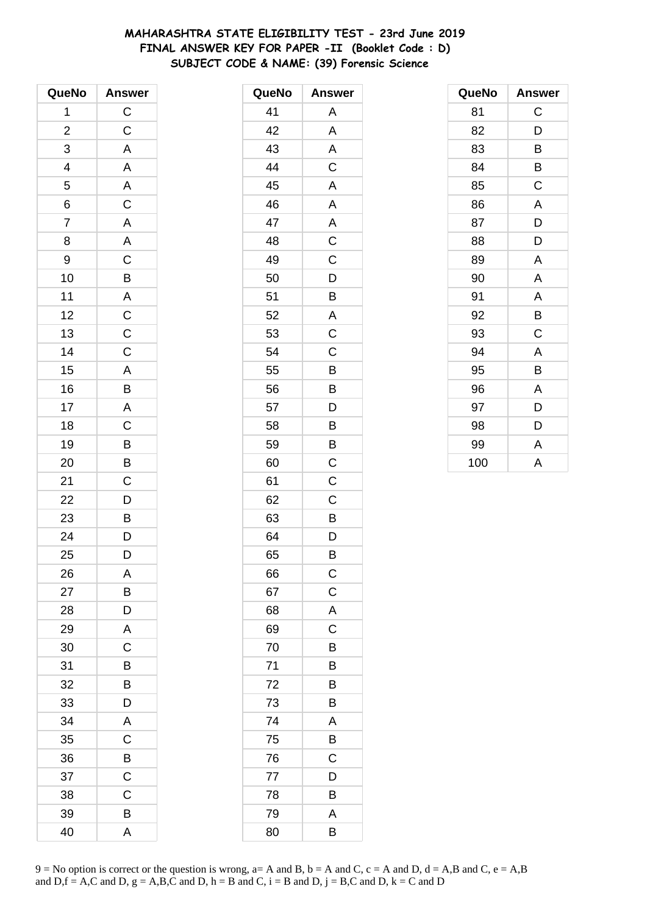# MAHARASHTRA STATE ELIGIBILITY TEST - 23rd June 2019
## FINAL ANSWER KEY FOR PAPER -II (Booklet Code : D)
### SUBJECT CODE & NAME: (39) Forensic Science

| QueNo | Answer |
|---|---|
| 1 | C |
| 2 | C |
| 3 | A |
| 4 | A |
| 5 | A |
| 6 | C |
| 7 | A |
| 8 | A |
| 9 | C |
| 10 | B |
| 11 | A |
| 12 | C |
| 13 | C |
| 14 | C |
| 15 | A |
| 16 | B |
| 17 | A |
| 18 | C |
| 19 | B |
| 20 | B |
| 21 | C |
| 22 | D |
| 23 | B |
| 24 | D |
| 25 | D |
| 26 | A |
| 27 | B |
| 28 | D |
| 29 | A |
| 30 | C |
| 31 | B |
| 32 | B |
| 33 | D |
| 34 | A |
| 35 | C |
| 36 | B |
| 37 | C |
| 38 | C |
| 39 | B |
| 40 | A |

| QueNo | Answer |
|---|---|
| 41 | A |
| 42 | A |
| 43 | A |
| 44 | C |
| 45 | A |
| 46 | A |
| 47 | A |
| 48 | C |
| 49 | C |
| 50 | D |
| 51 | B |
| 52 | A |
| 53 | C |
| 54 | C |
| 55 | B |
| 56 | B |
| 57 | D |
| 58 | B |
| 59 | B |
| 60 | C |
| 61 | C |
| 62 | C |
| 63 | B |
| 64 | D |
| 65 | B |
| 66 | C |
| 67 | C |
| 68 | A |
| 69 | C |
| 70 | B |
| 71 | B |
| 72 | B |
| 73 | B |
| 74 | A |
| 75 | B |
| 76 | C |
| 77 | D |
| 78 | B |
| 79 | A |
| 80 | B |

| QueNo | Answer |
|---|---|
| 81 | C |
| 82 | D |
| 83 | B |
| 84 | B |
| 85 | C |
| 86 | A |
| 87 | D |
| 88 | D |
| 89 | A |
| 90 | A |
| 91 | A |
| 92 | B |
| 93 | C |
| 94 | A |
| 95 | B |
| 96 | A |
| 97 | D |
| 98 | D |
| 99 | A |
| 100 | A |

9 = No option is correct or the question is wrong, a= A and B, b = A and C, c = A and D, d = A,B and C, e = A,B and D,f = A,C and D, g = A,B,C and D, h = B and C, i = B and D, j = B,C and D, k = C and D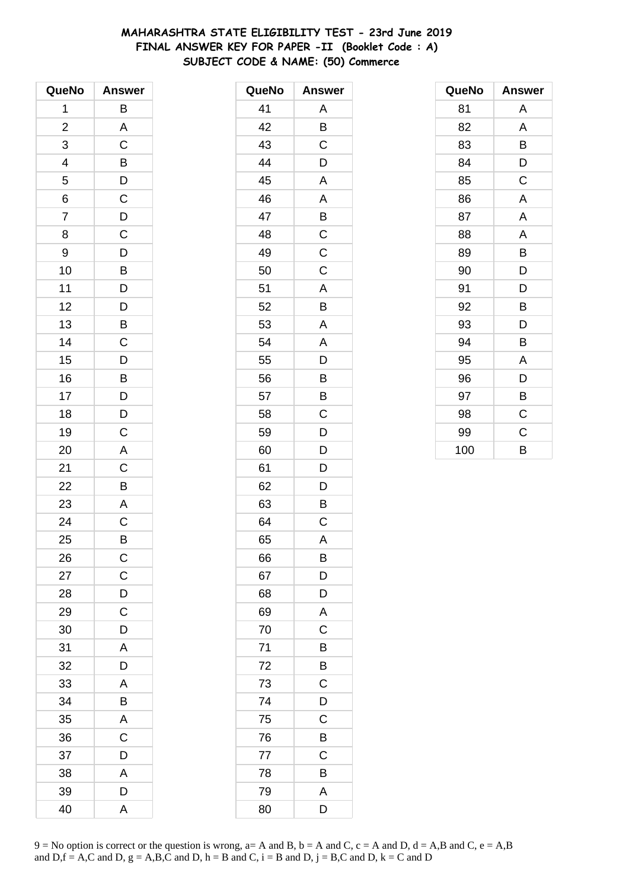# MAHARASHTRA STATE ELIGIBILITY TEST - 23rd June 2019
## FINAL ANSWER KEY FOR PAPER -II (Booklet Code : A)
### SUBJECT CODE & NAME: (50) Commerce

| QueNo | Answer |
|---|---|
| 1 | B |
| 2 | A |
| 3 | C |
| 4 | B |
| 5 | D |
| 6 | C |
| 7 | D |
| 8 | C |
| 9 | D |
| 10 | B |
| 11 | D |
| 12 | D |
| 13 | B |
| 14 | C |
| 15 | D |
| 16 | B |
| 17 | D |
| 18 | D |
| 19 | C |
| 20 | A |
| 21 | C |
| 22 | B |
| 23 | A |
| 24 | C |
| 25 | B |
| 26 | C |
| 27 | C |
| 28 | D |
| 29 | C |
| 30 | D |
| 31 | A |
| 32 | D |
| 33 | A |
| 34 | B |
| 35 | A |
| 36 | C |
| 37 | D |
| 38 | A |
| 39 | D |
| 40 | A |

| QueNo | Answer |
|---|---|
| 41 | A |
| 42 | B |
| 43 | C |
| 44 | D |
| 45 | A |
| 46 | A |
| 47 | B |
| 48 | C |
| 49 | C |
| 50 | C |
| 51 | A |
| 52 | B |
| 53 | A |
| 54 | A |
| 55 | D |
| 56 | B |
| 57 | B |
| 58 | C |
| 59 | D |
| 60 | D |
| 61 | D |
| 62 | D |
| 63 | B |
| 64 | C |
| 65 | A |
| 66 | B |
| 67 | D |
| 68 | D |
| 69 | A |
| 70 | C |
| 71 | B |
| 72 | B |
| 73 | C |
| 74 | D |
| 75 | C |
| 76 | B |
| 77 | C |
| 78 | B |
| 79 | A |
| 80 | D |

| QueNo | Answer |
|---|---|
| 81 | A |
| 82 | A |
| 83 | B |
| 84 | D |
| 85 | C |
| 86 | A |
| 87 | A |
| 88 | A |
| 89 | B |
| 90 | D |
| 91 | D |
| 92 | B |
| 93 | D |
| 94 | B |
| 95 | A |
| 96 | D |
| 97 | B |
| 98 | C |
| 99 | C |
| 100 | B |

9 = No option is correct or the question is wrong, a= A and B, b = A and C, c = A and D, d = A,B and C, e = A,B and D,f = A,C and D, g = A,B,C and D, h = B and C, i = B and D, j = B,C and D, k = C and D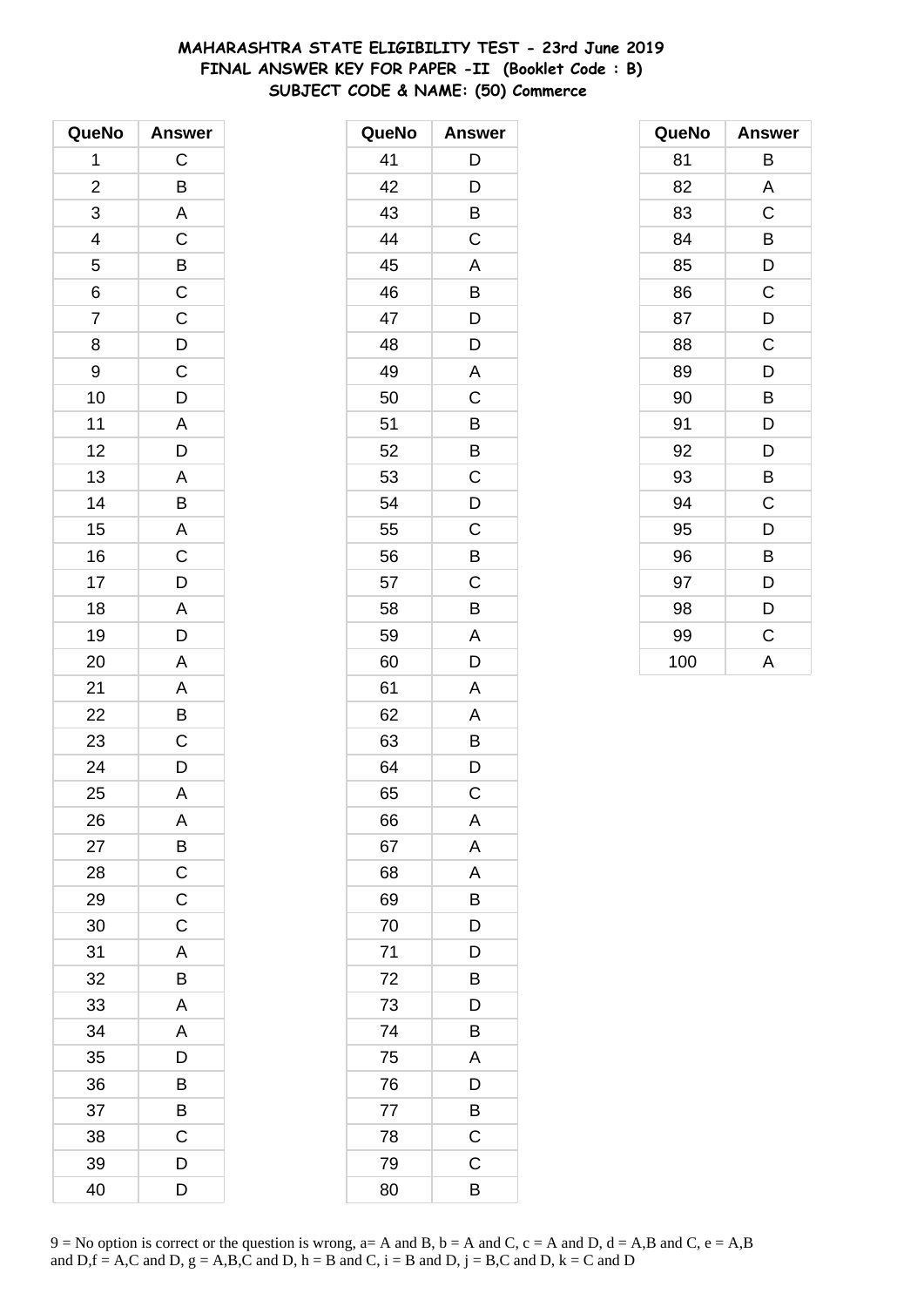# MAHARASHTRA STATE ELIGIBILITY TEST - 23rd June 2019
## FINAL ANSWER KEY FOR PAPER -II (Booklet Code : B)
## SUBJECT CODE & NAME: (50) Commerce

| QueNo | Answer |
|---|---|
| 1 | C |
| 2 | B |
| 3 | A |
| 4 | C |
| 5 | B |
| 6 | C |
| 7 | C |
| 8 | D |
| 9 | C |
| 10 | D |
| 11 | A |
| 12 | D |
| 13 | A |
| 14 | B |
| 15 | A |
| 16 | C |
| 17 | D |
| 18 | A |
| 19 | D |
| 20 | A |
| 21 | A |
| 22 | B |
| 23 | C |
| 24 | D |
| 25 | A |
| 26 | A |
| 27 | B |
| 28 | C |
| 29 | C |
| 30 | C |
| 31 | A |
| 32 | B |
| 33 | A |
| 34 | A |
| 35 | D |
| 36 | B |
| 37 | B |
| 38 | C |
| 39 | D |
| 40 | D |

| QueNo | Answer |
|---|---|
| 41 | D |
| 42 | D |
| 43 | B |
| 44 | C |
| 45 | A |
| 46 | B |
| 47 | D |
| 48 | D |
| 49 | A |
| 50 | C |
| 51 | B |
| 52 | B |
| 53 | C |
| 54 | D |
| 55 | C |
| 56 | B |
| 57 | C |
| 58 | B |
| 59 | A |
| 60 | D |
| 61 | A |
| 62 | A |
| 63 | B |
| 64 | D |
| 65 | C |
| 66 | A |
| 67 | A |
| 68 | A |
| 69 | B |
| 70 | D |
| 71 | D |
| 72 | B |
| 73 | D |
| 74 | B |
| 75 | A |
| 76 | D |
| 77 | B |
| 78 | C |
| 79 | C |
| 80 | B |

| QueNo | Answer |
|---|---|
| 81 | B |
| 82 | A |
| 83 | C |
| 84 | B |
| 85 | D |
| 86 | C |
| 87 | D |
| 88 | C |
| 89 | D |
| 90 | B |
| 91 | D |
| 92 | D |
| 93 | B |
| 94 | C |
| 95 | D |
| 96 | B |
| 97 | D |
| 98 | D |
| 99 | C |
| 100 | A |

9 = No option is correct or the question is wrong, a= A and B, b = A and C, c = A and D, d = A,B and C, e = A,B and D,f = A,C and D, g = A,B,C and D, h = B and C, i = B and D, j = B,C and D, k = C and D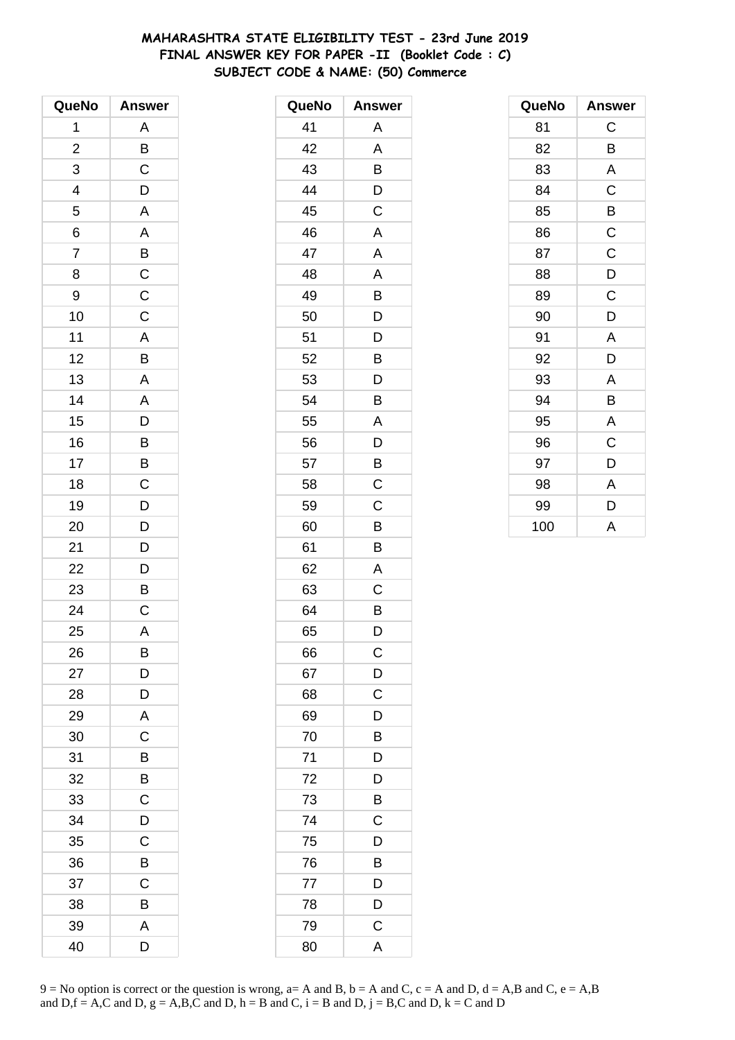# MAHARASHTRA STATE ELIGIBILITY TEST - 23rd June 2019
## FINAL ANSWER KEY FOR PAPER -II (Booklet Code : C)
## SUBJECT CODE & NAME: (50) Commerce

| QueNo | Answer |
|---|---|
| 1 | A |
| 2 | B |
| 3 | C |
| 4 | D |
| 5 | A |
| 6 | A |
| 7 | B |
| 8 | C |
| 9 | C |
| 10 | C |
| 11 | A |
| 12 | B |
| 13 | A |
| 14 | A |
| 15 | D |
| 16 | B |
| 17 | B |
| 18 | C |
| 19 | D |
| 20 | D |
| 21 | D |
| 22 | D |
| 23 | B |
| 24 | C |
| 25 | A |
| 26 | B |
| 27 | D |
| 28 | D |
| 29 | A |
| 30 | C |
| 31 | B |
| 32 | B |
| 33 | C |
| 34 | D |
| 35 | C |
| 36 | B |
| 37 | C |
| 38 | B |
| 39 | A |
| 40 | D |

| QueNo | Answer |
|---|---|
| 41 | A |
| 42 | A |
| 43 | B |
| 44 | D |
| 45 | C |
| 46 | A |
| 47 | A |
| 48 | A |
| 49 | B |
| 50 | D |
| 51 | D |
| 52 | B |
| 53 | D |
| 54 | B |
| 55 | A |
| 56 | D |
| 57 | B |
| 58 | C |
| 59 | C |
| 60 | B |
| 61 | B |
| 62 | A |
| 63 | C |
| 64 | B |
| 65 | D |
| 66 | C |
| 67 | D |
| 68 | C |
| 69 | D |
| 70 | B |
| 71 | D |
| 72 | D |
| 73 | B |
| 74 | C |
| 75 | D |
| 76 | B |
| 77 | D |
| 78 | D |
| 79 | C |
| 80 | A |

| QueNo | Answer |
|---|---|
| 81 | C |
| 82 | B |
| 83 | A |
| 84 | C |
| 85 | B |
| 86 | C |
| 87 | C |
| 88 | D |
| 89 | C |
| 90 | D |
| 91 | A |
| 92 | D |
| 93 | A |
| 94 | B |
| 95 | A |
| 96 | C |
| 97 | D |
| 98 | A |
| 99 | D |
| 100 | A |

9 = No option is correct or the question is wrong, a= A and B, b = A and C, c = A and D, d = A,B and C, e = A,B and D,f = A,C and D, g = A,B,C and D, h = B and C, i = B and D, j = B,C and D, k = C and D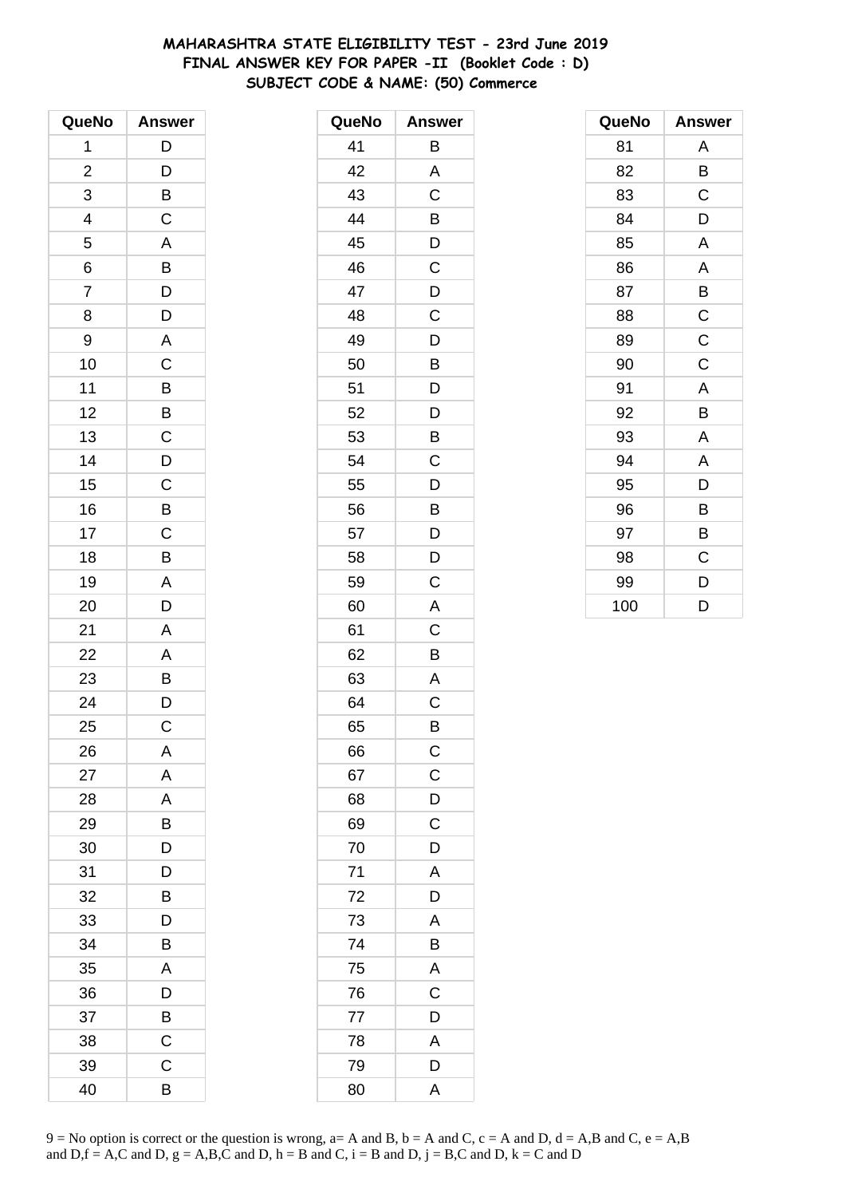# MAHARASHTRA STATE ELIGIBILITY TEST - 23rd June 2019
## FINAL ANSWER KEY FOR PAPER -II (Booklet Code : D)
## SUBJECT CODE & NAME: (50) Commerce

| QueNo | Answer |
|---|---|
| 1 | D |
| 2 | D |
| 3 | B |
| 4 | C |
| 5 | A |
| 6 | B |
| 7 | D |
| 8 | D |
| 9 | A |
| 10 | C |
| 11 | B |
| 12 | B |
| 13 | C |
| 14 | D |
| 15 | C |
| 16 | B |
| 17 | C |
| 18 | B |
| 19 | A |
| 20 | D |
| 21 | A |
| 22 | A |
| 23 | B |
| 24 | D |
| 25 | C |
| 26 | A |
| 27 | A |
| 28 | A |
| 29 | B |
| 30 | D |
| 31 | D |
| 32 | B |
| 33 | D |
| 34 | B |
| 35 | A |
| 36 | D |
| 37 | B |
| 38 | C |
| 39 | C |
| 40 | B |

| QueNo | Answer |
|---|---|
| 41 | B |
| 42 | A |
| 43 | C |
| 44 | B |
| 45 | D |
| 46 | C |
| 47 | D |
| 48 | C |
| 49 | D |
| 50 | B |
| 51 | D |
| 52 | D |
| 53 | B |
| 54 | C |
| 55 | D |
| 56 | B |
| 57 | D |
| 58 | D |
| 59 | C |
| 60 | A |
| 61 | C |
| 62 | B |
| 63 | A |
| 64 | C |
| 65 | B |
| 66 | C |
| 67 | C |
| 68 | D |
| 69 | C |
| 70 | D |
| 71 | A |
| 72 | D |
| 73 | A |
| 74 | B |
| 75 | A |
| 76 | C |
| 77 | D |
| 78 | A |
| 79 | D |
| 80 | A |

| QueNo | Answer |
|---|---|
| 81 | A |
| 82 | B |
| 83 | C |
| 84 | D |
| 85 | A |
| 86 | A |
| 87 | B |
| 88 | C |
| 89 | C |
| 90 | C |
| 91 | A |
| 92 | B |
| 93 | A |
| 94 | A |
| 95 | D |
| 96 | B |
| 97 | B |
| 98 | C |
| 99 | D |
| 100 | D |

9 = No option is correct or the question is wrong, a= A and B, b = A and C, c = A and D, d = A,B and C, e = A,B and D,f = A,C and D, g = A,B,C and D, h = B and C, i = B and D, j = B,C and D, k = C and D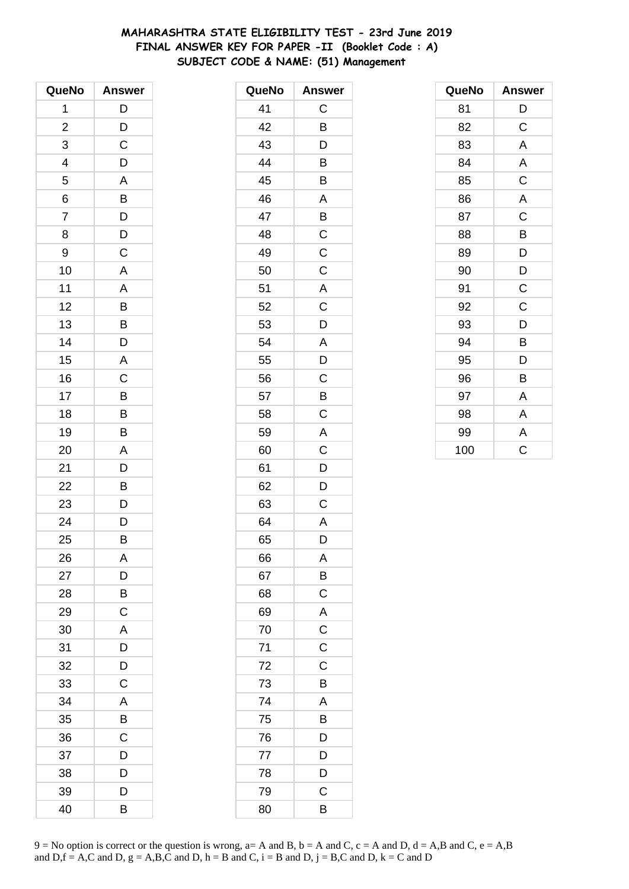# MAHARASHTRA STATE ELIGIBILITY TEST - 23rd June 2019
## FINAL ANSWER KEY FOR PAPER -II (Booklet Code : A)
## SUBJECT CODE & NAME: (51) Management

| QueNo | Answer |
|---|---|
| 1 | D |
| 2 | D |
| 3 | C |
| 4 | D |
| 5 | A |
| 6 | B |
| 7 | D |
| 8 | D |
| 9 | C |
| 10 | A |
| 11 | A |
| 12 | B |
| 13 | B |
| 14 | D |
| 15 | A |
| 16 | C |
| 17 | B |
| 18 | B |
| 19 | B |
| 20 | A |
| 21 | D |
| 22 | B |
| 23 | D |
| 24 | D |
| 25 | B |
| 26 | A |
| 27 | D |
| 28 | B |
| 29 | C |
| 30 | A |
| 31 | D |
| 32 | D |
| 33 | C |
| 34 | A |
| 35 | B |
| 36 | C |
| 37 | D |
| 38 | D |
| 39 | D |
| 40 | B |

| QueNo | Answer |
|---|---|
| 41 | C |
| 42 | B |
| 43 | D |
| 44 | B |
| 45 | B |
| 46 | A |
| 47 | B |
| 48 | C |
| 49 | C |
| 50 | C |
| 51 | A |
| 52 | C |
| 53 | D |
| 54 | A |
| 55 | D |
| 56 | C |
| 57 | B |
| 58 | C |
| 59 | A |
| 60 | C |
| 61 | D |
| 62 | D |
| 63 | C |
| 64 | A |
| 65 | D |
| 66 | A |
| 67 | B |
| 68 | C |
| 69 | A |
| 70 | C |
| 71 | C |
| 72 | C |
| 73 | B |
| 74 | A |
| 75 | B |
| 76 | D |
| 77 | D |
| 78 | D |
| 79 | C |
| 80 | B |

| QueNo | Answer |
|---|---|
| 81 | D |
| 82 | C |
| 83 | A |
| 84 | A |
| 85 | C |
| 86 | A |
| 87 | C |
| 88 | B |
| 89 | D |
| 90 | D |
| 91 | C |
| 92 | C |
| 93 | D |
| 94 | B |
| 95 | D |
| 96 | B |
| 97 | A |
| 98 | A |
| 99 | A |
| 100 | C |

9 = No option is correct or the question is wrong, a= A and B, b = A and C, c = A and D, d = A,B and C, e = A,B and D,f = A,C and D, g = A,B,C and D, h = B and C, i = B and D, j = B,C and D, k = C and D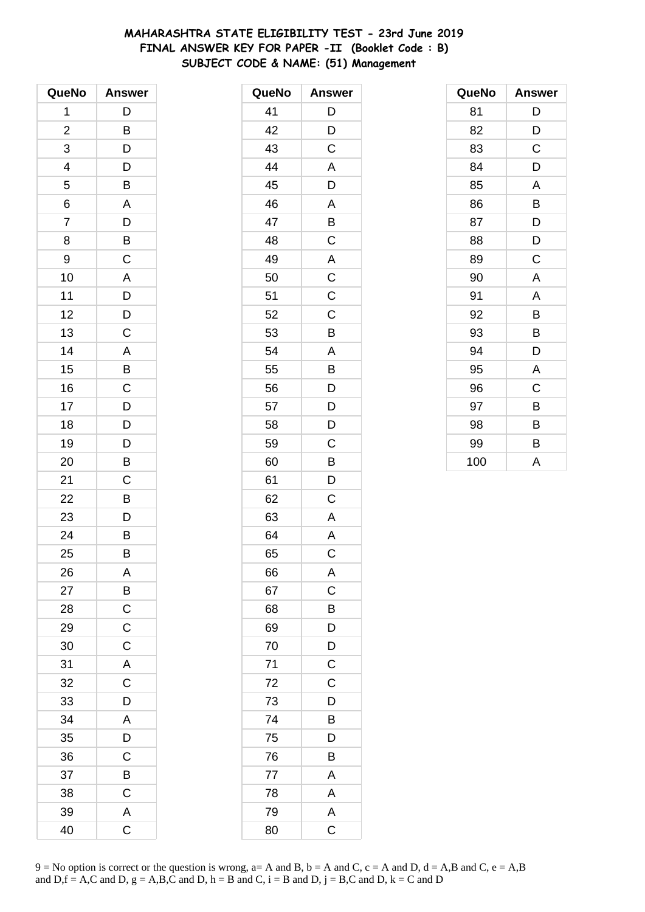**MAHARASHTRA STATE ELIGIBILITY TEST - 23rd June 2019**
**FINAL ANSWER KEY FOR PAPER -II (Booklet Code : B)**
**SUBJECT CODE & NAME: (51) Management**

| QueNo | Answer |
|---|---|
| 1 | D |
| 2 | B |
| 3 | D |
| 4 | D |
| 5 | B |
| 6 | A |
| 7 | D |
| 8 | B |
| 9 | C |
| 10 | A |
| 11 | D |
| 12 | D |
| 13 | C |
| 14 | A |
| 15 | B |
| 16 | C |
| 17 | D |
| 18 | D |
| 19 | D |
| 20 | B |
| 21 | C |
| 22 | B |
| 23 | D |
| 24 | B |
| 25 | B |
| 26 | A |
| 27 | B |
| 28 | C |
| 29 | C |
| 30 | C |
| 31 | A |
| 32 | C |
| 33 | D |
| 34 | A |
| 35 | D |
| 36 | C |
| 37 | B |
| 38 | C |
| 39 | A |
| 40 | C |

| QueNo | Answer |
|---|---|
| 41 | D |
| 42 | D |
| 43 | C |
| 44 | A |
| 45 | D |
| 46 | A |
| 47 | B |
| 48 | C |
| 49 | A |
| 50 | C |
| 51 | C |
| 52 | C |
| 53 | B |
| 54 | A |
| 55 | B |
| 56 | D |
| 57 | D |
| 58 | D |
| 59 | C |
| 60 | B |
| 61 | D |
| 62 | C |
| 63 | A |
| 64 | A |
| 65 | C |
| 66 | A |
| 67 | C |
| 68 | B |
| 69 | D |
| 70 | D |
| 71 | C |
| 72 | C |
| 73 | D |
| 74 | B |
| 75 | D |
| 76 | B |
| 77 | A |
| 78 | A |
| 79 | A |
| 80 | C |

| QueNo | Answer |
|---|---|
| 81 | D |
| 82 | D |
| 83 | C |
| 84 | D |
| 85 | A |
| 86 | B |
| 87 | D |
| 88 | D |
| 89 | C |
| 90 | A |
| 91 | A |
| 92 | B |
| 93 | B |
| 94 | D |
| 95 | A |
| 96 | C |
| 97 | B |
| 98 | B |
| 99 | B |
| 100 | A |

9 = No option is correct or the question is wrong, a= A and B, b = A and C, c = A and D, d = A,B and C, e = A,B and D,f = A,C and D, g = A,B,C and D, h = B and C, i = B and D, j = B,C and D, k = C and D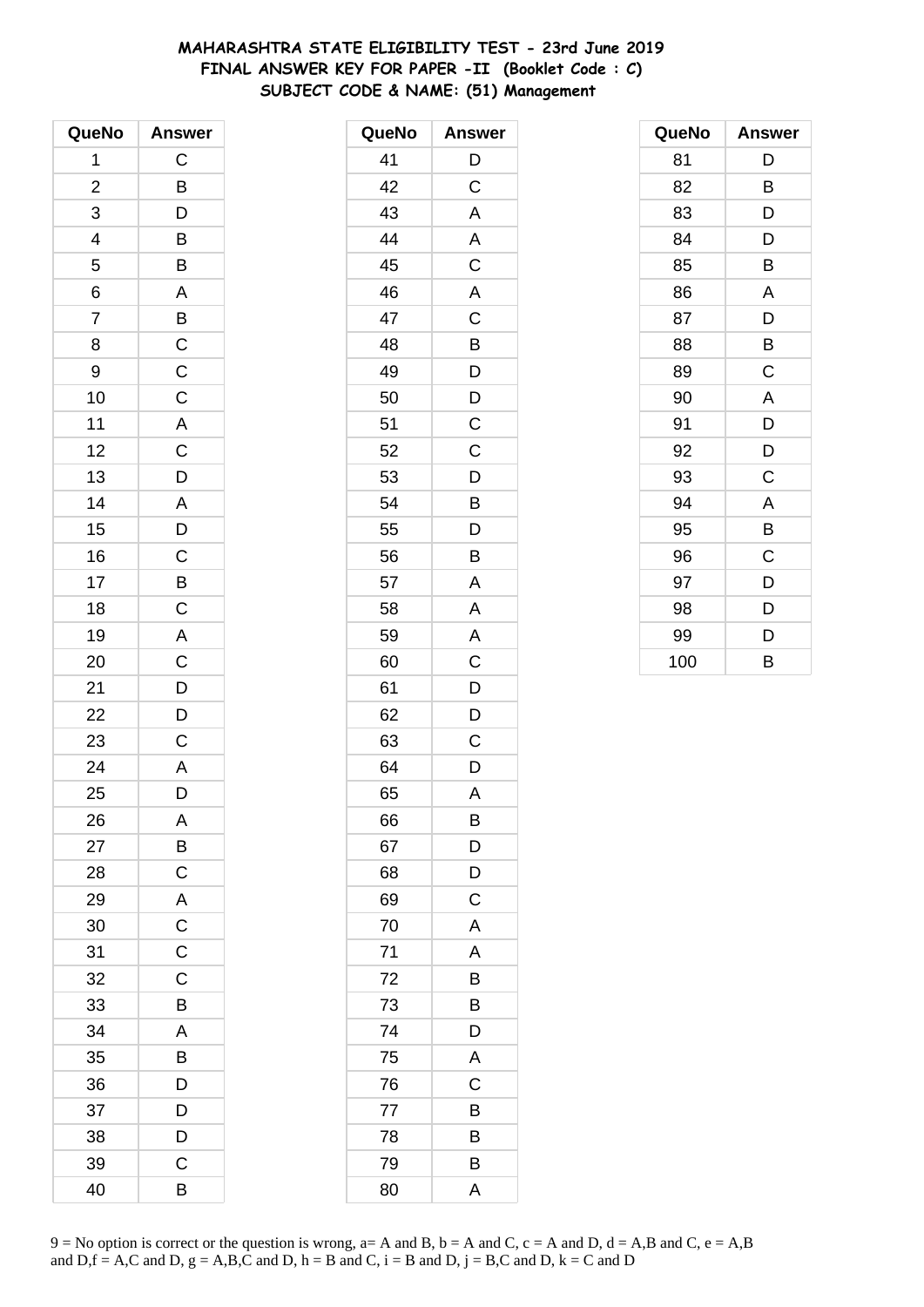# MAHARASHTRA STATE ELIGIBILITY TEST - 23rd June 2019
## FINAL ANSWER KEY FOR PAPER -II (Booklet Code : C)
## SUBJECT CODE & NAME: (51) Management

| QueNo | Answer |
|---|---|
| 1 | C |
| 2 | B |
| 3 | D |
| 4 | B |
| 5 | B |
| 6 | A |
| 7 | B |
| 8 | C |
| 9 | C |
| 10 | C |
| 11 | A |
| 12 | C |
| 13 | D |
| 14 | A |
| 15 | D |
| 16 | C |
| 17 | B |
| 18 | C |
| 19 | A |
| 20 | C |
| 21 | D |
| 22 | D |
| 23 | C |
| 24 | A |
| 25 | D |
| 26 | A |
| 27 | B |
| 28 | C |
| 29 | A |
| 30 | C |
| 31 | C |
| 32 | C |
| 33 | B |
| 34 | A |
| 35 | B |
| 36 | D |
| 37 | D |
| 38 | D |
| 39 | C |
| 40 | B |

| QueNo | Answer |
|---|---|
| 41 | D |
| 42 | C |
| 43 | A |
| 44 | A |
| 45 | C |
| 46 | A |
| 47 | C |
| 48 | B |
| 49 | D |
| 50 | D |
| 51 | C |
| 52 | C |
| 53 | D |
| 54 | B |
| 55 | D |
| 56 | B |
| 57 | A |
| 58 | A |
| 59 | A |
| 60 | C |
| 61 | D |
| 62 | D |
| 63 | C |
| 64 | D |
| 65 | A |
| 66 | B |
| 67 | D |
| 68 | D |
| 69 | C |
| 70 | A |
| 71 | A |
| 72 | B |
| 73 | B |
| 74 | D |
| 75 | A |
| 76 | C |
| 77 | B |
| 78 | B |
| 79 | B |
| 80 | A |

| QueNo | Answer |
|---|---|
| 81 | D |
| 82 | B |
| 83 | D |
| 84 | D |
| 85 | B |
| 86 | A |
| 87 | D |
| 88 | B |
| 89 | C |
| 90 | A |
| 91 | D |
| 92 | D |
| 93 | C |
| 94 | A |
| 95 | B |
| 96 | C |
| 97 | D |
| 98 | D |
| 99 | D |
| 100 | B |

9 = No option is correct or the question is wrong, a= A and B, b = A and C, c = A and D, d = A,B and C, e = A,B and D,f = A,C and D, g = A,B,C and D, h = B and C, i = B and D, j = B,C and D, k = C and D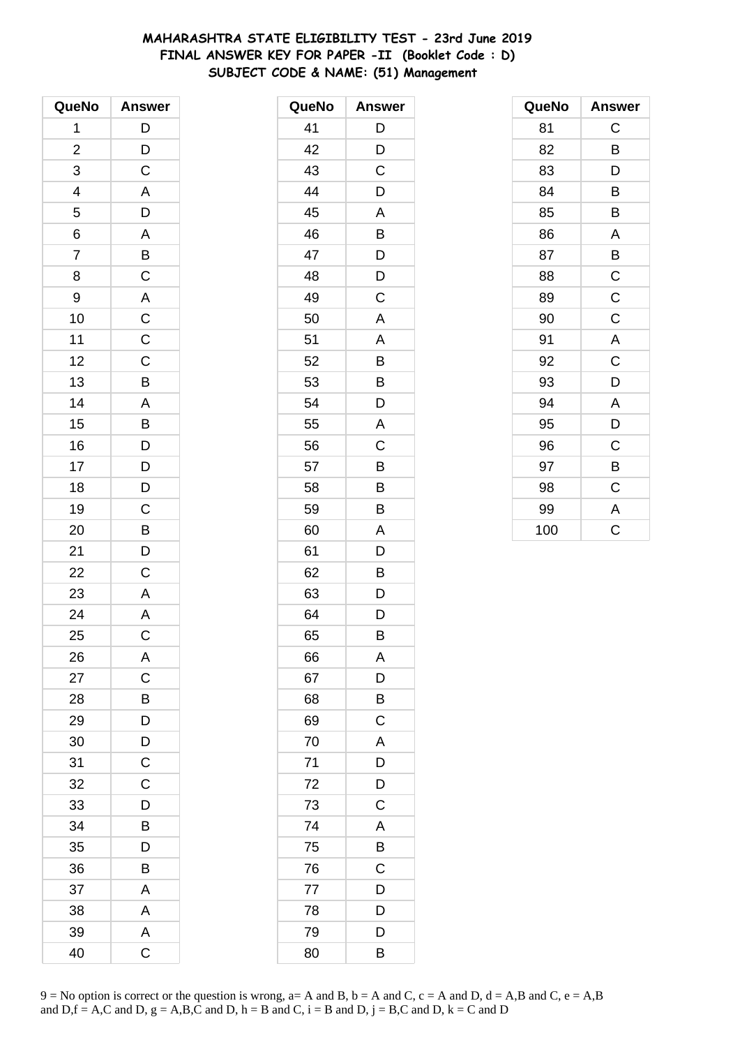**MAHARASHTRA STATE ELIGIBILITY TEST - 23rd June 2019**
**FINAL ANSWER KEY FOR PAPER -II (Booklet Code : D)**
**SUBJECT CODE & NAME: (51) Management**

| QueNo | Answer |
|---|---|
| 1 | D |
| 2 | D |
| 3 | C |
| 4 | A |
| 5 | D |
| 6 | A |
| 7 | B |
| 8 | C |
| 9 | A |
| 10 | C |
| 11 | C |
| 12 | C |
| 13 | B |
| 14 | A |
| 15 | B |
| 16 | D |
| 17 | D |
| 18 | D |
| 19 | C |
| 20 | B |
| 21 | D |
| 22 | C |
| 23 | A |
| 24 | A |
| 25 | C |
| 26 | A |
| 27 | C |
| 28 | B |
| 29 | D |
| 30 | D |
| 31 | C |
| 32 | C |
| 33 | D |
| 34 | B |
| 35 | D |
| 36 | B |
| 37 | A |
| 38 | A |
| 39 | A |
| 40 | C |

| QueNo | Answer |
|---|---|
| 41 | D |
| 42 | D |
| 43 | C |
| 44 | D |
| 45 | A |
| 46 | B |
| 47 | D |
| 48 | D |
| 49 | C |
| 50 | A |
| 51 | A |
| 52 | B |
| 53 | B |
| 54 | D |
| 55 | A |
| 56 | C |
| 57 | B |
| 58 | B |
| 59 | B |
| 60 | A |
| 61 | D |
| 62 | B |
| 63 | D |
| 64 | D |
| 65 | B |
| 66 | A |
| 67 | D |
| 68 | B |
| 69 | C |
| 70 | A |
| 71 | D |
| 72 | D |
| 73 | C |
| 74 | A |
| 75 | B |
| 76 | C |
| 77 | D |
| 78 | D |
| 79 | D |
| 80 | B |

| QueNo | Answer |
|---|---|
| 81 | C |
| 82 | B |
| 83 | D |
| 84 | B |
| 85 | B |
| 86 | A |
| 87 | B |
| 88 | C |
| 89 | C |
| 90 | C |
| 91 | A |
| 92 | C |
| 93 | D |
| 94 | A |
| 95 | D |
| 96 | C |
| 97 | B |
| 98 | C |
| 99 | A |
| 100 | C |

9 = No option is correct or the question is wrong, a= A and B, b = A and C, c = A and D, d = A,B and C, e = A,B and D,f = A,C and D, g = A,B,C and D, h = B and C, i = B and D, j = B,C and D, k = C and D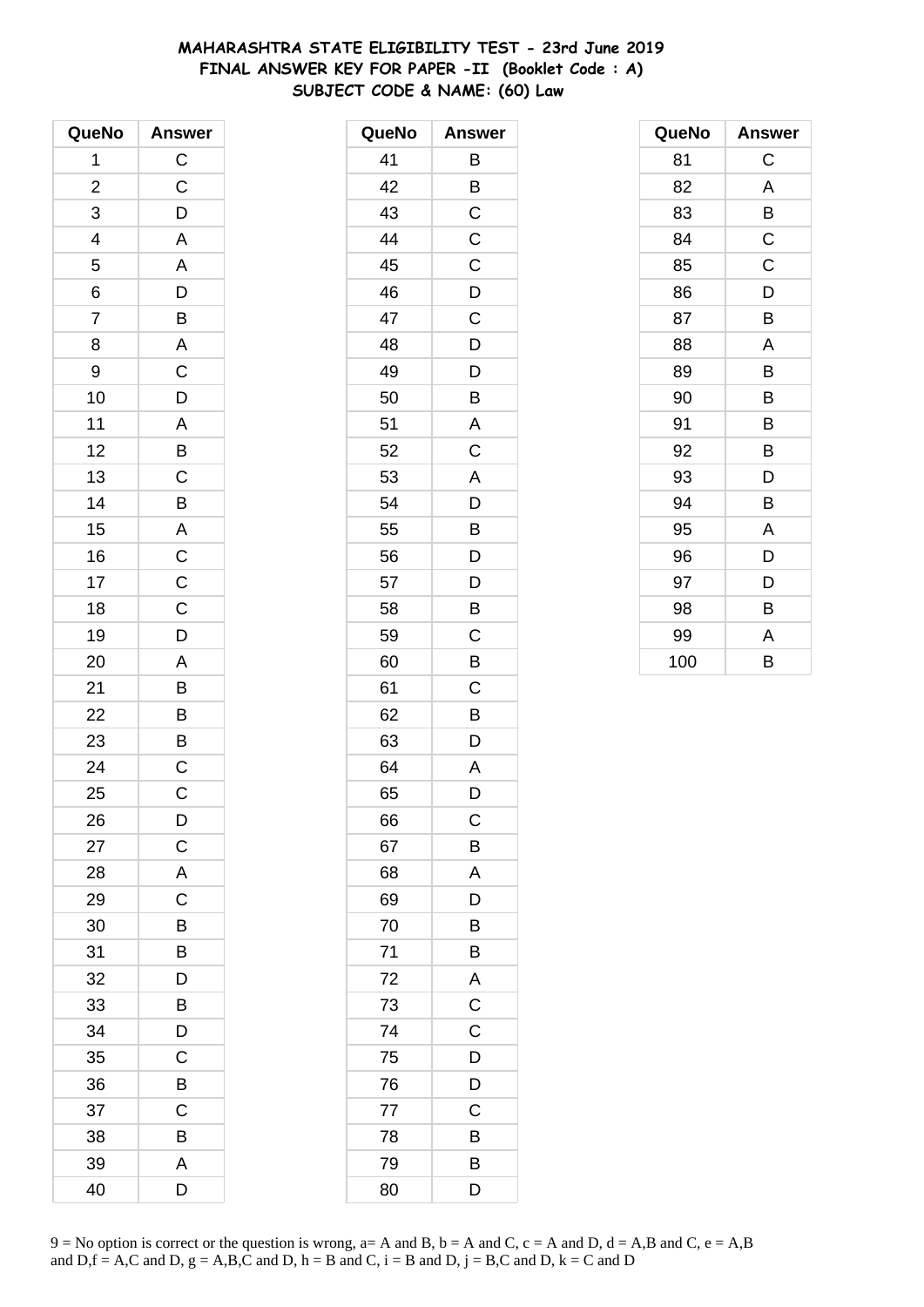# MAHARASHTRA STATE ELIGIBILITY TEST - 23rd June 2019
## FINAL ANSWER KEY FOR PAPER -II (Booklet Code : A)
### SUBJECT CODE & NAME: (60) Law

| QueNo | Answer |
|---|---|
| 1 | C |
| 2 | C |
| 3 | D |
| 4 | A |
| 5 | A |
| 6 | D |
| 7 | B |
| 8 | A |
| 9 | C |
| 10 | D |
| 11 | A |
| 12 | B |
| 13 | C |
| 14 | B |
| 15 | A |
| 16 | C |
| 17 | C |
| 18 | C |
| 19 | D |
| 20 | A |
| 21 | B |
| 22 | B |
| 23 | B |
| 24 | C |
| 25 | C |
| 26 | D |
| 27 | C |
| 28 | A |
| 29 | C |
| 30 | B |
| 31 | B |
| 32 | D |
| 33 | B |
| 34 | D |
| 35 | C |
| 36 | B |
| 37 | C |
| 38 | B |
| 39 | A |
| 40 | D |
| 41 | B |
| 42 | B |
| 43 | C |
| 44 | C |
| 45 | C |
| 46 | D |
| 47 | C |
| 48 | D |
| 49 | D |
| 50 | B |
| 51 | A |
| 52 | C |
| 53 | A |
| 54 | D |
| 55 | B |
| 56 | D |
| 57 | D |
| 58 | B |
| 59 | C |
| 60 | B |
| 61 | C |
| 62 | B |
| 63 | D |
| 64 | A |
| 65 | D |
| 66 | C |
| 67 | B |
| 68 | A |
| 69 | D |
| 70 | B |
| 71 | B |
| 72 | A |
| 73 | C |
| 74 | C |
| 75 | D |
| 76 | D |
| 77 | C |
| 78 | B |
| 79 | B |
| 80 | D |
| 81 | C |
| 82 | A |
| 83 | B |
| 84 | C |
| 85 | C |
| 86 | D |
| 87 | B |
| 88 | A |
| 89 | B |
| 90 | B |
| 91 | B |
| 92 | B |
| 93 | D |
| 94 | B |
| 95 | A |
| 96 | D |
| 97 | D |
| 98 | B |
| 99 | A |
| 100 | B |

9 = No option is correct or the question is wrong, a= A and B, b = A and C, c = A and D, d = A,B and C, e = A,B and D,f = A,C and D, g = A,B,C and D, h = B and C, i = B and D, j = B,C and D, k = C and D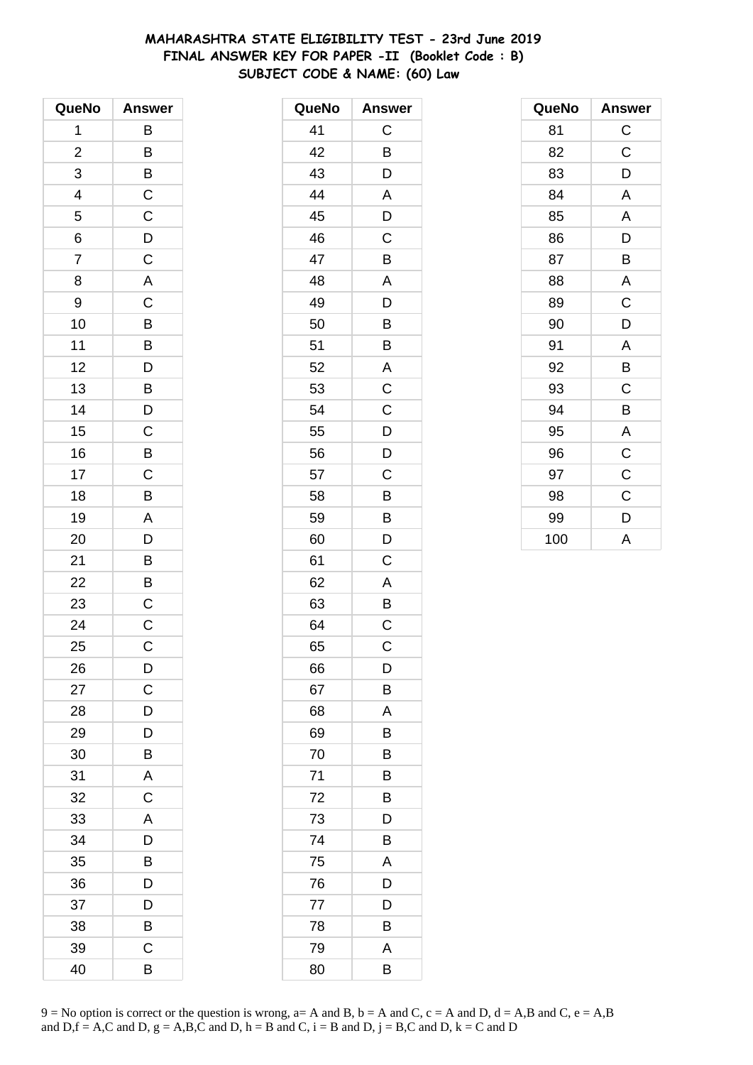**MAHARASHTRA STATE ELIGIBILITY TEST - 23rd June 2019**
**FINAL ANSWER KEY FOR PAPER -II (Booklet Code : B)**
**SUBJECT CODE & NAME: (60) Law**

| QueNo | Answer |
|---|---|
| 1 | B |
| 2 | B |
| 3 | B |
| 4 | C |
| 5 | C |
| 6 | D |
| 7 | C |
| 8 | A |
| 9 | C |
| 10 | B |
| 11 | B |
| 12 | D |
| 13 | B |
| 14 | D |
| 15 | C |
| 16 | B |
| 17 | C |
| 18 | B |
| 19 | A |
| 20 | D |
| 21 | B |
| 22 | B |
| 23 | C |
| 24 | C |
| 25 | C |
| 26 | D |
| 27 | C |
| 28 | D |
| 29 | D |
| 30 | B |
| 31 | A |
| 32 | C |
| 33 | A |
| 34 | D |
| 35 | B |
| 36 | D |
| 37 | D |
| 38 | B |
| 39 | C |
| 40 | B |

| QueNo | Answer |
|---|---|
| 41 | C |
| 42 | B |
| 43 | D |
| 44 | A |
| 45 | D |
| 46 | C |
| 47 | B |
| 48 | A |
| 49 | D |
| 50 | B |
| 51 | B |
| 52 | A |
| 53 | C |
| 54 | C |
| 55 | D |
| 56 | D |
| 57 | C |
| 58 | B |
| 59 | B |
| 60 | D |
| 61 | C |
| 62 | A |
| 63 | B |
| 64 | C |
| 65 | C |
| 66 | D |
| 67 | B |
| 68 | A |
| 69 | B |
| 70 | B |
| 71 | B |
| 72 | B |
| 73 | D |
| 74 | B |
| 75 | A |
| 76 | D |
| 77 | D |
| 78 | B |
| 79 | A |
| 80 | B |

| QueNo | Answer |
|---|---|
| 81 | C |
| 82 | C |
| 83 | D |
| 84 | A |
| 85 | A |
| 86 | D |
| 87 | B |
| 88 | A |
| 89 | C |
| 90 | D |
| 91 | A |
| 92 | B |
| 93 | C |
| 94 | B |
| 95 | A |
| 96 | C |
| 97 | C |
| 98 | C |
| 99 | D |
| 100 | A |

9 = No option is correct or the question is wrong, a= A and B, b = A and C, c = A and D, d = A,B and C, e = A,B and D,f = A,C and D, g = A,B,C and D, h = B and C, i = B and D, j = B,C and D, k = C and D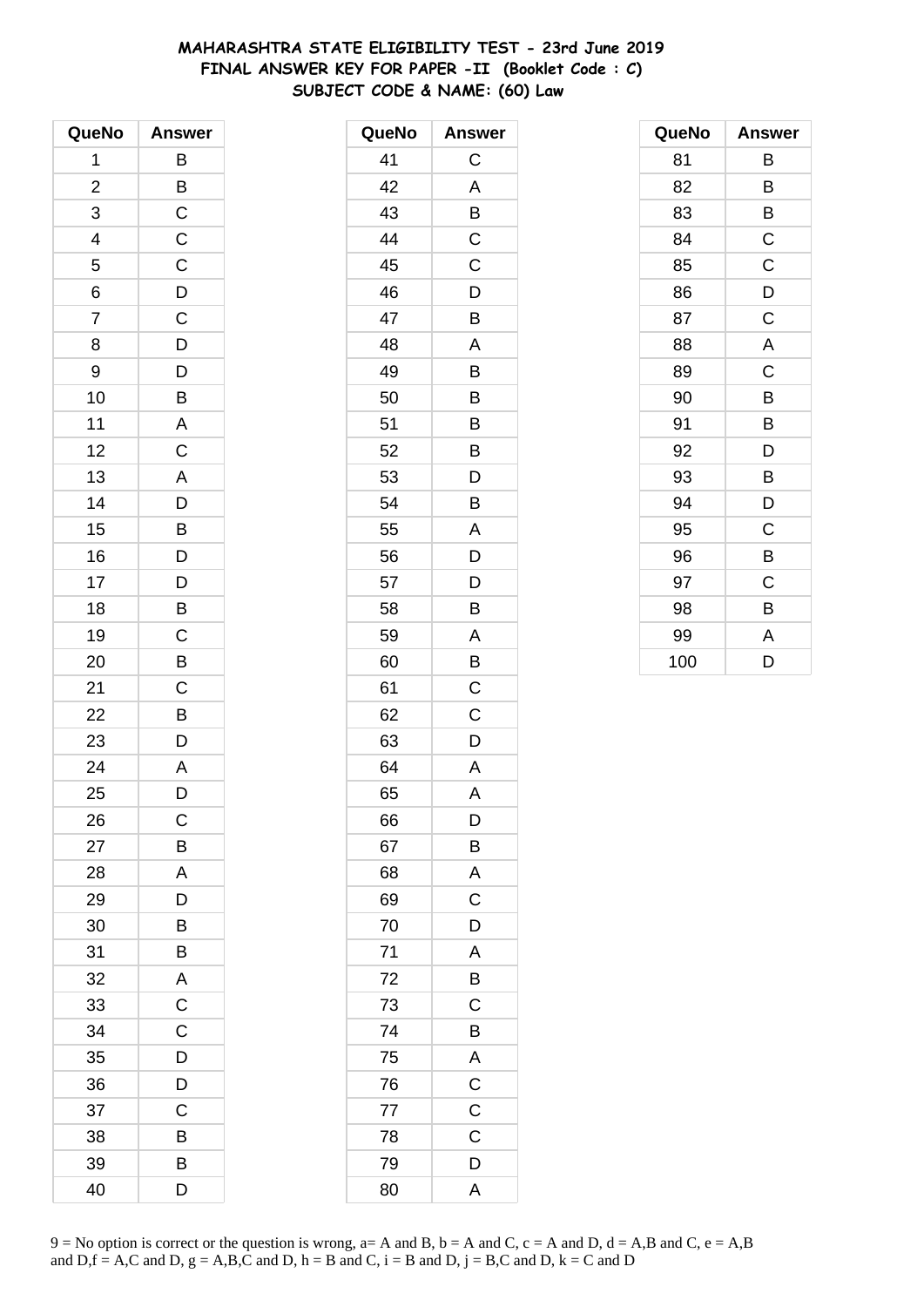# MAHARASHTRA STATE ELIGIBILITY TEST - 23rd June 2019
## FINAL ANSWER KEY FOR PAPER -II (Booklet Code : C)
## SUBJECT CODE & NAME: (60) Law

| QueNo | Answer |
|---|---|
| 1 | B |
| 2 | B |
| 3 | C |
| 4 | C |
| 5 | C |
| 6 | D |
| 7 | C |
| 8 | D |
| 9 | D |
| 10 | B |
| 11 | A |
| 12 | C |
| 13 | A |
| 14 | D |
| 15 | B |
| 16 | D |
| 17 | D |
| 18 | B |
| 19 | C |
| 20 | B |
| 21 | C |
| 22 | B |
| 23 | D |
| 24 | A |
| 25 | D |
| 26 | C |
| 27 | B |
| 28 | A |
| 29 | D |
| 30 | B |
| 31 | B |
| 32 | A |
| 33 | C |
| 34 | C |
| 35 | D |
| 36 | D |
| 37 | C |
| 38 | B |
| 39 | B |
| 40 | D |

| QueNo | Answer |
|---|---|
| 41 | C |
| 42 | A |
| 43 | B |
| 44 | C |
| 45 | C |
| 46 | D |
| 47 | B |
| 48 | A |
| 49 | B |
| 50 | B |
| 51 | B |
| 52 | B |
| 53 | D |
| 54 | B |
| 55 | A |
| 56 | D |
| 57 | D |
| 58 | B |
| 59 | A |
| 60 | B |
| 61 | C |
| 62 | C |
| 63 | D |
| 64 | A |
| 65 | A |
| 66 | D |
| 67 | B |
| 68 | A |
| 69 | C |
| 70 | D |
| 71 | A |
| 72 | B |
| 73 | C |
| 74 | B |
| 75 | A |
| 76 | C |
| 77 | C |
| 78 | C |
| 79 | D |
| 80 | A |

| QueNo | Answer |
|---|---|
| 81 | B |
| 82 | B |
| 83 | B |
| 84 | C |
| 85 | C |
| 86 | D |
| 87 | C |
| 88 | A |
| 89 | C |
| 90 | B |
| 91 | B |
| 92 | D |
| 93 | B |
| 94 | D |
| 95 | C |
| 96 | B |
| 97 | C |
| 98 | B |
| 99 | A |
| 100 | D |

9 = No option is correct or the question is wrong, a= A and B, b = A and C, c = A and D, d = A,B and C, e = A,B and D,f = A,C and D, g = A,B,C and D, h = B and C, i = B and D, j = B,C and D, k = C and D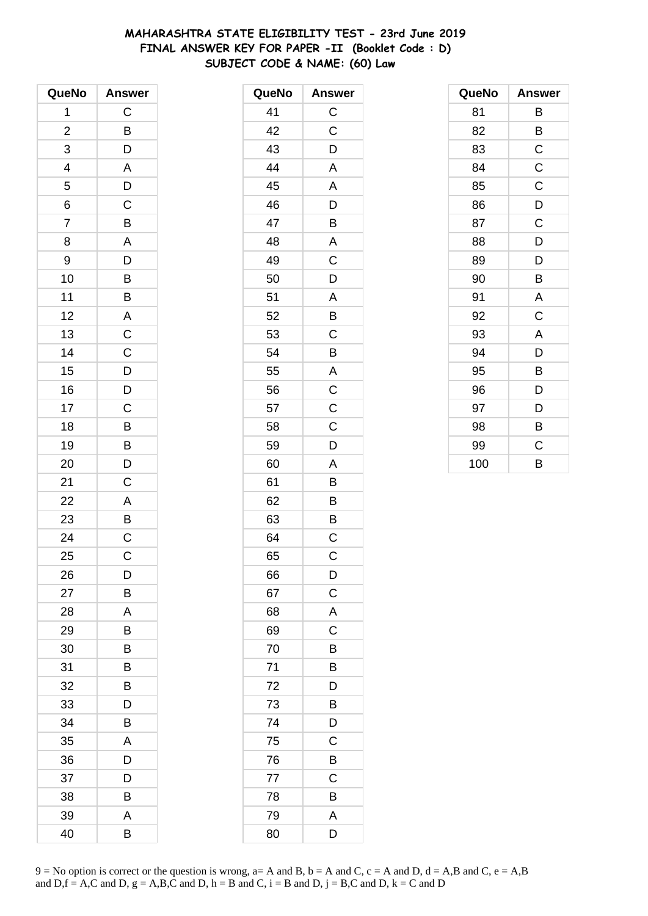# MAHARASHTRA STATE ELIGIBILITY TEST - 23rd June 2019
## FINAL ANSWER KEY FOR PAPER -II (Booklet Code : D)
## SUBJECT CODE & NAME: (60) Law

| QueNo | Answer |
|---|---|
| 1 | C |
| 2 | B |
| 3 | D |
| 4 | A |
| 5 | D |
| 6 | C |
| 7 | B |
| 8 | A |
| 9 | D |
| 10 | B |
| 11 | B |
| 12 | A |
| 13 | C |
| 14 | C |
| 15 | D |
| 16 | D |
| 17 | C |
| 18 | B |
| 19 | B |
| 20 | D |
| 21 | C |
| 22 | A |
| 23 | B |
| 24 | C |
| 25 | C |
| 26 | D |
| 27 | B |
| 28 | A |
| 29 | B |
| 30 | B |
| 31 | B |
| 32 | B |
| 33 | D |
| 34 | B |
| 35 | A |
| 36 | D |
| 37 | D |
| 38 | B |
| 39 | A |
| 40 | B |
| 41 | C |
| 42 | C |
| 43 | D |
| 44 | A |
| 45 | A |
| 46 | D |
| 47 | B |
| 48 | A |
| 49 | C |
| 50 | D |
| 51 | A |
| 52 | B |
| 53 | C |
| 54 | B |
| 55 | A |
| 56 | C |
| 57 | C |
| 58 | C |
| 59 | D |
| 60 | A |
| 61 | B |
| 62 | B |
| 63 | B |
| 64 | C |
| 65 | C |
| 66 | D |
| 67 | C |
| 68 | A |
| 69 | C |
| 70 | B |
| 71 | B |
| 72 | D |
| 73 | B |
| 74 | D |
| 75 | C |
| 76 | B |
| 77 | C |
| 78 | B |
| 79 | A |
| 80 | D |
| 81 | B |
| 82 | B |
| 83 | C |
| 84 | C |
| 85 | C |
| 86 | D |
| 87 | C |
| 88 | D |
| 89 | D |
| 90 | B |
| 91 | A |
| 92 | C |
| 93 | A |
| 94 | D |
| 95 | B |
| 96 | D |
| 97 | D |
| 98 | B |
| 99 | C |
| 100 | B |

9 = No option is correct or the question is wrong, a= A and B, b = A and C, c = A and D, d = A,B and C, e = A,B and D,f = A,C and D, g = A,B,C and D, h = B and C, i = B and D, j = B,C and D, k = C and D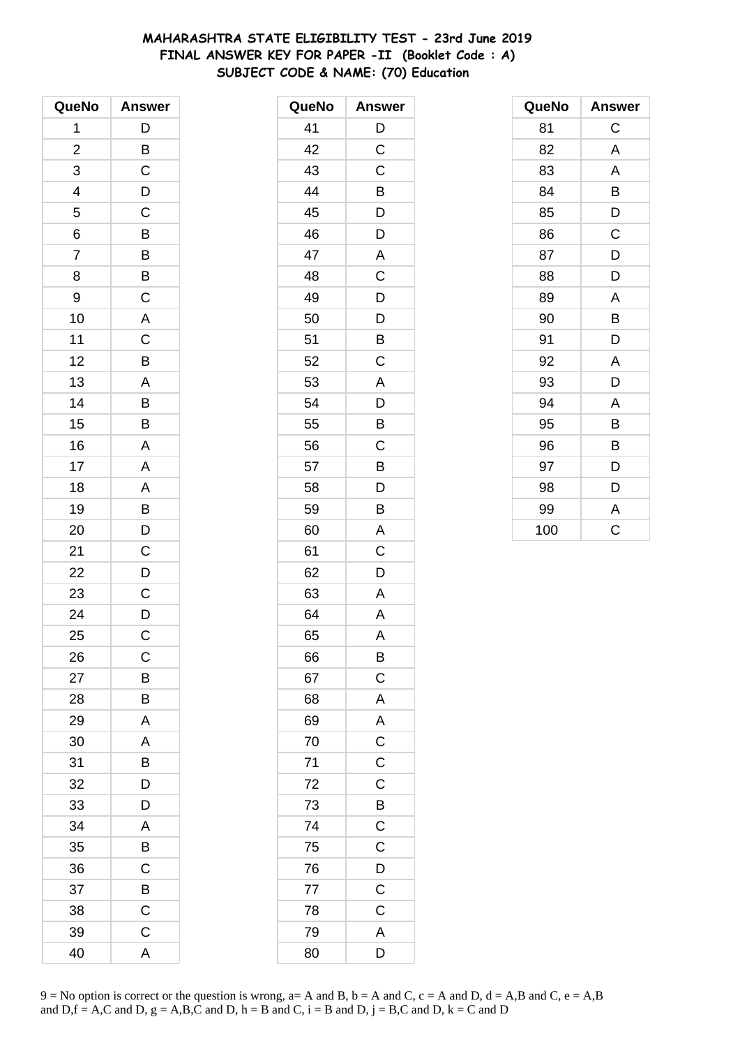# MAHARASHTRA STATE ELIGIBILITY TEST - 23rd June 2019
## FINAL ANSWER KEY FOR PAPER -II (Booklet Code : A)
### SUBJECT CODE & NAME: (70) Education

| QueNo | Answer | QueNo | Answer | QueNo | Answer |
|---|---|---|---|---|---|
| 1 | D | 41 | D | 81 | C |
| 2 | B | 42 | C | 82 | A |
| 3 | C | 43 | C | 83 | A |
| 4 | D | 44 | B | 84 | B |
| 5 | C | 45 | D | 85 | D |
| 6 | B | 46 | D | 86 | C |
| 7 | B | 47 | A | 87 | D |
| 8 | B | 48 | C | 88 | D |
| 9 | C | 49 | D | 89 | A |
| 10 | A | 50 | D | 90 | B |
| 11 | C | 51 | B | 91 | D |
| 12 | B | 52 | C | 92 | A |
| 13 | A | 53 | A | 93 | D |
| 14 | B | 54 | D | 94 | A |
| 15 | B | 55 | B | 95 | B |
| 16 | A | 56 | C | 96 | B |
| 17 | A | 57 | B | 97 | D |
| 18 | A | 58 | D | 98 | D |
| 19 | B | 59 | B | 99 | A |
| 20 | D | 60 | A | 100 | C |
| 21 | C | 61 | C | | |
| 22 | D | 62 | D | | |
| 23 | C | 63 | A | | |
| 24 | D | 64 | A | | |
| 25 | C | 65 | A | | |
| 26 | C | 66 | B | | |
| 27 | B | 67 | C | | |
| 28 | B | 68 | A | | |
| 29 | A | 69 | A | | |
| 30 | A | 70 | C | | |
| 31 | B | 71 | C | | |
| 32 | D | 72 | C | | |
| 33 | D | 73 | B | | |
| 34 | A | 74 | C | | |
| 35 | B | 75 | C | | |
| 36 | C | 76 | D | | |
| 37 | B | 77 | C | | |
| 38 | C | 78 | C | | |
| 39 | C | 79 | A | | |
| 40 | A | 80 | D | | |

9 = No option is correct or the question is wrong, a= A and B, b = A and C, c = A and D, d = A,B and C, e = A,B and D,f = A,C and D, g = A,B,C and D, h = B and C, i = B and D, j = B,C and D, k = C and D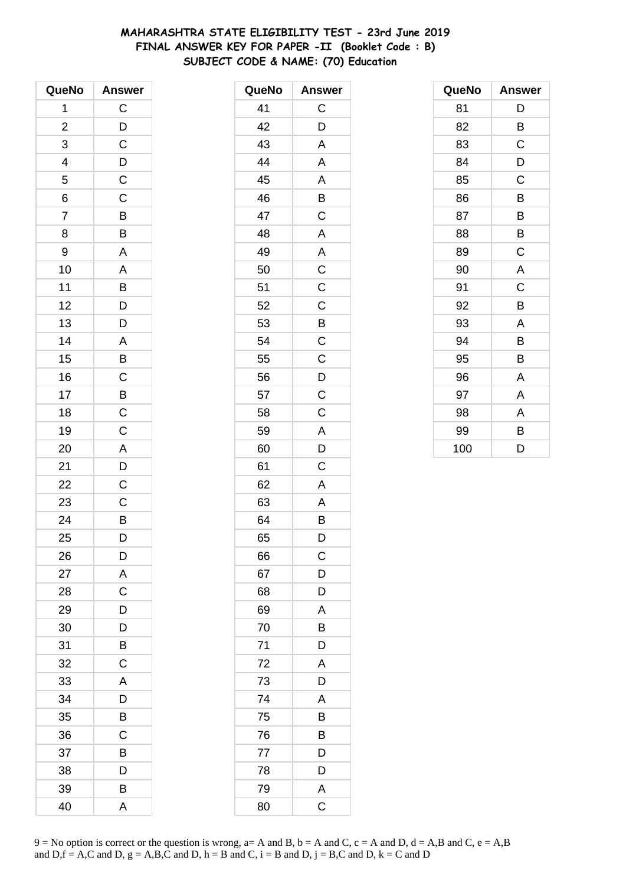# MAHARASHTRA STATE ELIGIBILITY TEST - 23rd June 2019
## FINAL ANSWER KEY FOR PAPER -II (Booklet Code : B)
## SUBJECT CODE & NAME: (70) Education

| QueNo | Answer |
|---|---|
| 1 | C |
| 2 | D |
| 3 | C |
| 4 | D |
| 5 | C |
| 6 | C |
| 7 | B |
| 8 | B |
| 9 | A |
| 10 | A |
| 11 | B |
| 12 | D |
| 13 | D |
| 14 | A |
| 15 | B |
| 16 | C |
| 17 | B |
| 18 | C |
| 19 | C |
| 20 | A |
| 21 | D |
| 22 | C |
| 23 | C |
| 24 | B |
| 25 | D |
| 26 | D |
| 27 | A |
| 28 | C |
| 29 | D |
| 30 | D |
| 31 | B |
| 32 | C |
| 33 | A |
| 34 | D |
| 35 | B |
| 36 | C |
| 37 | B |
| 38 | D |
| 39 | B |
| 40 | A |

| QueNo | Answer |
|---|---|
| 41 | C |
| 42 | D |
| 43 | A |
| 44 | A |
| 45 | A |
| 46 | B |
| 47 | C |
| 48 | A |
| 49 | A |
| 50 | C |
| 51 | C |
| 52 | C |
| 53 | B |
| 54 | C |
| 55 | C |
| 56 | D |
| 57 | C |
| 58 | C |
| 59 | A |
| 60 | D |
| 61 | C |
| 62 | A |
| 63 | A |
| 64 | B |
| 65 | D |
| 66 | C |
| 67 | D |
| 68 | D |
| 69 | A |
| 70 | B |
| 71 | D |
| 72 | A |
| 73 | D |
| 74 | A |
| 75 | B |
| 76 | B |
| 77 | D |
| 78 | D |
| 79 | A |
| 80 | C |

| QueNo | Answer |
|---|---|
| 81 | D |
| 82 | B |
| 83 | C |
| 84 | D |
| 85 | C |
| 86 | B |
| 87 | B |
| 88 | B |
| 89 | C |
| 90 | A |
| 91 | C |
| 92 | B |
| 93 | A |
| 94 | B |
| 95 | B |
| 96 | A |
| 97 | A |
| 98 | A |
| 99 | B |
| 100 | D |

9 = No option is correct or the question is wrong, a= A and B, b = A and C, c = A and D, d = A,B and C, e = A,B and D,f = A,C and D, g = A,B,C and D, h = B and C, i = B and D, j = B,C and D, k = C and D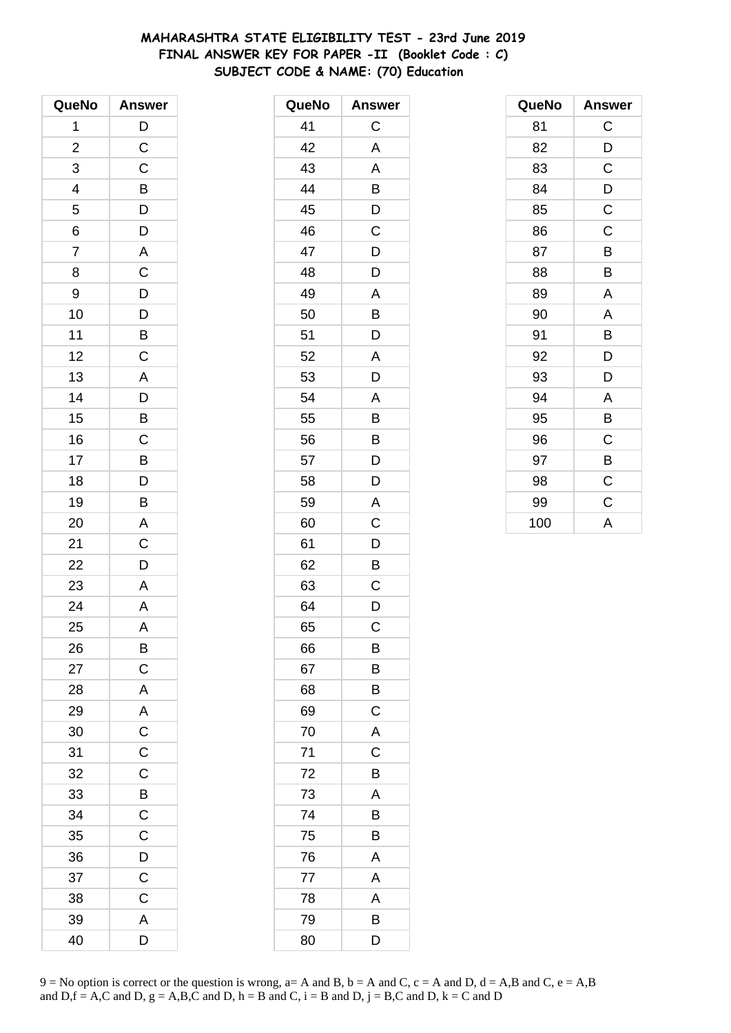# MAHARASHTRA STATE ELIGIBILITY TEST - 23rd June 2019
## FINAL ANSWER KEY FOR PAPER -II (Booklet Code : C)
### SUBJECT CODE & NAME: (70) Education

| QueNo | Answer |
|---|---|
| 1 | D |
| 2 | C |
| 3 | C |
| 4 | B |
| 5 | D |
| 6 | D |
| 7 | A |
| 8 | C |
| 9 | D |
| 10 | D |
| 11 | B |
| 12 | C |
| 13 | A |
| 14 | D |
| 15 | B |
| 16 | C |
| 17 | B |
| 18 | D |
| 19 | B |
| 20 | A |
| 21 | C |
| 22 | D |
| 23 | A |
| 24 | A |
| 25 | A |
| 26 | B |
| 27 | C |
| 28 | A |
| 29 | A |
| 30 | C |
| 31 | C |
| 32 | C |
| 33 | B |
| 34 | C |
| 35 | C |
| 36 | D |
| 37 | C |
| 38 | C |
| 39 | A |
| 40 | D |

| QueNo | Answer |
|---|---|
| 41 | C |
| 42 | A |
| 43 | A |
| 44 | B |
| 45 | D |
| 46 | C |
| 47 | D |
| 48 | D |
| 49 | A |
| 50 | B |
| 51 | D |
| 52 | A |
| 53 | D |
| 54 | A |
| 55 | B |
| 56 | B |
| 57 | D |
| 58 | D |
| 59 | A |
| 60 | C |
| 61 | D |
| 62 | B |
| 63 | C |
| 64 | D |
| 65 | C |
| 66 | B |
| 67 | B |
| 68 | B |
| 69 | C |
| 70 | A |
| 71 | C |
| 72 | B |
| 73 | A |
| 74 | B |
| 75 | B |
| 76 | A |
| 77 | A |
| 78 | A |
| 79 | B |
| 80 | D |

| QueNo | Answer |
|---|---|
| 81 | C |
| 82 | D |
| 83 | C |
| 84 | D |
| 85 | C |
| 86 | C |
| 87 | B |
| 88 | B |
| 89 | A |
| 90 | A |
| 91 | B |
| 92 | D |
| 93 | D |
| 94 | A |
| 95 | B |
| 96 | C |
| 97 | B |
| 98 | C |
| 99 | C |
| 100 | A |

9 = No option is correct or the question is wrong, a= A and B, b = A and C, c = A and D, d = A,B and C, e = A,B and D,f = A,C and D, g = A,B,C and D, h = B and C, i = B and D, j = B,C and D, k = C and D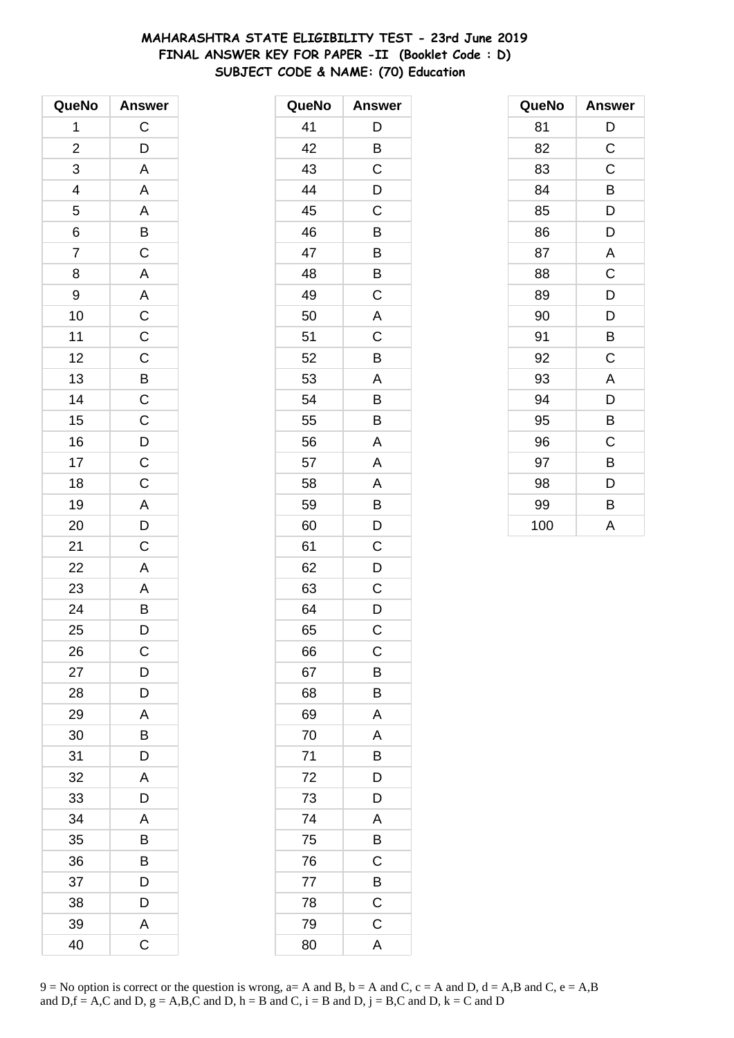**MAHARASHTRA STATE ELIGIBILITY TEST - 23rd June 2019**
**FINAL ANSWER KEY FOR PAPER -II (Booklet Code : D)**
**SUBJECT CODE & NAME: (70) Education**

| QueNo | Answer |
|---|---|
| 1 | C |
| 2 | D |
| 3 | A |
| 4 | A |
| 5 | A |
| 6 | B |
| 7 | C |
| 8 | A |
| 9 | A |
| 10 | C |
| 11 | C |
| 12 | C |
| 13 | B |
| 14 | C |
| 15 | C |
| 16 | D |
| 17 | C |
| 18 | C |
| 19 | A |
| 20 | D |
| 21 | C |
| 22 | A |
| 23 | A |
| 24 | B |
| 25 | D |
| 26 | C |
| 27 | D |
| 28 | D |
| 29 | A |
| 30 | B |
| 31 | D |
| 32 | A |
| 33 | D |
| 34 | A |
| 35 | B |
| 36 | B |
| 37 | D |
| 38 | D |
| 39 | A |
| 40 | C |

| QueNo | Answer |
|---|---|
| 41 | D |
| 42 | B |
| 43 | C |
| 44 | D |
| 45 | C |
| 46 | B |
| 47 | B |
| 48 | B |
| 49 | C |
| 50 | A |
| 51 | C |
| 52 | B |
| 53 | A |
| 54 | B |
| 55 | B |
| 56 | A |
| 57 | A |
| 58 | A |
| 59 | B |
| 60 | D |
| 61 | C |
| 62 | D |
| 63 | C |
| 64 | D |
| 65 | C |
| 66 | C |
| 67 | B |
| 68 | B |
| 69 | A |
| 70 | A |
| 71 | B |
| 72 | D |
| 73 | D |
| 74 | A |
| 75 | B |
| 76 | C |
| 77 | B |
| 78 | C |
| 79 | C |
| 80 | A |

| QueNo | Answer |
|---|---|
| 81 | D |
| 82 | C |
| 83 | C |
| 84 | B |
| 85 | D |
| 86 | D |
| 87 | A |
| 88 | C |
| 89 | D |
| 90 | D |
| 91 | B |
| 92 | C |
| 93 | A |
| 94 | D |
| 95 | B |
| 96 | C |
| 97 | B |
| 98 | D |
| 99 | B |
| 100 | A |

9 = No option is correct or the question is wrong, a= A and B, b = A and C, c = A and D, d = A,B and C, e = A,B and D, f = A,C and D, g = A,B,C and D, h = B and C, i = B and D, j = B,C and D, k = C and D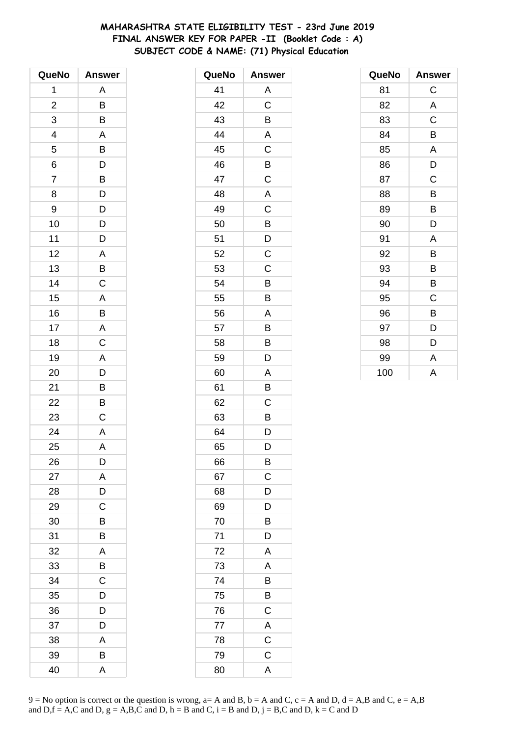# MAHARASHTRA STATE ELIGIBILITY TEST - 23rd June 2019
## FINAL ANSWER KEY FOR PAPER -II (Booklet Code : A)
## SUBJECT CODE & NAME: (71) Physical Education

| QueNo | Answer |
|---|---|
| 1 | A |
| 2 | B |
| 3 | B |
| 4 | A |
| 5 | B |
| 6 | D |
| 7 | B |
| 8 | D |
| 9 | D |
| 10 | D |
| 11 | D |
| 12 | A |
| 13 | B |
| 14 | C |
| 15 | A |
| 16 | B |
| 17 | A |
| 18 | C |
| 19 | A |
| 20 | D |
| 21 | B |
| 22 | B |
| 23 | C |
| 24 | A |
| 25 | A |
| 26 | D |
| 27 | A |
| 28 | D |
| 29 | C |
| 30 | B |
| 31 | B |
| 32 | A |
| 33 | B |
| 34 | C |
| 35 | D |
| 36 | D |
| 37 | D |
| 38 | A |
| 39 | B |
| 40 | A |

| QueNo | Answer |
|---|---|
| 41 | A |
| 42 | C |
| 43 | B |
| 44 | A |
| 45 | C |
| 46 | B |
| 47 | C |
| 48 | A |
| 49 | C |
| 50 | B |
| 51 | D |
| 52 | C |
| 53 | C |
| 54 | B |
| 55 | B |
| 56 | A |
| 57 | B |
| 58 | B |
| 59 | D |
| 60 | A |
| 61 | B |
| 62 | C |
| 63 | B |
| 64 | D |
| 65 | D |
| 66 | B |
| 67 | C |
| 68 | D |
| 69 | D |
| 70 | B |
| 71 | D |
| 72 | A |
| 73 | A |
| 74 | B |
| 75 | B |
| 76 | C |
| 77 | A |
| 78 | C |
| 79 | C |
| 80 | A |

| QueNo | Answer |
|---|---|
| 81 | C |
| 82 | A |
| 83 | C |
| 84 | B |
| 85 | A |
| 86 | D |
| 87 | C |
| 88 | B |
| 89 | B |
| 90 | D |
| 91 | A |
| 92 | B |
| 93 | B |
| 94 | B |
| 95 | C |
| 96 | B |
| 97 | D |
| 98 | D |
| 99 | A |
| 100 | A |

9 = No option is correct or the question is wrong, a= A and B, b = A and C, c = A and D, d = A,B and C, e = A,B and D,f = A,C and D, g = A,B,C and D, h = B and C, i = B and D, j = B,C and D, k = C and D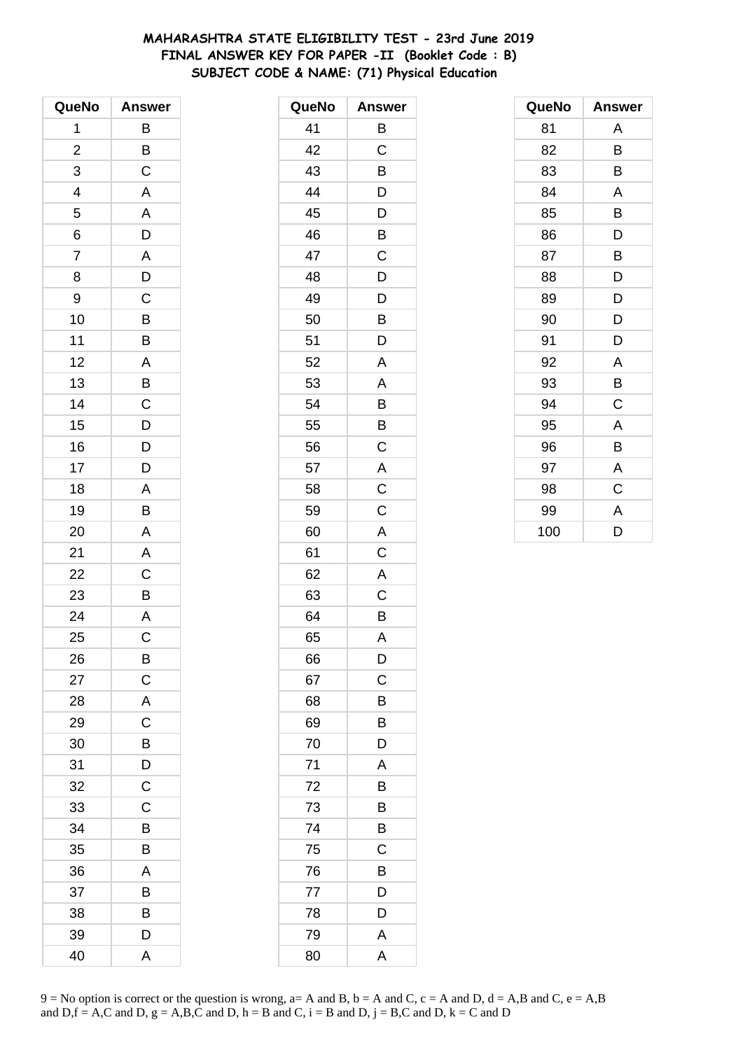**MAHARASHTRA STATE ELIGIBILITY TEST - 23rd June 2019**
**FINAL ANSWER KEY FOR PAPER -II (Booklet Code : B)**
**SUBJECT CODE & NAME: (71) Physical Education**

| QueNo | Answer |
|---|---|
| 1 | B |
| 2 | B |
| 3 | C |
| 4 | A |
| 5 | A |
| 6 | D |
| 7 | A |
| 8 | D |
| 9 | C |
| 10 | B |
| 11 | B |
| 12 | A |
| 13 | B |
| 14 | C |
| 15 | D |
| 16 | D |
| 17 | D |
| 18 | A |
| 19 | B |
| 20 | A |
| 21 | A |
| 22 | C |
| 23 | B |
| 24 | A |
| 25 | C |
| 26 | B |
| 27 | C |
| 28 | A |
| 29 | C |
| 30 | B |
| 31 | D |
| 32 | C |
| 33 | C |
| 34 | B |
| 35 | B |
| 36 | A |
| 37 | B |
| 38 | B |
| 39 | D |
| 40 | A |

| QueNo | Answer |
|---|---|
| 41 | B |
| 42 | C |
| 43 | B |
| 44 | D |
| 45 | D |
| 46 | B |
| 47 | C |
| 48 | D |
| 49 | D |
| 50 | B |
| 51 | D |
| 52 | A |
| 53 | A |
| 54 | B |
| 55 | B |
| 56 | C |
| 57 | A |
| 58 | C |
| 59 | C |
| 60 | A |
| 61 | C |
| 62 | A |
| 63 | C |
| 64 | B |
| 65 | A |
| 66 | D |
| 67 | C |
| 68 | B |
| 69 | B |
| 70 | D |
| 71 | A |
| 72 | B |
| 73 | B |
| 74 | B |
| 75 | C |
| 76 | B |
| 77 | D |
| 78 | D |
| 79 | A |
| 80 | A |

| QueNo | Answer |
|---|---|
| 81 | A |
| 82 | B |
| 83 | B |
| 84 | A |
| 85 | B |
| 86 | D |
| 87 | B |
| 88 | D |
| 89 | D |
| 90 | D |
| 91 | D |
| 92 | A |
| 93 | B |
| 94 | C |
| 95 | A |
| 96 | B |
| 97 | A |
| 98 | C |
| 99 | A |
| 100 | D |

9 = No option is correct or the question is wrong, a= A and B, b = A and C, c = A and D, d = A,B and C, e = A,B and D,f = A,C and D, g = A,B,C and D, h = B and C, i = B and D, j = B,C and D, k = C and D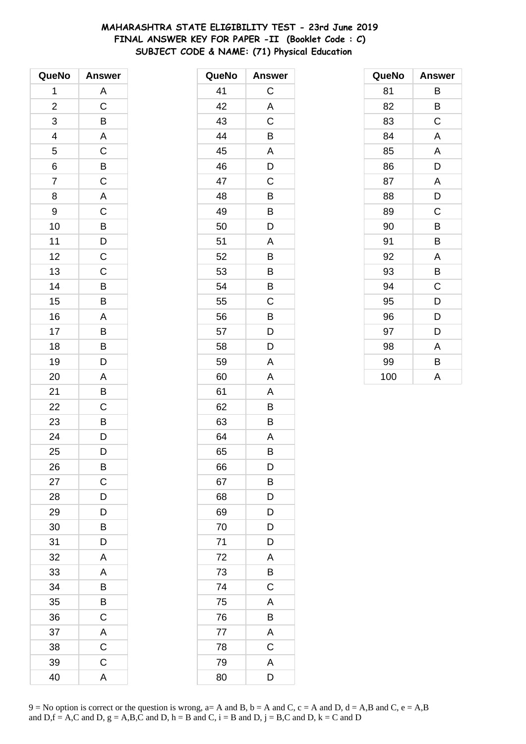# MAHARASHTRA STATE ELIGIBILITY TEST - 23rd June 2019
## FINAL ANSWER KEY FOR PAPER -II (Booklet Code : C)
## SUBJECT CODE & NAME: (71) Physical Education

| QueNo | Answer |
|---|---|
| 1 | A |
| 2 | C |
| 3 | B |
| 4 | A |
| 5 | C |
| 6 | B |
| 7 | C |
| 8 | A |
| 9 | C |
| 10 | B |
| 11 | D |
| 12 | C |
| 13 | C |
| 14 | B |
| 15 | B |
| 16 | A |
| 17 | B |
| 18 | B |
| 19 | D |
| 20 | A |
| 21 | B |
| 22 | C |
| 23 | B |
| 24 | D |
| 25 | D |
| 26 | B |
| 27 | C |
| 28 | D |
| 29 | D |
| 30 | B |
| 31 | D |
| 32 | A |
| 33 | A |
| 34 | B |
| 35 | B |
| 36 | C |
| 37 | A |
| 38 | C |
| 39 | C |
| 40 | A |

| QueNo | Answer |
|---|---|
| 41 | C |
| 42 | A |
| 43 | C |
| 44 | B |
| 45 | A |
| 46 | D |
| 47 | C |
| 48 | B |
| 49 | B |
| 50 | D |
| 51 | A |
| 52 | B |
| 53 | B |
| 54 | B |
| 55 | C |
| 56 | B |
| 57 | D |
| 58 | D |
| 59 | A |
| 60 | A |
| 61 | A |
| 62 | B |
| 63 | B |
| 64 | A |
| 65 | B |
| 66 | D |
| 67 | B |
| 68 | D |
| 69 | D |
| 70 | D |
| 71 | D |
| 72 | A |
| 73 | B |
| 74 | C |
| 75 | A |
| 76 | B |
| 77 | A |
| 78 | C |
| 79 | A |
| 80 | D |

| QueNo | Answer |
|---|---|
| 81 | B |
| 82 | B |
| 83 | C |
| 84 | A |
| 85 | A |
| 86 | D |
| 87 | A |
| 88 | D |
| 89 | C |
| 90 | B |
| 91 | B |
| 92 | A |
| 93 | B |
| 94 | C |
| 95 | D |
| 96 | D |
| 97 | D |
| 98 | A |
| 99 | B |
| 100 | A |

9 = No option is correct or the question is wrong, a= A and B, b = A and C, c = A and D, d = A,B and C, e = A,B and D,f = A,C and D, g = A,B,C and D, h = B and C, i = B and D, j = B,C and D, k = C and D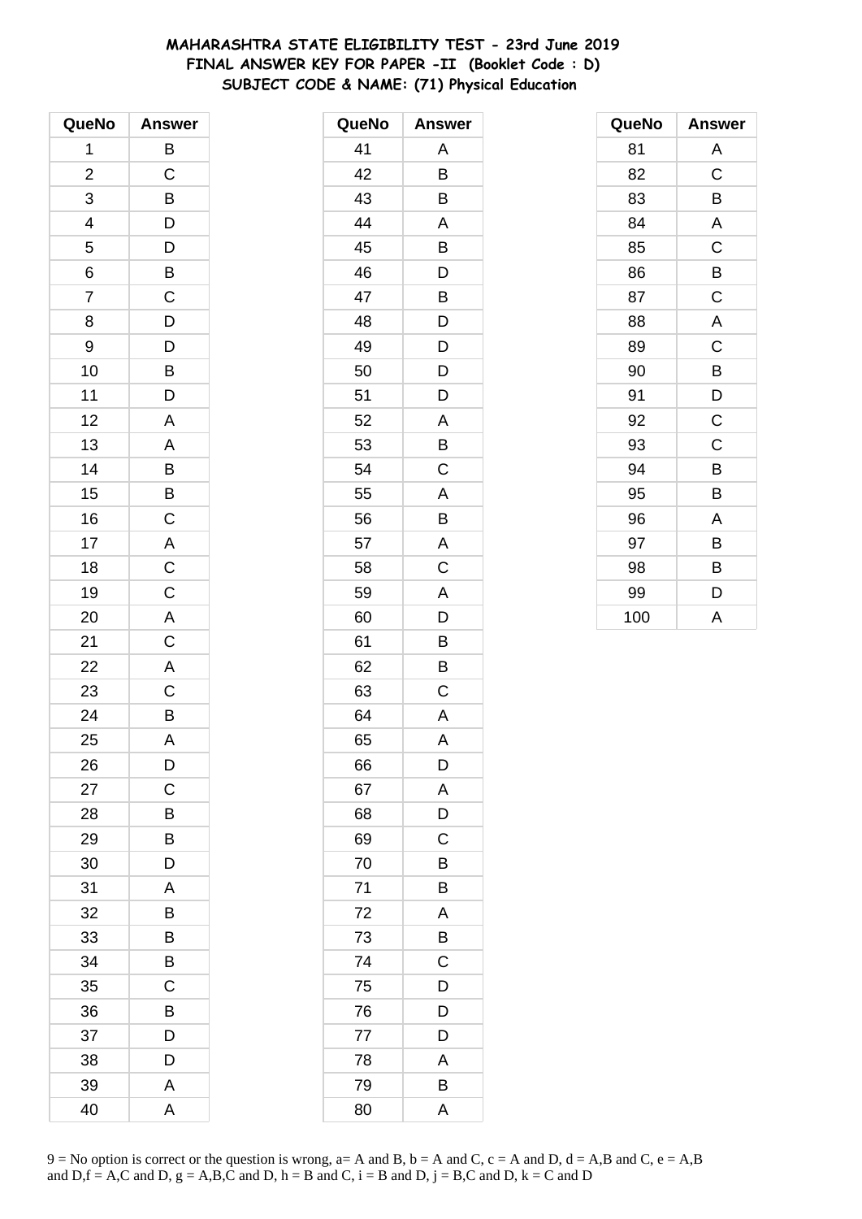**MAHARASHTRA STATE ELIGIBILITY TEST - 23rd June 2019**
**FINAL ANSWER KEY FOR PAPER -II (Booklet Code : D)**
**SUBJECT CODE & NAME: (71) Physical Education**

| QueNo | Answer |
|---|---|
| 1 | B |
| 2 | C |
| 3 | B |
| 4 | D |
| 5 | D |
| 6 | B |
| 7 | C |
| 8 | D |
| 9 | D |
| 10 | B |
| 11 | D |
| 12 | A |
| 13 | A |
| 14 | B |
| 15 | B |
| 16 | C |
| 17 | A |
| 18 | C |
| 19 | C |
| 20 | A |
| 21 | C |
| 22 | A |
| 23 | C |
| 24 | B |
| 25 | A |
| 26 | D |
| 27 | C |
| 28 | B |
| 29 | B |
| 30 | D |
| 31 | A |
| 32 | B |
| 33 | B |
| 34 | B |
| 35 | C |
| 36 | B |
| 37 | D |
| 38 | D |
| 39 | A |
| 40 | A |

| QueNo | Answer |
|---|---|
| 41 | A |
| 42 | B |
| 43 | B |
| 44 | A |
| 45 | B |
| 46 | D |
| 47 | B |
| 48 | D |
| 49 | D |
| 50 | D |
| 51 | D |
| 52 | A |
| 53 | B |
| 54 | C |
| 55 | A |
| 56 | B |
| 57 | A |
| 58 | C |
| 59 | A |
| 60 | D |
| 61 | B |
| 62 | B |
| 63 | C |
| 64 | A |
| 65 | A |
| 66 | D |
| 67 | A |
| 68 | D |
| 69 | C |
| 70 | B |
| 71 | B |
| 72 | A |
| 73 | B |
| 74 | C |
| 75 | D |
| 76 | D |
| 77 | D |
| 78 | A |
| 79 | B |
| 80 | A |

| QueNo | Answer |
|---|---|
| 81 | A |
| 82 | C |
| 83 | B |
| 84 | A |
| 85 | C |
| 86 | B |
| 87 | C |
| 88 | A |
| 89 | C |
| 90 | B |
| 91 | D |
| 92 | C |
| 93 | C |
| 94 | B |
| 95 | B |
| 96 | A |
| 97 | B |
| 98 | B |
| 99 | D |
| 100 | A |

9 = No option is correct or the question is wrong, a= A and B, b = A and C, c = A and D, d = A,B and C, e = A,B and D,f = A,C and D, g = A,B,C and D, h = B and C, i = B and D, j = B,C and D, k = C and D